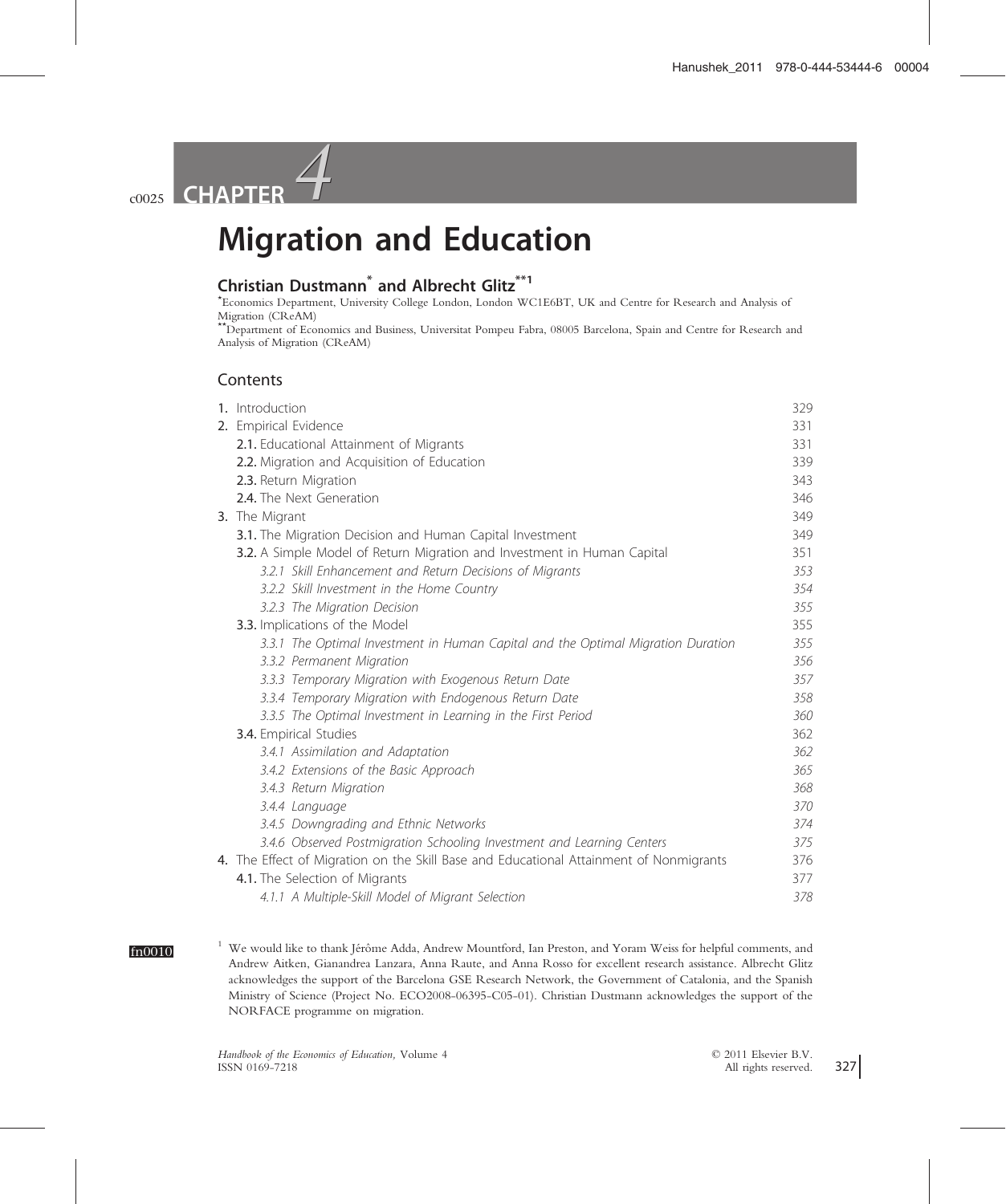# CHAPTER 4

# Migration and Education

## Christian Dustmann[*] and Albrecht Glitz[**1]

[*]Economics Department, University College London, London WC1E6BT, UK and Centre for Research and Analysis of Migration (CReAM)

[**]Department of Economics and Business, Universitat Pompeu Fabra, 08005 Barcelona, Spain and Centre for Research and Analysis of Migration (CReAM)

## Contents

| | |
|---|---|
| **1.** Introduction | 329 |
| **2.** Empirical Evidence | 331 |
| **2.1.** Educational Attainment of Migrants | 331 |
| **2.2.** Migration and Acquisition of Education | 339 |
| **2.3.** Return Migration | 343 |
| **2.4.** The Next Generation | 346 |
| **3.** The Migrant | 349 |
| **3.1.** The Migration Decision and Human Capital Investment | 349 |
| **3.2.** A Simple Model of Return Migration and Investment in Human Capital | 351 |
| *3.2.1 Skill Enhancement and Return Decisions of Migrants* | *353* |
| *3.2.2 Skill Investment in the Home Country* | *354* |
| *3.2.3 The Migration Decision* | *355* |
| **3.3.** Implications of the Model | 355 |
| *3.3.1 The Optimal Investment in Human Capital and the Optimal Migration Duration* | *355* |
| *3.3.2 Permanent Migration* | *356* |
| *3.3.3 Temporary Migration with Exogenous Return Date* | *357* |
| *3.3.4 Temporary Migration with Endogenous Return Date* | *358* |
| *3.3.5 The Optimal Investment in Learning in the First Period* | *360* |
| **3.4.** Empirical Studies | 362 |
| *3.4.1 Assimilation and Adaptation* | *362* |
| *3.4.2 Extensions of the Basic Approach* | *365* |
| *3.4.3 Return Migration* | *368* |
| *3.4.4 Language* | *370* |
| *3.4.5 Downgrading and Ethnic Networks* | *374* |
| *3.4.6 Observed Postmigration Schooling Investment and Learning Centers* | *375* |
| **4.** The Effect of Migration on the Skill Base and Educational Attainment of Nonmigrants | 376 |
| **4.1.** The Selection of Migrants | 377 |
| *4.1.1 A Multiple-Skill Model of Migrant Selection* | *378* |

[1] We would like to thank Jérôme Adda, Andrew Mountford, Ian Preston, and Yoram Weiss for helpful comments, and Andrew Aitken, Gianandrea Lanzara, Anna Raute, and Anna Rosso for excellent research assistance. Albrecht Glitz acknowledges the support of the Barcelona GSE Research Network, the Government of Catalonia, and the Spanish Ministry of Science (Project No. ECO2008-06395-C05-01). Christian Dustmann acknowledges the support of the NORFACE programme on migration.

*Handbook of the Economics of Education,* Volume 4
ISSN 0169-7218

© 2011 Elsevier B.V.
All rights reserved.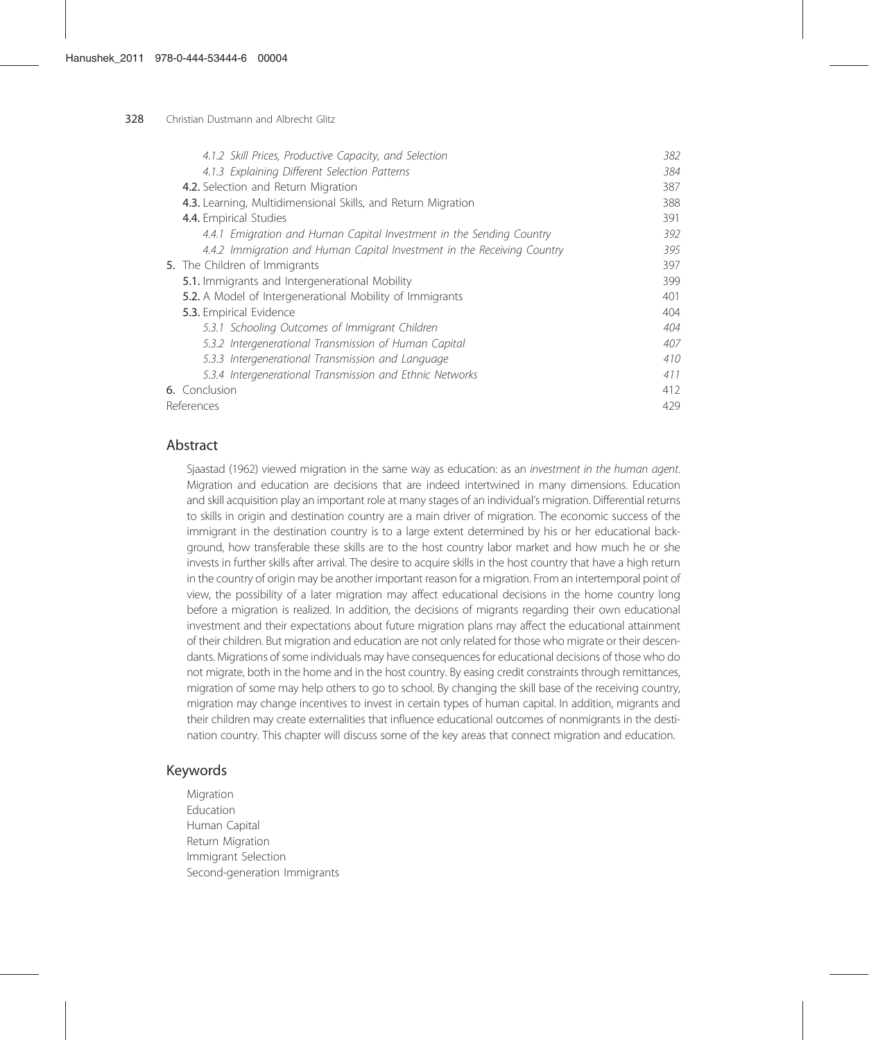4.1.2 *Skill Prices, Productive Capacity, and Selection* 382
4.1.3 *Explaining Different Selection Patterns* 384
**4.2.** Selection and Return Migration 387
**4.3.** Learning, Multidimensional Skills, and Return Migration 388
**4.4.** Empirical Studies 391
4.4.1 *Emigration and Human Capital Investment in the Sending Country* 392
4.4.2 *Immigration and Human Capital Investment in the Receiving Country* 395
**5.** The Children of Immigrants 397
**5.1.** Immigrants and Intergenerational Mobility 399
**5.2.** A Model of Intergenerational Mobility of Immigrants 401
**5.3.** Empirical Evidence 404
5.3.1 *Schooling Outcomes of Immigrant Children* 404
5.3.2 *Intergenerational Transmission of Human Capital* 407
5.3.3 *Intergenerational Transmission and Language* 410
5.3.4 *Intergenerational Transmission and Ethnic Networks* 411
**6.** Conclusion 412
References 429

## Abstract

Sjaastad (1962) viewed migration in the same way as education: as an *investment in the human agent*. Migration and education are decisions that are indeed intertwined in many dimensions. Education and skill acquisition play an important role at many stages of an individual's migration. Differential returns to skills in origin and destination country are a main driver of migration. The economic success of the immigrant in the destination country is to a large extent determined by his or her educational background, how transferable these skills are to the host country labor market and how much he or she invests in further skills after arrival. The desire to acquire skills in the host country that have a high return in the country of origin may be another important reason for a migration. From an intertemporal point of view, the possibility of a later migration may affect educational decisions in the home country long before a migration is realized. In addition, the decisions of migrants regarding their own educational investment and their expectations about future migration plans may affect the educational attainment of their children. But migration and education are not only related for those who migrate or their descendants. Migrations of some individuals may have consequences for educational decisions of those who do not migrate, both in the home and in the host country. By easing credit constraints through remittances, migration of some may help others to go to school. By changing the skill base of the receiving country, migration may change incentives to invest in certain types of human capital. In addition, migrants and their children may create externalities that influence educational outcomes of nonmigrants in the destination country. This chapter will discuss some of the key areas that connect migration and education.

## Keywords

Migration
Education
Human Capital
Return Migration
Immigrant Selection
Second-generation Immigrants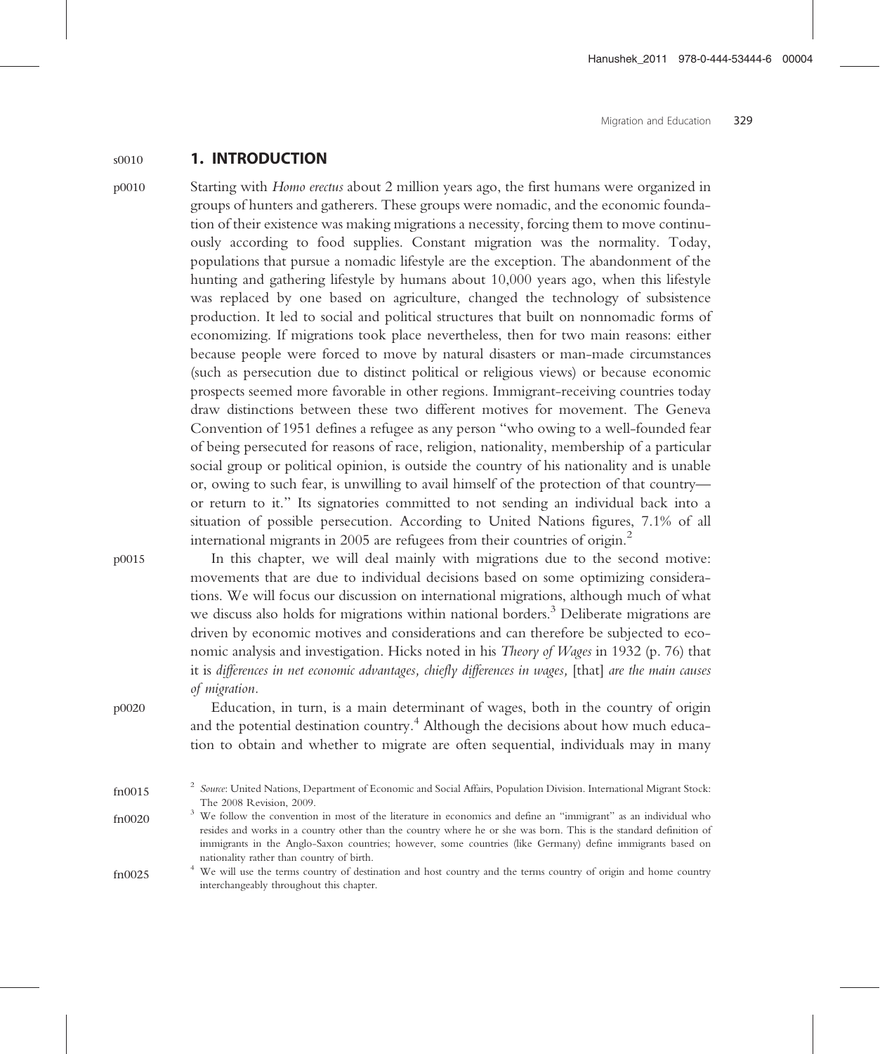## 1. INTRODUCTION

Starting with *Homo erectus* about 2 million years ago, the first humans were organized in groups of hunters and gatherers. These groups were nomadic, and the economic foundation of their existence was making migrations a necessity, forcing them to move continuously according to food supplies. Constant migration was the normality. Today, populations that pursue a nomadic lifestyle are the exception. The abandonment of the hunting and gathering lifestyle by humans about 10,000 years ago, when this lifestyle was replaced by one based on agriculture, changed the technology of subsistence production. It led to social and political structures that built on nonnomadic forms of economizing. If migrations took place nevertheless, then for two main reasons: either because people were forced to move by natural disasters or man-made circumstances (such as persecution due to distinct political or religious views) or because economic prospects seemed more favorable in other regions. Immigrant-receiving countries today draw distinctions between these two different motives for movement. The Geneva Convention of 1951 defines a refugee as any person "who owing to a well-founded fear of being persecuted for reasons of race, religion, nationality, membership of a particular social group or political opinion, is outside the country of his nationality and is unable or, owing to such fear, is unwilling to avail himself of the protection of that country—or return to it." Its signatories committed to not sending an individual back into a situation of possible persecution. According to United Nations figures, 7.1% of all international migrants in 2005 are refugees from their countries of origin.[2]

In this chapter, we will deal mainly with migrations due to the second motive: movements that are due to individual decisions based on some optimizing considerations. We will focus our discussion on international migrations, although much of what we discuss also holds for migrations within national borders.[3] Deliberate migrations are driven by economic motives and considerations and can therefore be subjected to economic analysis and investigation. Hicks noted in his *Theory of Wages* in 1932 (p. 76) that it is *differences in net economic advantages, chiefly differences in wages,* [that] *are the main causes of migration.*

Education, in turn, is a main determinant of wages, both in the country of origin and the potential destination country.[4] Although the decisions about how much education to obtain and whether to migrate are often sequential, individuals may in many

[2] *Source*: United Nations, Department of Economic and Social Affairs, Population Division. International Migrant Stock: The 2008 Revision, 2009.

[3] We follow the convention in most of the literature in economics and define an "immigrant" as an individual who resides and works in a country other than the country where he or she was born. This is the standard definition of immigrants in the Anglo-Saxon countries; however, some countries (like Germany) define immigrants based on nationality rather than country of birth.

[4] We will use the terms country of destination and host country and the terms country of origin and home country interchangeably throughout this chapter.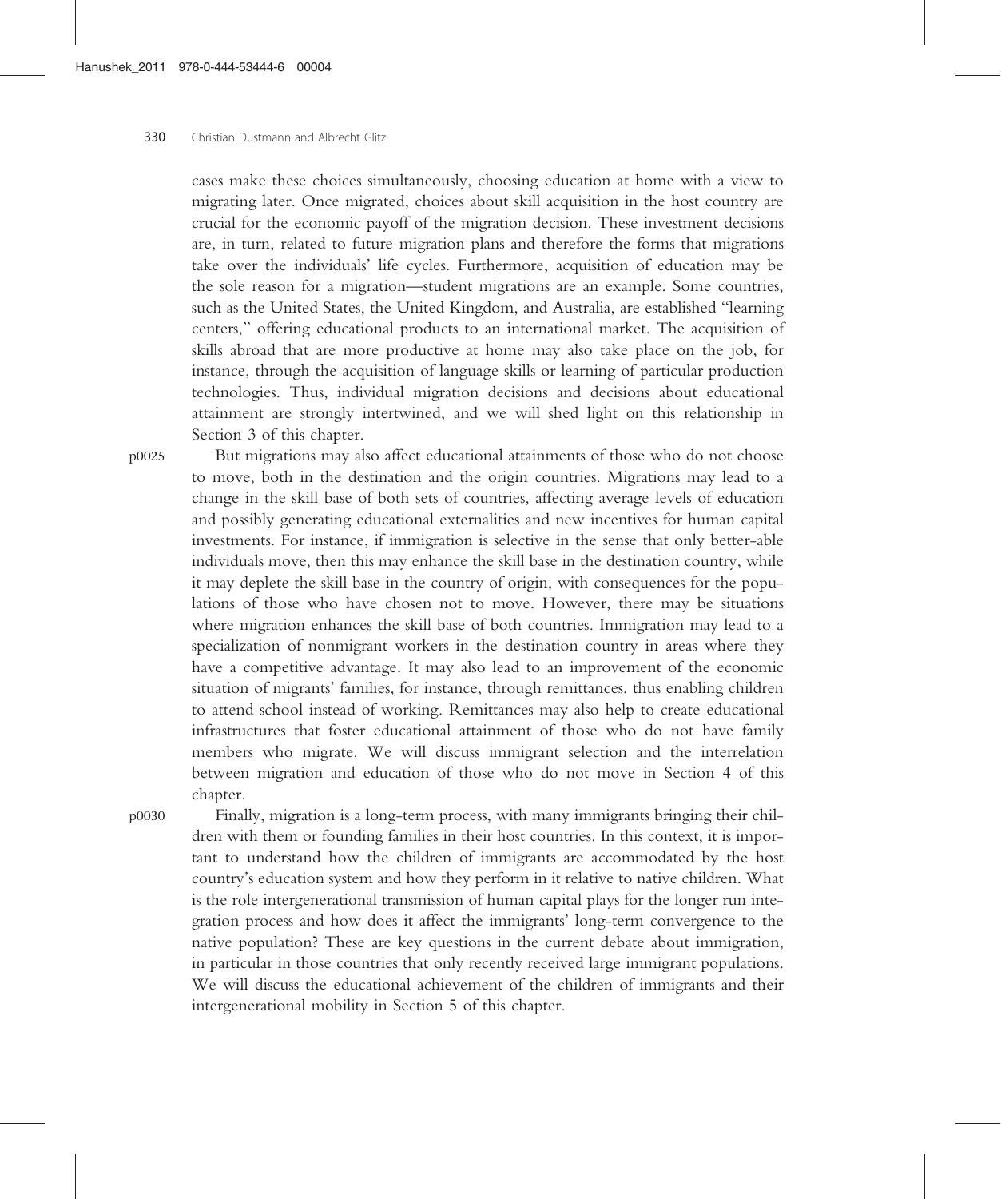cases make these choices simultaneously, choosing education at home with a view to migrating later. Once migrated, choices about skill acquisition in the host country are crucial for the economic payoff of the migration decision. These investment decisions are, in turn, related to future migration plans and therefore the forms that migrations take over the individuals' life cycles. Furthermore, acquisition of education may be the sole reason for a migration—student migrations are an example. Some countries, such as the United States, the United Kingdom, and Australia, are established "learning centers," offering educational products to an international market. The acquisition of skills abroad that are more productive at home may also take place on the job, for instance, through the acquisition of language skills or learning of particular production technologies. Thus, individual migration decisions and decisions about educational attainment are strongly intertwined, and we will shed light on this relationship in Section 3 of this chapter.

But migrations may also affect educational attainments of those who do not choose to move, both in the destination and the origin countries. Migrations may lead to a change in the skill base of both sets of countries, affecting average levels of education and possibly generating educational externalities and new incentives for human capital investments. For instance, if immigration is selective in the sense that only better-able individuals move, then this may enhance the skill base in the destination country, while it may deplete the skill base in the country of origin, with consequences for the populations of those who have chosen not to move. However, there may be situations where migration enhances the skill base of both countries. Immigration may lead to a specialization of nonmigrant workers in the destination country in areas where they have a competitive advantage. It may also lead to an improvement of the economic situation of migrants' families, for instance, through remittances, thus enabling children to attend school instead of working. Remittances may also help to create educational infrastructures that foster educational attainment of those who do not have family members who migrate. We will discuss immigrant selection and the interrelation between migration and education of those who do not move in Section 4 of this chapter.

Finally, migration is a long-term process, with many immigrants bringing their children with them or founding families in their host countries. In this context, it is important to understand how the children of immigrants are accommodated by the host country's education system and how they perform in it relative to native children. What is the role intergenerational transmission of human capital plays for the longer run integration process and how does it affect the immigrants' long-term convergence to the native population? These are key questions in the current debate about immigration, in particular in those countries that only recently received large immigrant populations. We will discuss the educational achievement of the children of immigrants and their intergenerational mobility in Section 5 of this chapter.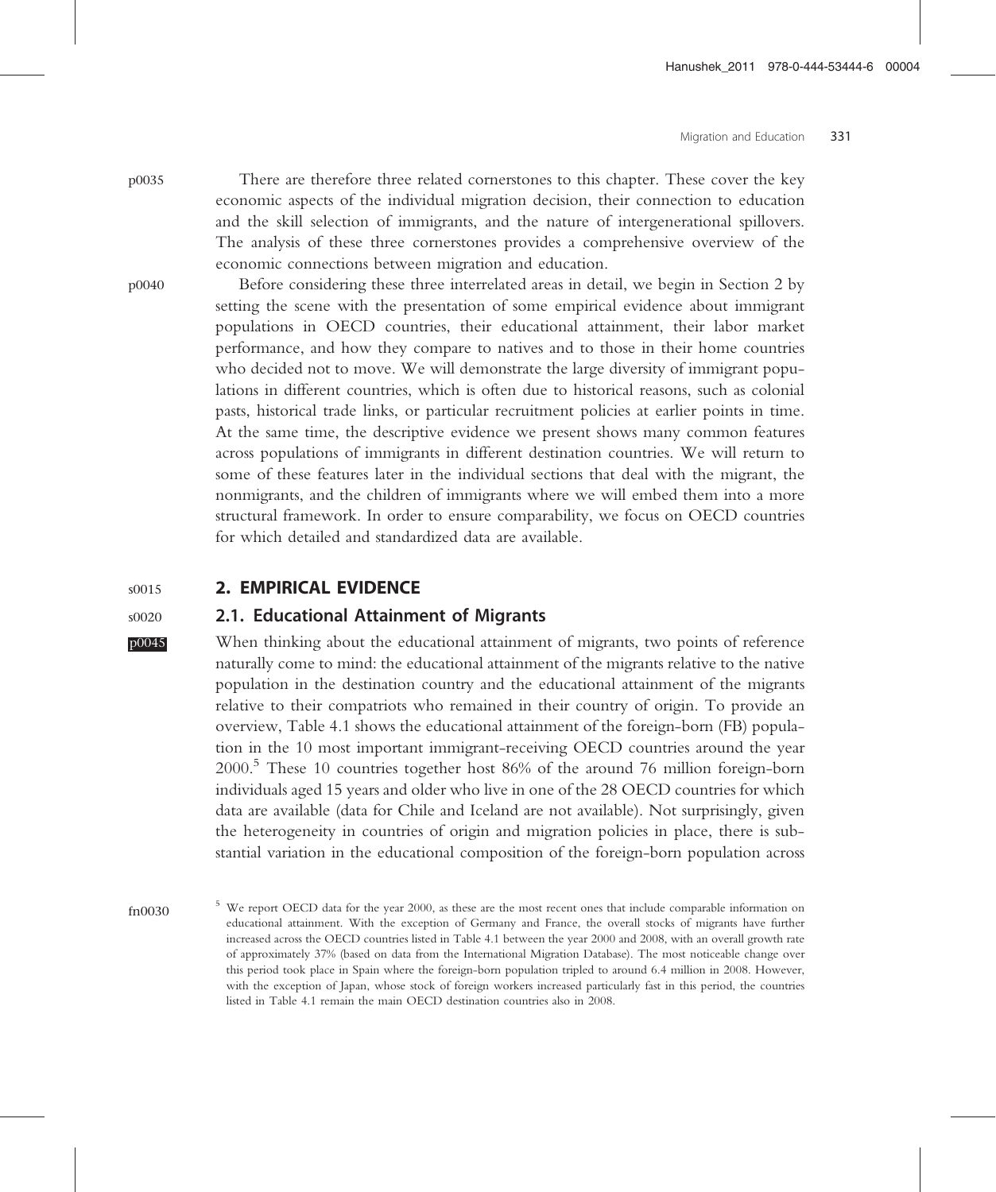There are therefore three related cornerstones to this chapter. These cover the key economic aspects of the individual migration decision, their connection to education and the skill selection of immigrants, and the nature of intergenerational spillovers. The analysis of these three cornerstones provides a comprehensive overview of the economic connections between migration and education.

Before considering these three interrelated areas in detail, we begin in Section 2 by setting the scene with the presentation of some empirical evidence about immigrant populations in OECD countries, their educational attainment, their labor market performance, and how they compare to natives and to those in their home countries who decided not to move. We will demonstrate the large diversity of immigrant populations in different countries, which is often due to historical reasons, such as colonial pasts, historical trade links, or particular recruitment policies at earlier points in time. At the same time, the descriptive evidence we present shows many common features across populations of immigrants in different destination countries. We will return to some of these features later in the individual sections that deal with the migrant, the nonmigrants, and the children of immigrants where we will embed them into a more structural framework. In order to ensure comparability, we focus on OECD countries for which detailed and standardized data are available.

## 2. EMPIRICAL EVIDENCE

### 2.1. Educational Attainment of Migrants

When thinking about the educational attainment of migrants, two points of reference naturally come to mind: the educational attainment of the migrants relative to the native population in the destination country and the educational attainment of the migrants relative to their compatriots who remained in their country of origin. To provide an overview, Table 4.1 shows the educational attainment of the foreign-born (FB) population in the 10 most important immigrant-receiving OECD countries around the year 2000.[5] These 10 countries together host 86% of the around 76 million foreign-born individuals aged 15 years and older who live in one of the 28 OECD countries for which data are available (data for Chile and Iceland are not available). Not surprisingly, given the heterogeneity in countries of origin and migration policies in place, there is substantial variation in the educational composition of the foreign-born population across

[5] We report OECD data for the year 2000, as these are the most recent ones that include comparable information on educational attainment. With the exception of Germany and France, the overall stocks of migrants have further increased across the OECD countries listed in Table 4.1 between the year 2000 and 2008, with an overall growth rate of approximately 37% (based on data from the International Migration Database). The most noticeable change over this period took place in Spain where the foreign-born population tripled to around 6.4 million in 2008. However, with the exception of Japan, whose stock of foreign workers increased particularly fast in this period, the countries listed in Table 4.1 remain the main OECD destination countries also in 2008.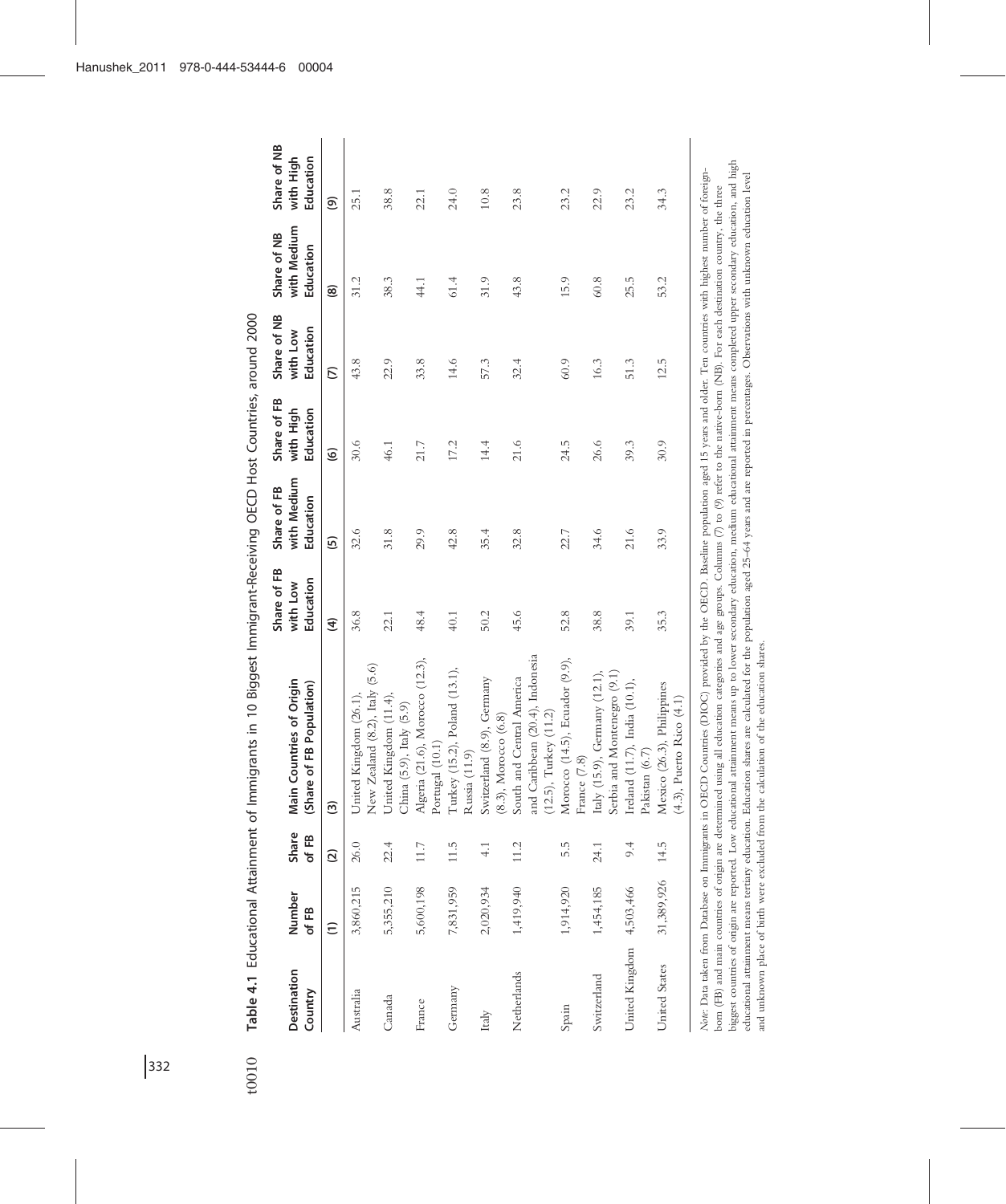**Table 4.1** Educational Attainment of Immigrants in 10 Biggest Immigrant-Receiving OECD Host Countries, around 2000

| Destination Country | Number of FB | Share of FB | Main Countries of Origin (Share of FB Population) | Share of FB with Low Education | Share of FB with Medium Education | Share of FB with High Education | Share of NB with Low Education | Share of NB with Medium Education | Share of NB with High Education |
|---|---|---|---|---|---|---|---|---|---|
| | (1) | (2) | (3) | (4) | (5) | (6) | (7) | (8) | (9) |
| Australia | 3,860,215 | 26.0 | United Kingdom (26.1), New Zealand (8.2), Italy (5.6) | 36.8 | 32.6 | 30.6 | 43.8 | 31.2 | 25.1 |
| Canada | 5,355,210 | 22.4 | United Kingdom (11.4), China (5.9), Italy (5.9) | 22.1 | 31.8 | 46.1 | 22.9 | 38.3 | 38.8 |
| France | 5,600,198 | 11.7 | Algeria (21.6), Morocco (12.3), Portugal (10.1) | 48.4 | 29.9 | 21.7 | 33.8 | 44.1 | 22.1 |
| Germany | 7,831,959 | 11.5 | Turkey (15.2), Poland (13.1), Russia (11.9) | 40.1 | 42.8 | 17.2 | 14.6 | 61.4 | 24.0 |
| Italy | 2,020,934 | 4.1 | Switzerland (8.9), Germany (8.3), Morocco (6.8) | 50.2 | 35.4 | 14.4 | 57.3 | 31.9 | 10.8 |
| Netherlands | 1,419,940 | 11.2 | South and Central America and Caribbean (20.4), Indonesia (12.5), Turkey (11.2) | 45.6 | 32.8 | 21.6 | 32.4 | 43.8 | 23.8 |
| Spain | 1,914,920 | 5.5 | Morocco (14.5), Ecuador (9.9), France (7.8) | 52.8 | 22.7 | 24.5 | 60.9 | 15.9 | 23.2 |
| Switzerland | 1,454,185 | 24.1 | Italy (15.9), Germany (12.1), Serbia and Montenegro (9.1) | 38.8 | 34.6 | 26.6 | 16.3 | 60.8 | 22.9 |
| United Kingdom | 4,503,466 | 9.4 | Ireland (11.7), India (10.1), Pakistan (6.7) | 39.1 | 21.6 | 39.3 | 51.3 | 25.5 | 23.2 |
| United States | 31,389,926 | 14.5 | Mexico (26.3), Philippines (4.3), Puerto Rico (4.1) | 35.3 | 33.9 | 30.9 | 12.5 | 53.2 | 34.3 |

*Note*: Data taken from Database on Immigrants in OECD Countries (DIOC) provided by the OECD. Baseline population aged 15 years and older. Ten countries with highest number of foreign-born (FB) and main countries of origin are determined using all education categories and age groups. Columns (7) to (9) refer to the native-born (NB). For each destination country, the three biggest countries of origin are reported. Low educational attainment means up to lower secondary education, medium educational attainment means completed upper secondary education, and high educational attainment means tertiary education. Education shares are calculated for the population aged 25–64 years and are reported in percentages. Observations with unknown education level and unknown place of birth were excluded from the calculation of the education shares.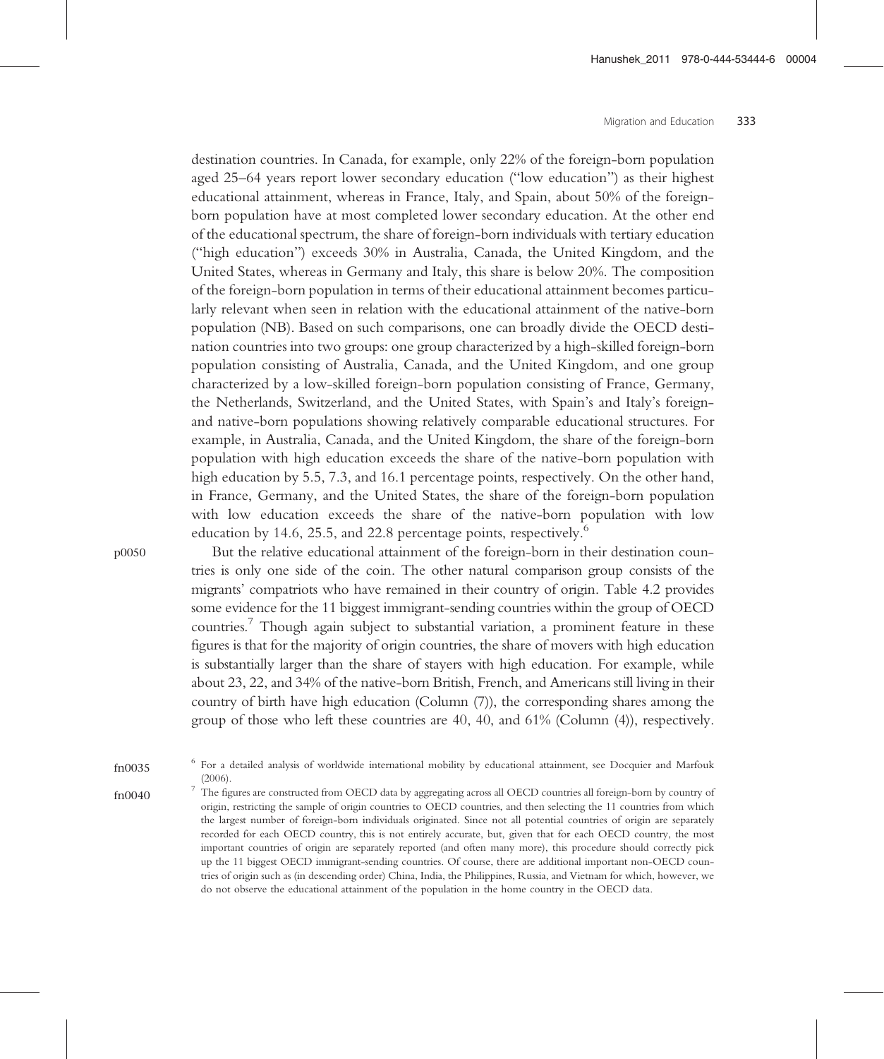destination countries. In Canada, for example, only 22% of the foreign-born population aged 25–64 years report lower secondary education ("low education") as their highest educational attainment, whereas in France, Italy, and Spain, about 50% of the foreign-born population have at most completed lower secondary education. At the other end of the educational spectrum, the share of foreign-born individuals with tertiary education ("high education") exceeds 30% in Australia, Canada, the United Kingdom, and the United States, whereas in Germany and Italy, this share is below 20%. The composition of the foreign-born population in terms of their educational attainment becomes particularly relevant when seen in relation with the educational attainment of the native-born population (NB). Based on such comparisons, one can broadly divide the OECD destination countries into two groups: one group characterized by a high-skilled foreign-born population consisting of Australia, Canada, and the United Kingdom, and one group characterized by a low-skilled foreign-born population consisting of France, Germany, the Netherlands, Switzerland, and the United States, with Spain's and Italy's foreign- and native-born populations showing relatively comparable educational structures. For example, in Australia, Canada, and the United Kingdom, the share of the foreign-born population with high education exceeds the share of the native-born population with high education by 5.5, 7.3, and 16.1 percentage points, respectively. On the other hand, in France, Germany, and the United States, the share of the foreign-born population with low education exceeds the share of the native-born population with low education by 14.6, 25.5, and 22.8 percentage points, respectively.[6]

But the relative educational attainment of the foreign-born in their destination countries is only one side of the coin. The other natural comparison group consists of the migrants' compatriots who have remained in their country of origin. Table 4.2 provides some evidence for the 11 biggest immigrant-sending countries within the group of OECD countries.[7] Though again subject to substantial variation, a prominent feature in these figures is that for the majority of origin countries, the share of movers with high education is substantially larger than the share of stayers with high education. For example, while about 23, 22, and 34% of the native-born British, French, and Americans still living in their country of birth have high education (Column (7)), the corresponding shares among the group of those who left these countries are 40, 40, and 61% (Column (4)), respectively.

[6] For a detailed analysis of worldwide international mobility by educational attainment, see Docquier and Marfouk (2006).

[7] The figures are constructed from OECD data by aggregating across all OECD countries all foreign-born by country of origin, restricting the sample of origin countries to OECD countries, and then selecting the 11 countries from which the largest number of foreign-born individuals originated. Since not all potential countries of origin are separately recorded for each OECD country, this is not entirely accurate, but, given that for each OECD country, the most important countries of origin are separately reported (and often many more), this procedure should correctly pick up the 11 biggest OECD immigrant-sending countries. Of course, there are additional important non-OECD countries of origin such as (in descending order) China, India, the Philippines, Russia, and Vietnam for which, however, we do not observe the educational attainment of the population in the home country in the OECD data.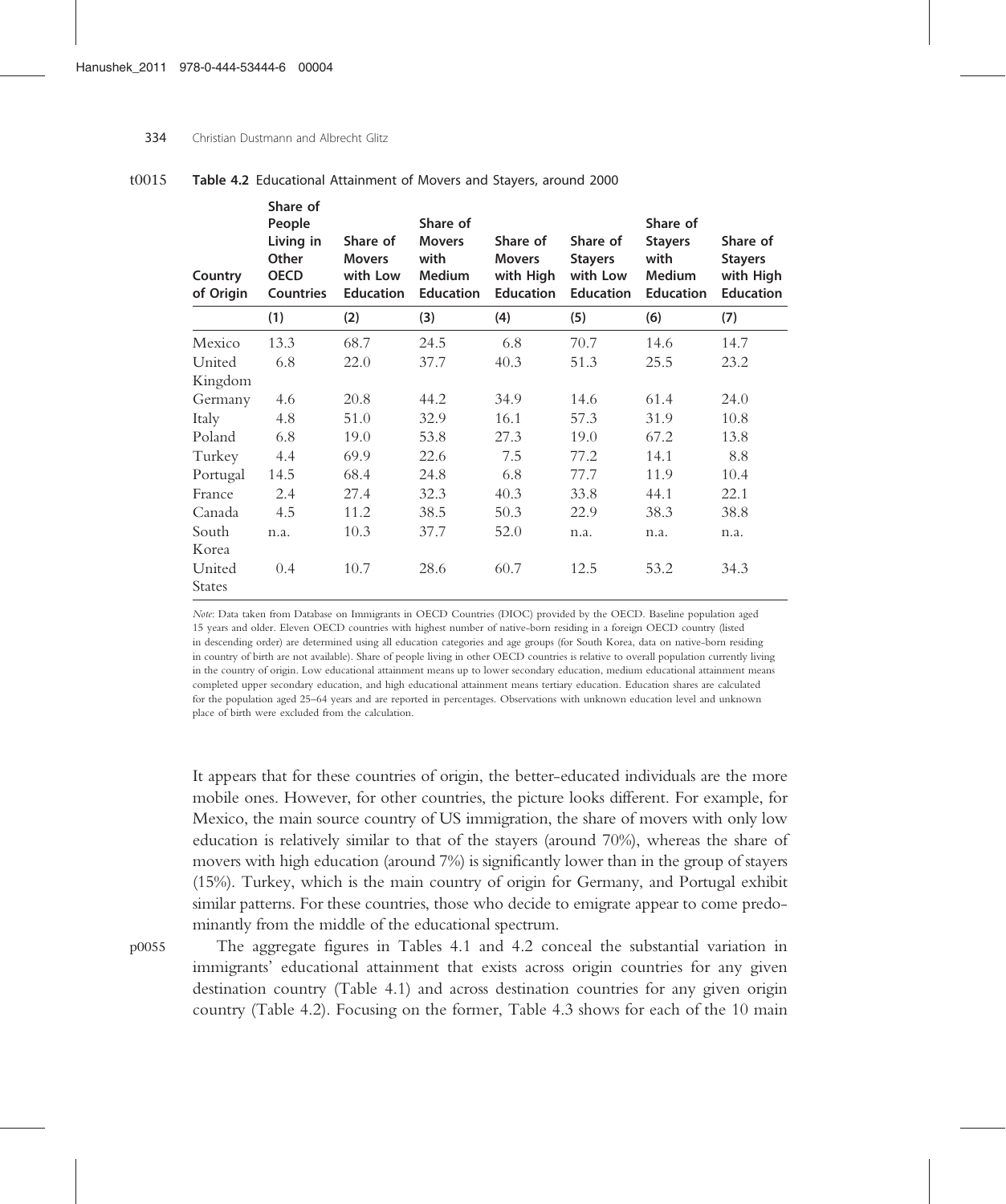**Table 4.2** Educational Attainment of Movers and Stayers, around 2000

| Country of Origin | Share of People Living in Other OECD Countries | Share of Movers with Low Education | Share of Movers with Medium Education | Share of Movers with High Education | Share of Stayers with Low Education | Share of Stayers with Medium Education | Share of Stayers with High Education |
|---|---|---|---|---|---|---|---|
| | (1) | (2) | (3) | (4) | (5) | (6) | (7) |
| Mexico | 13.3 | 68.7 | 24.5 | 6.8 | 70.7 | 14.6 | 14.7 |
| United Kingdom | 6.8 | 22.0 | 37.7 | 40.3 | 51.3 | 25.5 | 23.2 |
| Germany | 4.6 | 20.8 | 44.2 | 34.9 | 14.6 | 61.4 | 24.0 |
| Italy | 4.8 | 51.0 | 32.9 | 16.1 | 57.3 | 31.9 | 10.8 |
| Poland | 6.8 | 19.0 | 53.8 | 27.3 | 19.0 | 67.2 | 13.8 |
| Turkey | 4.4 | 69.9 | 22.6 | 7.5 | 77.2 | 14.1 | 8.8 |
| Portugal | 14.5 | 68.4 | 24.8 | 6.8 | 77.7 | 11.9 | 10.4 |
| France | 2.4 | 27.4 | 32.3 | 40.3 | 33.8 | 44.1 | 22.1 |
| Canada | 4.5 | 11.2 | 38.5 | 50.3 | 22.9 | 38.3 | 38.8 |
| South Korea | n.a. | 10.3 | 37.7 | 52.0 | n.a. | n.a. | n.a. |
| United States | 0.4 | 10.7 | 28.6 | 60.7 | 12.5 | 53.2 | 34.3 |

*Note*: Data taken from Database on Immigrants in OECD Countries (DIOC) provided by the OECD. Baseline population aged 15 years and older. Eleven OECD countries with highest number of native-born residing in a foreign OECD country (listed in descending order) are determined using all education categories and age groups (for South Korea, data on native-born residing in country of birth are not available). Share of people living in other OECD countries is relative to overall population currently living in the country of origin. Low educational attainment means up to lower secondary education, medium educational attainment means completed upper secondary education, and high educational attainment means tertiary education. Education shares are calculated for the population aged 25–64 years and are reported in percentages. Observations with unknown education level and unknown place of birth were excluded from the calculation.

It appears that for these countries of origin, the better-educated individuals are the more mobile ones. However, for other countries, the picture looks different. For example, for Mexico, the main source country of US immigration, the share of movers with only low education is relatively similar to that of the stayers (around 70%), whereas the share of movers with high education (around 7%) is significantly lower than in the group of stayers (15%). Turkey, which is the main country of origin for Germany, and Portugal exhibit similar patterns. For these countries, those who decide to emigrate appear to come predominantly from the middle of the educational spectrum.

The aggregate figures in Tables 4.1 and 4.2 conceal the substantial variation in immigrants' educational attainment that exists across origin countries for any given destination country (Table 4.1) and across destination countries for any given origin country (Table 4.2). Focusing on the former, Table 4.3 shows for each of the 10 main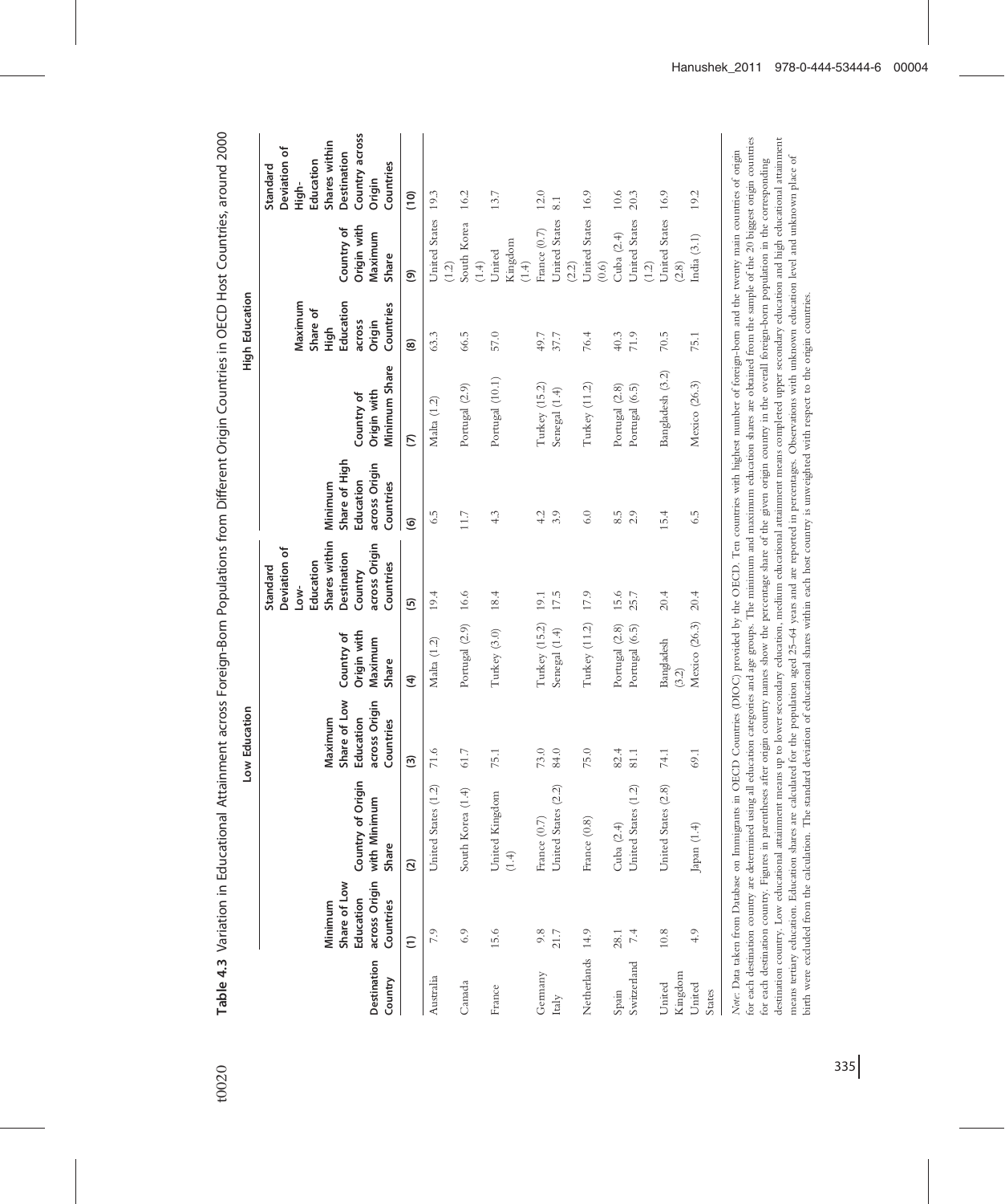**Table 4.3** Variation in Educational Attainment across Foreign-Born Populations from Different Origin Countries in OECD Host Countries, around 2000

| | Low Education | | | | | High Education | | | | |
|---|---|---|---|---|---|---|---|---|---|---|
| Destination Country | Minimum Share of Low Education across Origin Countries | Country of Origin with Minimum Share | Maximum Share of Low Education across Origin Countries | Country of Origin with Maximum Share | Standard Deviation of Low-Education Shares within Destination Country across Origin Countries | Minimum Share of High Education across Origin Countries | Country of Origin with Minimum Share | Maximum Share of High Education across Origin Countries | Country of Origin with Maximum Share | Standard Deviation of High-Education Shares within Destination Country across Origin Countries |
| | (1) | (2) | (3) | (4) | (5) | (6) | (7) | (8) | (9) | (10) |
| Australia | 7.9 | United States (1.2) | 71.6 | Malta (1.2) | 19.4 | 6.5 | Malta (1.2) | 63.3 | United States (1.2) | 19.3 |
| Canada | 6.9 | South Korea (1.4) | 61.7 | Portugal (2.9) | 16.6 | 11.7 | Portugal (2.9) | 66.5 | South Korea (1.4) | 16.2 |
| France | 15.6 | United Kingdom (1.4) | 75.1 | Turkey (3.0) | 18.4 | 4.3 | Portugal (10.1) | 57.0 | United Kingdom (1.4) | 13.7 |
| Germany | 9.8 | France (0.7) | 73.0 | Turkey (15.2) | 19.1 | 4.2 | Turkey (15.2) | 49.7 | France (0.7) | 12.0 |
| Italy | 21.7 | United States (2.2) | 84.0 | Senegal (1.4) | 17.5 | 3.9 | Senegal (1.4) | 37.7 | United States (2.2) | 8.1 |
| Netherlands | 14.9 | France (0.8) | 75.0 | Turkey (11.2) | 17.9 | 6.0 | Turkey (11.2) | 76.4 | United States (0.6) | 16.9 |
| Spain | 28.1 | Cuba (2.4) | 82.4 | Portugal (2.8) | 15.6 | 8.5 | Portugal (2.8) | 40.3 | Cuba (2.4) | 10.6 |
| Switzerland | 7.4 | United States (1.2) | 81.1 | Portugal (6.5) | 25.7 | 2.9 | Portugal (6.5) | 71.9 | United States (1.2) | 20.3 |
| United Kingdom | 10.8 | United States (2.8) | 74.1 | Bangladesh (3.2) | 20.4 | 15.4 | Bangladesh (3.2) | 70.5 | United States (2.8) | 16.9 |
| United States | 4.9 | Japan (1.4) | 69.1 | Mexico (26.3) | 20.4 | 6.5 | Mexico (26.3) | 75.1 | India (3.1) | 19.2 |

*Note*: Data taken from Database on Immigrants in OECD Countries (DIOC) provided by the OECD. Ten countries with highest number of foreign-born and the twenty main countries of origin for each destination country are determined using all education categories and age groups. The minimum and maximum education shares are obtained from the sample of the 20 biggest origin countries for each destination country. Figures in parentheses after origin country names show the percentage share of the given origin country in the overall foreign-born population in the corresponding destination country. Low educational attainment means up to lower secondary education, medium educational attainment means completed upper secondary education and high educational attainment means tertiary education. Education shares are calculated for the population aged 25–64 years and are reported in percentages. Observations with unknown education level and unknown place of birth were excluded from the calculation. The standard deviation of educational shares within each host country is unweighted with respect to the origin countries.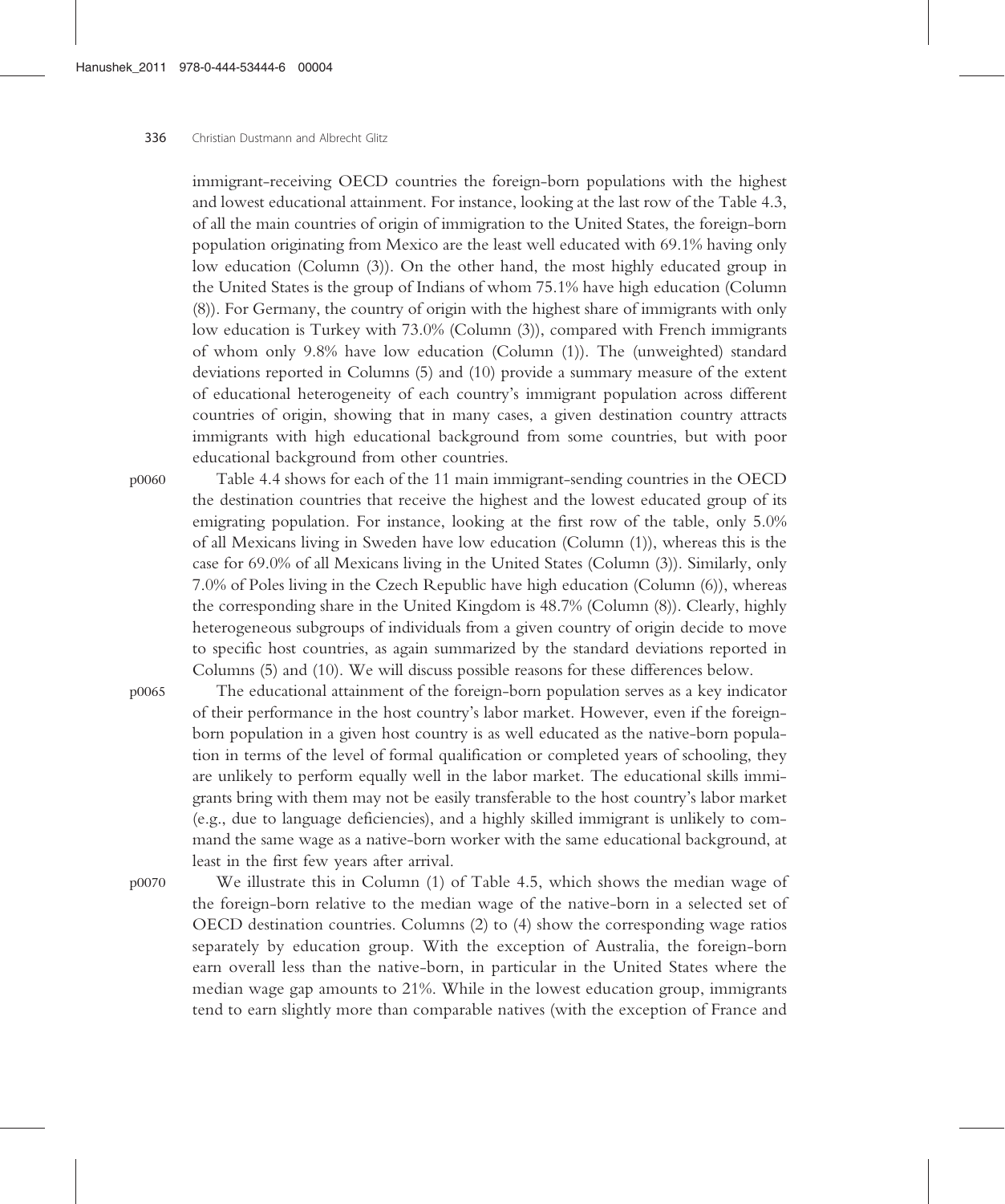immigrant-receiving OECD countries the foreign-born populations with the highest and lowest educational attainment. For instance, looking at the last row of the Table 4.3, of all the main countries of origin of immigration to the United States, the foreign-born population originating from Mexico are the least well educated with 69.1% having only low education (Column (3)). On the other hand, the most highly educated group in the United States is the group of Indians of whom 75.1% have high education (Column (8)). For Germany, the country of origin with the highest share of immigrants with only low education is Turkey with 73.0% (Column (3)), compared with French immigrants of whom only 9.8% have low education (Column (1)). The (unweighted) standard deviations reported in Columns (5) and (10) provide a summary measure of the extent of educational heterogeneity of each country's immigrant population across different countries of origin, showing that in many cases, a given destination country attracts immigrants with high educational background from some countries, but with poor educational background from other countries.

Table 4.4 shows for each of the 11 main immigrant-sending countries in the OECD the destination countries that receive the highest and the lowest educated group of its emigrating population. For instance, looking at the first row of the table, only 5.0% of all Mexicans living in Sweden have low education (Column (1)), whereas this is the case for 69.0% of all Mexicans living in the United States (Column (3)). Similarly, only 7.0% of Poles living in the Czech Republic have high education (Column (6)), whereas the corresponding share in the United Kingdom is 48.7% (Column (8)). Clearly, highly heterogeneous subgroups of individuals from a given country of origin decide to move to specific host countries, as again summarized by the standard deviations reported in Columns (5) and (10). We will discuss possible reasons for these differences below.

The educational attainment of the foreign-born population serves as a key indicator of their performance in the host country's labor market. However, even if the foreign-born population in a given host country is as well educated as the native-born population in terms of the level of formal qualification or completed years of schooling, they are unlikely to perform equally well in the labor market. The educational skills immigrants bring with them may not be easily transferable to the host country's labor market (e.g., due to language deficiencies), and a highly skilled immigrant is unlikely to command the same wage as a native-born worker with the same educational background, at least in the first few years after arrival.

We illustrate this in Column (1) of Table 4.5, which shows the median wage of the foreign-born relative to the median wage of the native-born in a selected set of OECD destination countries. Columns (2) to (4) show the corresponding wage ratios separately by education group. With the exception of Australia, the foreign-born earn overall less than the native-born, in particular in the United States where the median wage gap amounts to 21%. While in the lowest education group, immigrants tend to earn slightly more than comparable natives (with the exception of France and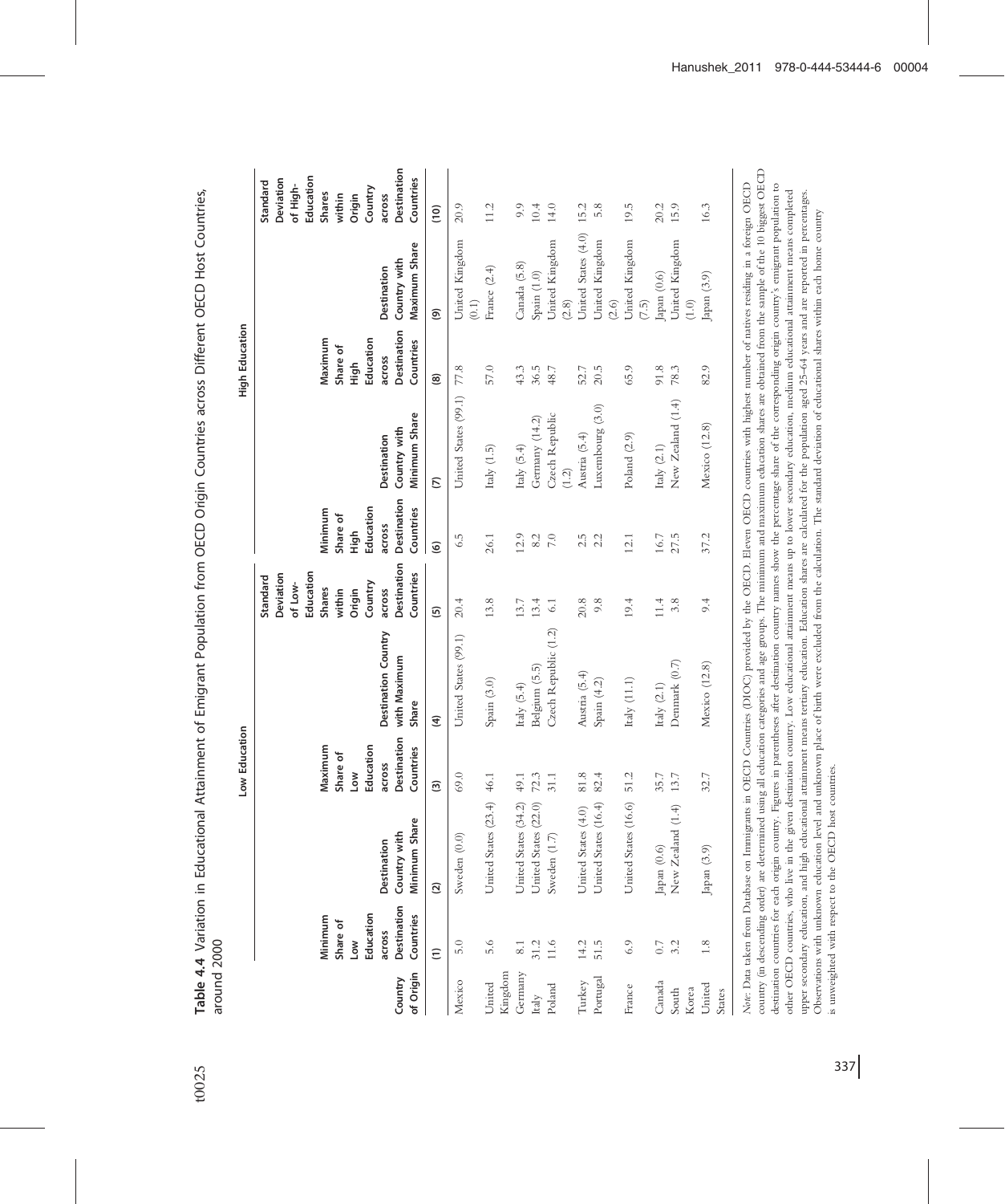**Table 4.4** Variation in Educational Attainment of Emigrant Population from OECD Origin Countries across Different OECD Host Countries, around 2000

| Country of Origin | Low Education | | | | | High Education | | | | |
|---|---|---|---|---|---|---|---|---|---|---|
| | Minimum Share of Low Education across Destination Countries | Destination Country with Minimum Share | Maximum Share of Low Education across Destination Countries | Destination Country with Maximum Share | Standard Deviation of Low-Education Shares within Origin Country across Destination Countries | Minimum Share of High Education across Destination Countries | Destination Country with Minimum Share | Maximum Share of High Education across Destination Countries | Destination Country with Maximum Share | Standard Deviation of High-Education Shares within Origin Country across Destination Countries |
| | (1) | (2) | (3) | (4) | (5) | (6) | (7) | (8) | (9) | (10) |
| Mexico | 5.0 | Sweden (0.0) | 69.0 | United States (99.1) | 20.4 | 6.5 | United States (99.1) | 77.8 | United Kingdom (0.1) | 20.9 |
| United Kingdom | 5.6 | United States (23.4) | 46.1 | Spain (3.0) | 13.8 | 26.1 | Italy (1.5) | 57.0 | France (2.4) | 11.2 |
| Germany | 8.1 | United States (34.2) | 49.1 | Italy (5.4) | 13.7 | 12.9 | Italy (5.4) | 43.3 | Canada (5.8) | 9.9 |
| Italy | 31.2 | United States (22.0) | 72.3 | Belgium (5.5) | 13.4 | 8.2 | Germany (14.2) | 36.5 | Spain (1.0) | 10.4 |
| Poland | 11.6 | Sweden (1.7) | 31.1 | Czech Republic (1.2) | 6.1 | 7.0 | Czech Republic (1.2) | 48.7 | United Kingdom (2.8) | 14.0 |
| Turkey | 14.2 | United States (4.0) | 81.8 | Austria (5.4) | 20.8 | 2.5 | Austria (5.4) | 52.7 | United States (4.0) | 15.2 |
| Portugal | 51.5 | United States (16.4) | 82.4 | Spain (4.2) | 9.8 | 2.2 | Luxembourg (3.0) | 20.5 | United Kingdom (2.6) | 5.8 |
| France | 6.9 | United States (16.6) | 51.2 | Italy (11.1) | 19.4 | 12.1 | Poland (2.9) | 65.9 | United Kingdom (7.5) | 19.5 |
| Canada | 0.7 | Japan (0.6) | 35.7 | Italy (2.1) | 11.4 | 16.7 | Italy (2.1) | 91.8 | Japan (0.6) | 20.2 |
| South Korea | 3.2 | New Zealand (1.4) | 13.7 | Denmark (0.7) | 3.8 | 27.5 | New Zealand (1.4) | 78.3 | United Kingdom (1.0) | 15.9 |
| United States | 1.8 | Japan (3.9) | 32.7 | Mexico (12.8) | 9.4 | 37.2 | Mexico (12.8) | 82.9 | Japan (3.9) | 16.3 |

*Note:* Data taken from Database on Immigrants in OECD Countries (DIOC) provided by the OECD. Eleven OECD countries with highest number of natives residing in a foreign OECD country (in descending order) are determined using all education categories and age groups. The minimum and maximum education shares are obtained from the sample of the 10 biggest OECD destination countries for each origin country. Figures in parentheses after destination country names show the percentage share of the corresponding origin country's emigrant population to other OECD countries, who live in the given destination country. Low educational attainment means up to lower secondary education, medium educational attainment means completed upper secondary education, and high educational attainment means tertiary education. Education shares are calculated for the population aged 25–64 years and are reported in percentages. Observations with unknown education level and unknown place of birth were excluded from the calculation. The standard deviation of educational shares within each home country is unweighted with respect to the OECD host countries.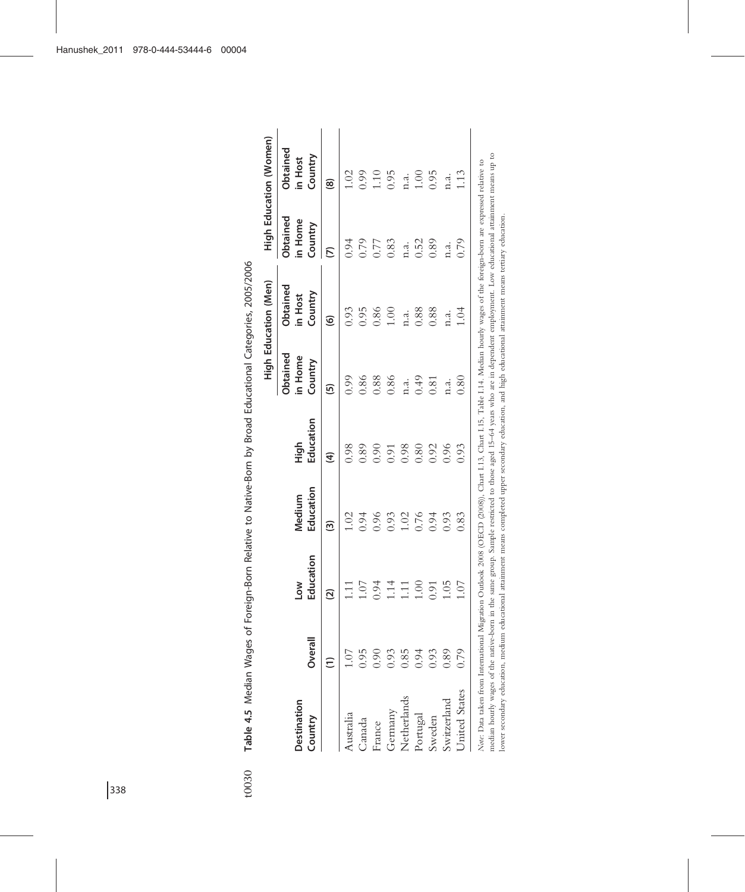**Table 4.5** Median Wages of Foreign-Born Relative to Native-Born by Broad Educational Categories, 2005/2006

| Destination Country | Overall | Low Education | Medium Education | High Education | High Education (Men) | | High Education (Women) | |
|---|---|---|---|---|---|---|---|---|
| | | | | | Obtained in Home Country | Obtained in Host Country | Obtained in Home Country | Obtained in Host Country |
| | (1) | (2) | (3) | (4) | (5) | (6) | (7) | (8) |
| Australia | 1.07 | 1.11 | 1.02 | 0.98 | 0.99 | 0.93 | 0.94 | 1.02 |
| Canada | 0.95 | 1.07 | 0.94 | 0.89 | 0.86 | 0.95 | 0.79 | 0.99 |
| France | 0.90 | 0.94 | 0.96 | 0.90 | 0.88 | 0.86 | 0.77 | 1.10 |
| Germany | 0.93 | 1.14 | 0.93 | 0.91 | 0.86 | 1.00 | 0.83 | 0.95 |
| Netherlands | 0.85 | 1.11 | 1.02 | 0.98 | n.a. | n.a. | n.a. | n.a. |
| Portugal | 0.94 | 1.00 | 0.76 | 0.80 | 0.49 | 0.88 | 0.52 | 1.00 |
| Sweden | 0.93 | 0.91 | 0.94 | 0.92 | 0.81 | 0.88 | 0.89 | 0.95 |
| Switzerland | 0.89 | 1.05 | 0.93 | 0.96 | n.a. | n.a. | n.a. | n.a. |
| United States | 0.79 | 1.07 | 0.83 | 0.93 | 0.80 | 1.04 | 0.79 | 1.13 |

*Note*: Data taken from International Migration Outlook 2008 (OECD (2008)), Chart I.13, Chart I.15, Table I.14. Median hourly wages of the foreign-born are expressed relative to median hourly wages of the native-born in the same group. Sample restricted to those aged 15–64 years who are in dependent employment. Low educational attainment means up to lower secondary education, medium educational attainment means completed upper secondary education, and high educational attainment means tertiary education.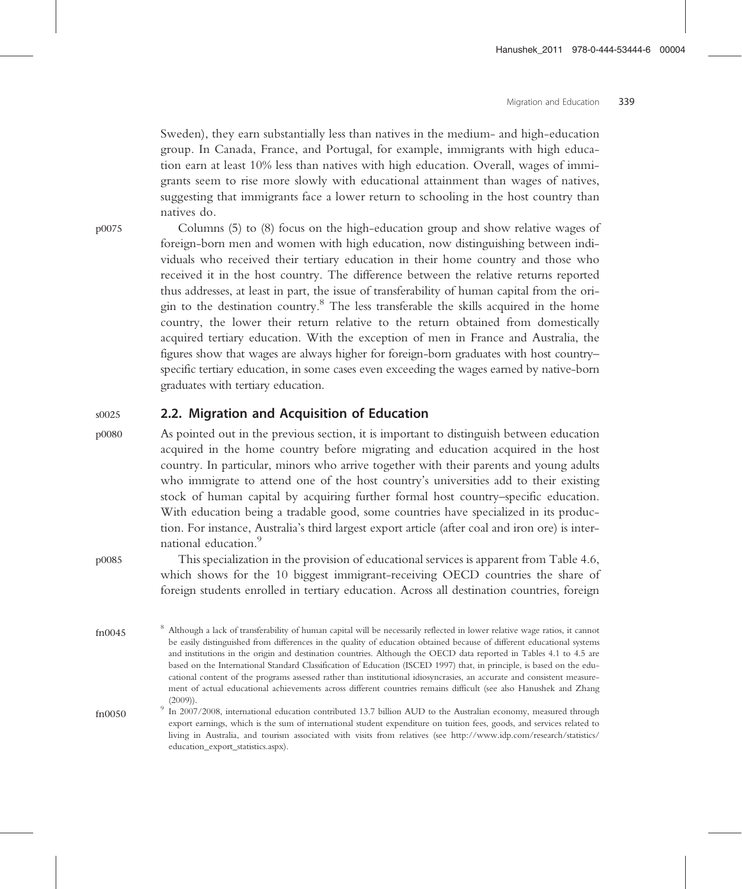Sweden), they earn substantially less than natives in the medium- and high-education group. In Canada, France, and Portugal, for example, immigrants with high education earn at least 10% less than natives with high education. Overall, wages of immigrants seem to rise more slowly with educational attainment than wages of natives, suggesting that immigrants face a lower return to schooling in the host country than natives do.

Columns (5) to (8) focus on the high-education group and show relative wages of foreign-born men and women with high education, now distinguishing between individuals who received their tertiary education in their home country and those who received it in the host country. The difference between the relative returns reported thus addresses, at least in part, the issue of transferability of human capital from the origin to the destination country.[8] The less transferable the skills acquired in the home country, the lower their return relative to the return obtained from domestically acquired tertiary education. With the exception of men in France and Australia, the figures show that wages are always higher for foreign-born graduates with host country–specific tertiary education, in some cases even exceeding the wages earned by native-born graduates with tertiary education.

## 2.2. Migration and Acquisition of Education

As pointed out in the previous section, it is important to distinguish between education acquired in the home country before migrating and education acquired in the host country. In particular, minors who arrive together with their parents and young adults who immigrate to attend one of the host country's universities add to their existing stock of human capital by acquiring further formal host country–specific education. With education being a tradable good, some countries have specialized in its production. For instance, Australia's third largest export article (after coal and iron ore) is international education.[9]

This specialization in the provision of educational services is apparent from Table 4.6, which shows for the 10 biggest immigrant-receiving OECD countries the share of foreign students enrolled in tertiary education. Across all destination countries, foreign

---

[8] Although a lack of transferability of human capital will be necessarily reflected in lower relative wage ratios, it cannot be easily distinguished from differences in the quality of education obtained because of different educational systems and institutions in the origin and destination countries. Although the OECD data reported in Tables 4.1 to 4.5 are based on the International Standard Classification of Education (ISCED 1997) that, in principle, is based on the educational content of the programs assessed rather than institutional idiosyncrasies, an accurate and consistent measurement of actual educational achievements across different countries remains difficult (see also Hanushek and Zhang (2009)).

[9] In 2007/2008, international education contributed 13.7 billion AUD to the Australian economy, measured through export earnings, which is the sum of international student expenditure on tuition fees, goods, and services related to living in Australia, and tourism associated with visits from relatives (see http://www.idp.com/research/statistics/education_export_statistics.aspx).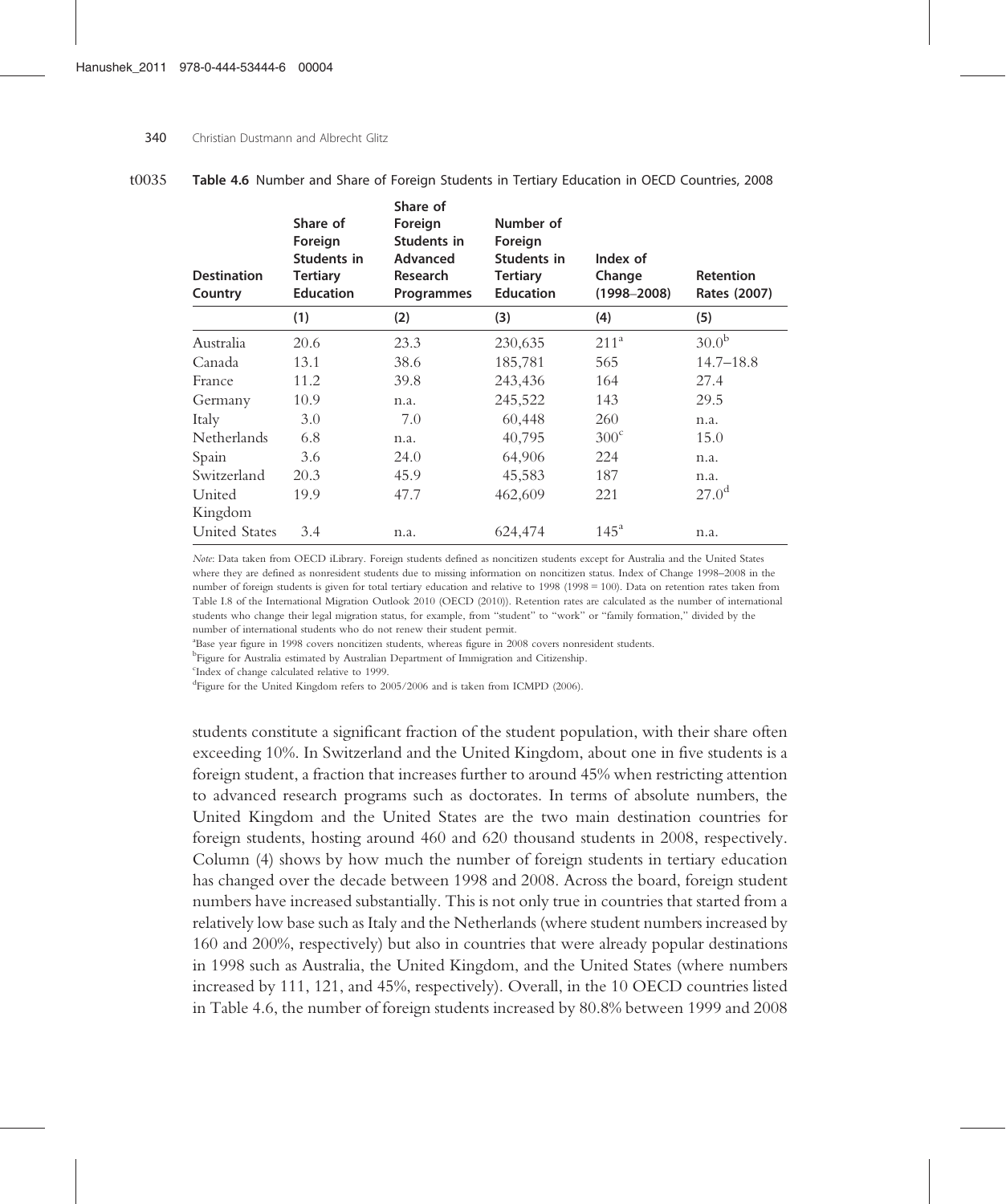Table 4.6 Number and Share of Foreign Students in Tertiary Education in OECD Countries, 2008

| Destination Country | Share of Foreign Students in Tertiary Education | Share of Foreign Students in Advanced Research Programmes | Number of Foreign Students in Tertiary Education | Index of Change (1998–2008) | Retention Rates (2007) |
|---|---|---|---|---|---|
| | (1) | (2) | (3) | (4) | (5) |
| Australia | 20.6 | 23.3 | 230,635 | 211[a] | 30.0[b] |
| Canada | 13.1 | 38.6 | 185,781 | 565 | 14.7–18.8 |
| France | 11.2 | 39.8 | 243,436 | 164 | 27.4 |
| Germany | 10.9 | n.a. | 245,522 | 143 | 29.5 |
| Italy | 3.0 | 7.0 | 60,448 | 260 | n.a. |
| Netherlands | 6.8 | n.a. | 40,795 | 300[c] | 15.0 |
| Spain | 3.6 | 24.0 | 64,906 | 224 | n.a. |
| Switzerland | 20.3 | 45.9 | 45,583 | 187 | n.a. |
| United Kingdom | 19.9 | 47.7 | 462,609 | 221 | 27.0[d] |
| United States | 3.4 | n.a. | 624,474 | 145[a] | n.a. |

*Note*: Data taken from OECD iLibrary. Foreign students defined as noncitizen students except for Australia and the United States where they are defined as nonresident students due to missing information on noncitizen status. Index of Change 1998–2008 in the number of foreign students is given for total tertiary education and relative to 1998 (1998 = 100). Data on retention rates taken from Table I.8 of the International Migration Outlook 2010 (OECD (2010)). Retention rates are calculated as the number of international students who change their legal migration status, for example, from "student" to "work" or "family formation," divided by the number of international students who do not renew their student permit.

[a]Base year figure in 1998 covers noncitizen students, whereas figure in 2008 covers nonresident students.

[b]Figure for Australia estimated by Australian Department of Immigration and Citizenship.

[c]Index of change calculated relative to 1999.

[d]Figure for the United Kingdom refers to 2005/2006 and is taken from ICMPD (2006).

students constitute a significant fraction of the student population, with their share often exceeding 10%. In Switzerland and the United Kingdom, about one in five students is a foreign student, a fraction that increases further to around 45% when restricting attention to advanced research programs such as doctorates. In terms of absolute numbers, the United Kingdom and the United States are the two main destination countries for foreign students, hosting around 460 and 620 thousand students in 2008, respectively. Column (4) shows by how much the number of foreign students in tertiary education has changed over the decade between 1998 and 2008. Across the board, foreign student numbers have increased substantially. This is not only true in countries that started from a relatively low base such as Italy and the Netherlands (where student numbers increased by 160 and 200%, respectively) but also in countries that were already popular destinations in 1998 such as Australia, the United Kingdom, and the United States (where numbers increased by 111, 121, and 45%, respectively). Overall, in the 10 OECD countries listed in Table 4.6, the number of foreign students increased by 80.8% between 1999 and 2008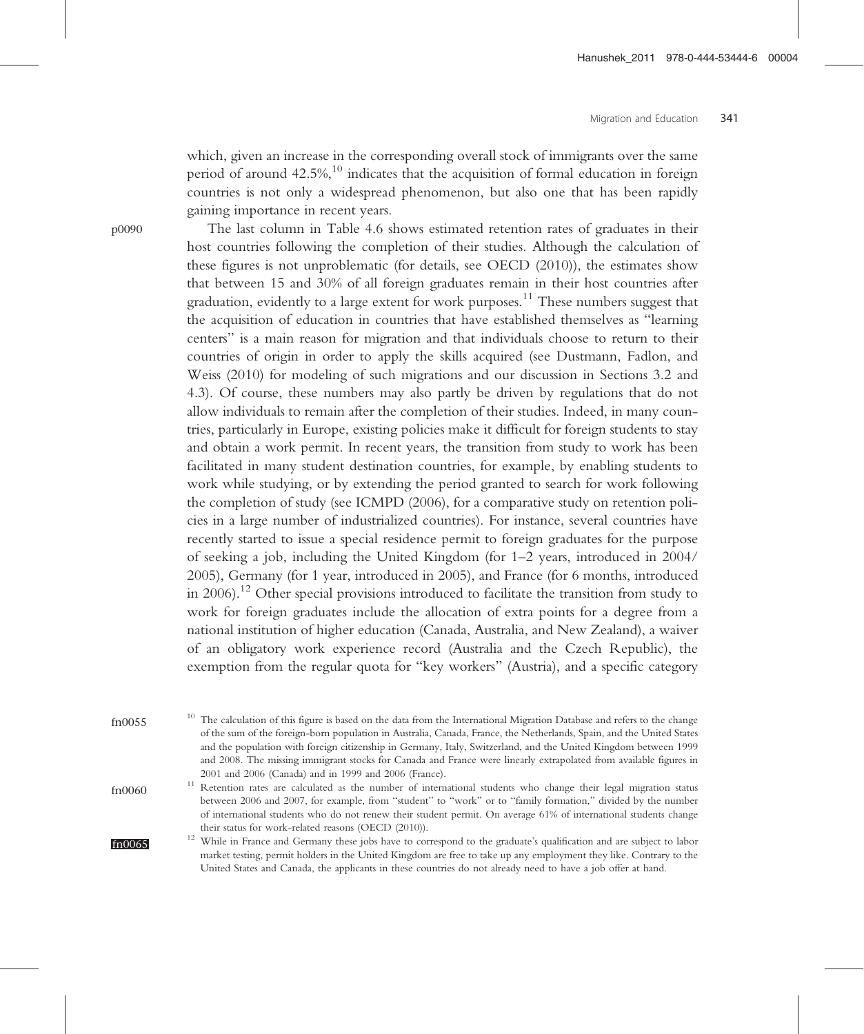which, given an increase in the corresponding overall stock of immigrants over the same period of around 42.5%,[10] indicates that the acquisition of formal education in foreign countries is not only a widespread phenomenon, but also one that has been rapidly gaining importance in recent years.

The last column in Table 4.6 shows estimated retention rates of graduates in their host countries following the completion of their studies. Although the calculation of these figures is not unproblematic (for details, see OECD (2010)), the estimates show that between 15 and 30% of all foreign graduates remain in their host countries after graduation, evidently to a large extent for work purposes.[11] These numbers suggest that the acquisition of education in countries that have established themselves as "learning centers" is a main reason for migration and that individuals choose to return to their countries of origin in order to apply the skills acquired (see Dustmann, Fadlon, and Weiss (2010) for modeling of such migrations and our discussion in Sections 3.2 and 4.3). Of course, these numbers may also partly be driven by regulations that do not allow individuals to remain after the completion of their studies. Indeed, in many countries, particularly in Europe, existing policies make it difficult for foreign students to stay and obtain a work permit. In recent years, the transition from study to work has been facilitated in many student destination countries, for example, by enabling students to work while studying, or by extending the period granted to search for work following the completion of study (see ICMPD (2006), for a comparative study on retention policies in a large number of industrialized countries). For instance, several countries have recently started to issue a special residence permit to foreign graduates for the purpose of seeking a job, including the United Kingdom (for 1–2 years, introduced in 2004/2005), Germany (for 1 year, introduced in 2005), and France (for 6 months, introduced in 2006).[12] Other special provisions introduced to facilitate the transition from study to work for foreign graduates include the allocation of extra points for a degree from a national institution of higher education (Canada, Australia, and New Zealand), a waiver of an obligatory work experience record (Australia and the Czech Republic), the exemption from the regular quota for "key workers" (Austria), and a specific category

[10] The calculation of this figure is based on the data from the International Migration Database and refers to the change of the sum of the foreign-born population in Australia, Canada, France, the Netherlands, Spain, and the United States and the population with foreign citizenship in Germany, Italy, Switzerland, and the United Kingdom between 1999 and 2008. The missing immigrant stocks for Canada and France were linearly extrapolated from available figures in 2001 and 2006 (Canada) and in 1999 and 2006 (France).

[11] Retention rates are calculated as the number of international students who change their legal migration status between 2006 and 2007, for example, from "student" to "work" or to "family formation," divided by the number of international students who do not renew their student permit. On average 61% of international students change their status for work-related reasons (OECD (2010)).

[12] While in France and Germany these jobs have to correspond to the graduate's qualification and are subject to labor market testing, permit holders in the United Kingdom are free to take up any employment they like. Contrary to the United States and Canada, the applicants in these countries do not already need to have a job offer at hand.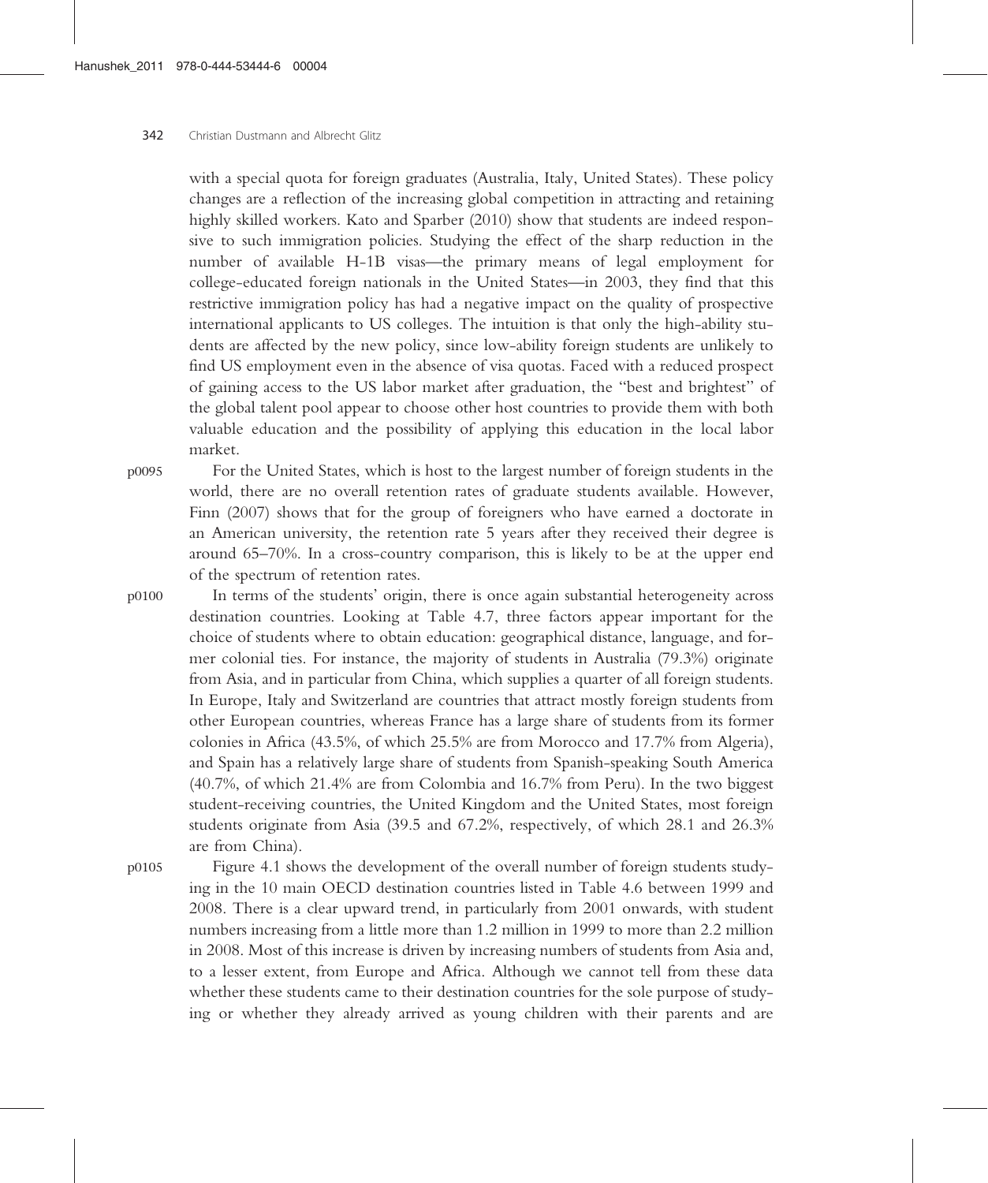with a special quota for foreign graduates (Australia, Italy, United States). These policy changes are a reflection of the increasing global competition in attracting and retaining highly skilled workers. Kato and Sparber (2010) show that students are indeed responsive to such immigration policies. Studying the effect of the sharp reduction in the number of available H-1B visas—the primary means of legal employment for college-educated foreign nationals in the United States—in 2003, they find that this restrictive immigration policy has had a negative impact on the quality of prospective international applicants to US colleges. The intuition is that only the high-ability students are affected by the new policy, since low-ability foreign students are unlikely to find US employment even in the absence of visa quotas. Faced with a reduced prospect of gaining access to the US labor market after graduation, the "best and brightest" of the global talent pool appear to choose other host countries to provide them with both valuable education and the possibility of applying this education in the local labor market.

For the United States, which is host to the largest number of foreign students in the world, there are no overall retention rates of graduate students available. However, Finn (2007) shows that for the group of foreigners who have earned a doctorate in an American university, the retention rate 5 years after they received their degree is around 65–70%. In a cross-country comparison, this is likely to be at the upper end of the spectrum of retention rates.

In terms of the students' origin, there is once again substantial heterogeneity across destination countries. Looking at Table 4.7, three factors appear important for the choice of students where to obtain education: geographical distance, language, and former colonial ties. For instance, the majority of students in Australia (79.3%) originate from Asia, and in particular from China, which supplies a quarter of all foreign students. In Europe, Italy and Switzerland are countries that attract mostly foreign students from other European countries, whereas France has a large share of students from its former colonies in Africa (43.5%, of which 25.5% are from Morocco and 17.7% from Algeria), and Spain has a relatively large share of students from Spanish-speaking South America (40.7%, of which 21.4% are from Colombia and 16.7% from Peru). In the two biggest student-receiving countries, the United Kingdom and the United States, most foreign students originate from Asia (39.5 and 67.2%, respectively, of which 28.1 and 26.3% are from China).

Figure 4.1 shows the development of the overall number of foreign students studying in the 10 main OECD destination countries listed in Table 4.6 between 1999 and 2008. There is a clear upward trend, in particularly from 2001 onwards, with student numbers increasing from a little more than 1.2 million in 1999 to more than 2.2 million in 2008. Most of this increase is driven by increasing numbers of students from Asia and, to a lesser extent, from Europe and Africa. Although we cannot tell from these data whether these students came to their destination countries for the sole purpose of studying or whether they already arrived as young children with their parents and are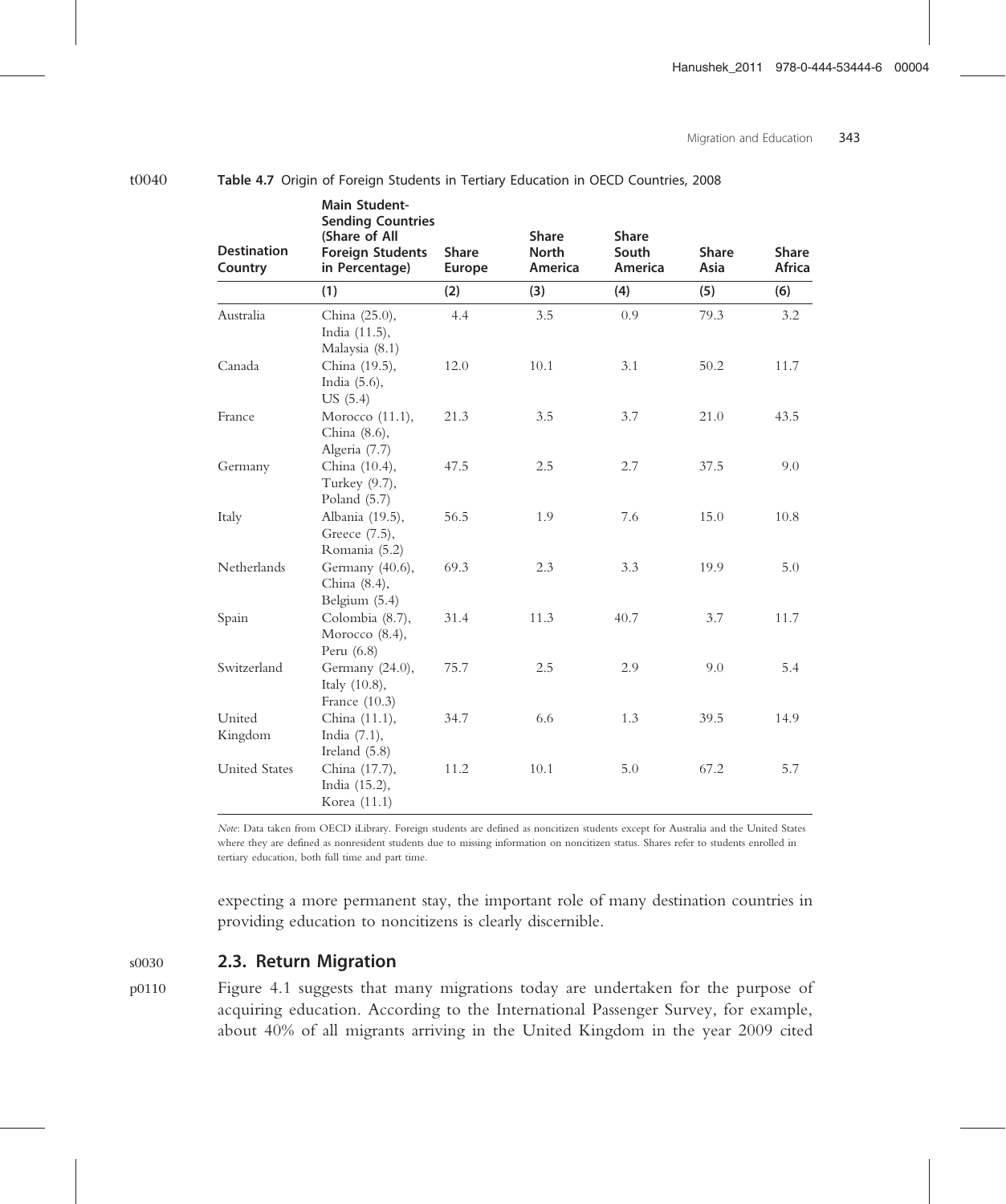**Table 4.7** Origin of Foreign Students in Tertiary Education in OECD Countries, 2008

| Destination Country | Main Student-Sending Countries (Share of All Foreign Students in Percentage) | Share Europe | Share North America | Share South America | Share Asia | Share Africa |
|---|---|---|---|---|---|---|
| | (1) | (2) | (3) | (4) | (5) | (6) |
| Australia | China (25.0), India (11.5), Malaysia (8.1) | 4.4 | 3.5 | 0.9 | 79.3 | 3.2 |
| Canada | China (19.5), India (5.6), US (5.4) | 12.0 | 10.1 | 3.1 | 50.2 | 11.7 |
| France | Morocco (11.1), China (8.6), Algeria (7.7) | 21.3 | 3.5 | 3.7 | 21.0 | 43.5 |
| Germany | China (10.4), Turkey (9.7), Poland (5.7) | 47.5 | 2.5 | 2.7 | 37.5 | 9.0 |
| Italy | Albania (19.5), Greece (7.5), Romania (5.2) | 56.5 | 1.9 | 7.6 | 15.0 | 10.8 |
| Netherlands | Germany (40.6), China (8.4), Belgium (5.4) | 69.3 | 2.3 | 3.3 | 19.9 | 5.0 |
| Spain | Colombia (8.7), Morocco (8.4), Peru (6.8) | 31.4 | 11.3 | 40.7 | 3.7 | 11.7 |
| Switzerland | Germany (24.0), Italy (10.8), France (10.3) | 75.7 | 2.5 | 2.9 | 9.0 | 5.4 |
| United Kingdom | China (11.1), India (7.1), Ireland (5.8) | 34.7 | 6.6 | 1.3 | 39.5 | 14.9 |
| United States | China (17.7), India (15.2), Korea (11.1) | 11.2 | 10.1 | 5.0 | 67.2 | 5.7 |

*Note*: Data taken from OECD iLibrary. Foreign students are defined as noncitizen students except for Australia and the United States where they are defined as nonresident students due to missing information on noncitizen status. Shares refer to students enrolled in tertiary education, both full time and part time.

expecting a more permanent stay, the important role of many destination countries in providing education to noncitizens is clearly discernible.

## 2.3. Return Migration

Figure 4.1 suggests that many migrations today are undertaken for the purpose of acquiring education. According to the International Passenger Survey, for example, about 40% of all migrants arriving in the United Kingdom in the year 2009 cited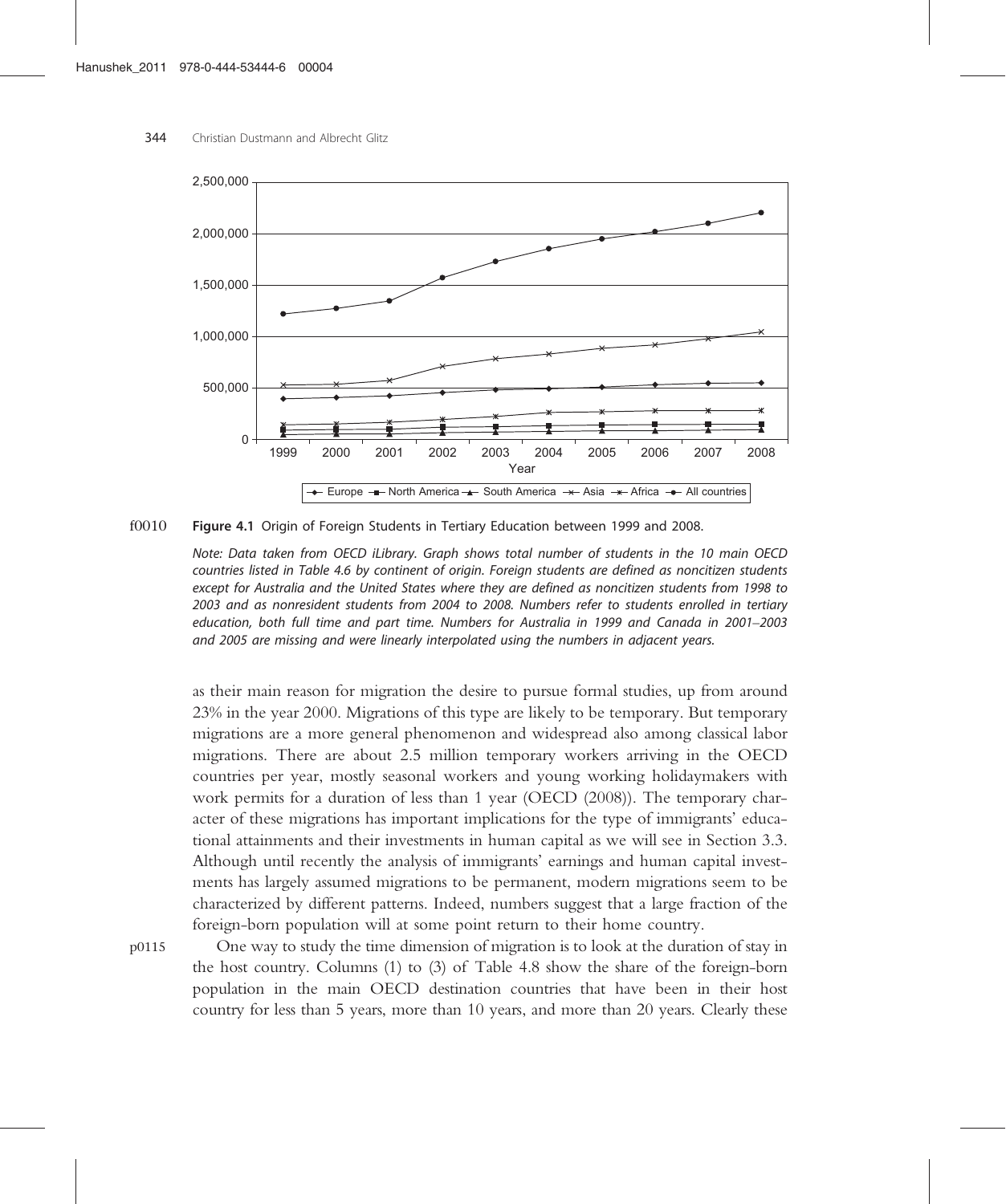**Figure 4.1** Origin of Foreign Students in Tertiary Education between 1999 and 2008.

*Note: Data taken from OECD iLibrary. Graph shows total number of students in the 10 main OECD countries listed in Table 4.6 by continent of origin. Foreign students are defined as noncitizen students except for Australia and the United States where they are defined as noncitizen students from 1998 to 2003 and as nonresident students from 2004 to 2008. Numbers refer to students enrolled in tertiary education, both full time and part time. Numbers for Australia in 1999 and Canada in 2001–2003 and 2005 are missing and were linearly interpolated using the numbers in adjacent years.*

as their main reason for migration the desire to pursue formal studies, up from around 23% in the year 2000. Migrations of this type are likely to be temporary. But temporary migrations are a more general phenomenon and widespread also among classical labor migrations. There are about 2.5 million temporary workers arriving in the OECD countries per year, mostly seasonal workers and young working holidaymakers with work permits for a duration of less than 1 year (OECD (2008)). The temporary character of these migrations has important implications for the type of immigrants' educational attainments and their investments in human capital as we will see in Section 3.3. Although until recently the analysis of immigrants' earnings and human capital investments has largely assumed migrations to be permanent, modern migrations seem to be characterized by different patterns. Indeed, numbers suggest that a large fraction of the foreign-born population will at some point return to their home country.

One way to study the time dimension of migration is to look at the duration of stay in the host country. Columns (1) to (3) of Table 4.8 show the share of the foreign-born population in the main OECD destination countries that have been in their host country for less than 5 years, more than 10 years, and more than 20 years. Clearly these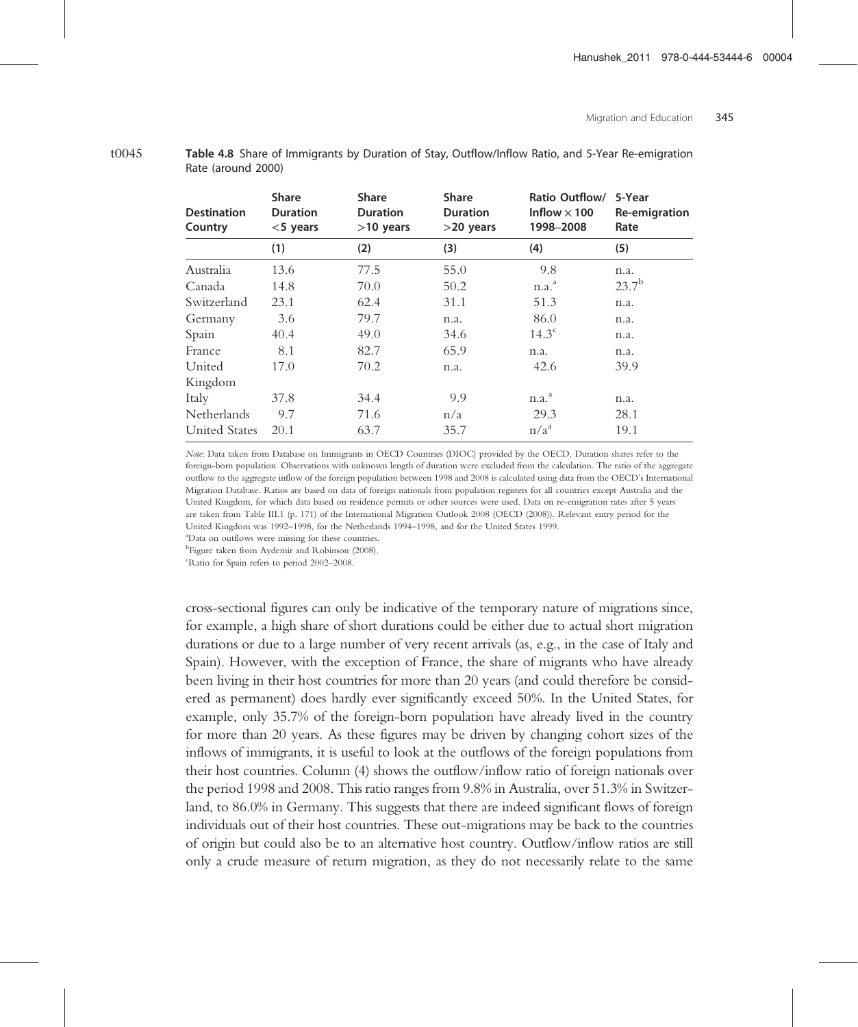**Table 4.8** Share of Immigrants by Duration of Stay, Outflow/Inflow Ratio, and 5-Year Re-emigration Rate (around 2000)

| Destination Country | Share Duration <5 years | Share Duration >10 years | Share Duration >20 years | Ratio Outflow/ Inflow × 100 1998–2008 | 5-Year Re-emigration Rate |
|---|---|---|---|---|---|
| | (1) | (2) | (3) | (4) | (5) |
| Australia | 13.6 | 77.5 | 55.0 | 9.8 | n.a. |
| Canada | 14.8 | 70.0 | 50.2 | n.a.[a] | 23.7[b] |
| Switzerland | 23.1 | 62.4 | 31.1 | 51.3 | n.a. |
| Germany | 3.6 | 79.7 | n.a. | 86.0 | n.a. |
| Spain | 40.4 | 49.0 | 34.6 | 14.3[c] | n.a. |
| France | 8.1 | 82.7 | 65.9 | n.a. | n.a. |
| United Kingdom | 17.0 | 70.2 | n.a. | 42.6 | 39.9 |
| Italy | 37.8 | 34.4 | 9.9 | n.a.[a] | n.a. |
| Netherlands | 9.7 | 71.6 | n/a | 29.3 | 28.1 |
| United States | 20.1 | 63.7 | 35.7 | n/a[a] | 19.1 |

*Note*: Data taken from Database on Immigrants in OECD Countries (DIOC) provided by the OECD. Duration shares refer to the foreign-born population. Observations with unknown length of duration were excluded from the calculation. The ratio of the aggregate outflow to the aggregate inflow of the foreign population between 1998 and 2008 is calculated using data from the OECD's International Migration Database. Ratios are based on data of foreign nationals from population registers for all countries except Australia and the United Kingdom, for which data based on residence permits or other sources were used. Data on re-emigration rates after 5 years are taken from Table III.1 (p. 171) of the International Migration Outlook 2008 (OECD (2008)). Relevant entry period for the United Kingdom was 1992–1998, for the Netherlands 1994–1998, and for the United States 1999.

[a]Data on outflows were missing for these countries.

[b]Figure taken from Aydemir and Robinson (2008).

[c]Ratio for Spain refers to period 2002–2008.

cross-sectional figures can only be indicative of the temporary nature of migrations since, for example, a high share of short durations could be either due to actual short migration durations or due to a large number of very recent arrivals (as, e.g., in the case of Italy and Spain). However, with the exception of France, the share of migrants who have already been living in their host countries for more than 20 years (and could therefore be considered as permanent) does hardly ever significantly exceed 50%. In the United States, for example, only 35.7% of the foreign-born population have already lived in the country for more than 20 years. As these figures may be driven by changing cohort sizes of the inflows of immigrants, it is useful to look at the outflows of the foreign populations from their host countries. Column (4) shows the outflow/inflow ratio of foreign nationals over the period 1998 and 2008. This ratio ranges from 9.8% in Australia, over 51.3% in Switzerland, to 86.0% in Germany. This suggests that there are indeed significant flows of foreign individuals out of their host countries. These out-migrations may be back to the countries of origin but could also be to an alternative host country. Outflow/inflow ratios are still only a crude measure of return migration, as they do not necessarily relate to the same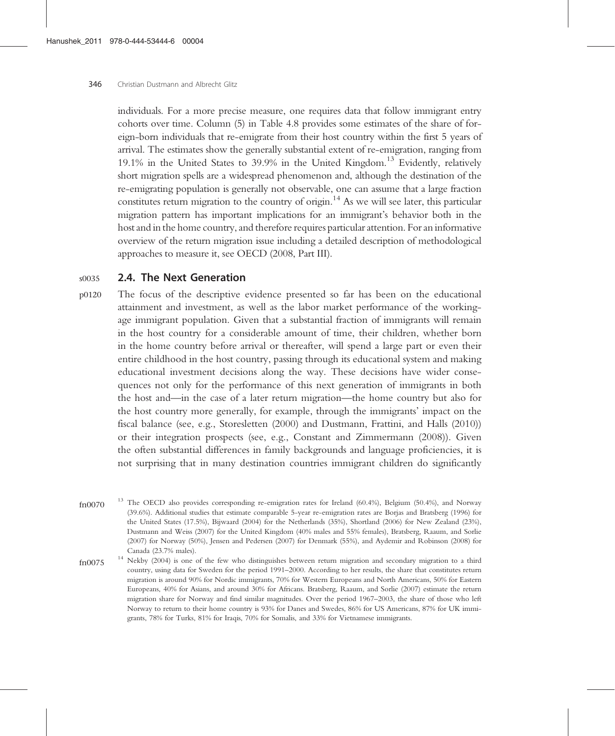individuals. For a more precise measure, one requires data that follow immigrant entry cohorts over time. Column (5) in Table 4.8 provides some estimates of the share of foreign-born individuals that re-emigrate from their host country within the first 5 years of arrival. The estimates show the generally substantial extent of re-emigration, ranging from 19.1% in the United States to 39.9% in the United Kingdom.[13] Evidently, relatively short migration spells are a widespread phenomenon and, although the destination of the re-emigrating population is generally not observable, one can assume that a large fraction constitutes return migration to the country of origin.[14] As we will see later, this particular migration pattern has important implications for an immigrant's behavior both in the host and in the home country, and therefore requires particular attention. For an informative overview of the return migration issue including a detailed description of methodological approaches to measure it, see OECD (2008, Part III).

## 2.4. The Next Generation

The focus of the descriptive evidence presented so far has been on the educational attainment and investment, as well as the labor market performance of the working-age immigrant population. Given that a substantial fraction of immigrants will remain in the host country for a considerable amount of time, their children, whether born in the home country before arrival or thereafter, will spend a large part or even their entire childhood in the host country, passing through its educational system and making educational investment decisions along the way. These decisions have wider consequences not only for the performance of this next generation of immigrants in both the host and—in the case of a later return migration—the home country but also for the host country more generally, for example, through the immigrants' impact on the fiscal balance (see, e.g., Storesletten (2000) and Dustmann, Frattini, and Halls (2010)) or their integration prospects (see, e.g., Constant and Zimmermann (2008)). Given the often substantial differences in family backgrounds and language proficiencies, it is not surprising that in many destination countries immigrant children do significantly

[13] The OECD also provides corresponding re-emigration rates for Ireland (60.4%), Belgium (50.4%), and Norway (39.6%). Additional studies that estimate comparable 5-year re-emigration rates are Borjas and Bratsberg (1996) for the United States (17.5%), Bijwaard (2004) for the Netherlands (35%), Shortland (2006) for New Zealand (23%), Dustmann and Weiss (2007) for the United Kingdom (40% males and 55% females), Bratsberg, Raaum, and Sorlie (2007) for Norway (50%), Jensen and Pedersen (2007) for Denmark (55%), and Aydemir and Robinson (2008) for Canada (23.7% males).

[14] Nekby (2004) is one of the few who distinguishes between return migration and secondary migration to a third country, using data for Sweden for the period 1991–2000. According to her results, the share that constitutes return migration is around 90% for Nordic immigrants, 70% for Western Europeans and North Americans, 50% for Eastern Europeans, 40% for Asians, and around 30% for Africans. Bratsberg, Raaum, and Sorlie (2007) estimate the return migration share for Norway and find similar magnitudes. Over the period 1967–2003, the share of those who left Norway to return to their home country is 93% for Danes and Swedes, 86% for US Americans, 87% for UK immigrants, 78% for Turks, 81% for Iraqis, 70% for Somalis, and 33% for Vietnamese immigrants.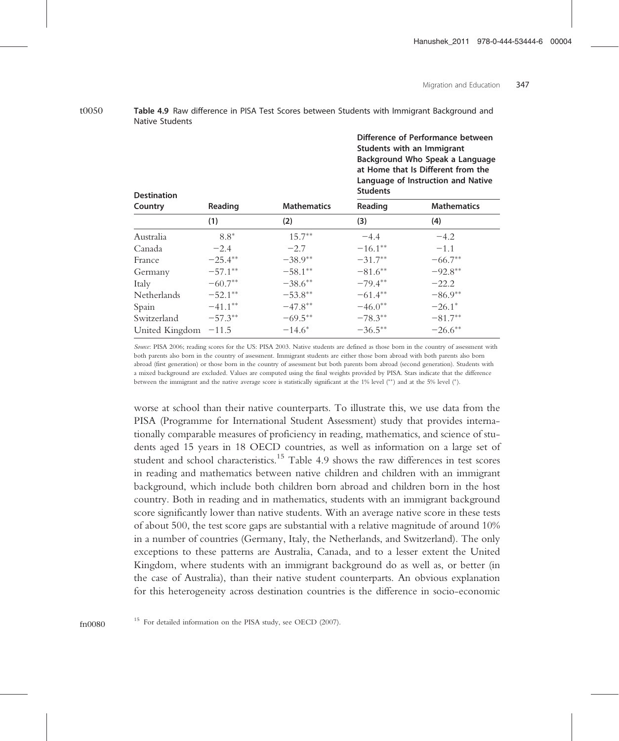**Table 4.9** Raw difference in PISA Test Scores between Students with Immigrant Background and Native Students

| Destination Country | Reading | Mathematics | Difference of Performance between Students with an Immigrant Background Who Speak a Language at Home that Is Different from the Language of Instruction and Native Students | |
|---|---|---|---|---|
| | | | Reading | Mathematics |
| | (1) | (2) | (3) | (4) |
| Australia | 8.8* | 15.7** | −4.4 | −4.2 |
| Canada | −2.4 | −2.7 | −16.1** | −1.1 |
| France | −25.4** | −38.9** | −31.7** | −66.7** |
| Germany | −57.1** | −58.1** | −81.6** | −92.8** |
| Italy | −60.7** | −38.6** | −79.4** | −22.2 |
| Netherlands | −52.1** | −53.8** | −61.4** | −86.9** |
| Spain | −41.1** | −47.8** | −46.0** | −26.1* |
| Switzerland | −57.3** | −69.5** | −78.3** | −81.7** |
| United Kingdom | −11.5 | −14.6* | −36.5** | −26.6** |

*Source*: PISA 2006; reading scores for the US: PISA 2003. Native students are defined as those born in the country of assessment with both parents also born in the country of assessment. Immigrant students are either those born abroad with both parents also born abroad (first generation) or those born in the country of assessment but both parents born abroad (second generation). Students with a mixed background are excluded. Values are computed using the final weights provided by PISA. Stars indicate that the difference between the immigrant and the native average score is statistically significant at the 1% level (**) and at the 5% level (*).

worse at school than their native counterparts. To illustrate this, we use data from the PISA (Programme for International Student Assessment) study that provides internationally comparable measures of proficiency in reading, mathematics, and science of students aged 15 years in 18 OECD countries, as well as information on a large set of student and school characteristics.[15] Table 4.9 shows the raw differences in test scores in reading and mathematics between native children and children with an immigrant background, which include both children born abroad and children born in the host country. Both in reading and in mathematics, students with an immigrant background score significantly lower than native students. With an average native score in these tests of about 500, the test score gaps are substantial with a relative magnitude of around 10% in a number of countries (Germany, Italy, the Netherlands, and Switzerland). The only exceptions to these patterns are Australia, Canada, and to a lesser extent the United Kingdom, where students with an immigrant background do as well as, or better (in the case of Australia), than their native student counterparts. An obvious explanation for this heterogeneity across destination countries is the difference in socio-economic

[15] For detailed information on the PISA study, see OECD (2007).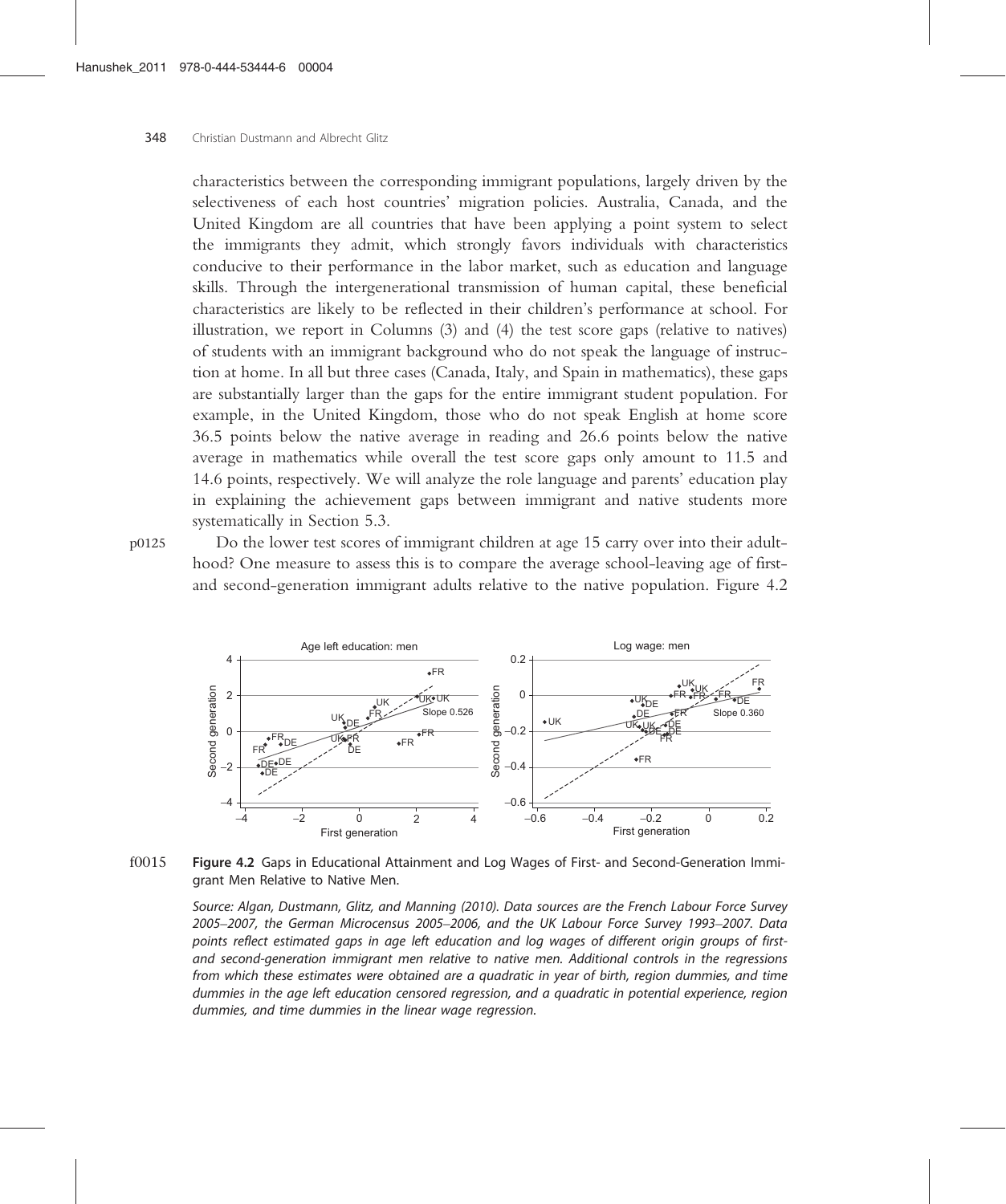characteristics between the corresponding immigrant populations, largely driven by the selectiveness of each host countries' migration policies. Australia, Canada, and the United Kingdom are all countries that have been applying a point system to select the immigrants they admit, which strongly favors individuals with characteristics conducive to their performance in the labor market, such as education and language skills. Through the intergenerational transmission of human capital, these beneficial characteristics are likely to be reflected in their children's performance at school. For illustration, we report in Columns (3) and (4) the test score gaps (relative to natives) of students with an immigrant background who do not speak the language of instruction at home. In all but three cases (Canada, Italy, and Spain in mathematics), these gaps are substantially larger than the gaps for the entire immigrant student population. For example, in the United Kingdom, those who do not speak English at home score 36.5 points below the native average in reading and 26.6 points below the native average in mathematics while overall the test score gaps only amount to 11.5 and 14.6 points, respectively. We will analyze the role language and parents' education play in explaining the achievement gaps between immigrant and native students more systematically in Section 5.3.

Do the lower test scores of immigrant children at age 15 carry over into their adulthood? One measure to assess this is to compare the average school-leaving age of first- and second-generation immigrant adults relative to the native population. Figure 4.2

**Figure 4.2** Gaps in Educational Attainment and Log Wages of First- and Second-Generation Immigrant Men Relative to Native Men.

*Source: Algan, Dustmann, Glitz, and Manning (2010). Data sources are the French Labour Force Survey 2005–2007, the German Microcensus 2005–2006, and the UK Labour Force Survey 1993–2007. Data points reflect estimated gaps in age left education and log wages of different origin groups of first- and second-generation immigrant men relative to native men. Additional controls in the regressions from which these estimates were obtained are a quadratic in year of birth, region dummies, and time dummies in the age left education censored regression, and a quadratic in potential experience, region dummies, and time dummies in the linear wage regression.*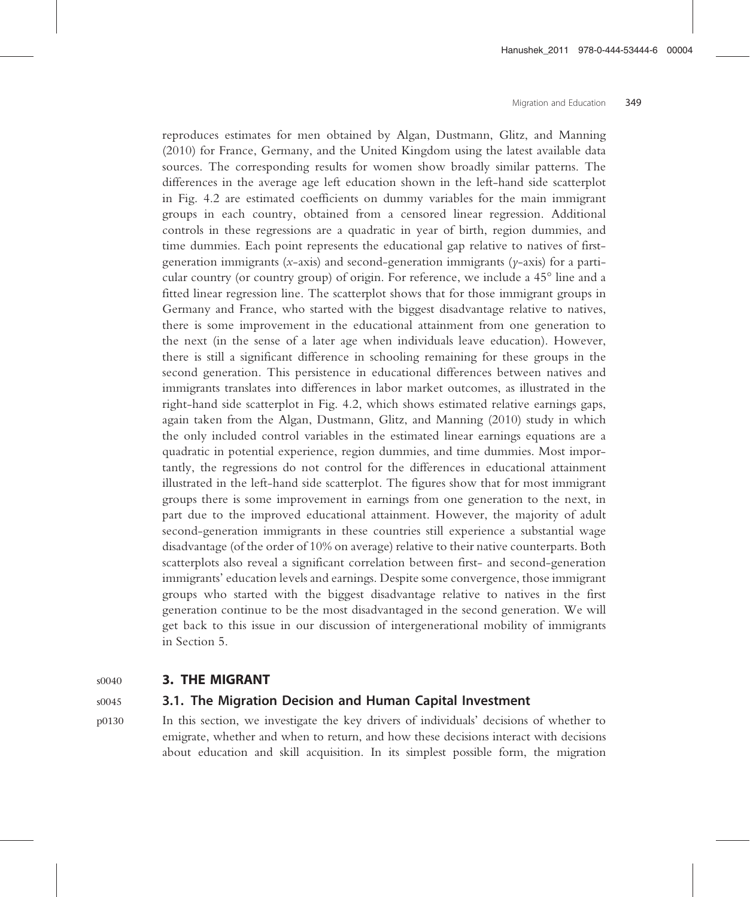reproduces estimates for men obtained by Algan, Dustmann, Glitz, and Manning (2010) for France, Germany, and the United Kingdom using the latest available data sources. The corresponding results for women show broadly similar patterns. The differences in the average age left education shown in the left-hand side scatterplot in Fig. 4.2 are estimated coefficients on dummy variables for the main immigrant groups in each country, obtained from a censored linear regression. Additional controls in these regressions are a quadratic in year of birth, region dummies, and time dummies. Each point represents the educational gap relative to natives of first-generation immigrants ($x$-axis) and second-generation immigrants ($y$-axis) for a particular country (or country group) of origin. For reference, we include a 45° line and a fitted linear regression line. The scatterplot shows that for those immigrant groups in Germany and France, who started with the biggest disadvantage relative to natives, there is some improvement in the educational attainment from one generation to the next (in the sense of a later age when individuals leave education). However, there is still a significant difference in schooling remaining for these groups in the second generation. This persistence in educational differences between natives and immigrants translates into differences in labor market outcomes, as illustrated in the right-hand side scatterplot in Fig. 4.2, which shows estimated relative earnings gaps, again taken from the Algan, Dustmann, Glitz, and Manning (2010) study in which the only included control variables in the estimated linear earnings equations are a quadratic in potential experience, region dummies, and time dummies. Most importantly, the regressions do not control for the differences in educational attainment illustrated in the left-hand side scatterplot. The figures show that for most immigrant groups there is some improvement in earnings from one generation to the next, in part due to the improved educational attainment. However, the majority of adult second-generation immigrants in these countries still experience a substantial wage disadvantage (of the order of 10% on average) relative to their native counterparts. Both scatterplots also reveal a significant correlation between first- and second-generation immigrants' education levels and earnings. Despite some convergence, those immigrant groups who started with the biggest disadvantage relative to natives in the first generation continue to be the most disadvantaged in the second generation. We will get back to this issue in our discussion of intergenerational mobility of immigrants in Section 5.

# 3. THE MIGRANT

## 3.1. The Migration Decision and Human Capital Investment

In this section, we investigate the key drivers of individuals' decisions of whether to emigrate, whether and when to return, and how these decisions interact with decisions about education and skill acquisition. In its simplest possible form, the migration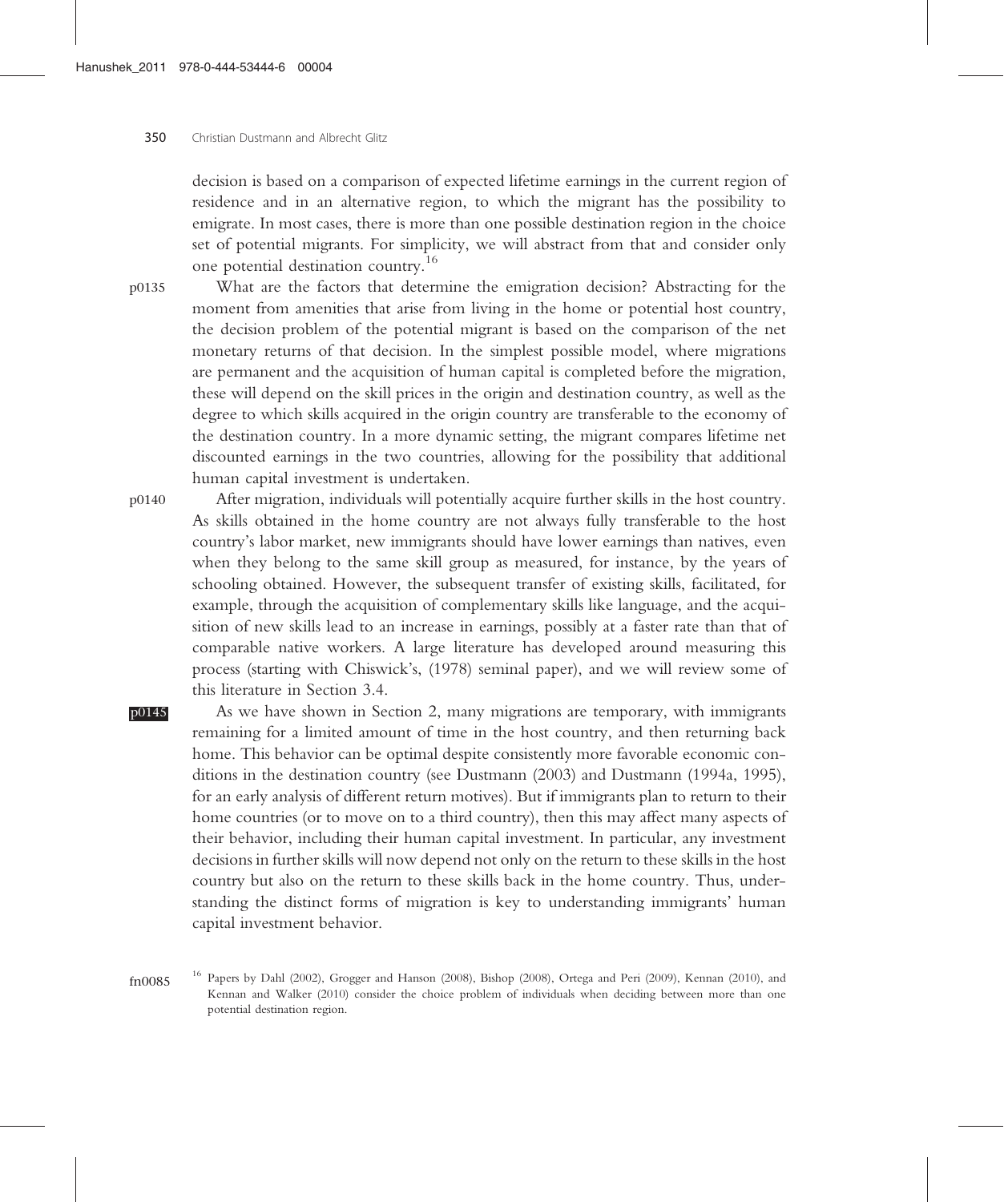decision is based on a comparison of expected lifetime earnings in the current region of residence and in an alternative region, to which the migrant has the possibility to emigrate. In most cases, there is more than one possible destination region in the choice set of potential migrants. For simplicity, we will abstract from that and consider only one potential destination country.[16]

What are the factors that determine the emigration decision? Abstracting for the moment from amenities that arise from living in the home or potential host country, the decision problem of the potential migrant is based on the comparison of the net monetary returns of that decision. In the simplest possible model, where migrations are permanent and the acquisition of human capital is completed before the migration, these will depend on the skill prices in the origin and destination country, as well as the degree to which skills acquired in the origin country are transferable to the economy of the destination country. In a more dynamic setting, the migrant compares lifetime net discounted earnings in the two countries, allowing for the possibility that additional human capital investment is undertaken.

After migration, individuals will potentially acquire further skills in the host country. As skills obtained in the home country are not always fully transferable to the host country's labor market, new immigrants should have lower earnings than natives, even when they belong to the same skill group as measured, for instance, by the years of schooling obtained. However, the subsequent transfer of existing skills, facilitated, for example, through the acquisition of complementary skills like language, and the acquisition of new skills lead to an increase in earnings, possibly at a faster rate than that of comparable native workers. A large literature has developed around measuring this process (starting with Chiswick's, (1978) seminal paper), and we will review some of this literature in Section 3.4.

As we have shown in Section 2, many migrations are temporary, with immigrants remaining for a limited amount of time in the host country, and then returning back home. This behavior can be optimal despite consistently more favorable economic conditions in the destination country (see Dustmann (2003) and Dustmann (1994a, 1995), for an early analysis of different return motives). But if immigrants plan to return to their home countries (or to move on to a third country), then this may affect many aspects of their behavior, including their human capital investment. In particular, any investment decisions in further skills will now depend not only on the return to these skills in the host country but also on the return to these skills back in the home country. Thus, understanding the distinct forms of migration is key to understanding immigrants' human capital investment behavior.

[16] Papers by Dahl (2002), Grogger and Hanson (2008), Bishop (2008), Ortega and Peri (2009), Kennan (2010), and Kennan and Walker (2010) consider the choice problem of individuals when deciding between more than one potential destination region.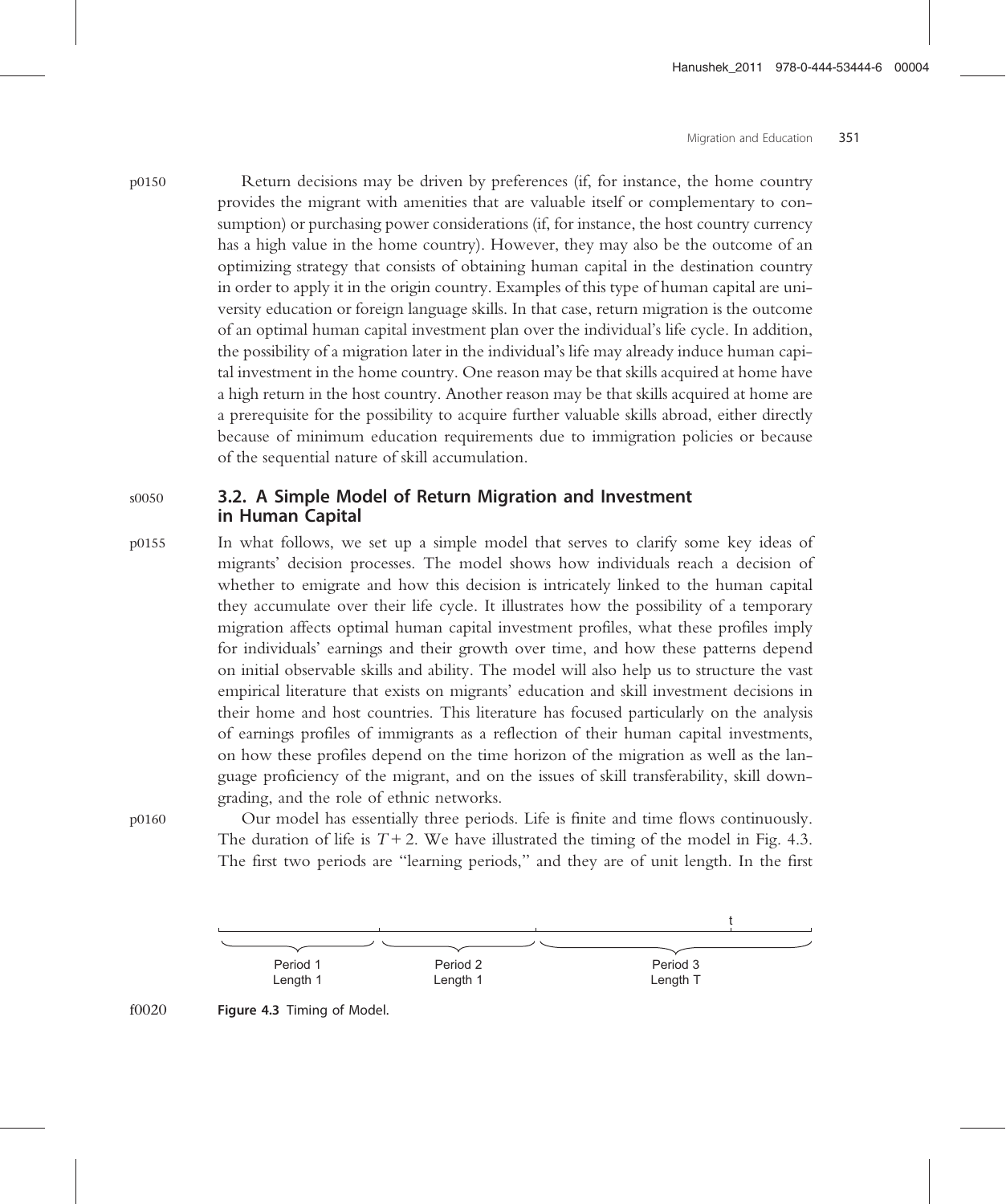Return decisions may be driven by preferences (if, for instance, the home country provides the migrant with amenities that are valuable itself or complementary to consumption) or purchasing power considerations (if, for instance, the host country currency has a high value in the home country). However, they may also be the outcome of an optimizing strategy that consists of obtaining human capital in the destination country in order to apply it in the origin country. Examples of this type of human capital are university education or foreign language skills. In that case, return migration is the outcome of an optimal human capital investment plan over the individual's life cycle. In addition, the possibility of a migration later in the individual's life may already induce human capital investment in the home country. One reason may be that skills acquired at home have a high return in the host country. Another reason may be that skills acquired at home are a prerequisite for the possibility to acquire further valuable skills abroad, either directly because of minimum education requirements due to immigration policies or because of the sequential nature of skill accumulation.

### 3.2. A Simple Model of Return Migration and Investment in Human Capital

In what follows, we set up a simple model that serves to clarify some key ideas of migrants' decision processes. The model shows how individuals reach a decision of whether to emigrate and how this decision is intricately linked to the human capital they accumulate over their life cycle. It illustrates how the possibility of a temporary migration affects optimal human capital investment profiles, what these profiles imply for individuals' earnings and their growth over time, and how these patterns depend on initial observable skills and ability. The model will also help us to structure the vast empirical literature that exists on migrants' education and skill investment decisions in their home and host countries. This literature has focused particularly on the analysis of earnings profiles of immigrants as a reflection of their human capital investments, on how these profiles depend on the time horizon of the migration as well as the language proficiency of the migrant, and on the issues of skill transferability, skill downgrading, and the role of ethnic networks.

Our model has essentially three periods. Life is finite and time flows continuously. The duration of life is $T + 2$. We have illustrated the timing of the model in Fig. 4.3. The first two periods are "learning periods," and they are of unit length. In the first

t

Period 1
Length 1

Period 2
Length 1

Period 3
Length T

**Figure 4.3** Timing of Model.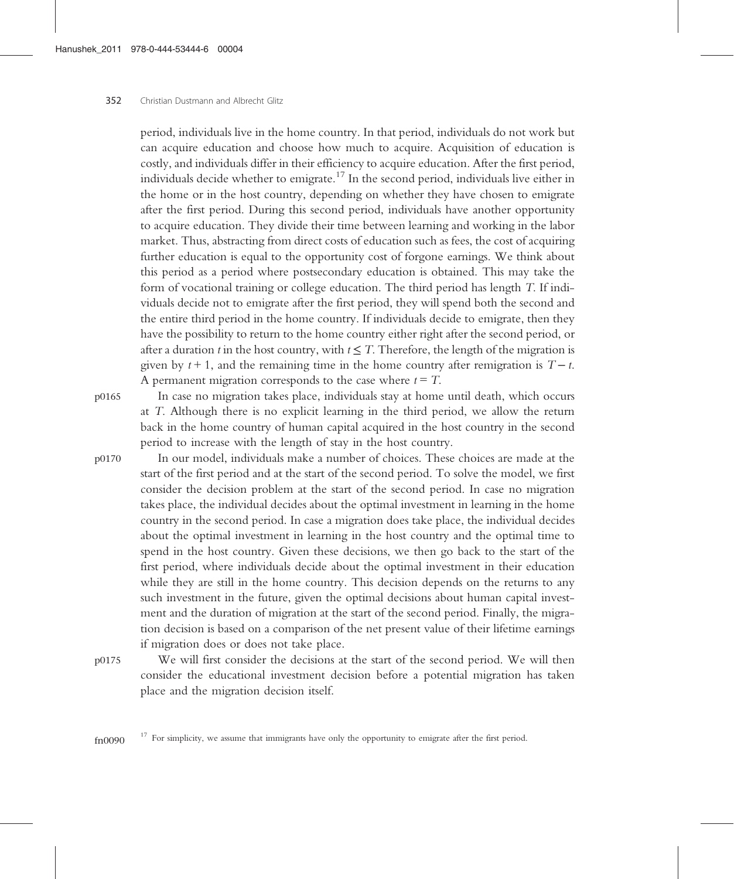period, individuals live in the home country. In that period, individuals do not work but can acquire education and choose how much to acquire. Acquisition of education is costly, and individuals differ in their efficiency to acquire education. After the first period, individuals decide whether to emigrate.[17] In the second period, individuals live either in the home or in the host country, depending on whether they have chosen to emigrate after the first period. During this second period, individuals have another opportunity to acquire education. They divide their time between learning and working in the labor market. Thus, abstracting from direct costs of education such as fees, the cost of acquiring further education is equal to the opportunity cost of forgone earnings. We think about this period as a period where postsecondary education is obtained. This may take the form of vocational training or college education. The third period has length $T$. If individuals decide not to emigrate after the first period, they will spend both the second and the entire third period in the home country. If individuals decide to emigrate, then they have the possibility to return to the home country either right after the second period, or after a duration $t$ in the host country, with $t \leq T$. Therefore, the length of the migration is given by $t + 1$, and the remaining time in the home country after remigration is $T - t$. A permanent migration corresponds to the case where $t = T$.

In case no migration takes place, individuals stay at home until death, which occurs at $T$. Although there is no explicit learning in the third period, we allow the return back in the home country of human capital acquired in the host country in the second period to increase with the length of stay in the host country.

In our model, individuals make a number of choices. These choices are made at the start of the first period and at the start of the second period. To solve the model, we first consider the decision problem at the start of the second period. In case no migration takes place, the individual decides about the optimal investment in learning in the home country in the second period. In case a migration does take place, the individual decides about the optimal investment in learning in the host country and the optimal time to spend in the host country. Given these decisions, we then go back to the start of the first period, where individuals decide about the optimal investment in their education while they are still in the home country. This decision depends on the returns to any such investment in the future, given the optimal decisions about human capital investment and the duration of migration at the start of the second period. Finally, the migration decision is based on a comparison of the net present value of their lifetime earnings if migration does or does not take place.

We will first consider the decisions at the start of the second period. We will then consider the educational investment decision before a potential migration has taken place and the migration decision itself.

[17] For simplicity, we assume that immigrants have only the opportunity to emigrate after the first period.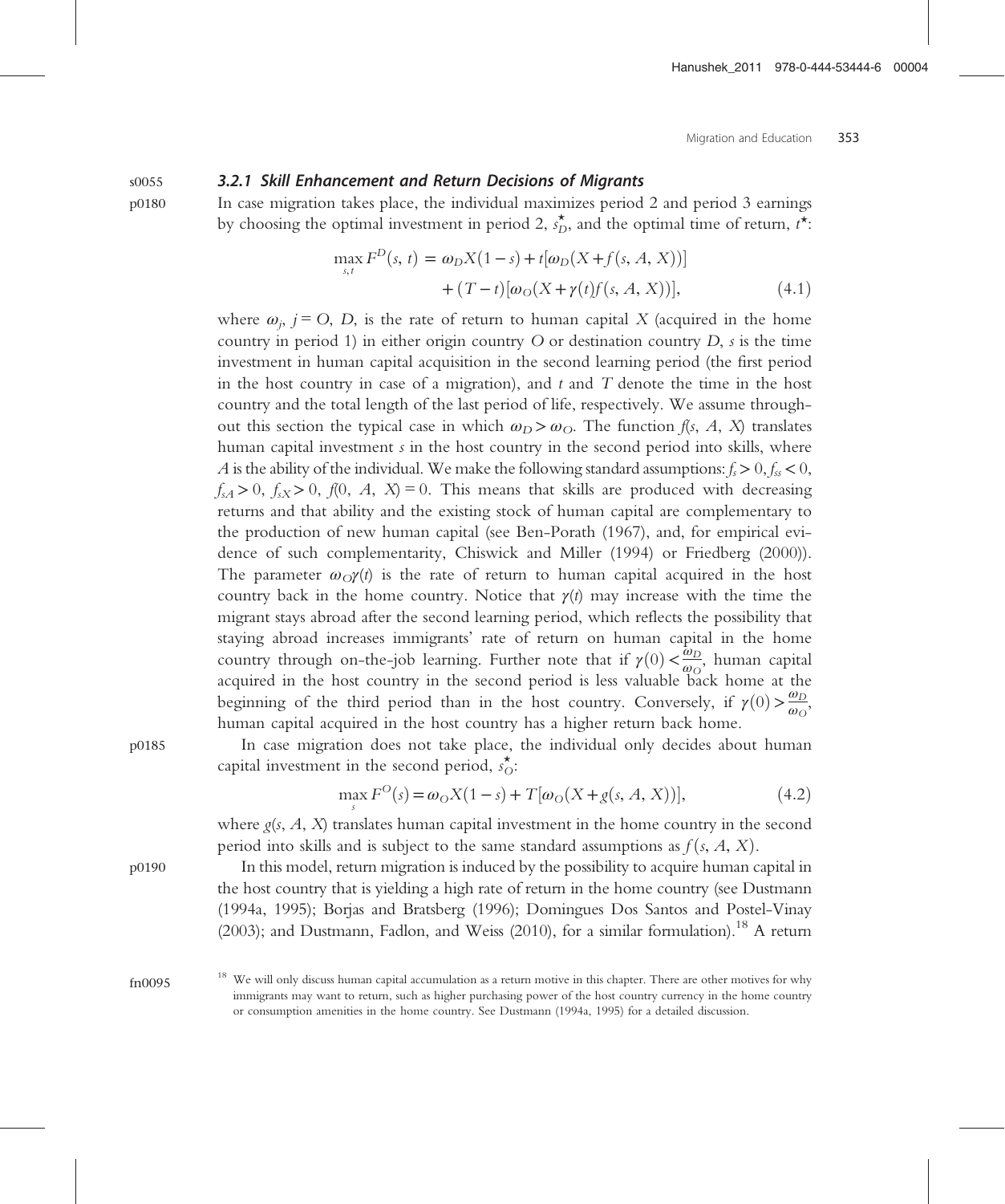### 3.2.1 Skill Enhancement and Return Decisions of Migrants

In case migration takes place, the individual maximizes period 2 and period 3 earnings by choosing the optimal investment in period 2, $s_D^{\star}$, and the optimal time of return, $t^{\star}$:

$$\max_{s,t} F^D(s, t) = \omega_D X(1-s) + t[\omega_D(X + f(s, A, X))] + (T-t)[\omega_O(X + \gamma(t) f(s, A, X))], \tag{4.1}$$

where $\omega_j$, $j = O, D$, is the rate of return to human capital $X$ (acquired in the home country in period 1) in either origin country $O$ or destination country $D$, $s$ is the time investment in human capital acquisition in the second learning period (the first period in the host country in case of a migration), and $t$ and $T$ denote the time in the host country and the total length of the last period of life, respectively. We assume throughout this section the typical case in which $\omega_D > \omega_O$. The function $f(s, A, X)$ translates human capital investment $s$ in the host country in the second period into skills, where $A$ is the ability of the individual. We make the following standard assumptions: $f_s > 0$, $f_{ss} < 0$, $f_{sA} > 0$, $f_{sX} > 0$, $f(0, A, X) = 0$. This means that skills are produced with decreasing returns and that ability and the existing stock of human capital are complementary to the production of new human capital (see Ben-Porath (1967), and, for empirical evidence of such complementarity, Chiswick and Miller (1994) or Friedberg (2000)). The parameter $\omega_O \gamma(t)$ is the rate of return to human capital acquired in the host country back in the home country. Notice that $\gamma(t)$ may increase with the time the migrant stays abroad after the second learning period, which reflects the possibility that staying abroad increases immigrants' rate of return on human capital in the home country through on-the-job learning. Further note that if $\gamma(0) < \frac{\omega_D}{\omega_O}$, human capital acquired in the host country in the second period is less valuable back home at the beginning of the third period than in the host country. Conversely, if $\gamma(0) > \frac{\omega_D}{\omega_O}$, human capital acquired in the host country has a higher return back home.

In case migration does not take place, the individual only decides about human capital investment in the second period, $s_O^{\star}$:

$$\max_{s} F^O(s) = \omega_O X(1-s) + T[\omega_O(X + g(s, A, X))], \tag{4.2}$$

where $g(s, A, X)$ translates human capital investment in the home country in the second period into skills and is subject to the same standard assumptions as $f(s, A, X)$.

In this model, return migration is induced by the possibility to acquire human capital in the host country that is yielding a high rate of return in the home country (see Dustmann (1994a, 1995); Borjas and Bratsberg (1996); Domingues Dos Santos and Postel-Vinay (2003); and Dustmann, Fadlon, and Weiss (2010), for a similar formulation).[18] A return

[18] We will only discuss human capital accumulation as a return motive in this chapter. There are other motives for why immigrants may want to return, such as higher purchasing power of the host country currency in the home country or consumption amenities in the home country. See Dustmann (1994a, 1995) for a detailed discussion.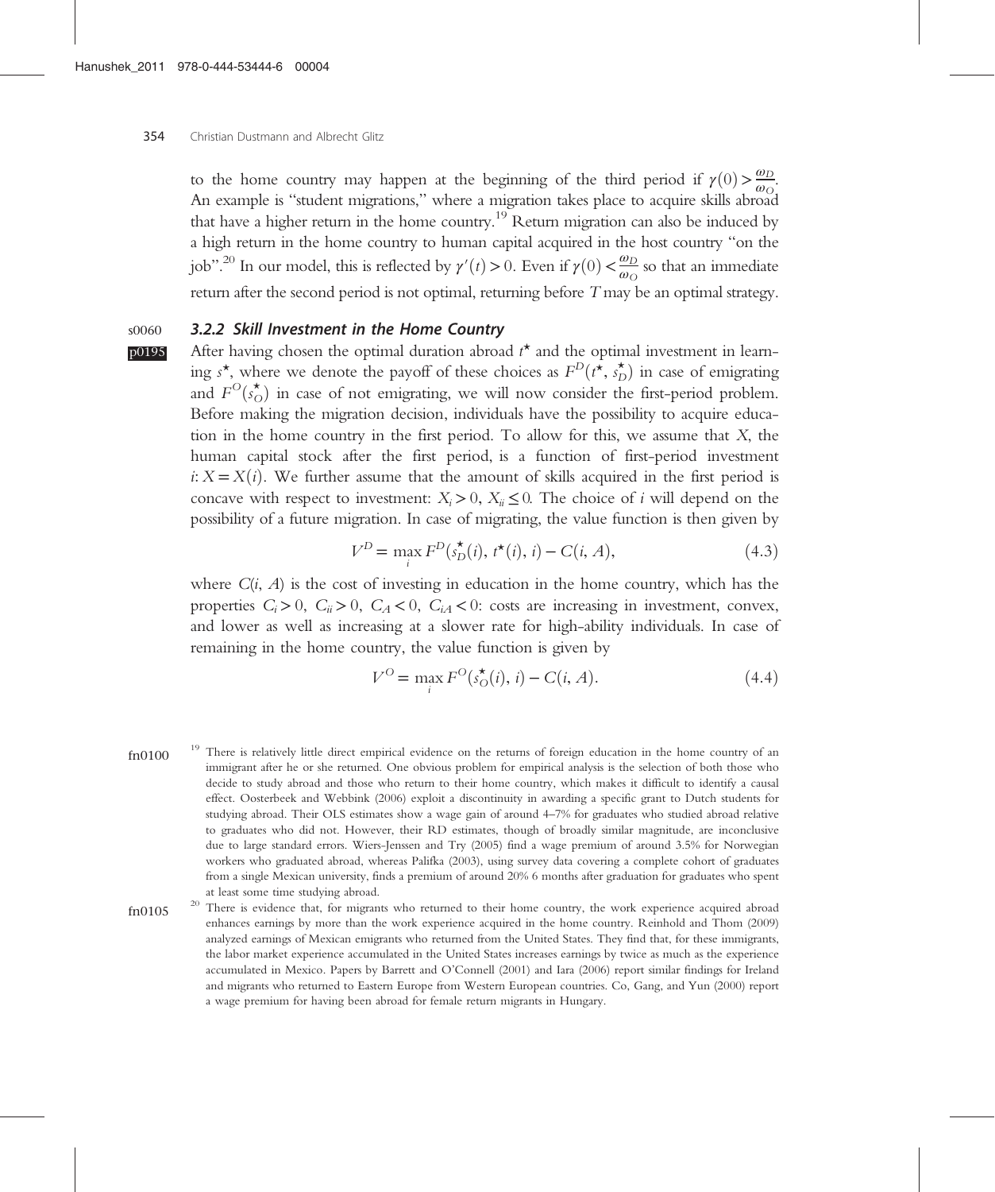to the home country may happen at the beginning of the third period if $\gamma(0) > \frac{\omega_D}{\omega_O}$. An example is "student migrations," where a migration takes place to acquire skills abroad that have a higher return in the home country.[19] Return migration can also be induced by a high return in the home country to human capital acquired in the host country "on the job".[20] In our model, this is reflected by $\gamma'(t) > 0$. Even if $\gamma(0) < \frac{\omega_D}{\omega_O}$ so that an immediate return after the second period is not optimal, returning before $T$ may be an optimal strategy.

### 3.2.2 Skill Investment in the Home Country

After having chosen the optimal duration abroad $t^\star$ and the optimal investment in learning $s^\star$, where we denote the payoff of these choices as $F^D(t^\star, s_D^\star)$ in case of emigrating and $F^O(s_O^\star)$ in case of not emigrating, we will now consider the first-period problem. Before making the migration decision, individuals have the possibility to acquire education in the home country in the first period. To allow for this, we assume that $X$, the human capital stock after the first period, is a function of first-period investment $i$: $X = X(i)$. We further assume that the amount of skills acquired in the first period is concave with respect to investment: $X_i > 0$, $X_{ii} \leq 0$. The choice of $i$ will depend on the possibility of a future migration. In case of migrating, the value function is then given by

$$V^D = \max_i F^D(s_D^\star(i), t^\star(i), i) - C(i, A), \tag{4.3}$$

where $C(i, A)$ is the cost of investing in education in the home country, which has the properties $C_i > 0$, $C_{ii} > 0$, $C_A < 0$, $C_{iA} < 0$: costs are increasing in investment, convex, and lower as well as increasing at a slower rate for high-ability individuals. In case of remaining in the home country, the value function is given by

$$V^O = \max_i F^O(s_O^\star(i), i) - C(i, A). \tag{4.4}$$

[19] There is relatively little direct empirical evidence on the returns of foreign education in the home country of an immigrant after he or she returned. One obvious problem for empirical analysis is the selection of both those who decide to study abroad and those who return to their home country, which makes it difficult to identify a causal effect. Oosterbeek and Webbink (2006) exploit a discontinuity in awarding a specific grant to Dutch students for studying abroad. Their OLS estimates show a wage gain of around 4–7% for graduates who studied abroad relative to graduates who did not. However, their RD estimates, though of broadly similar magnitude, are inconclusive due to large standard errors. Wiers-Jenssen and Try (2005) find a wage premium of around 3.5% for Norwegian workers who graduated abroad, whereas Palifka (2003), using survey data covering a complete cohort of graduates from a single Mexican university, finds a premium of around 20% 6 months after graduation for graduates who spent at least some time studying abroad.

[20] There is evidence that, for migrants who returned to their home country, the work experience acquired abroad enhances earnings by more than the work experience acquired in the home country. Reinhold and Thom (2009) analyzed earnings of Mexican emigrants who returned from the United States. They find that, for these immigrants, the labor market experience accumulated in the United States increases earnings by twice as much as the experience accumulated in Mexico. Papers by Barrett and O'Connell (2001) and Iara (2006) report similar findings for Ireland and migrants who returned to Eastern Europe from Western European countries. Co, Gang, and Yun (2000) report a wage premium for having been abroad for female return migrants in Hungary.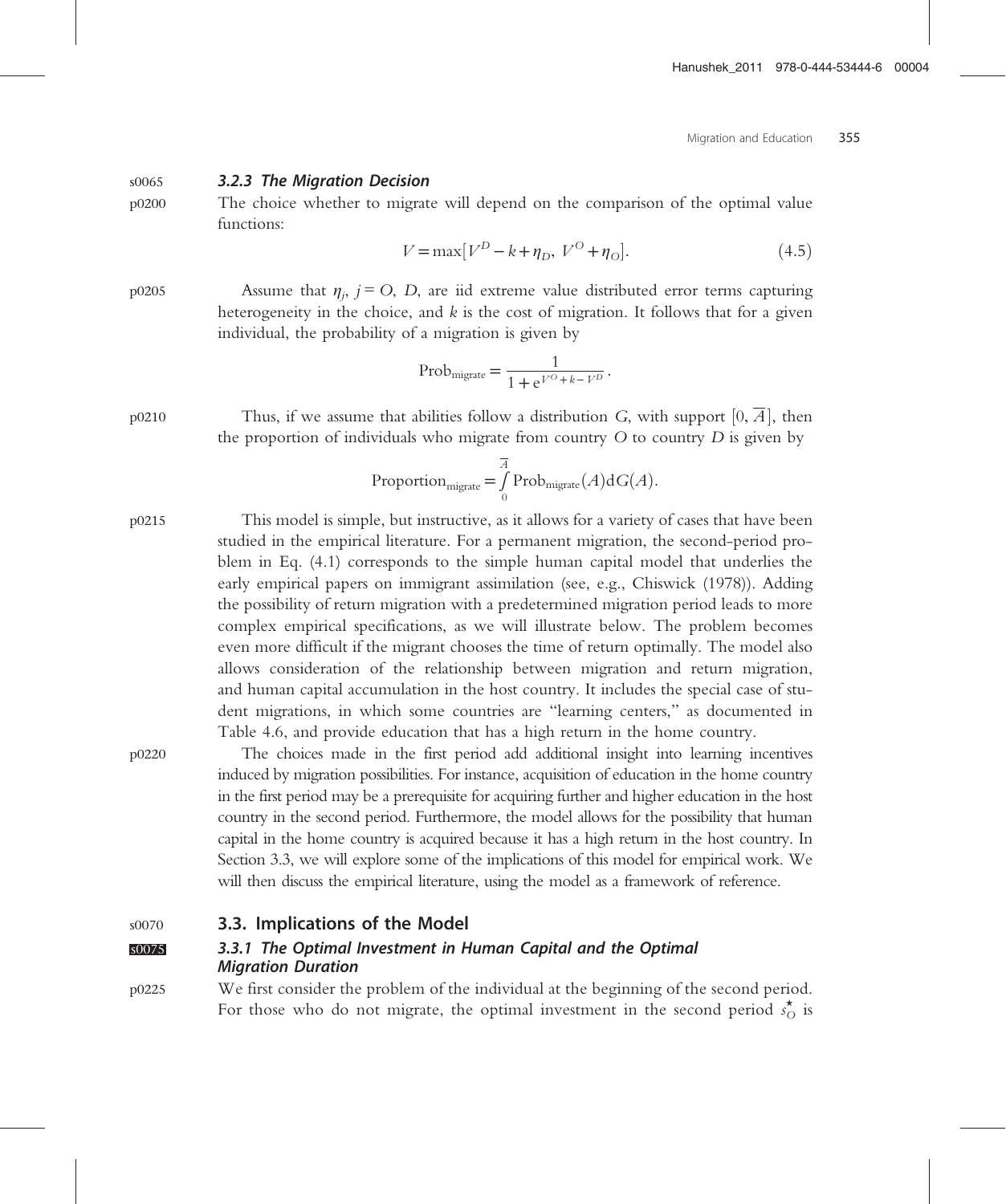### 3.2.3 The Migration Decision

The choice whether to migrate will depend on the comparison of the optimal value functions:

$$V = \max[V^D - k + \eta_D,\ V^O + \eta_O]. \tag{4.5}$$

Assume that $\eta_j$, $j = O$, $D$, are iid extreme value distributed error terms capturing heterogeneity in the choice, and $k$ is the cost of migration. It follows that for a given individual, the probability of a migration is given by

$$\text{Prob}_{\text{migrate}} = \frac{1}{1 + e^{V^O + k - V^D}}.$$

Thus, if we assume that abilities follow a distribution $G$, with support $[0, \overline{A}]$, then the proportion of individuals who migrate from country $O$ to country $D$ is given by

$$\text{Proportion}_{\text{migrate}} = \int_0^{\overline{A}} \text{Prob}_{\text{migrate}}(A)\,\mathrm{d}G(A).$$

This model is simple, but instructive, as it allows for a variety of cases that have been studied in the empirical literature. For a permanent migration, the second-period problem in Eq. (4.1) corresponds to the simple human capital model that underlies the early empirical papers on immigrant assimilation (see, e.g., Chiswick (1978)). Adding the possibility of return migration with a predetermined migration period leads to more complex empirical specifications, as we will illustrate below. The problem becomes even more difficult if the migrant chooses the time of return optimally. The model also allows consideration of the relationship between migration and return migration, and human capital accumulation in the host country. It includes the special case of student migrations, in which some countries are "learning centers," as documented in Table 4.6, and provide education that has a high return in the home country.

The choices made in the first period add additional insight into learning incentives induced by migration possibilities. For instance, acquisition of education in the home country in the first period may be a prerequisite for acquiring further and higher education in the host country in the second period. Furthermore, the model allows for the possibility that human capital in the home country is acquired because it has a high return in the host country. In Section 3.3, we will explore some of the implications of this model for empirical work. We will then discuss the empirical literature, using the model as a framework of reference.

## 3.3. Implications of the Model

### 3.3.1 The Optimal Investment in Human Capital and the Optimal Migration Duration

We first consider the problem of the individual at the beginning of the second period. For those who do not migrate, the optimal investment in the second period $s_O^{\star}$ is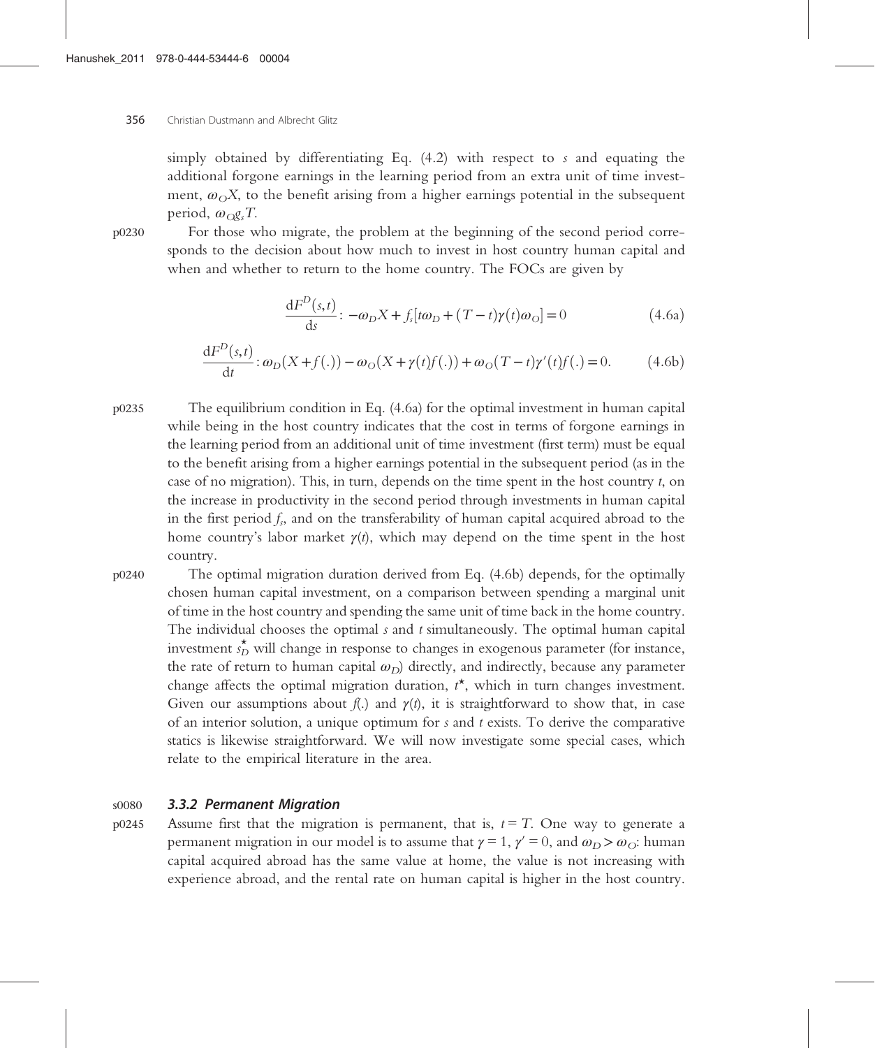simply obtained by differentiating Eq. (4.2) with respect to $s$ and equating the additional forgone earnings in the learning period from an extra unit of time investment, $\omega_O X$, to the benefit arising from a higher earnings potential in the subsequent period, $\omega_O g_s T$.

For those who migrate, the problem at the beginning of the second period corresponds to the decision about how much to invest in host country human capital and when and whether to return to the home country. The FOCs are given by

$$\frac{\mathrm{d}F^D(s,t)}{\mathrm{d}s}: -\omega_D X + f_s[t\omega_D + (T-t)\gamma(t)\omega_O] = 0 \tag{4.6a}$$

$$\frac{\mathrm{d}F^D(s,t)}{\mathrm{d}t}: \omega_D(X + f(.)) - \omega_O(X + \gamma(t)f(.)) + \omega_O(T-t)\gamma'(t)f(.) = 0. \tag{4.6b}$$

The equilibrium condition in Eq. (4.6a) for the optimal investment in human capital while being in the host country indicates that the cost in terms of forgone earnings in the learning period from an additional unit of time investment (first term) must be equal to the benefit arising from a higher earnings potential in the subsequent period (as in the case of no migration). This, in turn, depends on the time spent in the host country $t$, on the increase in productivity in the second period through investments in human capital in the first period $f_s$, and on the transferability of human capital acquired abroad to the home country's labor market $\gamma(t)$, which may depend on the time spent in the host country.

The optimal migration duration derived from Eq. (4.6b) depends, for the optimally chosen human capital investment, on a comparison between spending a marginal unit of time in the host country and spending the same unit of time back in the home country. The individual chooses the optimal $s$ and $t$ simultaneously. The optimal human capital investment $s_D^\star$ will change in response to changes in exogenous parameter (for instance, the rate of return to human capital $\omega_D$) directly, and indirectly, because any parameter change affects the optimal migration duration, $t^\star$, which in turn changes investment. Given our assumptions about $f(.)$ and $\gamma(t)$, it is straightforward to show that, in case of an interior solution, a unique optimum for $s$ and $t$ exists. To derive the comparative statics is likewise straightforward. We will now investigate some special cases, which relate to the empirical literature in the area.

### 3.3.2 Permanent Migration

Assume first that the migration is permanent, that is, $t = T$. One way to generate a permanent migration in our model is to assume that $\gamma = 1$, $\gamma' = 0$, and $\omega_D > \omega_O$: human capital acquired abroad has the same value at home, the value is not increasing with experience abroad, and the rental rate on human capital is higher in the host country.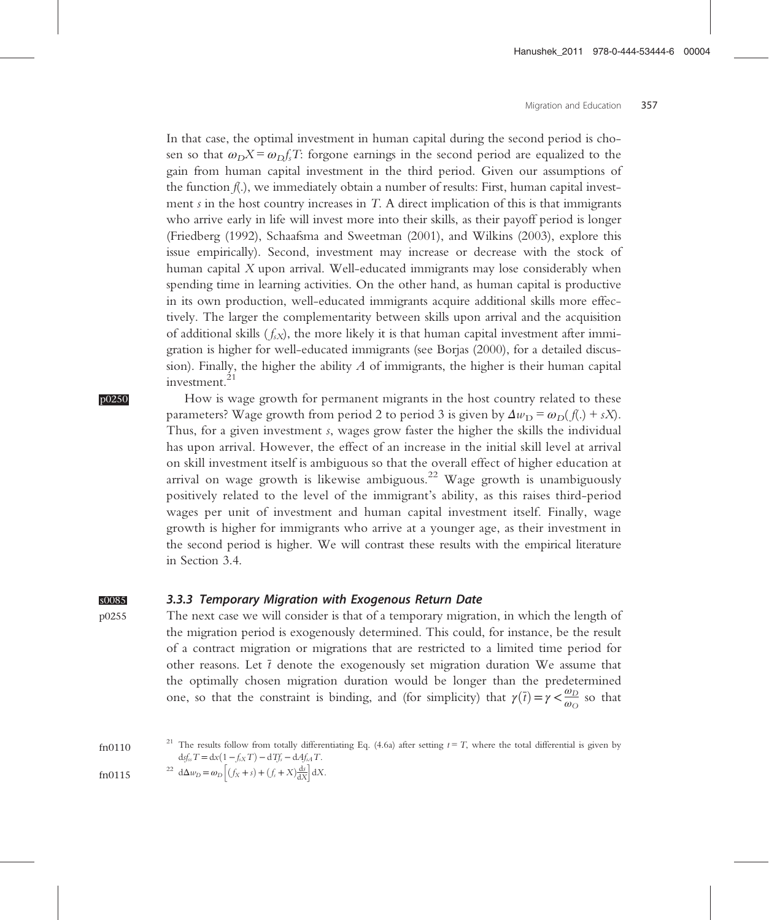In that case, the optimal investment in human capital during the second period is chosen so that $\omega_D X = \omega_D f_s T$: forgone earnings in the second period are equalized to the gain from human capital investment in the third period. Given our assumptions of the function $f(.)$, we immediately obtain a number of results: First, human capital investment $s$ in the host country increases in $T$. A direct implication of this is that immigrants who arrive early in life will invest more into their skills, as their payoff period is longer (Friedberg (1992), Schaafsma and Sweetman (2001), and Wilkins (2003), explore this issue empirically). Second, investment may increase or decrease with the stock of human capital $X$ upon arrival. Well-educated immigrants may lose considerably when spending time in learning activities. On the other hand, as human capital is productive in its own production, well-educated immigrants acquire additional skills more effectively. The larger the complementarity between skills upon arrival and the acquisition of additional skills ($f_{sX}$), the more likely it is that human capital investment after immigration is higher for well-educated immigrants (see Borjas (2000), for a detailed discussion). Finally, the higher the ability $A$ of immigrants, the higher is their human capital investment.[21]

How is wage growth for permanent migrants in the host country related to these parameters? Wage growth from period 2 to period 3 is given by $\Delta w_D = \omega_D(f(.) + sX)$. Thus, for a given investment $s$, wages grow faster the higher the skills the individual has upon arrival. However, the effect of an increase in the initial skill level at arrival on skill investment itself is ambiguous so that the overall effect of higher education at arrival on wage growth is likewise ambiguous.[22] Wage growth is unambiguously positively related to the level of the immigrant's ability, as this raises third-period wages per unit of investment and human capital investment itself. Finally, wage growth is higher for immigrants who arrive at a younger age, as their investment in the second period is higher. We will contrast these results with the empirical literature in Section 3.4.

### 3.3.3 Temporary Migration with Exogenous Return Date

The next case we will consider is that of a temporary migration, in which the length of the migration period is exogenously determined. This could, for instance, be the result of a contract migration or migrations that are restricted to a limited time period for other reasons. Let $\bar{t}$ denote the exogenously set migration duration We assume that the optimally chosen migration duration would be longer than the predetermined one, so that the constraint is binding, and (for simplicity) that $\gamma(\bar{t}) = \gamma < \frac{\omega_D}{\omega_O}$ so that

[21] The results follow from totally differentiating Eq. (4.6a) after setting $t = T$, where the total differential is given by $\mathrm{d}sf_{ss}T = \mathrm{d}x(1 - f_{sX}T) - \mathrm{d}Tf_s - \mathrm{d}Af_{sA}T$.

[22] $\mathrm{d}\Delta w_D = \omega_D\left[(f_X + s) + (f_s + X)\frac{\mathrm{d}s}{\mathrm{d}X}\right]\mathrm{d}X$.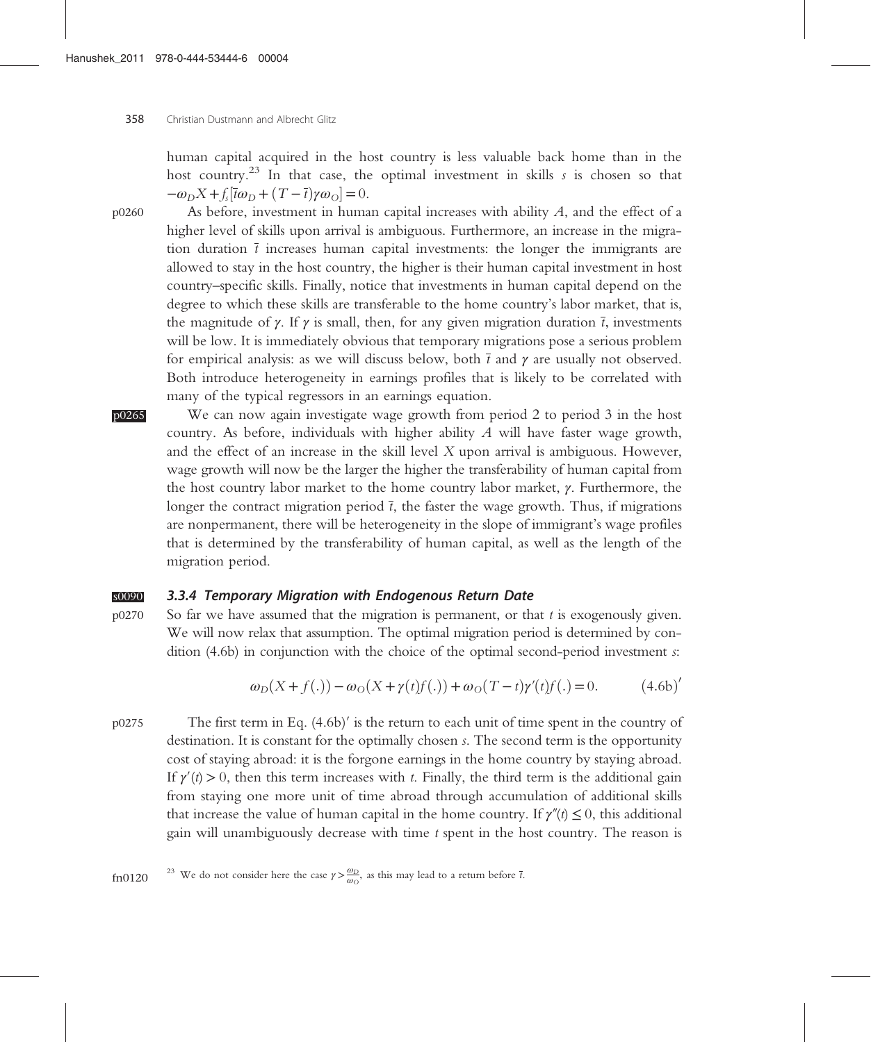human capital acquired in the host country is less valuable back home than in the host country.[23] In that case, the optimal investment in skills $s$ is chosen so that $-\omega_D X + f_s[\bar{t}\omega_D + (T-\bar{t})\gamma\omega_O] = 0$.

As before, investment in human capital increases with ability $A$, and the effect of a higher level of skills upon arrival is ambiguous. Furthermore, an increase in the migration duration $\bar{t}$ increases human capital investments: the longer the immigrants are allowed to stay in the host country, the higher is their human capital investment in host country–specific skills. Finally, notice that investments in human capital depend on the degree to which these skills are transferable to the home country's labor market, that is, the magnitude of $\gamma$. If $\gamma$ is small, then, for any given migration duration $\bar{t}$, investments will be low. It is immediately obvious that temporary migrations pose a serious problem for empirical analysis: as we will discuss below, both $\bar{t}$ and $\gamma$ are usually not observed. Both introduce heterogeneity in earnings profiles that is likely to be correlated with many of the typical regressors in an earnings equation.

We can now again investigate wage growth from period 2 to period 3 in the host country. As before, individuals with higher ability $A$ will have faster wage growth, and the effect of an increase in the skill level $X$ upon arrival is ambiguous. However, wage growth will now be the larger the higher the transferability of human capital from the host country labor market to the home country labor market, $\gamma$. Furthermore, the longer the contract migration period $\bar{t}$, the faster the wage growth. Thus, if migrations are nonpermanent, there will be heterogeneity in the slope of immigrant's wage profiles that is determined by the transferability of human capital, as well as the length of the migration period.

### 3.3.4 Temporary Migration with Endogenous Return Date

So far we have assumed that the migration is permanent, or that $t$ is exogenously given. We will now relax that assumption. The optimal migration period is determined by condition (4.6b) in conjunction with the choice of the optimal second-period investment $s$:

$$\omega_D(X + f(.)) - \omega_O(X + \gamma(t)f(.)) + \omega_O(T-t)\gamma'(t)f(.) = 0. \qquad (4.6\text{b})'$$

The first term in Eq. (4.6b)′ is the return to each unit of time spent in the country of destination. It is constant for the optimally chosen $s$. The second term is the opportunity cost of staying abroad: it is the forgone earnings in the home country by staying abroad. If $\gamma'(t) > 0$, then this term increases with $t$. Finally, the third term is the additional gain from staying one more unit of time abroad through accumulation of additional skills that increase the value of human capital in the home country. If $\gamma''(t) \leq 0$, this additional gain will unambiguously decrease with time $t$ spent in the host country. The reason is

[23] We do not consider here the case $\gamma > \frac{\omega_D}{\omega_O}$, as this may lead to a return before $\bar{t}$.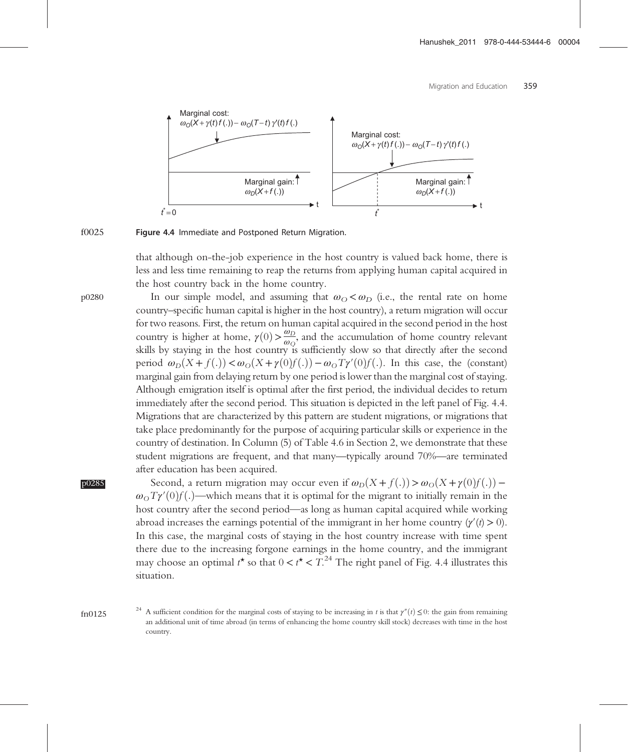Figure 4.4 Immediate and Postponed Return Migration.

that although on-the-job experience in the host country is valued back home, there is less and less time remaining to reap the returns from applying human capital acquired in the host country back in the home country.

In our simple model, and assuming that $\omega_O < \omega_D$ (i.e., the rental rate on home country–specific human capital is higher in the host country), a return migration will occur for two reasons. First, the return on human capital acquired in the second period in the host country is higher at home, $\gamma(0) > \frac{\omega_D}{\omega_O}$, and the accumulation of home country relevant skills by staying in the host country is sufficiently slow so that directly after the second period $\omega_D(X + f(.)) < \omega_O(X + \gamma(0)f(.)) - \omega_O T\gamma'(0)f(.)$. In this case, the (constant) marginal gain from delaying return by one period is lower than the marginal cost of staying. Although emigration itself is optimal after the first period, the individual decides to return immediately after the second period. This situation is depicted in the left panel of Fig. 4.4. Migrations that are characterized by this pattern are student migrations, or migrations that take place predominantly for the purpose of acquiring particular skills or experience in the country of destination. In Column (5) of Table 4.6 in Section 2, we demonstrate that these student migrations are frequent, and that many—typically around 70%—are terminated after education has been acquired.

Second, a return migration may occur even if $\omega_D(X + f(.)) > \omega_O(X + \gamma(0)f(.)) - \omega_O T\gamma'(0)f(.)$—which means that it is optimal for the migrant to initially remain in the host country after the second period—as long as human capital acquired while working abroad increases the earnings potential of the immigrant in her home country ($\gamma'(t) > 0$). In this case, the marginal costs of staying in the host country increase with time spent there due to the increasing forgone earnings in the home country, and the immigrant may choose an optimal $t^\star$ so that $0 < t^\star < T$.[24] The right panel of Fig. 4.4 illustrates this situation.

[24] A sufficient condition for the marginal costs of staying to be increasing in $t$ is that $\gamma''(t) \leq 0$: the gain from remaining an additional unit of time abroad (in terms of enhancing the home country skill stock) decreases with time in the host country.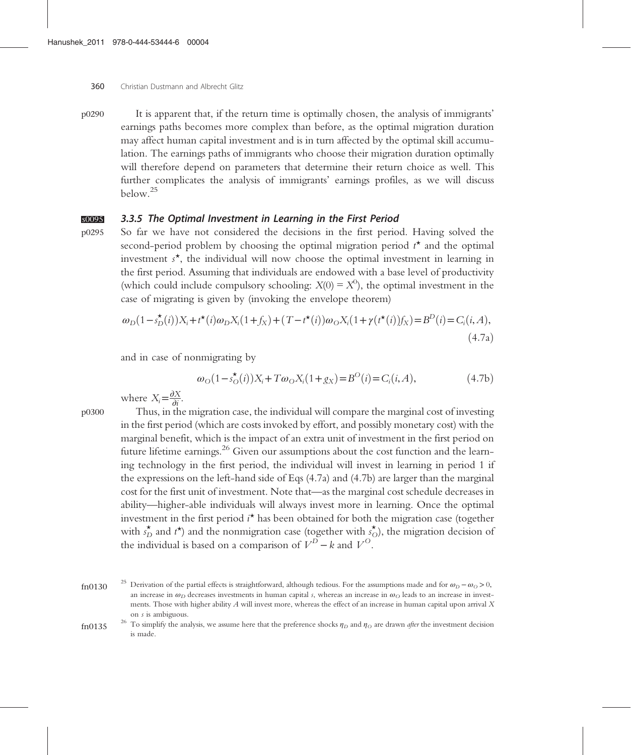It is apparent that, if the return time is optimally chosen, the analysis of immigrants' earnings paths becomes more complex than before, as the optimal migration duration may affect human capital investment and is in turn affected by the optimal skill accumulation. The earnings paths of immigrants who choose their migration duration optimally will therefore depend on parameters that determine their return choice as well. This further complicates the analysis of immigrants' earnings profiles, as we will discuss below.[25]

### 3.3.5 The Optimal Investment in Learning in the First Period

So far we have not considered the decisions in the first period. Having solved the second-period problem by choosing the optimal migration period $t^{\star}$ and the optimal investment $s^{\star}$, the individual will now choose the optimal investment in learning in the first period. Assuming that individuals are endowed with a base level of productivity (which could include compulsory schooling: $X(0) = X^0$), the optimal investment in the case of migrating is given by (invoking the envelope theorem)

$$\omega_D(1-s_D^{\star}(i))X_i + t^{\star}(i)\omega_D X_i(1+f_X) + (T-t^{\star}(i))\omega_O X_i(1+\gamma(t^{\star}(i))f_X) = B^D(i) = C_i(i,A), \tag{4.7a}$$

and in case of nonmigrating by

$$\omega_O(1-s_O^{\star}(i))X_i + T\omega_O X_i(1+g_X) = B^O(i) = C_i(i,A), \tag{4.7b}$$

where $X_i = \frac{\partial X}{\partial i}$.

Thus, in the migration case, the individual will compare the marginal cost of investing in the first period (which are costs invoked by effort, and possibly monetary cost) with the marginal benefit, which is the impact of an extra unit of investment in the first period on future lifetime earnings.[26] Given our assumptions about the cost function and the learning technology in the first period, the individual will invest in learning in period 1 if the expressions on the left-hand side of Eqs (4.7a) and (4.7b) are larger than the marginal cost for the first unit of investment. Note that—as the marginal cost schedule decreases in ability—higher-able individuals will always invest more in learning. Once the optimal investment in the first period $i^{\star}$ has been obtained for both the migration case (together with $s_D^{\star}$ and $t^{\star}$) and the nonmigration case (together with $s_O^{\star}$), the migration decision of the individual is based on a comparison of $V^D - k$ and $V^O$.

[25] Derivation of the partial effects is straightforward, although tedious. For the assumptions made and for $\omega_D - \omega_O > 0$, an increase in $\omega_D$ decreases investments in human capital $s$, whereas an increase in $\omega_O$ leads to an increase in investments. Those with higher ability $A$ will invest more, whereas the effect of an increase in human capital upon arrival $X$ on $s$ is ambiguous.

[26] To simplify the analysis, we assume here that the preference shocks $\eta_D$ and $\eta_O$ are drawn *after* the investment decision is made.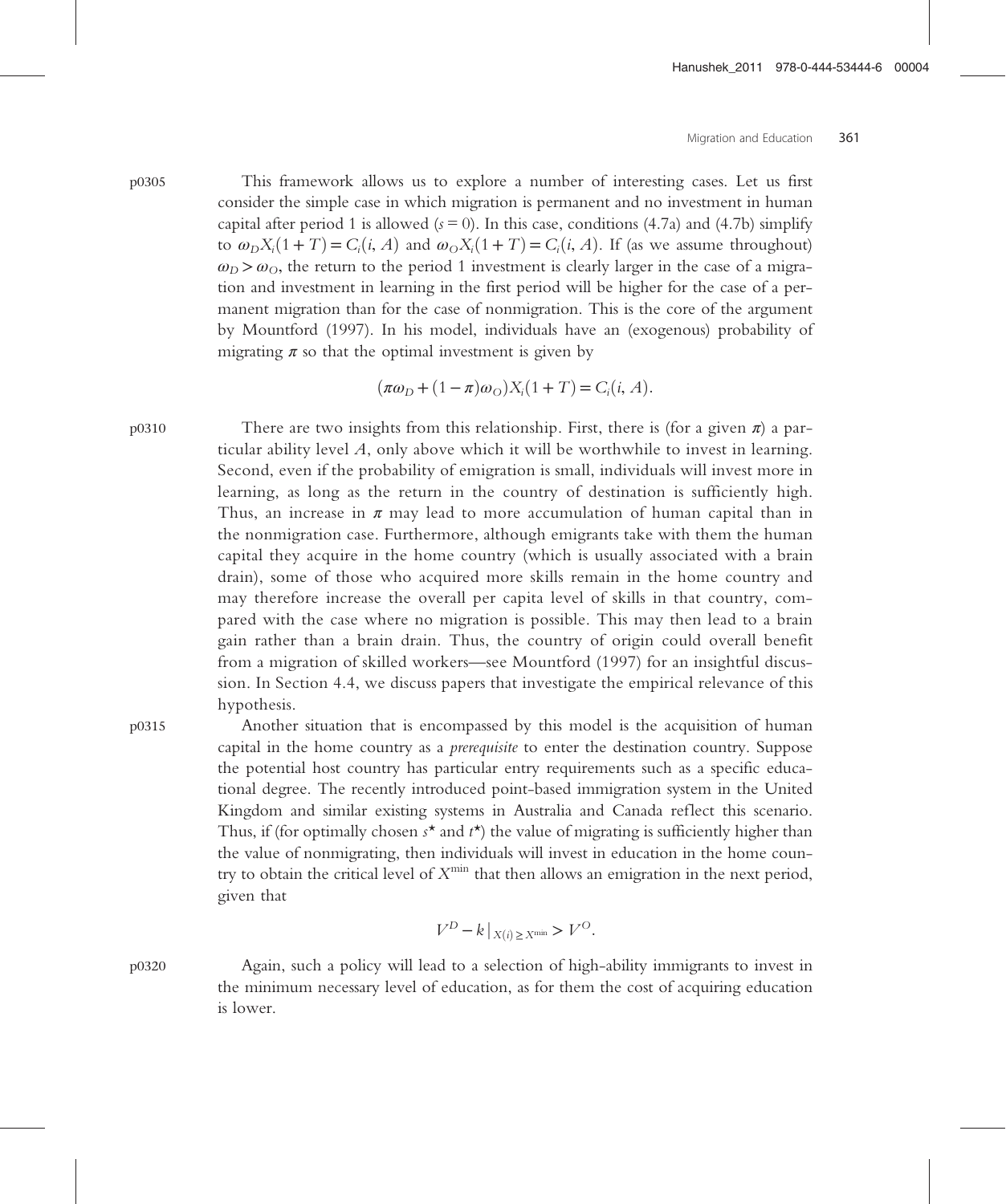This framework allows us to explore a number of interesting cases. Let us first consider the simple case in which migration is permanent and no investment in human capital after period 1 is allowed ($s = 0$). In this case, conditions (4.7a) and (4.7b) simplify to $\omega_D X_i(1+T) = C_i(i, A)$ and $\omega_O X_i(1+T) = C_i(i, A)$. If (as we assume throughout) $\omega_D > \omega_O$, the return to the period 1 investment is clearly larger in the case of a migration and investment in learning in the first period will be higher for the case of a permanent migration than for the case of nonmigration. This is the core of the argument by Mountford (1997). In his model, individuals have an (exogenous) probability of migrating $\pi$ so that the optimal investment is given by

$$(\pi\omega_D + (1-\pi)\omega_O)X_i(1+T) = C_i(i, A).$$

There are two insights from this relationship. First, there is (for a given $\pi$) a particular ability level $A$, only above which it will be worthwhile to invest in learning. Second, even if the probability of emigration is small, individuals will invest more in learning, as long as the return in the country of destination is sufficiently high. Thus, an increase in $\pi$ may lead to more accumulation of human capital than in the nonmigration case. Furthermore, although emigrants take with them the human capital they acquire in the home country (which is usually associated with a brain drain), some of those who acquired more skills remain in the home country and may therefore increase the overall per capita level of skills in that country, compared with the case where no migration is possible. This may then lead to a brain gain rather than a brain drain. Thus, the country of origin could overall benefit from a migration of skilled workers—see Mountford (1997) for an insightful discussion. In Section 4.4, we discuss papers that investigate the empirical relevance of this hypothesis.

Another situation that is encompassed by this model is the acquisition of human capital in the home country as a *prerequisite* to enter the destination country. Suppose the potential host country has particular entry requirements such as a specific educational degree. The recently introduced point-based immigration system in the United Kingdom and similar existing systems in Australia and Canada reflect this scenario. Thus, if (for optimally chosen $s^\star$ and $t^\star$) the value of migrating is sufficiently higher than the value of nonmigrating, then individuals will invest in education in the home country to obtain the critical level of $X^{\min}$ that then allows an emigration in the next period, given that

$$V^D - k\big|_{X(i) \geq X^{\min}} > V^O.$$

Again, such a policy will lead to a selection of high-ability immigrants to invest in the minimum necessary level of education, as for them the cost of acquiring education is lower.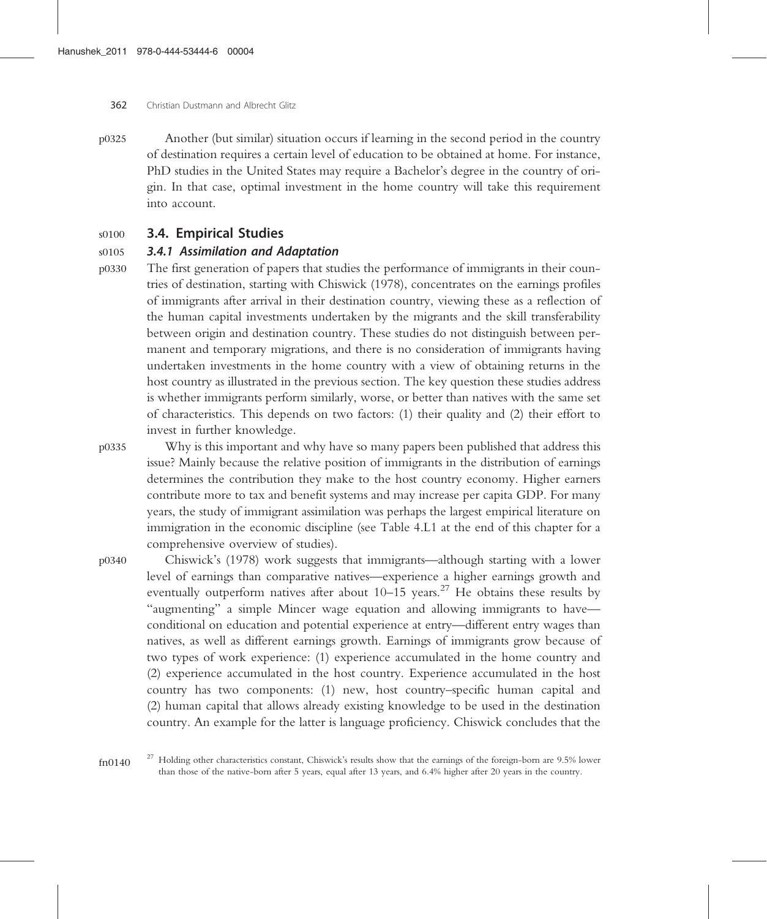Another (but similar) situation occurs if learning in the second period in the country of destination requires a certain level of education to be obtained at home. For instance, PhD studies in the United States may require a Bachelor's degree in the country of origin. In that case, optimal investment in the home country will take this requirement into account.

## 3.4. Empirical Studies

### *3.4.1 Assimilation and Adaptation*

The first generation of papers that studies the performance of immigrants in their countries of destination, starting with Chiswick (1978), concentrates on the earnings profiles of immigrants after arrival in their destination country, viewing these as a reflection of the human capital investments undertaken by the migrants and the skill transferability between origin and destination country. These studies do not distinguish between permanent and temporary migrations, and there is no consideration of immigrants having undertaken investments in the home country with a view of obtaining returns in the host country as illustrated in the previous section. The key question these studies address is whether immigrants perform similarly, worse, or better than natives with the same set of characteristics. This depends on two factors: (1) their quality and (2) their effort to invest in further knowledge.

Why is this important and why have so many papers been published that address this issue? Mainly because the relative position of immigrants in the distribution of earnings determines the contribution they make to the host country economy. Higher earners contribute more to tax and benefit systems and may increase per capita GDP. For many years, the study of immigrant assimilation was perhaps the largest empirical literature on immigration in the economic discipline (see Table 4.L1 at the end of this chapter for a comprehensive overview of studies).

Chiswick's (1978) work suggests that immigrants—although starting with a lower level of earnings than comparative natives—experience a higher earnings growth and eventually outperform natives after about 10–15 years.[27] He obtains these results by "augmenting" a simple Mincer wage equation and allowing immigrants to have—conditional on education and potential experience at entry—different entry wages than natives, as well as different earnings growth. Earnings of immigrants grow because of two types of work experience: (1) experience accumulated in the home country and (2) experience accumulated in the host country. Experience accumulated in the host country has two components: (1) new, host country–specific human capital and (2) human capital that allows already existing knowledge to be used in the destination country. An example for the latter is language proficiency. Chiswick concludes that the

[27] Holding other characteristics constant, Chiswick's results show that the earnings of the foreign-born are 9.5% lower than those of the native-born after 5 years, equal after 13 years, and 6.4% higher after 20 years in the country.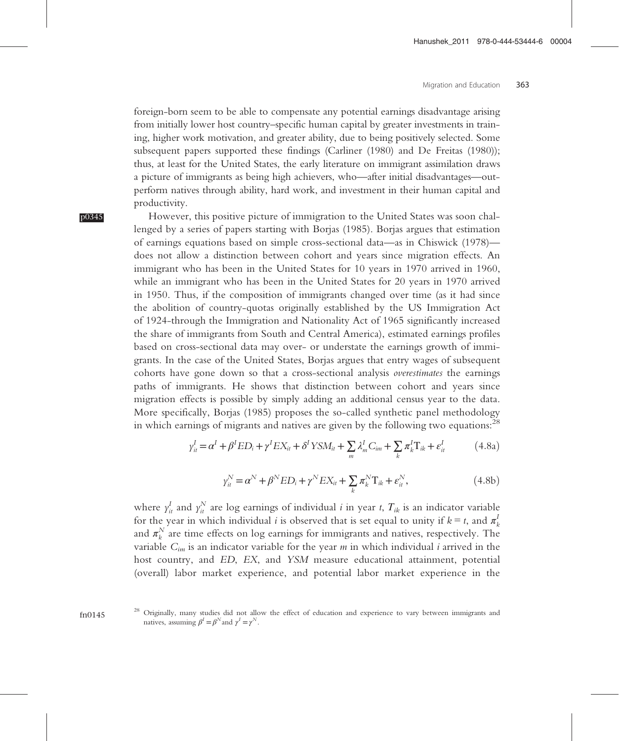foreign-born seem to be able to compensate any potential earnings disadvantage arising from initially lower host country–specific human capital by greater investments in training, higher work motivation, and greater ability, due to being positively selected. Some subsequent papers supported these findings (Carliner (1980) and De Freitas (1980)); thus, at least for the United States, the early literature on immigrant assimilation draws a picture of immigrants as being high achievers, who—after initial disadvantages—outperform natives through ability, hard work, and investment in their human capital and productivity.

However, this positive picture of immigration to the United States was soon challenged by a series of papers starting with Borjas (1985). Borjas argues that estimation of earnings equations based on simple cross-sectional data—as in Chiswick (1978)—does not allow a distinction between cohort and years since migration effects. An immigrant who has been in the United States for 10 years in 1970 arrived in 1960, while an immigrant who has been in the United States for 20 years in 1970 arrived in 1950. Thus, if the composition of immigrants changed over time (as it had since the abolition of country-quotas originally established by the US Immigration Act of 1924-through the Immigration and Nationality Act of 1965 significantly increased the share of immigrants from South and Central America), estimated earnings profiles based on cross-sectional data may over- or understate the earnings growth of immigrants. In the case of the United States, Borjas argues that entry wages of subsequent cohorts have gone down so that a cross-sectional analysis *overestimates* the earnings paths of immigrants. He shows that distinction between cohort and years since migration effects is possible by simply adding an additional census year to the data. More specifically, Borjas (1985) proposes the so-called synthetic panel methodology in which earnings of migrants and natives are given by the following two equations:[28]

$$y_{it}^I = \alpha^I + \beta^I ED_i + \gamma^I EX_{it} + \delta^I YSM_{it} + \sum_m \lambda_m^I C_{im} + \sum_k \pi_k^I \mathrm{T}_{ik} + \varepsilon_{it}^I \tag{4.8a}$$

$$y_{it}^N = \alpha^N + \beta^N ED_i + \gamma^N EX_{it} + \sum_k \pi_k^N \mathrm{T}_{ik} + \varepsilon_{it}^N, \tag{4.8b}$$

where $y_{it}^I$ and $y_{it}^N$ are log earnings of individual $i$ in year $t$, $T_{ik}$ is an indicator variable for the year in which individual $i$ is observed that is set equal to unity if $k = t$, and $\pi_k^I$ and $\pi_k^N$ are time effects on log earnings for immigrants and natives, respectively. The variable $C_{im}$ is an indicator variable for the year $m$ in which individual $i$ arrived in the host country, and $ED$, $EX$, and $YSM$ measure educational attainment, potential (overall) labor market experience, and potential labor market experience in the

[28] Originally, many studies did not allow the effect of education and experience to vary between immigrants and natives, assuming $\beta^I = \beta^N$ and $\gamma^I = \gamma^N$.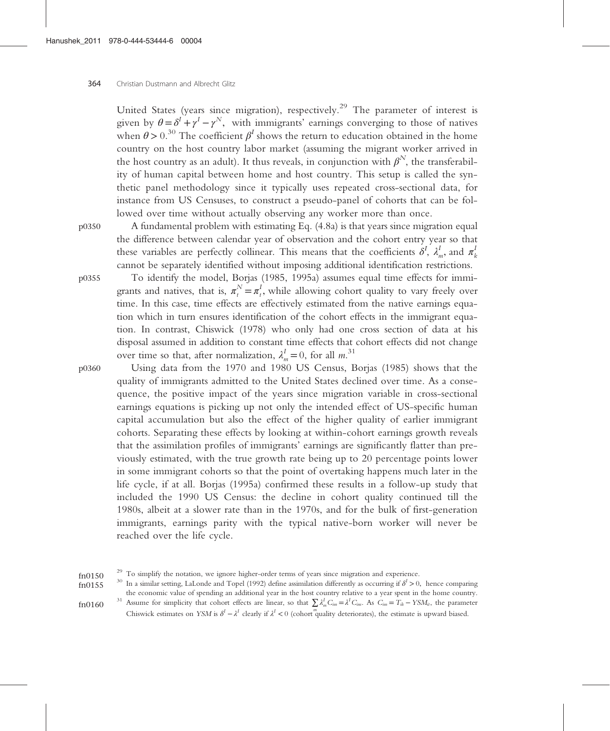United States (years since migration), respectively.[29] The parameter of interest is given by $\theta = \delta^I + \gamma^I - \gamma^N$, with immigrants' earnings converging to those of natives when $\theta > 0$.[30] The coefficient $\beta^I$ shows the return to education obtained in the home country on the host country labor market (assuming the migrant worker arrived in the host country as an adult). It thus reveals, in conjunction with $\beta^N$, the transferability of human capital between home and host country. This setup is called the synthetic panel methodology since it typically uses repeated cross-sectional data, for instance from US Censuses, to construct a pseudo-panel of cohorts that can be followed over time without actually observing any worker more than once.

A fundamental problem with estimating Eq. (4.8a) is that years since migration equal the difference between calendar year of observation and the cohort entry year so that these variables are perfectly collinear. This means that the coefficients $\delta^I$, $\lambda^I_m$, and $\pi^I_k$ cannot be separately identified without imposing additional identification restrictions.

To identify the model, Borjas (1985, 1995a) assumes equal time effects for immigrants and natives, that is, $\pi^N_t = \pi^I_t$, while allowing cohort quality to vary freely over time. In this case, time effects are effectively estimated from the native earnings equation which in turn ensures identification of the cohort effects in the immigrant equation. In contrast, Chiswick (1978) who only had one cross section of data at his disposal assumed in addition to constant time effects that cohort effects did not change over time so that, after normalization, $\lambda^I_m = 0$, for all $m$.[31]

Using data from the 1970 and 1980 US Census, Borjas (1985) shows that the quality of immigrants admitted to the United States declined over time. As a consequence, the positive impact of the years since migration variable in cross-sectional earnings equations is picking up not only the intended effect of US-specific human capital accumulation but also the effect of the higher quality of earlier immigrant cohorts. Separating these effects by looking at within-cohort earnings growth reveals that the assimilation profiles of immigrants' earnings are significantly flatter than previously estimated, with the true growth rate being up to 20 percentage points lower in some immigrant cohorts so that the point of overtaking happens much later in the life cycle, if at all. Borjas (1995a) confirmed these results in a follow-up study that included the 1990 US Census: the decline in cohort quality continued till the 1980s, albeit at a slower rate than in the 1970s, and for the bulk of first-generation immigrants, earnings parity with the typical native-born worker will never be reached over the life cycle.

---

[29] To simplify the notation, we ignore higher-order terms of years since migration and experience.

[30] In a similar setting, LaLonde and Topel (1992) define assimilation differently as occurring if $\delta^I > 0$, hence comparing the economic value of spending an additional year in the host country relative to a year spent in the home country.

[31] Assume for simplicity that cohort effects are linear, so that $\sum_m \lambda^I_m C_{im} = \lambda^I C_{im}$. As $C_{im} = T_{ik} - YSM_{it}$, the parameter Chiswick estimates on $YSM$ is $\delta^I - \lambda^I$ clearly if $\lambda^I < 0$ (cohort quality deteriorates), the estimate is upward biased.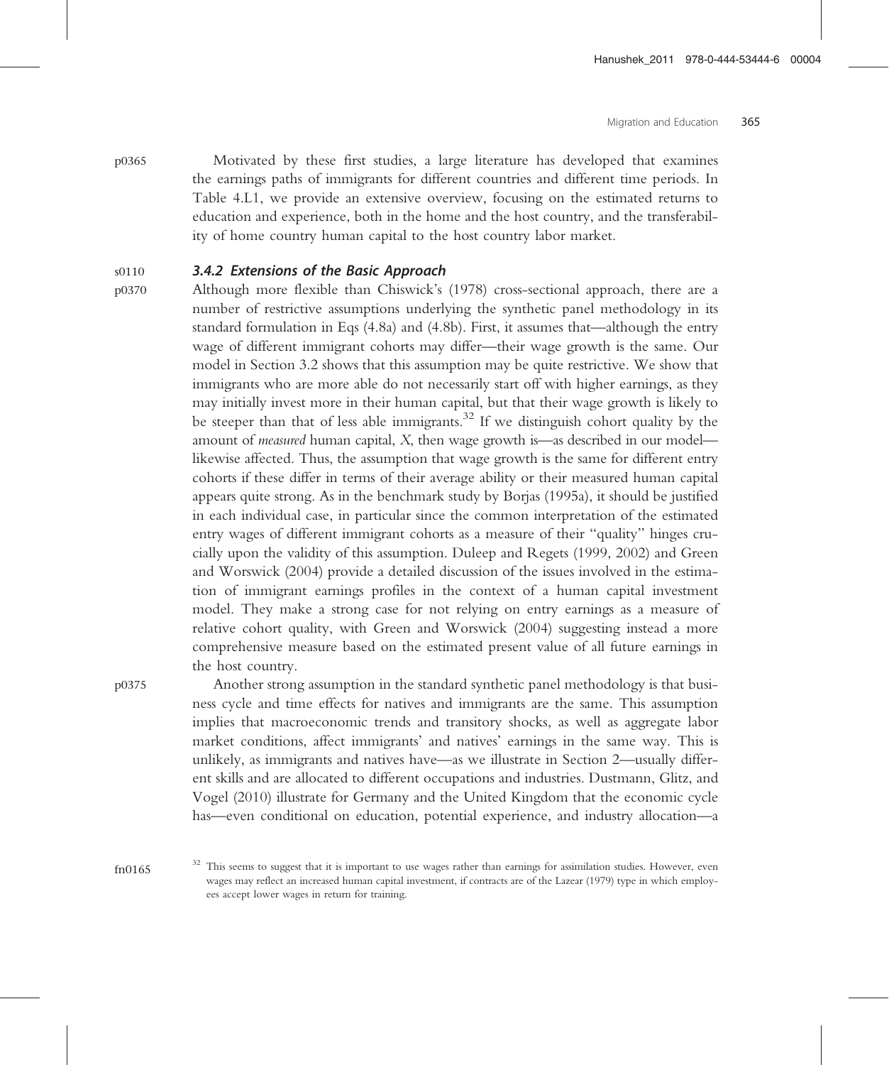Motivated by these first studies, a large literature has developed that examines the earnings paths of immigrants for different countries and different time periods. In Table 4.L1, we provide an extensive overview, focusing on the estimated returns to education and experience, both in the home and the host country, and the transferability of home country human capital to the host country labor market.

### 3.4.2 Extensions of the Basic Approach

Although more flexible than Chiswick's (1978) cross-sectional approach, there are a number of restrictive assumptions underlying the synthetic panel methodology in its standard formulation in Eqs (4.8a) and (4.8b). First, it assumes that—although the entry wage of different immigrant cohorts may differ—their wage growth is the same. Our model in Section 3.2 shows that this assumption may be quite restrictive. We show that immigrants who are more able do not necessarily start off with higher earnings, as they may initially invest more in their human capital, but that their wage growth is likely to be steeper than that of less able immigrants.[32] If we distinguish cohort quality by the amount of *measured* human capital, $X$, then wage growth is—as described in our model—likewise affected. Thus, the assumption that wage growth is the same for different entry cohorts if these differ in terms of their average ability or their measured human capital appears quite strong. As in the benchmark study by Borjas (1995a), it should be justified in each individual case, in particular since the common interpretation of the estimated entry wages of different immigrant cohorts as a measure of their "quality" hinges crucially upon the validity of this assumption. Duleep and Regets (1999, 2002) and Green and Worswick (2004) provide a detailed discussion of the issues involved in the estimation of immigrant earnings profiles in the context of a human capital investment model. They make a strong case for not relying on entry earnings as a measure of relative cohort quality, with Green and Worswick (2004) suggesting instead a more comprehensive measure based on the estimated present value of all future earnings in the host country.

Another strong assumption in the standard synthetic panel methodology is that business cycle and time effects for natives and immigrants are the same. This assumption implies that macroeconomic trends and transitory shocks, as well as aggregate labor market conditions, affect immigrants' and natives' earnings in the same way. This is unlikely, as immigrants and natives have—as we illustrate in Section 2—usually different skills and are allocated to different occupations and industries. Dustmann, Glitz, and Vogel (2010) illustrate for Germany and the United Kingdom that the economic cycle has—even conditional on education, potential experience, and industry allocation—a

[32] This seems to suggest that it is important to use wages rather than earnings for assimilation studies. However, even wages may reflect an increased human capital investment, if contracts are of the Lazear (1979) type in which employees accept lower wages in return for training.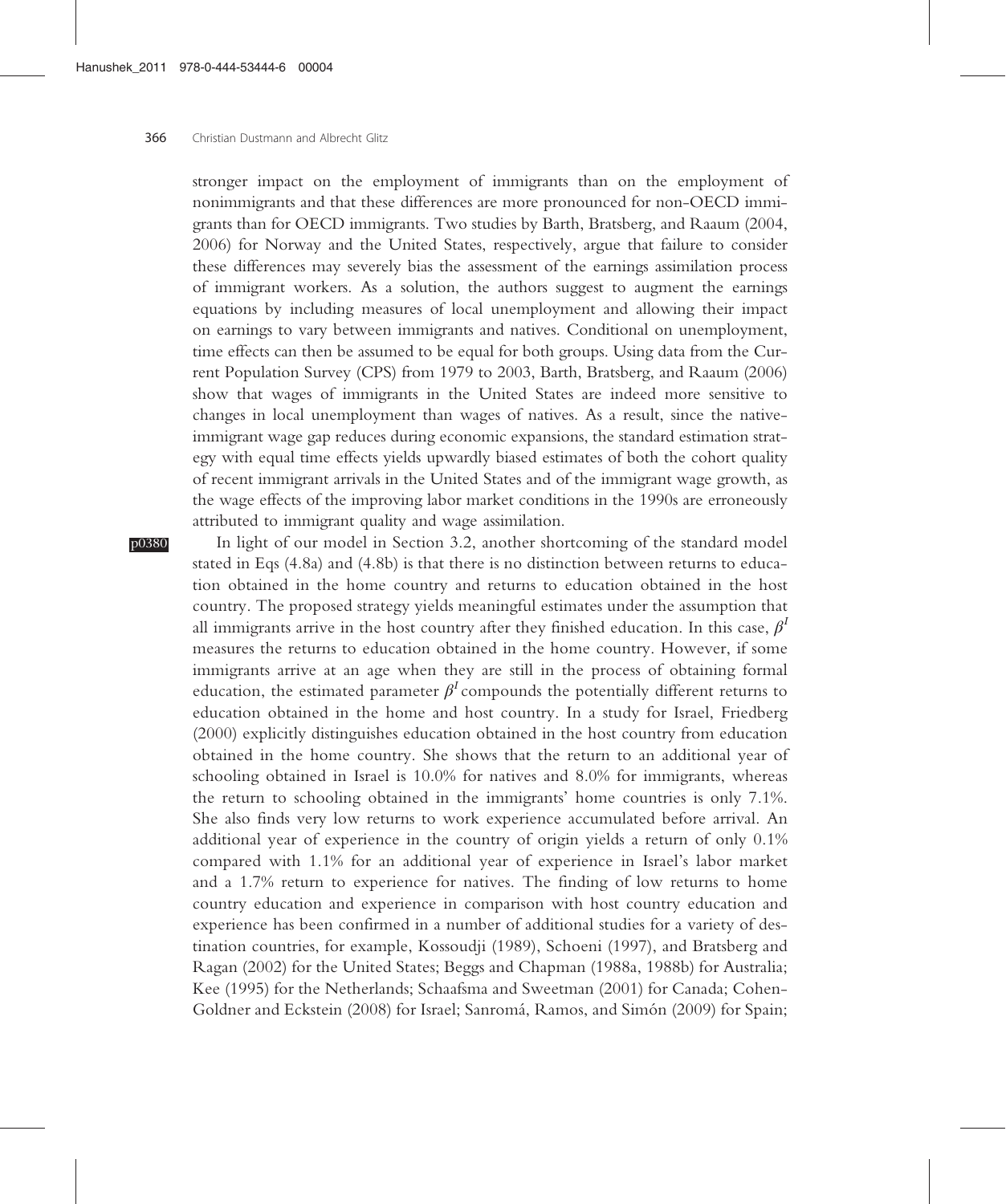stronger impact on the employment of immigrants than on the employment of nonimmigrants and that these differences are more pronounced for non-OECD immigrants than for OECD immigrants. Two studies by Barth, Bratsberg, and Raaum (2004, 2006) for Norway and the United States, respectively, argue that failure to consider these differences may severely bias the assessment of the earnings assimilation process of immigrant workers. As a solution, the authors suggest to augment the earnings equations by including measures of local unemployment and allowing their impact on earnings to vary between immigrants and natives. Conditional on unemployment, time effects can then be assumed to be equal for both groups. Using data from the Current Population Survey (CPS) from 1979 to 2003, Barth, Bratsberg, and Raaum (2006) show that wages of immigrants in the United States are indeed more sensitive to changes in local unemployment than wages of natives. As a result, since the native-immigrant wage gap reduces during economic expansions, the standard estimation strategy with equal time effects yields upwardly biased estimates of both the cohort quality of recent immigrant arrivals in the United States and of the immigrant wage growth, as the wage effects of the improving labor market conditions in the 1990s are erroneously attributed to immigrant quality and wage assimilation.

In light of our model in Section 3.2, another shortcoming of the standard model stated in Eqs (4.8a) and (4.8b) is that there is no distinction between returns to education obtained in the home country and returns to education obtained in the host country. The proposed strategy yields meaningful estimates under the assumption that all immigrants arrive in the host country after they finished education. In this case, $\beta^I$ measures the returns to education obtained in the home country. However, if some immigrants arrive at an age when they are still in the process of obtaining formal education, the estimated parameter $\beta^I$ compounds the potentially different returns to education obtained in the home and host country. In a study for Israel, Friedberg (2000) explicitly distinguishes education obtained in the host country from education obtained in the home country. She shows that the return to an additional year of schooling obtained in Israel is 10.0% for natives and 8.0% for immigrants, whereas the return to schooling obtained in the immigrants' home countries is only 7.1%. She also finds very low returns to work experience accumulated before arrival. An additional year of experience in the country of origin yields a return of only 0.1% compared with 1.1% for an additional year of experience in Israel's labor market and a 1.7% return to experience for natives. The finding of low returns to home country education and experience in comparison with host country education and experience has been confirmed in a number of additional studies for a variety of destination countries, for example, Kossoudji (1989), Schoeni (1997), and Bratsberg and Ragan (2002) for the United States; Beggs and Chapman (1988a, 1988b) for Australia; Kee (1995) for the Netherlands; Schaafsma and Sweetman (2001) for Canada; Cohen-Goldner and Eckstein (2008) for Israel; Sanromá, Ramos, and Simón (2009) for Spain;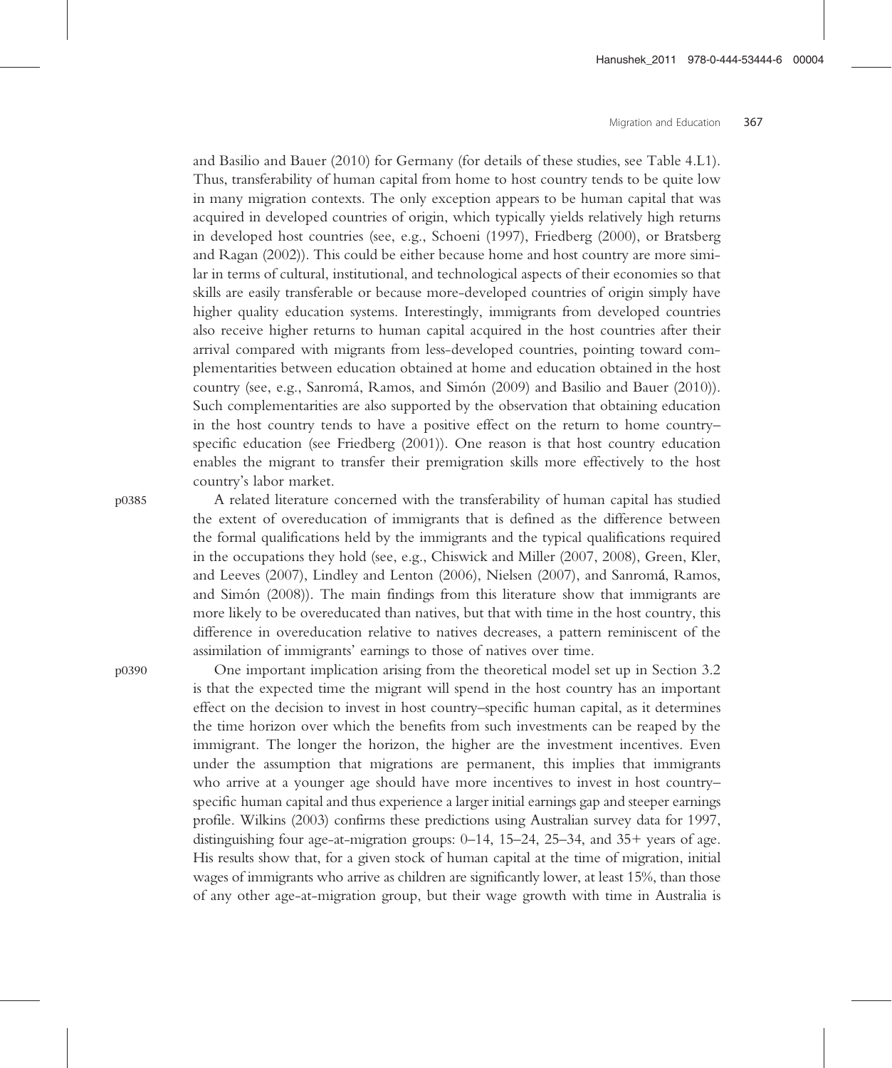and Basilio and Bauer (2010) for Germany (for details of these studies, see Table 4.L1). Thus, transferability of human capital from home to host country tends to be quite low in many migration contexts. The only exception appears to be human capital that was acquired in developed countries of origin, which typically yields relatively high returns in developed host countries (see, e.g., Schoeni (1997), Friedberg (2000), or Bratsberg and Ragan (2002)). This could be either because home and host country are more similar in terms of cultural, institutional, and technological aspects of their economies so that skills are easily transferable or because more-developed countries of origin simply have higher quality education systems. Interestingly, immigrants from developed countries also receive higher returns to human capital acquired in the host countries after their arrival compared with migrants from less-developed countries, pointing toward complementarities between education obtained at home and education obtained in the host country (see, e.g., Sanromá, Ramos, and Simón (2009) and Basilio and Bauer (2010)). Such complementarities are also supported by the observation that obtaining education in the host country tends to have a positive effect on the return to home country–specific education (see Friedberg (2001)). One reason is that host country education enables the migrant to transfer their premigration skills more effectively to the host country's labor market.

A related literature concerned with the transferability of human capital has studied the extent of overeducation of immigrants that is defined as the difference between the formal qualifications held by the immigrants and the typical qualifications required in the occupations they hold (see, e.g., Chiswick and Miller (2007, 2008), Green, Kler, and Leeves (2007), Lindley and Lenton (2006), Nielsen (2007), and Sanromá, Ramos, and Simón (2008)). The main findings from this literature show that immigrants are more likely to be overeducated than natives, but that with time in the host country, this difference in overeducation relative to natives decreases, a pattern reminiscent of the assimilation of immigrants' earnings to those of natives over time.

One important implication arising from the theoretical model set up in Section 3.2 is that the expected time the migrant will spend in the host country has an important effect on the decision to invest in host country–specific human capital, as it determines the time horizon over which the benefits from such investments can be reaped by the immigrant. The longer the horizon, the higher are the investment incentives. Even under the assumption that migrations are permanent, this implies that immigrants who arrive at a younger age should have more incentives to invest in host country–specific human capital and thus experience a larger initial earnings gap and steeper earnings profile. Wilkins (2003) confirms these predictions using Australian survey data for 1997, distinguishing four age-at-migration groups: 0–14, 15–24, 25–34, and 35+ years of age. His results show that, for a given stock of human capital at the time of migration, initial wages of immigrants who arrive as children are significantly lower, at least 15%, than those of any other age-at-migration group, but their wage growth with time in Australia is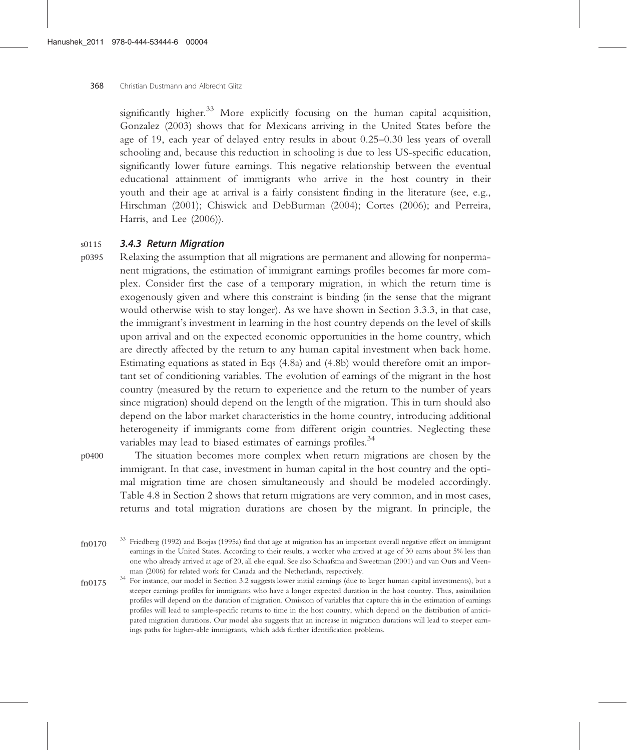significantly higher.[33] More explicitly focusing on the human capital acquisition, Gonzalez (2003) shows that for Mexicans arriving in the United States before the age of 19, each year of delayed entry results in about 0.25–0.30 less years of overall schooling and, because this reduction in schooling is due to less US-specific education, significantly lower future earnings. This negative relationship between the eventual educational attainment of immigrants who arrive in the host country in their youth and their age at arrival is a fairly consistent finding in the literature (see, e.g., Hirschman (2001); Chiswick and DebBurman (2004); Cortes (2006); and Perreira, Harris, and Lee (2006)).

### 3.4.3 Return Migration

Relaxing the assumption that all migrations are permanent and allowing for nonpermanent migrations, the estimation of immigrant earnings profiles becomes far more complex. Consider first the case of a temporary migration, in which the return time is exogenously given and where this constraint is binding (in the sense that the migrant would otherwise wish to stay longer). As we have shown in Section 3.3.3, in that case, the immigrant's investment in learning in the host country depends on the level of skills upon arrival and on the expected economic opportunities in the home country, which are directly affected by the return to any human capital investment when back home. Estimating equations as stated in Eqs (4.8a) and (4.8b) would therefore omit an important set of conditioning variables. The evolution of earnings of the migrant in the host country (measured by the return to experience and the return to the number of years since migration) should depend on the length of the migration. This in turn should also depend on the labor market characteristics in the home country, introducing additional heterogeneity if immigrants come from different origin countries. Neglecting these variables may lead to biased estimates of earnings profiles.[34]

The situation becomes more complex when return migrations are chosen by the immigrant. In that case, investment in human capital in the host country and the optimal migration time are chosen simultaneously and should be modeled accordingly. Table 4.8 in Section 2 shows that return migrations are very common, and in most cases, returns and total migration durations are chosen by the migrant. In principle, the

---

[33] Friedberg (1992) and Borjas (1995a) find that age at migration has an important overall negative effect on immigrant earnings in the United States. According to their results, a worker who arrived at age of 30 earns about 5% less than one who already arrived at age of 20, all else equal. See also Schaafsma and Sweetman (2001) and van Ours and Veenman (2006) for related work for Canada and the Netherlands, respectively.

[34] For instance, our model in Section 3.2 suggests lower initial earnings (due to larger human capital investments), but a steeper earnings profiles for immigrants who have a longer expected duration in the host country. Thus, assimilation profiles will depend on the duration of migration. Omission of variables that capture this in the estimation of earnings profiles will lead to sample-specific returns to time in the host country, which depend on the distribution of anticipated migration durations. Our model also suggests that an increase in migration durations will lead to steeper earnings paths for higher-able immigrants, which adds further identification problems.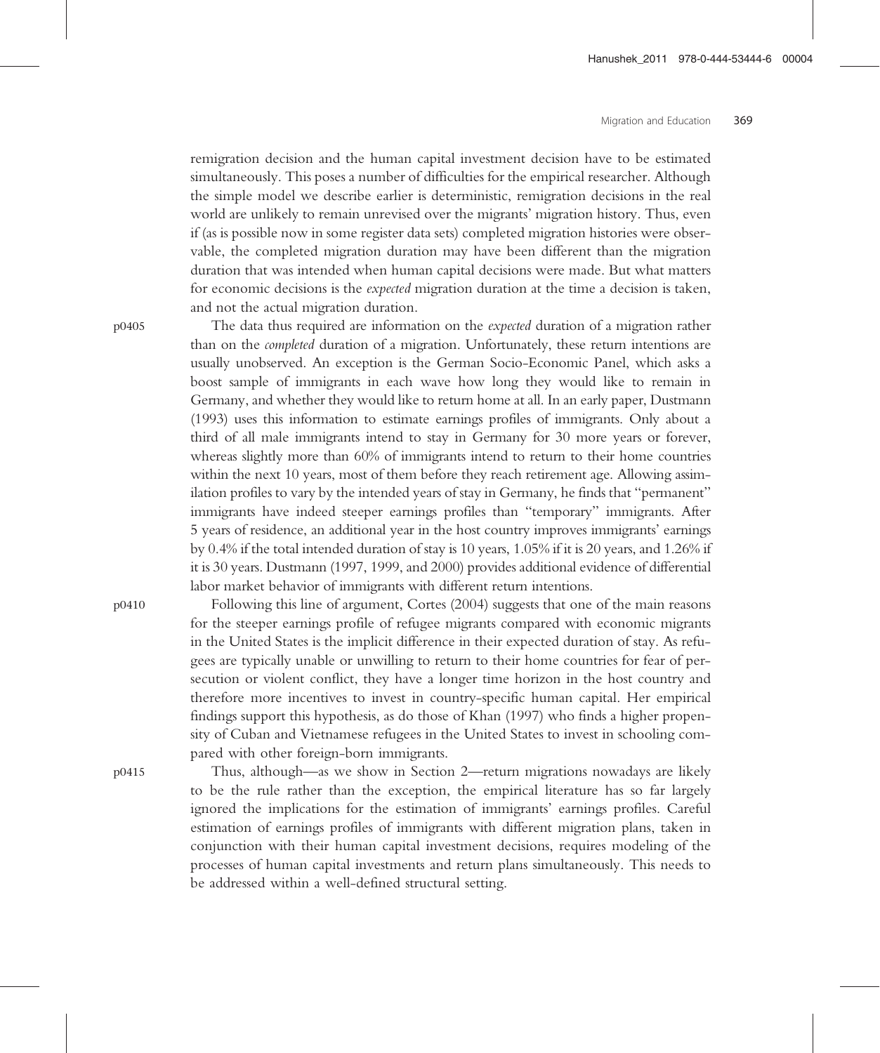remigration decision and the human capital investment decision have to be estimated simultaneously. This poses a number of difficulties for the empirical researcher. Although the simple model we describe earlier is deterministic, remigration decisions in the real world are unlikely to remain unrevised over the migrants' migration history. Thus, even if (as is possible now in some register data sets) completed migration histories were observable, the completed migration duration may have been different than the migration duration that was intended when human capital decisions were made. But what matters for economic decisions is the *expected* migration duration at the time a decision is taken, and not the actual migration duration.

The data thus required are information on the *expected* duration of a migration rather than on the *completed* duration of a migration. Unfortunately, these return intentions are usually unobserved. An exception is the German Socio-Economic Panel, which asks a boost sample of immigrants in each wave how long they would like to remain in Germany, and whether they would like to return home at all. In an early paper, Dustmann (1993) uses this information to estimate earnings profiles of immigrants. Only about a third of all male immigrants intend to stay in Germany for 30 more years or forever, whereas slightly more than 60% of immigrants intend to return to their home countries within the next 10 years, most of them before they reach retirement age. Allowing assimilation profiles to vary by the intended years of stay in Germany, he finds that "permanent" immigrants have indeed steeper earnings profiles than "temporary" immigrants. After 5 years of residence, an additional year in the host country improves immigrants' earnings by 0.4% if the total intended duration of stay is 10 years, 1.05% if it is 20 years, and 1.26% if it is 30 years. Dustmann (1997, 1999, and 2000) provides additional evidence of differential labor market behavior of immigrants with different return intentions.

Following this line of argument, Cortes (2004) suggests that one of the main reasons for the steeper earnings profile of refugee migrants compared with economic migrants in the United States is the implicit difference in their expected duration of stay. As refugees are typically unable or unwilling to return to their home countries for fear of persecution or violent conflict, they have a longer time horizon in the host country and therefore more incentives to invest in country-specific human capital. Her empirical findings support this hypothesis, as do those of Khan (1997) who finds a higher propensity of Cuban and Vietnamese refugees in the United States to invest in schooling compared with other foreign-born immigrants.

Thus, although—as we show in Section 2—return migrations nowadays are likely to be the rule rather than the exception, the empirical literature has so far largely ignored the implications for the estimation of immigrants' earnings profiles. Careful estimation of earnings profiles of immigrants with different migration plans, taken in conjunction with their human capital investment decisions, requires modeling of the processes of human capital investments and return plans simultaneously. This needs to be addressed within a well-defined structural setting.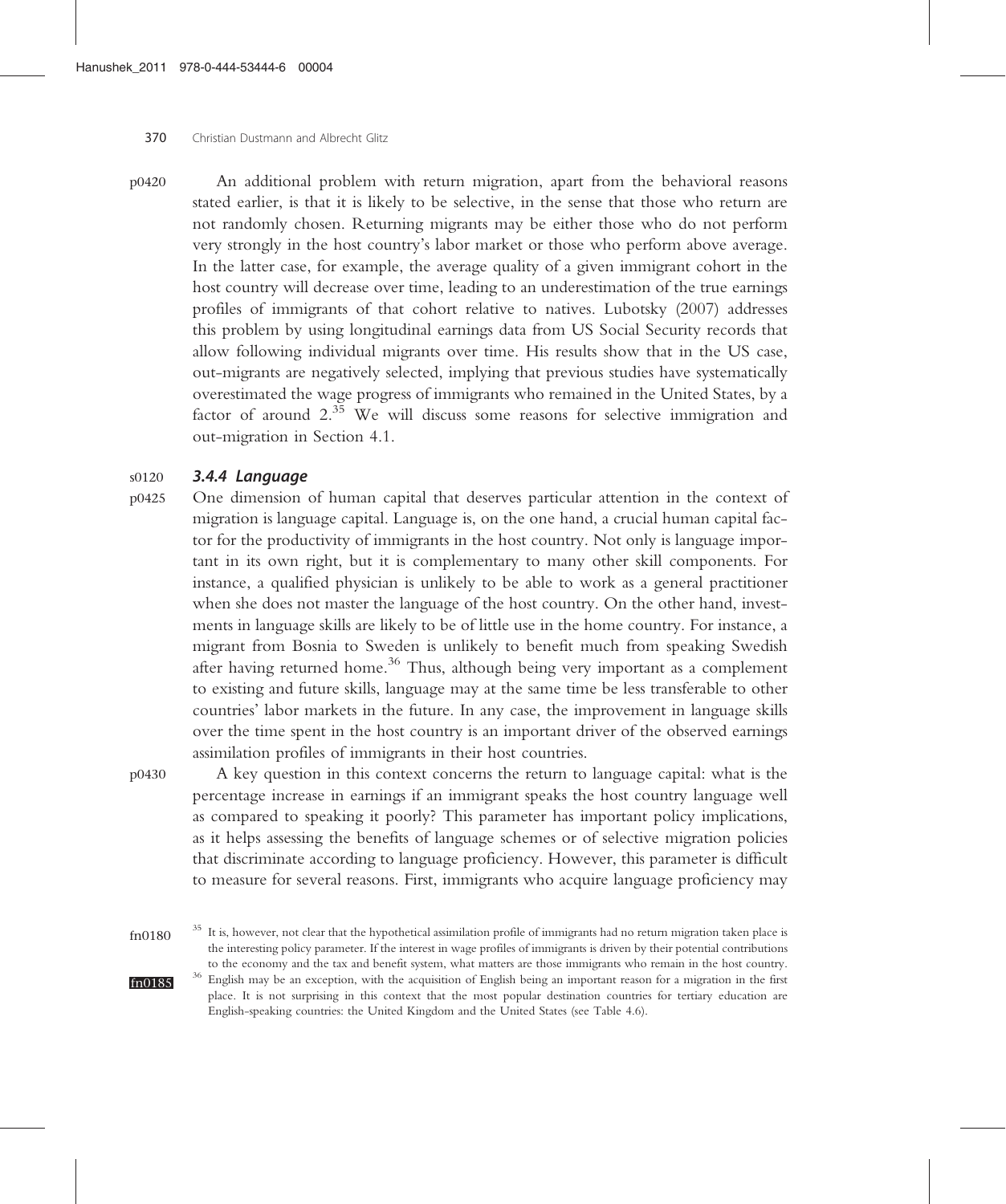An additional problem with return migration, apart from the behavioral reasons stated earlier, is that it is likely to be selective, in the sense that those who return are not randomly chosen. Returning migrants may be either those who do not perform very strongly in the host country's labor market or those who perform above average. In the latter case, for example, the average quality of a given immigrant cohort in the host country will decrease over time, leading to an underestimation of the true earnings profiles of immigrants of that cohort relative to natives. Lubotsky (2007) addresses this problem by using longitudinal earnings data from US Social Security records that allow following individual migrants over time. His results show that in the US case, out-migrants are negatively selected, implying that previous studies have systematically overestimated the wage progress of immigrants who remained in the United States, by a factor of around 2.[35] We will discuss some reasons for selective immigration and out-migration in Section 4.1.

### 3.4.4 Language

One dimension of human capital that deserves particular attention in the context of migration is language capital. Language is, on the one hand, a crucial human capital factor for the productivity of immigrants in the host country. Not only is language important in its own right, but it is complementary to many other skill components. For instance, a qualified physician is unlikely to be able to work as a general practitioner when she does not master the language of the host country. On the other hand, investments in language skills are likely to be of little use in the home country. For instance, a migrant from Bosnia to Sweden is unlikely to benefit much from speaking Swedish after having returned home.[36] Thus, although being very important as a complement to existing and future skills, language may at the same time be less transferable to other countries' labor markets in the future. In any case, the improvement in language skills over the time spent in the host country is an important driver of the observed earnings assimilation profiles of immigrants in their host countries.

A key question in this context concerns the return to language capital: what is the percentage increase in earnings if an immigrant speaks the host country language well as compared to speaking it poorly? This parameter has important policy implications, as it helps assessing the benefits of language schemes or of selective migration policies that discriminate according to language proficiency. However, this parameter is difficult to measure for several reasons. First, immigrants who acquire language proficiency may

[35] It is, however, not clear that the hypothetical assimilation profile of immigrants had no return migration taken place is the interesting policy parameter. If the interest in wage profiles of immigrants is driven by their potential contributions to the economy and the tax and benefit system, what matters are those immigrants who remain in the host country.

[36] English may be an exception, with the acquisition of English being an important reason for a migration in the first place. It is not surprising in this context that the most popular destination countries for tertiary education are English-speaking countries: the United Kingdom and the United States (see Table 4.6).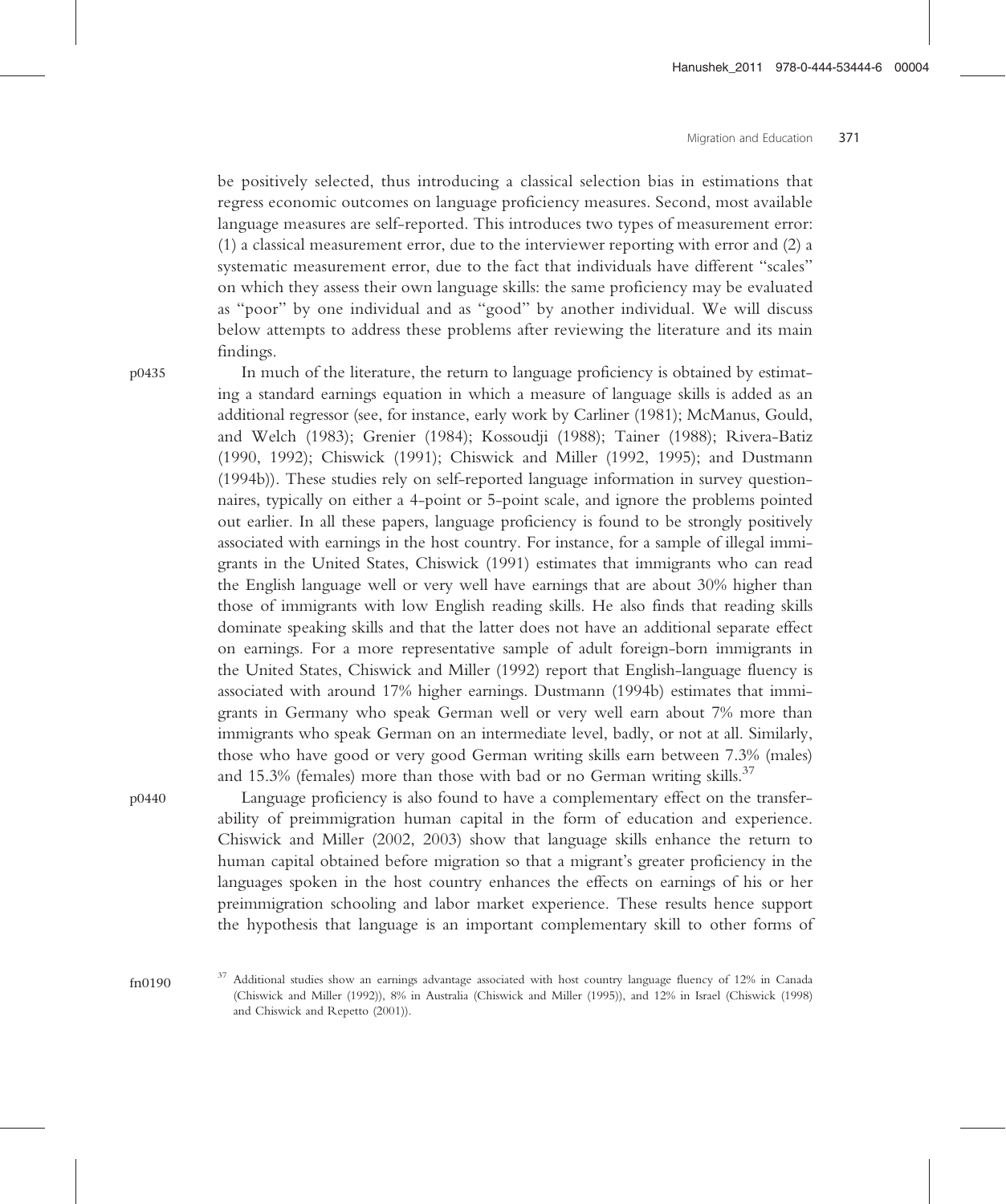be positively selected, thus introducing a classical selection bias in estimations that regress economic outcomes on language proficiency measures. Second, most available language measures are self-reported. This introduces two types of measurement error: (1) a classical measurement error, due to the interviewer reporting with error and (2) a systematic measurement error, due to the fact that individuals have different "scales" on which they assess their own language skills: the same proficiency may be evaluated as "poor" by one individual and as "good" by another individual. We will discuss below attempts to address these problems after reviewing the literature and its main findings.

In much of the literature, the return to language proficiency is obtained by estimating a standard earnings equation in which a measure of language skills is added as an additional regressor (see, for instance, early work by Carliner (1981); McManus, Gould, and Welch (1983); Grenier (1984); Kossoudji (1988); Tainer (1988); Rivera-Batiz (1990, 1992); Chiswick (1991); Chiswick and Miller (1992, 1995); and Dustmann (1994b)). These studies rely on self-reported language information in survey questionnaires, typically on either a 4-point or 5-point scale, and ignore the problems pointed out earlier. In all these papers, language proficiency is found to be strongly positively associated with earnings in the host country. For instance, for a sample of illegal immigrants in the United States, Chiswick (1991) estimates that immigrants who can read the English language well or very well have earnings that are about 30% higher than those of immigrants with low English reading skills. He also finds that reading skills dominate speaking skills and that the latter does not have an additional separate effect on earnings. For a more representative sample of adult foreign-born immigrants in the United States, Chiswick and Miller (1992) report that English-language fluency is associated with around 17% higher earnings. Dustmann (1994b) estimates that immigrants in Germany who speak German well or very well earn about 7% more than immigrants who speak German on an intermediate level, badly, or not at all. Similarly, those who have good or very good German writing skills earn between 7.3% (males) and 15.3% (females) more than those with bad or no German writing skills.[37]

Language proficiency is also found to have a complementary effect on the transferability of preimmigration human capital in the form of education and experience. Chiswick and Miller (2002, 2003) show that language skills enhance the return to human capital obtained before migration so that a migrant's greater proficiency in the languages spoken in the host country enhances the effects on earnings of his or her preimmigration schooling and labor market experience. These results hence support the hypothesis that language is an important complementary skill to other forms of

[37] Additional studies show an earnings advantage associated with host country language fluency of 12% in Canada (Chiswick and Miller (1992)), 8% in Australia (Chiswick and Miller (1995)), and 12% in Israel (Chiswick (1998) and Chiswick and Repetto (2001)).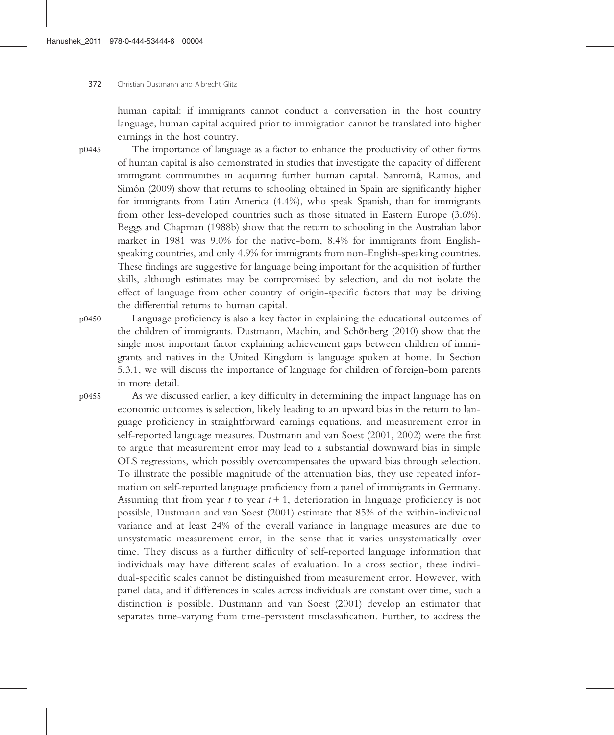human capital: if immigrants cannot conduct a conversation in the host country language, human capital acquired prior to immigration cannot be translated into higher earnings in the host country.

The importance of language as a factor to enhance the productivity of other forms of human capital is also demonstrated in studies that investigate the capacity of different immigrant communities in acquiring further human capital. Sanromá, Ramos, and Simón (2009) show that returns to schooling obtained in Spain are significantly higher for immigrants from Latin America (4.4%), who speak Spanish, than for immigrants from other less-developed countries such as those situated in Eastern Europe (3.6%). Beggs and Chapman (1988b) show that the return to schooling in the Australian labor market in 1981 was 9.0% for the native-born, 8.4% for immigrants from English-speaking countries, and only 4.9% for immigrants from non-English-speaking countries. These findings are suggestive for language being important for the acquisition of further skills, although estimates may be compromised by selection, and do not isolate the effect of language from other country of origin-specific factors that may be driving the differential returns to human capital.

Language proficiency is also a key factor in explaining the educational outcomes of the children of immigrants. Dustmann, Machin, and Schönberg (2010) show that the single most important factor explaining achievement gaps between children of immigrants and natives in the United Kingdom is language spoken at home. In Section 5.3.1, we will discuss the importance of language for children of foreign-born parents in more detail.

As we discussed earlier, a key difficulty in determining the impact language has on economic outcomes is selection, likely leading to an upward bias in the return to language proficiency in straightforward earnings equations, and measurement error in self-reported language measures. Dustmann and van Soest (2001, 2002) were the first to argue that measurement error may lead to a substantial downward bias in simple OLS regressions, which possibly overcompensates the upward bias through selection. To illustrate the possible magnitude of the attenuation bias, they use repeated information on self-reported language proficiency from a panel of immigrants in Germany. Assuming that from year $t$ to year $t+1$, deterioration in language proficiency is not possible, Dustmann and van Soest (2001) estimate that 85% of the within-individual variance and at least 24% of the overall variance in language measures are due to unsystematic measurement error, in the sense that it varies unsystematically over time. They discuss as a further difficulty of self-reported language information that individuals may have different scales of evaluation. In a cross section, these individual-specific scales cannot be distinguished from measurement error. However, with panel data, and if differences in scales across individuals are constant over time, such a distinction is possible. Dustmann and van Soest (2001) develop an estimator that separates time-varying from time-persistent misclassification. Further, to address the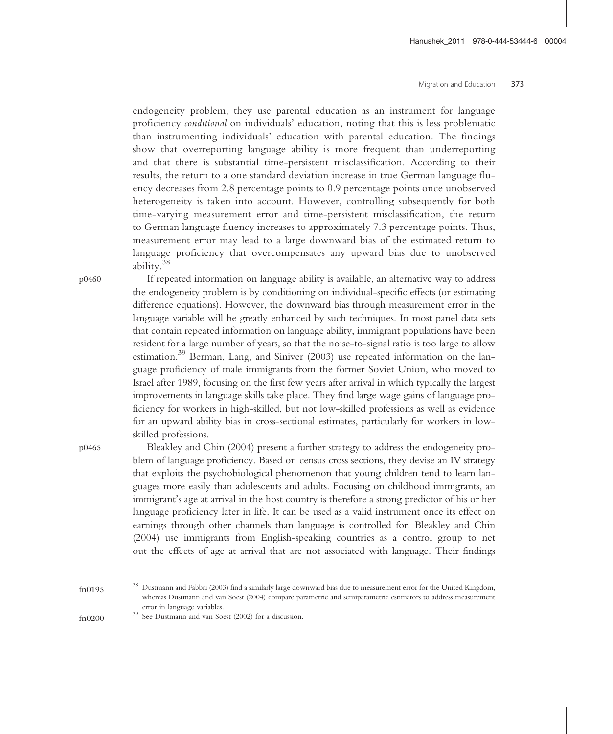endogeneity problem, they use parental education as an instrument for language proficiency *conditional* on individuals' education, noting that this is less problematic than instrumenting individuals' education with parental education. The findings show that overreporting language ability is more frequent than underreporting and that there is substantial time-persistent misclassification. According to their results, the return to a one standard deviation increase in true German language fluency decreases from 2.8 percentage points to 0.9 percentage points once unobserved heterogeneity is taken into account. However, controlling subsequently for both time-varying measurement error and time-persistent misclassification, the return to German language fluency increases to approximately 7.3 percentage points. Thus, measurement error may lead to a large downward bias of the estimated return to language proficiency that overcompensates any upward bias due to unobserved ability.[38]

If repeated information on language ability is available, an alternative way to address the endogeneity problem is by conditioning on individual-specific effects (or estimating difference equations). However, the downward bias through measurement error in the language variable will be greatly enhanced by such techniques. In most panel data sets that contain repeated information on language ability, immigrant populations have been resident for a large number of years, so that the noise-to-signal ratio is too large to allow estimation.[39] Berman, Lang, and Siniver (2003) use repeated information on the language proficiency of male immigrants from the former Soviet Union, who moved to Israel after 1989, focusing on the first few years after arrival in which typically the largest improvements in language skills take place. They find large wage gains of language proficiency for workers in high-skilled, but not low-skilled professions as well as evidence for an upward ability bias in cross-sectional estimates, particularly for workers in low-skilled professions.

Bleakley and Chin (2004) present a further strategy to address the endogeneity problem of language proficiency. Based on census cross sections, they devise an IV strategy that exploits the psychobiological phenomenon that young children tend to learn languages more easily than adolescents and adults. Focusing on childhood immigrants, an immigrant's age at arrival in the host country is therefore a strong predictor of his or her language proficiency later in life. It can be used as a valid instrument once its effect on earnings through other channels than language is controlled for. Bleakley and Chin (2004) use immigrants from English-speaking countries as a control group to net out the effects of age at arrival that are not associated with language. Their findings

[38] Dustmann and Fabbri (2003) find a similarly large downward bias due to measurement error for the United Kingdom, whereas Dustmann and van Soest (2004) compare parametric and semiparametric estimators to address measurement error in language variables.

[39] See Dustmann and van Soest (2002) for a discussion.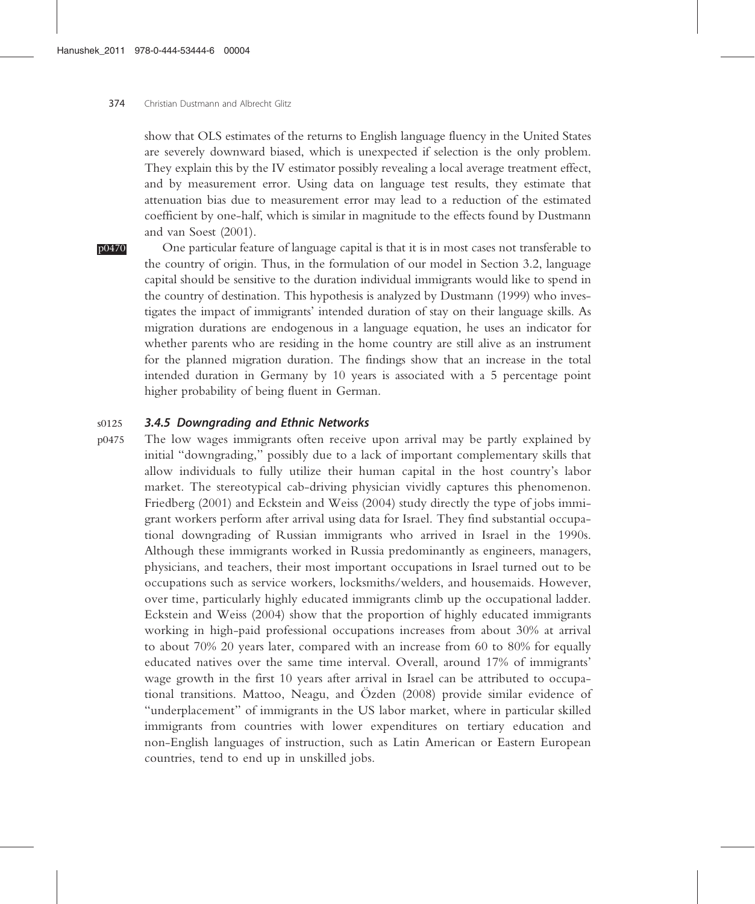show that OLS estimates of the returns to English language fluency in the United States are severely downward biased, which is unexpected if selection is the only problem. They explain this by the IV estimator possibly revealing a local average treatment effect, and by measurement error. Using data on language test results, they estimate that attenuation bias due to measurement error may lead to a reduction of the estimated coefficient by one-half, which is similar in magnitude to the effects found by Dustmann and van Soest (2001).

One particular feature of language capital is that it is in most cases not transferable to the country of origin. Thus, in the formulation of our model in Section 3.2, language capital should be sensitive to the duration individual immigrants would like to spend in the country of destination. This hypothesis is analyzed by Dustmann (1999) who investigates the impact of immigrants' intended duration of stay on their language skills. As migration durations are endogenous in a language equation, he uses an indicator for whether parents who are residing in the home country are still alive as an instrument for the planned migration duration. The findings show that an increase in the total intended duration in Germany by 10 years is associated with a 5 percentage point higher probability of being fluent in German.

### 3.4.5 Downgrading and Ethnic Networks

The low wages immigrants often receive upon arrival may be partly explained by initial "downgrading," possibly due to a lack of important complementary skills that allow individuals to fully utilize their human capital in the host country's labor market. The stereotypical cab-driving physician vividly captures this phenomenon. Friedberg (2001) and Eckstein and Weiss (2004) study directly the type of jobs immigrant workers perform after arrival using data for Israel. They find substantial occupational downgrading of Russian immigrants who arrived in Israel in the 1990s. Although these immigrants worked in Russia predominantly as engineers, managers, physicians, and teachers, their most important occupations in Israel turned out to be occupations such as service workers, locksmiths/welders, and housemaids. However, over time, particularly highly educated immigrants climb up the occupational ladder. Eckstein and Weiss (2004) show that the proportion of highly educated immigrants working in high-paid professional occupations increases from about 30% at arrival to about 70% 20 years later, compared with an increase from 60 to 80% for equally educated natives over the same time interval. Overall, around 17% of immigrants' wage growth in the first 10 years after arrival in Israel can be attributed to occupational transitions. Mattoo, Neagu, and Özden (2008) provide similar evidence of "underplacement" of immigrants in the US labor market, where in particular skilled immigrants from countries with lower expenditures on tertiary education and non-English languages of instruction, such as Latin American or Eastern European countries, tend to end up in unskilled jobs.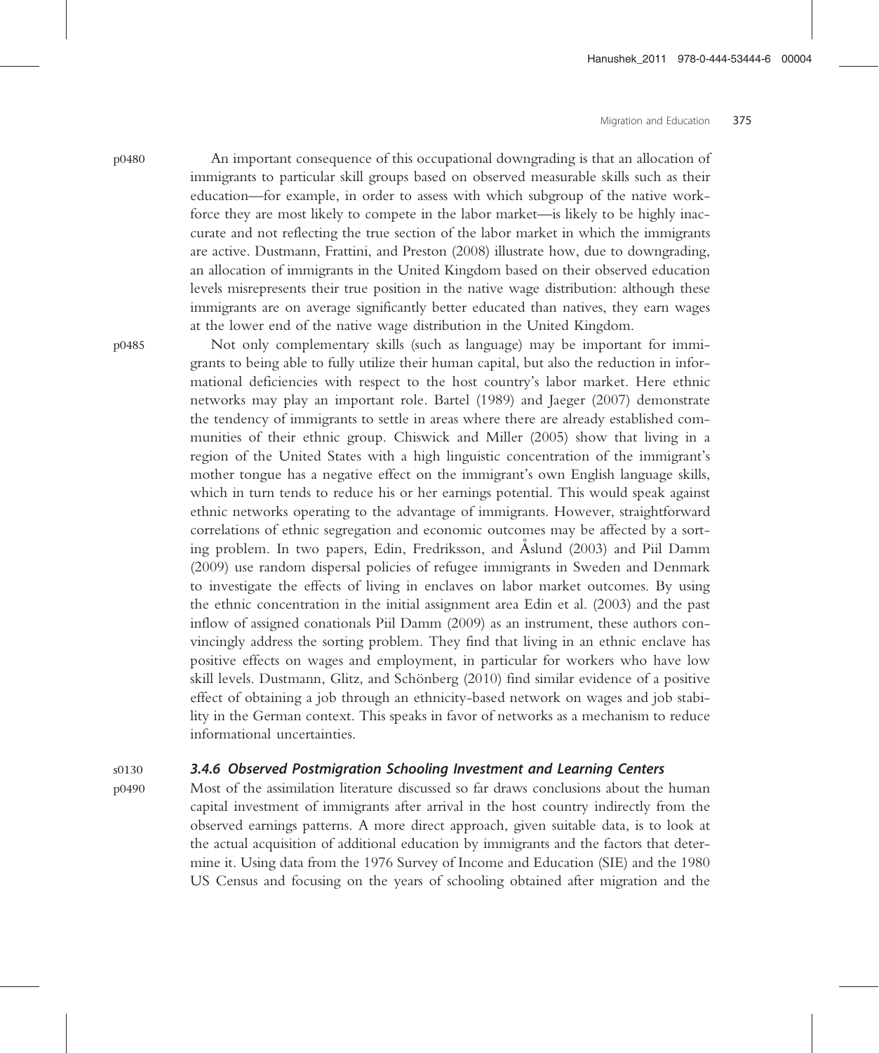An important consequence of this occupational downgrading is that an allocation of immigrants to particular skill groups based on observed measurable skills such as their education—for example, in order to assess with which subgroup of the native workforce they are most likely to compete in the labor market—is likely to be highly inaccurate and not reflecting the true section of the labor market in which the immigrants are active. Dustmann, Frattini, and Preston (2008) illustrate how, due to downgrading, an allocation of immigrants in the United Kingdom based on their observed education levels misrepresents their true position in the native wage distribution: although these immigrants are on average significantly better educated than natives, they earn wages at the lower end of the native wage distribution in the United Kingdom.

Not only complementary skills (such as language) may be important for immigrants to being able to fully utilize their human capital, but also the reduction in informational deficiencies with respect to the host country's labor market. Here ethnic networks may play an important role. Bartel (1989) and Jaeger (2007) demonstrate the tendency of immigrants to settle in areas where there are already established communities of their ethnic group. Chiswick and Miller (2005) show that living in a region of the United States with a high linguistic concentration of the immigrant's mother tongue has a negative effect on the immigrant's own English language skills, which in turn tends to reduce his or her earnings potential. This would speak against ethnic networks operating to the advantage of immigrants. However, straightforward correlations of ethnic segregation and economic outcomes may be affected by a sorting problem. In two papers, Edin, Fredriksson, and Åslund (2003) and Piil Damm (2009) use random dispersal policies of refugee immigrants in Sweden and Denmark to investigate the effects of living in enclaves on labor market outcomes. By using the ethnic concentration in the initial assignment area Edin et al. (2003) and the past inflow of assigned conationals Piil Damm (2009) as an instrument, these authors convincingly address the sorting problem. They find that living in an ethnic enclave has positive effects on wages and employment, in particular for workers who have low skill levels. Dustmann, Glitz, and Schönberg (2010) find similar evidence of a positive effect of obtaining a job through an ethnicity-based network on wages and job stability in the German context. This speaks in favor of networks as a mechanism to reduce informational uncertainties.

### *3.4.6 Observed Postmigration Schooling Investment and Learning Centers*

Most of the assimilation literature discussed so far draws conclusions about the human capital investment of immigrants after arrival in the host country indirectly from the observed earnings patterns. A more direct approach, given suitable data, is to look at the actual acquisition of additional education by immigrants and the factors that determine it. Using data from the 1976 Survey of Income and Education (SIE) and the 1980 US Census and focusing on the years of schooling obtained after migration and the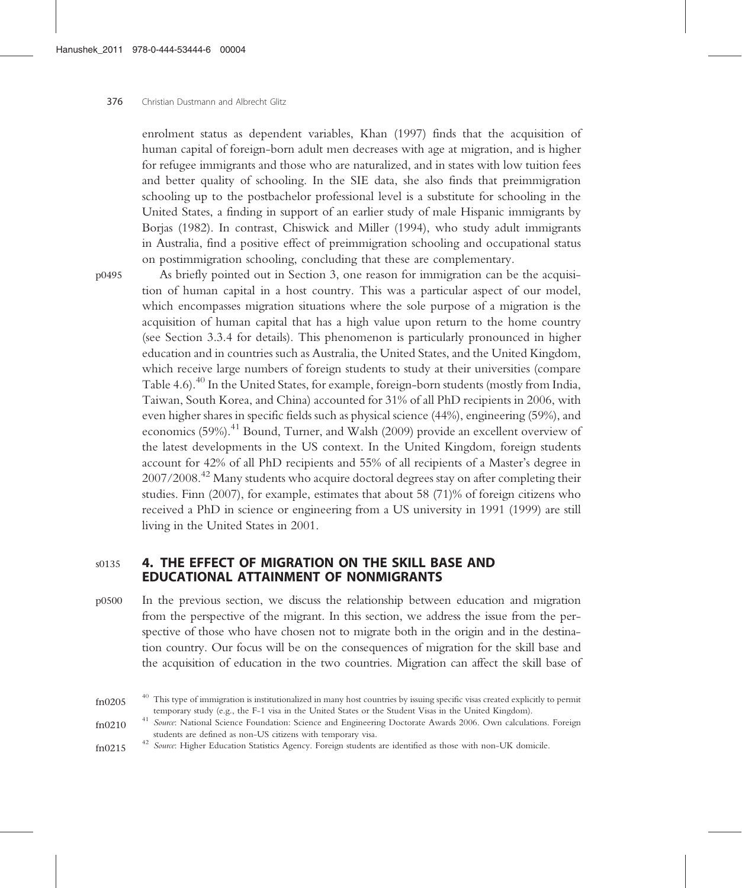enrolment status as dependent variables, Khan (1997) finds that the acquisition of human capital of foreign-born adult men decreases with age at migration, and is higher for refugee immigrants and those who are naturalized, and in states with low tuition fees and better quality of schooling. In the SIE data, she also finds that preimmigration schooling up to the postbachelor professional level is a substitute for schooling in the United States, a finding in support of an earlier study of male Hispanic immigrants by Borjas (1982). In contrast, Chiswick and Miller (1994), who study adult immigrants in Australia, find a positive effect of preimmigration schooling and occupational status on postimmigration schooling, concluding that these are complementary.

As briefly pointed out in Section 3, one reason for immigration can be the acquisition of human capital in a host country. This was a particular aspect of our model, which encompasses migration situations where the sole purpose of a migration is the acquisition of human capital that has a high value upon return to the home country (see Section 3.3.4 for details). This phenomenon is particularly pronounced in higher education and in countries such as Australia, the United States, and the United Kingdom, which receive large numbers of foreign students to study at their universities (compare Table 4.6).[40] In the United States, for example, foreign-born students (mostly from India, Taiwan, South Korea, and China) accounted for 31% of all PhD recipients in 2006, with even higher shares in specific fields such as physical science (44%), engineering (59%), and economics (59%).[41] Bound, Turner, and Walsh (2009) provide an excellent overview of the latest developments in the US context. In the United Kingdom, foreign students account for 42% of all PhD recipients and 55% of all recipients of a Master's degree in 2007/2008.[42] Many students who acquire doctoral degrees stay on after completing their studies. Finn (2007), for example, estimates that about 58 (71)% of foreign citizens who received a PhD in science or engineering from a US university in 1991 (1999) are still living in the United States in 2001.

## 4. THE EFFECT OF MIGRATION ON THE SKILL BASE AND EDUCATIONAL ATTAINMENT OF NONMIGRANTS

In the previous section, we discuss the relationship between education and migration from the perspective of the migrant. In this section, we address the issue from the perspective of those who have chosen not to migrate both in the origin and in the destination country. Our focus will be on the consequences of migration for the skill base and the acquisition of education in the two countries. Migration can affect the skill base of

[40] This type of immigration is institutionalized in many host countries by issuing specific visas created explicitly to permit temporary study (e.g., the F-1 visa in the United States or the Student Visas in the United Kingdom).

[41] *Source*: National Science Foundation: Science and Engineering Doctorate Awards 2006. Own calculations. Foreign students are defined as non-US citizens with temporary visa.

[42] *Source*: Higher Education Statistics Agency. Foreign students are identified as those with non-UK domicile.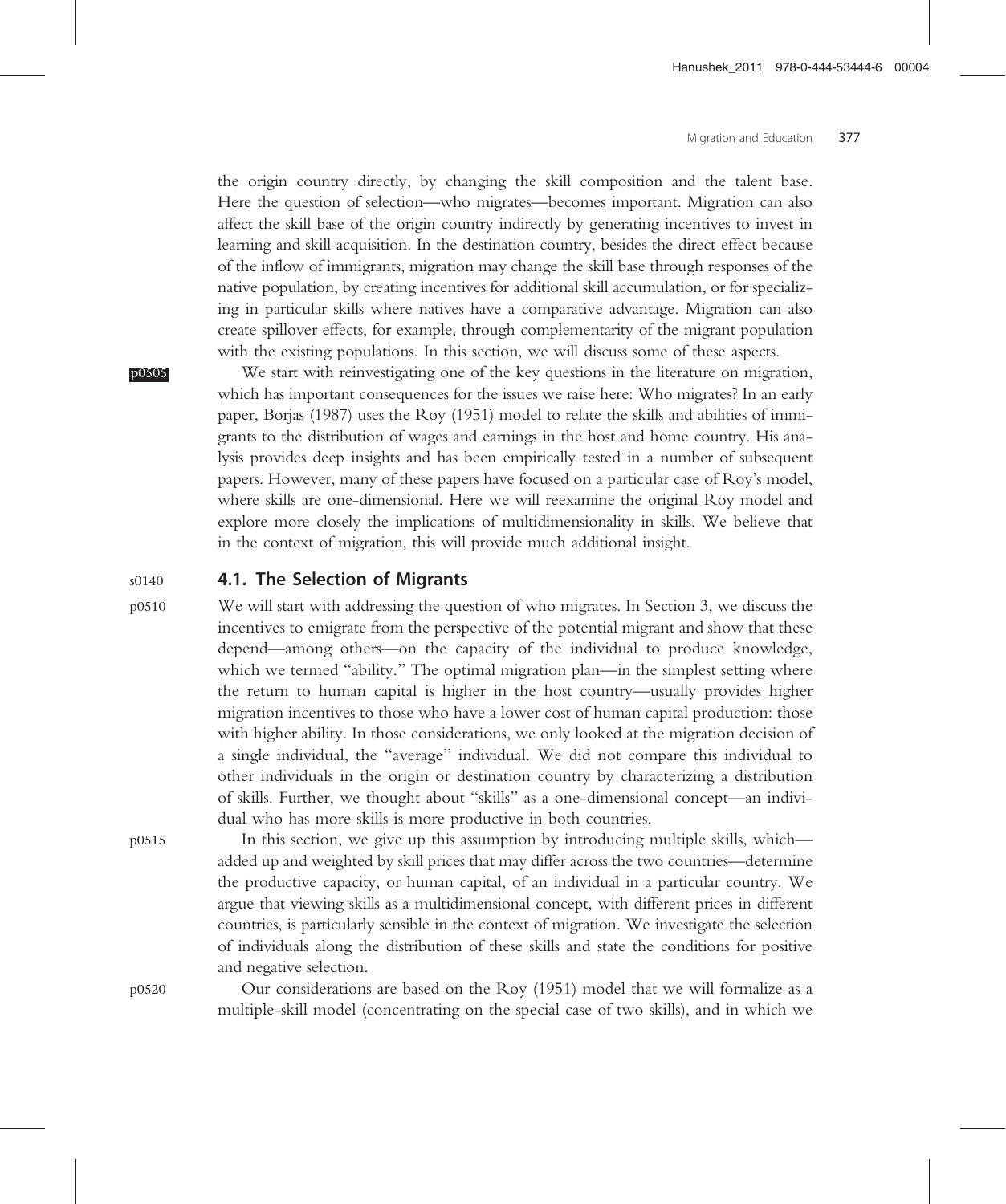the origin country directly, by changing the skill composition and the talent base. Here the question of selection—who migrates—becomes important. Migration can also affect the skill base of the origin country indirectly by generating incentives to invest in learning and skill acquisition. In the destination country, besides the direct effect because of the inflow of immigrants, migration may change the skill base through responses of the native population, by creating incentives for additional skill accumulation, or for specializing in particular skills where natives have a comparative advantage. Migration can also create spillover effects, for example, through complementarity of the migrant population with the existing populations. In this section, we will discuss some of these aspects.

We start with reinvestigating one of the key questions in the literature on migration, which has important consequences for the issues we raise here: Who migrates? In an early paper, Borjas (1987) uses the Roy (1951) model to relate the skills and abilities of immigrants to the distribution of wages and earnings in the host and home country. His analysis provides deep insights and has been empirically tested in a number of subsequent papers. However, many of these papers have focused on a particular case of Roy's model, where skills are one-dimensional. Here we will reexamine the original Roy model and explore more closely the implications of multidimensionality in skills. We believe that in the context of migration, this will provide much additional insight.

## 4.1. The Selection of Migrants

We will start with addressing the question of who migrates. In Section 3, we discuss the incentives to emigrate from the perspective of the potential migrant and show that these depend—among others—on the capacity of the individual to produce knowledge, which we termed "ability." The optimal migration plan—in the simplest setting where the return to human capital is higher in the host country—usually provides higher migration incentives to those who have a lower cost of human capital production: those with higher ability. In those considerations, we only looked at the migration decision of a single individual, the "average" individual. We did not compare this individual to other individuals in the origin or destination country by characterizing a distribution of skills. Further, we thought about "skills" as a one-dimensional concept—an individual who has more skills is more productive in both countries.

In this section, we give up this assumption by introducing multiple skills, which—added up and weighted by skill prices that may differ across the two countries—determine the productive capacity, or human capital, of an individual in a particular country. We argue that viewing skills as a multidimensional concept, with different prices in different countries, is particularly sensible in the context of migration. We investigate the selection of individuals along the distribution of these skills and state the conditions for positive and negative selection.

Our considerations are based on the Roy (1951) model that we will formalize as a multiple-skill model (concentrating on the special case of two skills), and in which we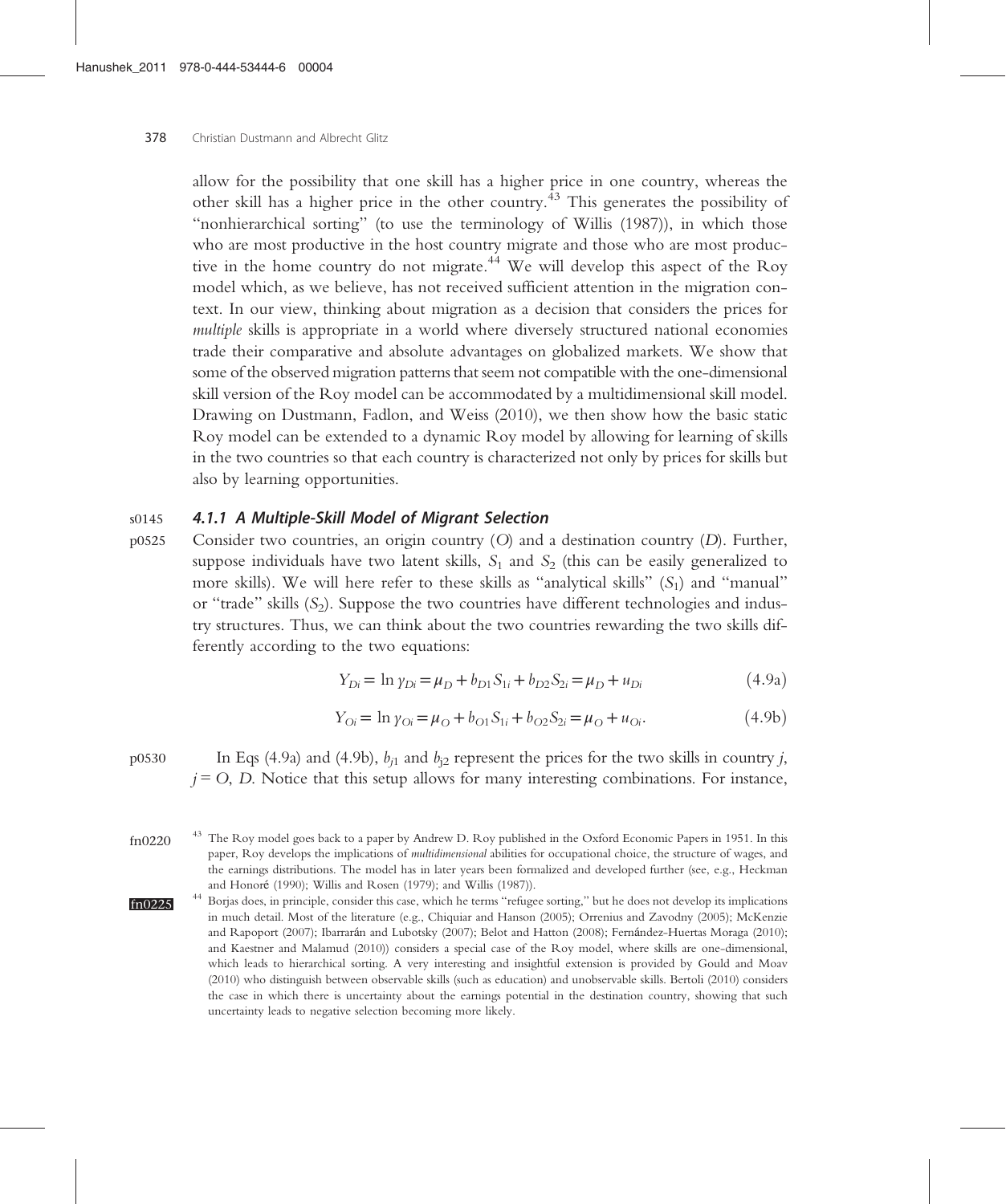allow for the possibility that one skill has a higher price in one country, whereas the other skill has a higher price in the other country.[43] This generates the possibility of "nonhierarchical sorting" (to use the terminology of Willis (1987)), in which those who are most productive in the host country migrate and those who are most productive in the home country do not migrate.[44] We will develop this aspect of the Roy model which, as we believe, has not received sufficient attention in the migration context. In our view, thinking about migration as a decision that considers the prices for *multiple* skills is appropriate in a world where diversely structured national economies trade their comparative and absolute advantages on globalized markets. We show that some of the observed migration patterns that seem not compatible with the one-dimensional skill version of the Roy model can be accommodated by a multidimensional skill model. Drawing on Dustmann, Fadlon, and Weiss (2010), we then show how the basic static Roy model can be extended to a dynamic Roy model by allowing for learning of skills in the two countries so that each country is characterized not only by prices for skills but also by learning opportunities.

### 4.1.1 A Multiple-Skill Model of Migrant Selection

Consider two countries, an origin country ($O$) and a destination country ($D$). Further, suppose individuals have two latent skills, $S_1$ and $S_2$ (this can be easily generalized to more skills). We will here refer to these skills as "analytical skills" ($S_1$) and "manual" or "trade" skills ($S_2$). Suppose the two countries have different technologies and industry structures. Thus, we can think about the two countries rewarding the two skills differently according to the two equations:

$$Y_{Di} = \ln y_{Di} = \mu_D + b_{D1}S_{1i} + b_{D2}S_{2i} = \mu_D + u_{Di} \tag{4.9a}$$

$$Y_{Oi} = \ln y_{Oi} = \mu_O + b_{O1}S_{1i} + b_{O2}S_{2i} = \mu_O + u_{Oi}. \tag{4.9b}$$

In Eqs (4.9a) and (4.9b), $b_{j1}$ and $b_{j2}$ represent the prices for the two skills in country $j$, $j = O, D$. Notice that this setup allows for many interesting combinations. For instance,

[43] The Roy model goes back to a paper by Andrew D. Roy published in the Oxford Economic Papers in 1951. In this paper, Roy develops the implications of *multidimensional* abilities for occupational choice, the structure of wages, and the earnings distributions. The model has in later years been formalized and developed further (see, e.g., Heckman and Honoré (1990); Willis and Rosen (1979); and Willis (1987)).

[44] Borjas does, in principle, consider this case, which he terms "refugee sorting," but he does not develop its implications in much detail. Most of the literature (e.g., Chiquiar and Hanson (2005); Orrenius and Zavodny (2005); McKenzie and Rapoport (2007); Ibarrarán and Lubotsky (2007); Belot and Hatton (2008); Fernández-Huertas Moraga (2010); and Kaestner and Malamud (2010)) considers a special case of the Roy model, where skills are one-dimensional, which leads to hierarchical sorting. A very interesting and insightful extension is provided by Gould and Moav (2010) who distinguish between observable skills (such as education) and unobservable skills. Bertoli (2010) considers the case in which there is uncertainty about the earnings potential in the destination country, showing that such uncertainty leads to negative selection becoming more likely.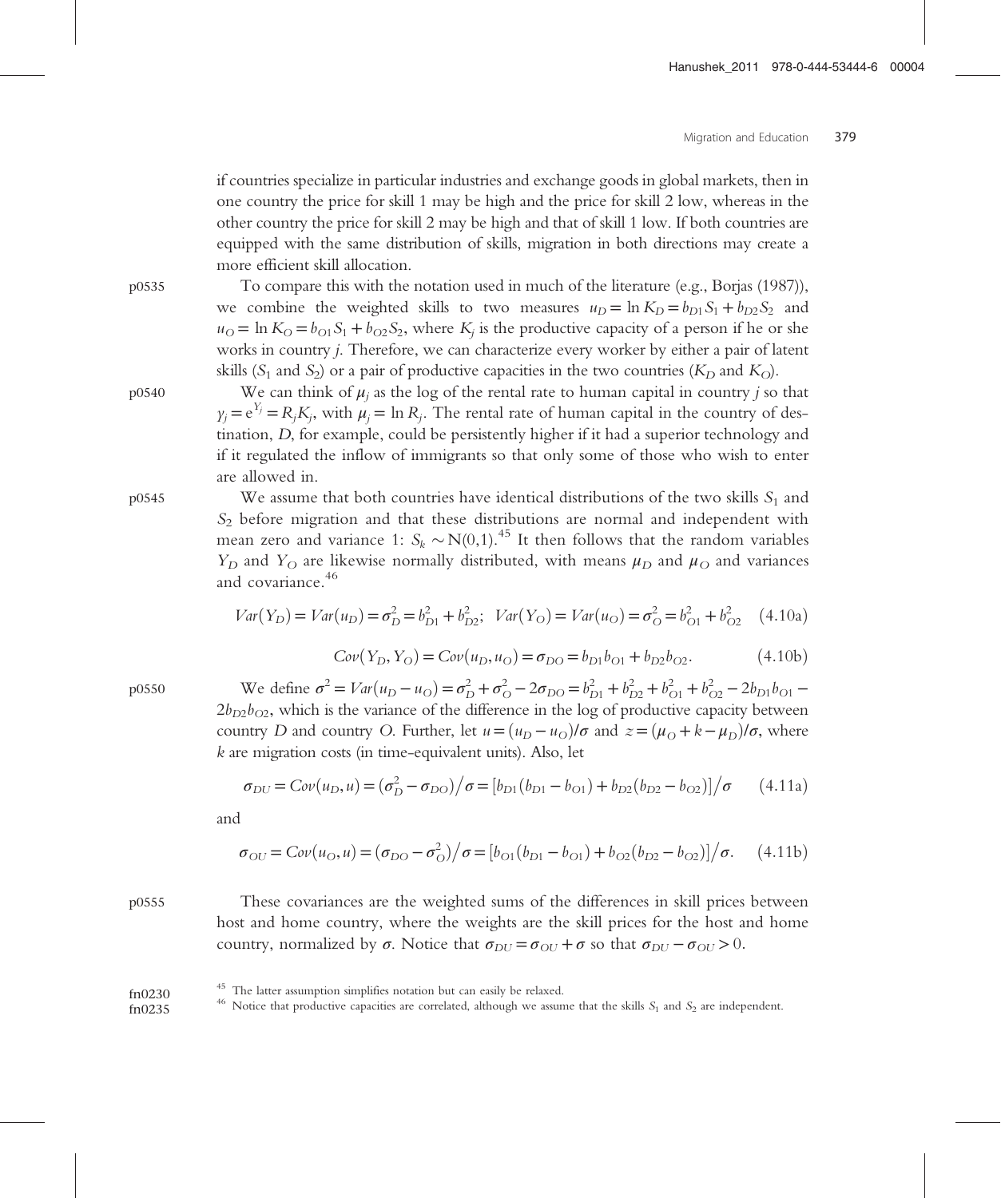if countries specialize in particular industries and exchange goods in global markets, then in one country the price for skill 1 may be high and the price for skill 2 low, whereas in the other country the price for skill 2 may be high and that of skill 1 low. If both countries are equipped with the same distribution of skills, migration in both directions may create a more efficient skill allocation.

To compare this with the notation used in much of the literature (e.g., Borjas (1987)), we combine the weighted skills to two measures $u_D = \ln K_D = b_{D1}S_1 + b_{D2}S_2$ and $u_O = \ln K_O = b_{O1}S_1 + b_{O2}S_2$, where $K_j$ is the productive capacity of a person if he or she works in country $j$. Therefore, we can characterize every worker by either a pair of latent skills ($S_1$ and $S_2$) or a pair of productive capacities in the two countries ($K_D$ and $K_O$).

We can think of $\mu_j$ as the log of the rental rate to human capital in country $j$ so that $y_j = e^{Y_j} = R_j K_j$, with $\mu_j = \ln R_j$. The rental rate of human capital in the country of destination, $D$, for example, could be persistently higher if it had a superior technology and if it regulated the inflow of immigrants so that only some of those who wish to enter are allowed in.

We assume that both countries have identical distributions of the two skills $S_1$ and $S_2$ before migration and that these distributions are normal and independent with mean zero and variance 1: $S_k \sim N(0,1)$.[45] It then follows that the random variables $Y_D$ and $Y_O$ are likewise normally distributed, with means $\mu_D$ and $\mu_O$ and variances and covariance.[46]

$$Var(Y_D) = Var(u_D) = \sigma_D^2 = b_{D1}^2 + b_{D2}^2; \;\; Var(Y_O) = Var(u_O) = \sigma_O^2 = b_{O1}^2 + b_{O2}^2 \quad (4.10a)$$

$$Cov(Y_D, Y_O) = Cov(u_D, u_O) = \sigma_{DO} = b_{D1}b_{O1} + b_{D2}b_{O2}. \quad (4.10b)$$

We define $\sigma^2 = Var(u_D - u_O) = \sigma_D^2 + \sigma_O^2 - 2\sigma_{DO} = b_{D1}^2 + b_{D2}^2 + b_{O1}^2 + b_{O2}^2 - 2b_{D1}b_{O1} - 2b_{D2}b_{O2}$, which is the variance of the difference in the log of productive capacity between country $D$ and country $O$. Further, let $u = (u_D - u_O)/\sigma$ and $z = (\mu_O + k - \mu_D)/\sigma$, where $k$ are migration costs (in time-equivalent units). Also, let

$$\sigma_{DU} = Cov(u_D, u) = (\sigma_D^2 - \sigma_{DO})/\sigma = [b_{D1}(b_{D1} - b_{O1}) + b_{D2}(b_{D2} - b_{O2})]/\sigma \quad (4.11a)$$

and

$$\sigma_{OU} = Cov(u_O, u) = (\sigma_{DO} - \sigma_O^2)/\sigma = [b_{O1}(b_{D1} - b_{O1}) + b_{O2}(b_{D2} - b_{O2})]/\sigma. \quad (4.11b)$$

These covariances are the weighted sums of the differences in skill prices between host and home country, where the weights are the skill prices for the host and home country, normalized by $\sigma$. Notice that $\sigma_{DU} = \sigma_{OU} + \sigma$ so that $\sigma_{DU} - \sigma_{OU} > 0$.

[45] The latter assumption simplifies notation but can easily be relaxed.

[46] Notice that productive capacities are correlated, although we assume that the skills $S_1$ and $S_2$ are independent.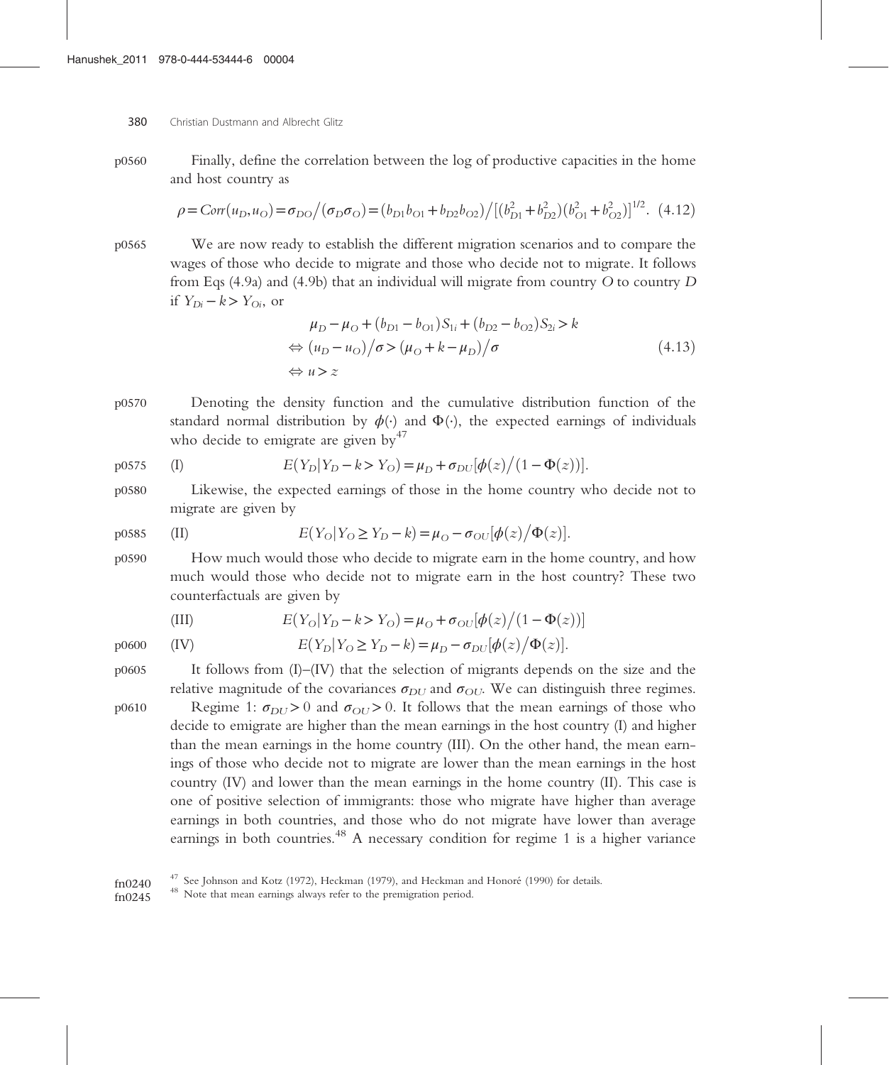Finally, define the correlation between the log of productive capacities in the home and host country as

$$\rho = Corr(u_D, u_O) = \sigma_{DO}/(\sigma_D \sigma_O) = (b_{D1}b_{O1} + b_{D2}b_{O2})/[(b_{D1}^2 + b_{D2}^2)(b_{O1}^2 + b_{O2}^2)]^{1/2}. \quad (4.12)$$

We are now ready to establish the different migration scenarios and to compare the wages of those who decide to migrate and those who decide not to migrate. It follows from Eqs (4.9a) and (4.9b) that an individual will migrate from country $O$ to country $D$ if $Y_{Di} - k > Y_{Oi}$, or

$$\begin{aligned} &\mu_D - \mu_O + (b_{D1} - b_{O1})S_{1i} + (b_{D2} - b_{O2})S_{2i} > k \\ \Leftrightarrow\ &(u_D - u_O)/\sigma > (\mu_O + k - \mu_D)/\sigma \\ \Leftrightarrow\ &u > z \end{aligned} \quad (4.13)$$

Denoting the density function and the cumulative distribution function of the standard normal distribution by $\phi(\cdot)$ and $\Phi(\cdot)$, the expected earnings of individuals who decide to emigrate are given by[47]

(I) $$E(Y_D | Y_D - k > Y_O) = \mu_D + \sigma_{DU}[\phi(z)/(1 - \Phi(z))].$$

Likewise, the expected earnings of those in the home country who decide not to migrate are given by

(II) $$E(Y_O | Y_O \geq Y_D - k) = \mu_O - \sigma_{OU}[\phi(z)/\Phi(z)].$$

How much would those who decide to migrate earn in the home country, and how much would those who decide not to migrate earn in the host country? These two counterfactuals are given by

(III) $$E(Y_O | Y_D - k > Y_O) = \mu_O + \sigma_{OU}[\phi(z)/(1 - \Phi(z))]$$

(IV) $$E(Y_D | Y_O \geq Y_D - k) = \mu_D - \sigma_{DU}[\phi(z)/\Phi(z)].$$

It follows from (I)–(IV) that the selection of migrants depends on the size and the relative magnitude of the covariances $\sigma_{DU}$ and $\sigma_{OU}$. We can distinguish three regimes.

Regime 1: $\sigma_{DU} > 0$ and $\sigma_{OU} > 0$. It follows that the mean earnings of those who decide to emigrate are higher than the mean earnings in the host country (I) and higher than the mean earnings in the home country (III). On the other hand, the mean earnings of those who decide not to migrate are lower than the mean earnings in the host country (IV) and lower than the mean earnings in the home country (II). This case is one of positive selection of immigrants: those who migrate have higher than average earnings in both countries, and those who do not migrate have lower than average earnings in both countries.[48] A necessary condition for regime 1 is a higher variance

[47] See Johnson and Kotz (1972), Heckman (1979), and Heckman and Honoré (1990) for details.

[48] Note that mean earnings always refer to the premigration period.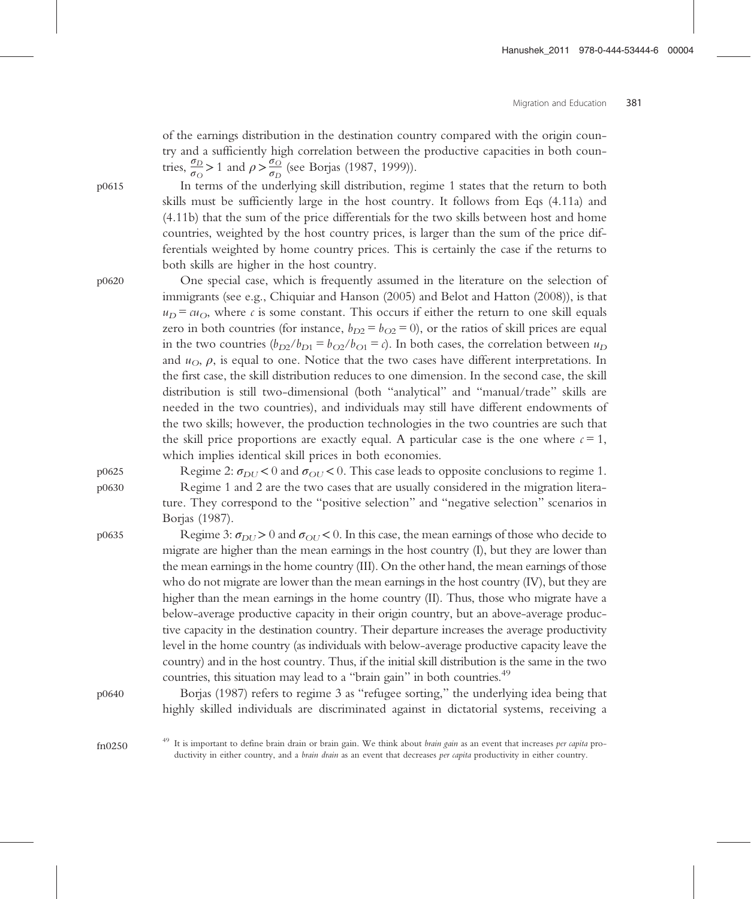of the earnings distribution in the destination country compared with the origin country and a sufficiently high correlation between the productive capacities in both countries, $\frac{\sigma_D}{\sigma_O} > 1$ and $\rho > \frac{\sigma_O}{\sigma_D}$ (see Borjas (1987, 1999)).

In terms of the underlying skill distribution, regime 1 states that the return to both skills must be sufficiently large in the host country. It follows from Eqs (4.11a) and (4.11b) that the sum of the price differentials for the two skills between host and home countries, weighted by the host country prices, is larger than the sum of the price differentials weighted by home country prices. This is certainly the case if the returns to both skills are higher in the host country.

One special case, which is frequently assumed in the literature on the selection of immigrants (see e.g., Chiquiar and Hanson (2005) and Belot and Hatton (2008)), is that $u_D = cu_O$, where $c$ is some constant. This occurs if either the return to one skill equals zero in both countries (for instance, $b_{D2} = b_{O2} = 0$), or the ratios of skill prices are equal in the two countries ($b_{D2}/b_{D1} = b_{O2}/b_{O1} = c$). In both cases, the correlation between $u_D$ and $u_O$, $\rho$, is equal to one. Notice that the two cases have different interpretations. In the first case, the skill distribution reduces to one dimension. In the second case, the skill distribution is still two-dimensional (both "analytical" and "manual/trade" skills are needed in the two countries), and individuals may still have different endowments of the two skills; however, the production technologies in the two countries are such that the skill price proportions are exactly equal. A particular case is the one where $c = 1$, which implies identical skill prices in both economies.

Regime 2: $\sigma_{DU} < 0$ and $\sigma_{OU} < 0$. This case leads to opposite conclusions to regime 1.

Regime 1 and 2 are the two cases that are usually considered in the migration literature. They correspond to the "positive selection" and "negative selection" scenarios in Borjas (1987).

Regime 3: $\sigma_{DU} > 0$ and $\sigma_{OU} < 0$. In this case, the mean earnings of those who decide to migrate are higher than the mean earnings in the host country (I), but they are lower than the mean earnings in the home country (III). On the other hand, the mean earnings of those who do not migrate are lower than the mean earnings in the host country (IV), but they are higher than the mean earnings in the home country (II). Thus, those who migrate have a below-average productive capacity in their origin country, but an above-average productive capacity in the destination country. Their departure increases the average productivity level in the home country (as individuals with below-average productive capacity leave the country) and in the host country. Thus, if the initial skill distribution is the same in the two countries, this situation may lead to a "brain gain" in both countries.[49]

Borjas (1987) refers to regime 3 as "refugee sorting," the underlying idea being that highly skilled individuals are discriminated against in dictatorial systems, receiving a

[49] It is important to define brain drain or brain gain. We think about *brain gain* as an event that increases *per capita* productivity in either country, and a *brain drain* as an event that decreases *per capita* productivity in either country.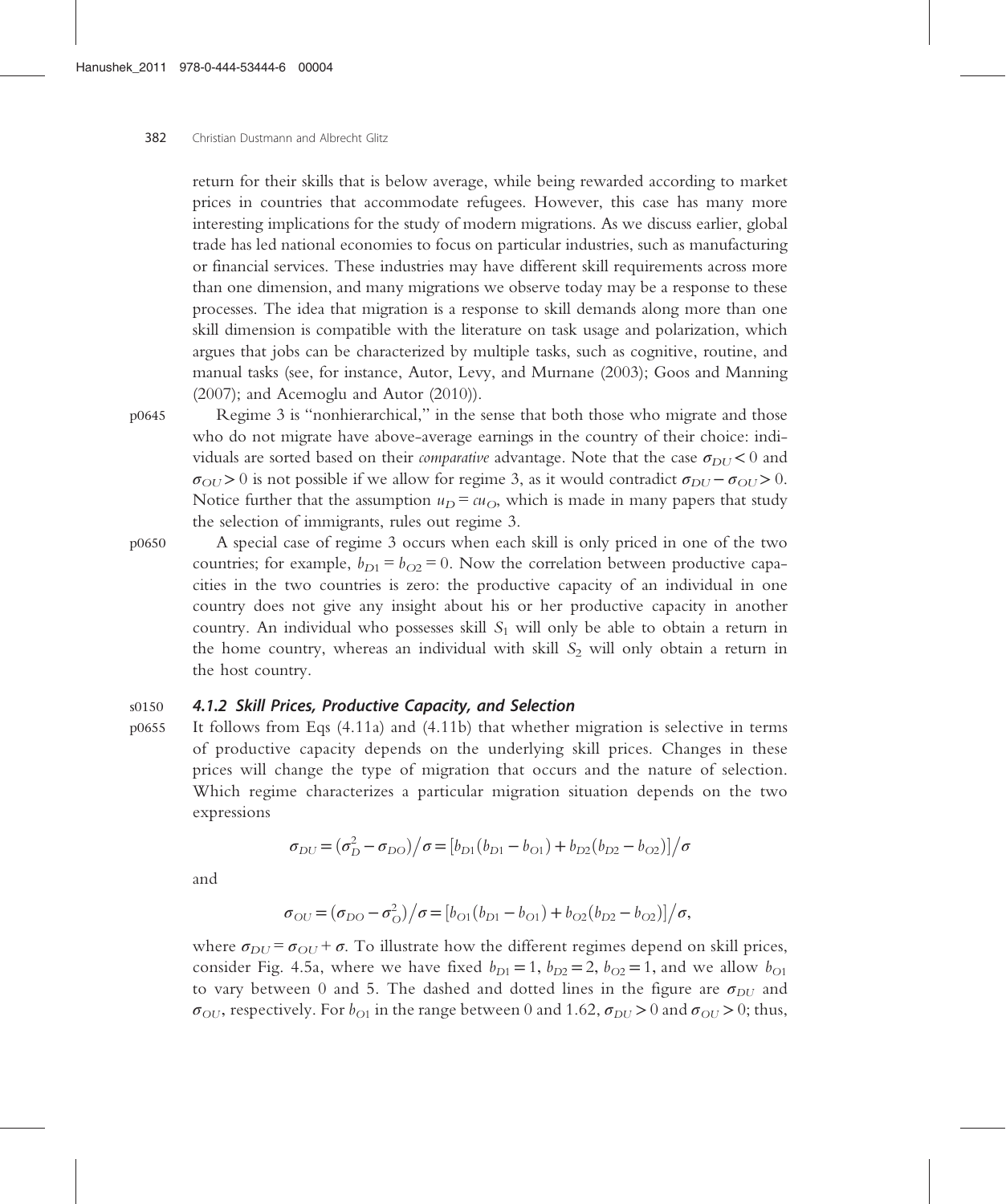return for their skills that is below average, while being rewarded according to market prices in countries that accommodate refugees. However, this case has many more interesting implications for the study of modern migrations. As we discuss earlier, global trade has led national economies to focus on particular industries, such as manufacturing or financial services. These industries may have different skill requirements across more than one dimension, and many migrations we observe today may be a response to these processes. The idea that migration is a response to skill demands along more than one skill dimension is compatible with the literature on task usage and polarization, which argues that jobs can be characterized by multiple tasks, such as cognitive, routine, and manual tasks (see, for instance, Autor, Levy, and Murnane (2003); Goos and Manning (2007); and Acemoglu and Autor (2010)).

Regime 3 is "nonhierarchical," in the sense that both those who migrate and those who do not migrate have above-average earnings in the country of their choice: individuals are sorted based on their *comparative* advantage. Note that the case $\sigma_{DU} < 0$ and $\sigma_{OU} > 0$ is not possible if we allow for regime 3, as it would contradict $\sigma_{DU} - \sigma_{OU} > 0$. Notice further that the assumption $u_D = cu_O$, which is made in many papers that study the selection of immigrants, rules out regime 3.

A special case of regime 3 occurs when each skill is only priced in one of the two countries; for example, $b_{D1} = b_{O2} = 0$. Now the correlation between productive capacities in the two countries is zero: the productive capacity of an individual in one country does not give any insight about his or her productive capacity in another country. An individual who possesses skill $S_1$ will only be able to obtain a return in the home country, whereas an individual with skill $S_2$ will only obtain a return in the host country.

### 4.1.2 Skill Prices, Productive Capacity, and Selection

It follows from Eqs (4.11a) and (4.11b) that whether migration is selective in terms of productive capacity depends on the underlying skill prices. Changes in these prices will change the type of migration that occurs and the nature of selection. Which regime characterizes a particular migration situation depends on the two expressions

$$\sigma_{DU} = (\sigma_D^2 - \sigma_{DO})/\sigma = [b_{D1}(b_{D1} - b_{O1}) + b_{D2}(b_{D2} - b_{O2})]/\sigma$$

and

$$\sigma_{OU} = (\sigma_{DO} - \sigma_O^2)/\sigma = [b_{O1}(b_{D1} - b_{O1}) + b_{O2}(b_{D2} - b_{O2})]/\sigma,$$

where $\sigma_{DU} = \sigma_{OU} + \sigma$. To illustrate how the different regimes depend on skill prices, consider Fig. 4.5a, where we have fixed $b_{D1} = 1$, $b_{D2} = 2$, $b_{O2} = 1$, and we allow $b_{O1}$ to vary between 0 and 5. The dashed and dotted lines in the figure are $\sigma_{DU}$ and $\sigma_{OU}$, respectively. For $b_{O1}$ in the range between 0 and 1.62, $\sigma_{DU} > 0$ and $\sigma_{OU} > 0$; thus,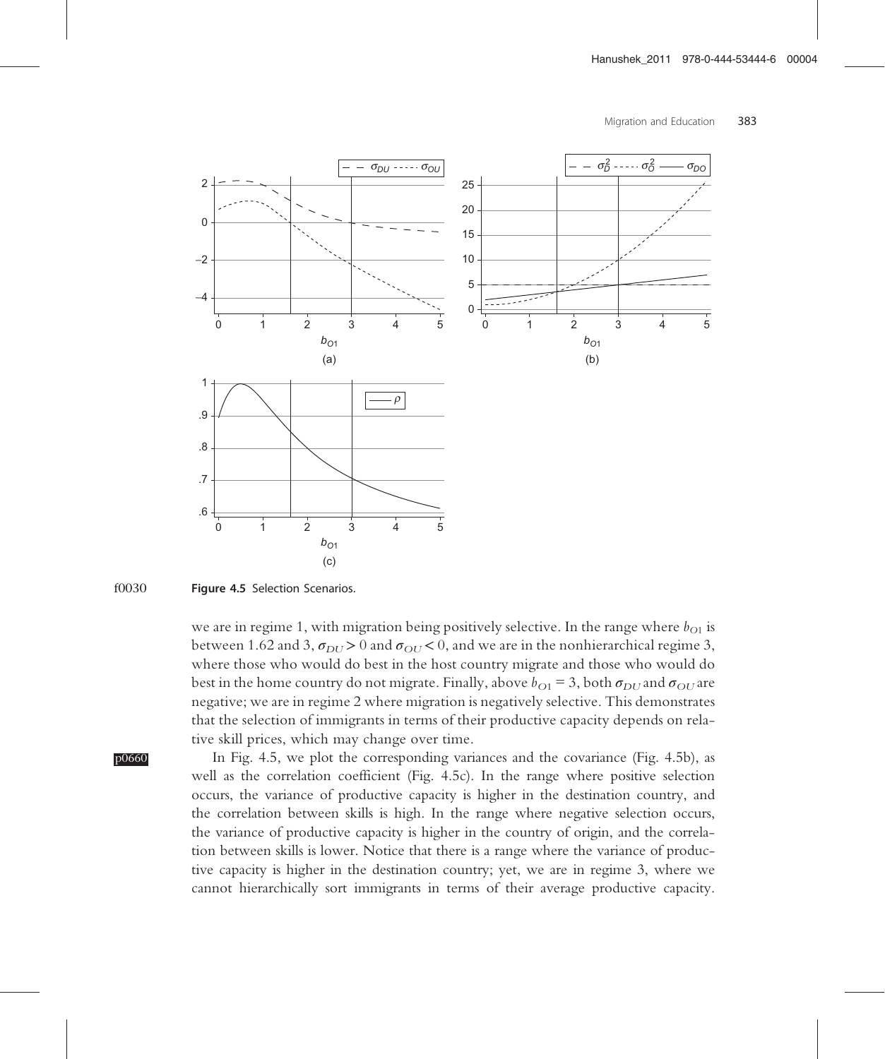Figure 4.5 Selection Scenarios.

we are in regime 1, with migration being positively selective. In the range where $b_{O1}$ is between 1.62 and 3, $\sigma_{DU} > 0$ and $\sigma_{OU} < 0$, and we are in the nonhierarchical regime 3, where those who would do best in the host country migrate and those who would do best in the home country do not migrate. Finally, above $b_{O1} = 3$, both $\sigma_{DU}$ and $\sigma_{OU}$ are negative; we are in regime 2 where migration is negatively selective. This demonstrates that the selection of immigrants in terms of their productive capacity depends on relative skill prices, which may change over time.

In Fig. 4.5, we plot the corresponding variances and the covariance (Fig. 4.5b), as well as the correlation coefficient (Fig. 4.5c). In the range where positive selection occurs, the variance of productive capacity is higher in the destination country, and the correlation between skills is high. In the range where negative selection occurs, the variance of productive capacity is higher in the country of origin, and the correlation between skills is lower. Notice that there is a range where the variance of productive capacity is higher in the destination country; yet, we are in regime 3, where we cannot hierarchically sort immigrants in terms of their average productive capacity.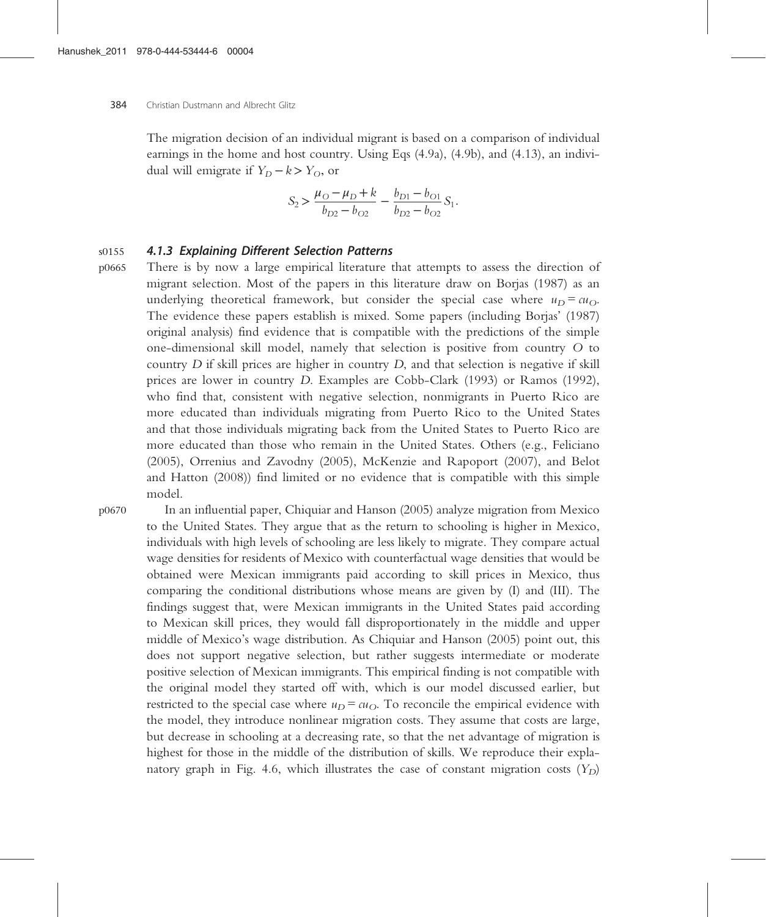The migration decision of an individual migrant is based on a comparison of individual earnings in the home and host country. Using Eqs (4.9a), (4.9b), and (4.13), an individual will emigrate if $Y_D - k > Y_O$, or

$$S_2 > \frac{\mu_O - \mu_D + k}{b_{D2} - b_{O2}} - \frac{b_{D1} - b_{O1}}{b_{D2} - b_{O2}} S_1.$$

### 4.1.3 Explaining Different Selection Patterns

There is by now a large empirical literature that attempts to assess the direction of migrant selection. Most of the papers in this literature draw on Borjas (1987) as an underlying theoretical framework, but consider the special case where $u_D = cu_O$. The evidence these papers establish is mixed. Some papers (including Borjas' (1987) original analysis) find evidence that is compatible with the predictions of the simple one-dimensional skill model, namely that selection is positive from country $O$ to country $D$ if skill prices are higher in country $D$, and that selection is negative if skill prices are lower in country $D$. Examples are Cobb-Clark (1993) or Ramos (1992), who find that, consistent with negative selection, nonmigrants in Puerto Rico are more educated than individuals migrating from Puerto Rico to the United States and that those individuals migrating back from the United States to Puerto Rico are more educated than those who remain in the United States. Others (e.g., Feliciano (2005), Orrenius and Zavodny (2005), McKenzie and Rapoport (2007), and Belot and Hatton (2008)) find limited or no evidence that is compatible with this simple model.

In an influential paper, Chiquiar and Hanson (2005) analyze migration from Mexico to the United States. They argue that as the return to schooling is higher in Mexico, individuals with high levels of schooling are less likely to migrate. They compare actual wage densities for residents of Mexico with counterfactual wage densities that would be obtained were Mexican immigrants paid according to skill prices in Mexico, thus comparing the conditional distributions whose means are given by (I) and (III). The findings suggest that, were Mexican immigrants in the United States paid according to Mexican skill prices, they would fall disproportionately in the middle and upper middle of Mexico's wage distribution. As Chiquiar and Hanson (2005) point out, this does not support negative selection, but rather suggests intermediate or moderate positive selection of Mexican immigrants. This empirical finding is not compatible with the original model they started off with, which is our model discussed earlier, but restricted to the special case where $u_D = cu_O$. To reconcile the empirical evidence with the model, they introduce nonlinear migration costs. They assume that costs are large, but decrease in schooling at a decreasing rate, so that the net advantage of migration is highest for those in the middle of the distribution of skills. We reproduce their explanatory graph in Fig. 4.6, which illustrates the case of constant migration costs ($Y_D$)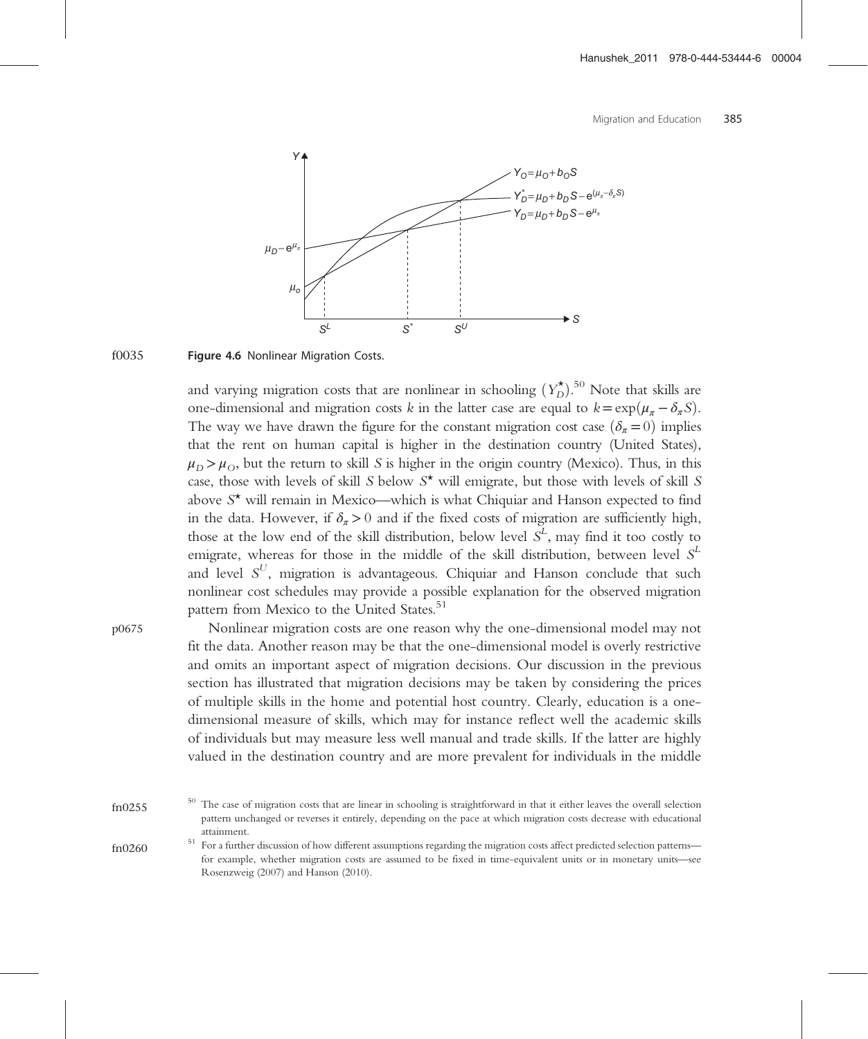Figure 4.6 Nonlinear Migration Costs.

and varying migration costs that are nonlinear in schooling $(Y_D^{\star})$.[50] Note that skills are one-dimensional and migration costs $k$ in the latter case are equal to $k = \exp(\mu_\pi - \delta_\pi S)$. The way we have drawn the figure for the constant migration cost case $(\delta_\pi = 0)$ implies that the rent on human capital is higher in the destination country (United States), $\mu_D > \mu_O$, but the return to skill $S$ is higher in the origin country (Mexico). Thus, in this case, those with levels of skill $S$ below $S^{\star}$ will emigrate, but those with levels of skill $S$ above $S^{\star}$ will remain in Mexico—which is what Chiquiar and Hanson expected to find in the data. However, if $\delta_\pi > 0$ and if the fixed costs of migration are sufficiently high, those at the low end of the skill distribution, below level $S^L$, may find it too costly to emigrate, whereas for those in the middle of the skill distribution, between level $S^L$ and level $S^U$, migration is advantageous. Chiquiar and Hanson conclude that such nonlinear cost schedules may provide a possible explanation for the observed migration pattern from Mexico to the United States.[51]

Nonlinear migration costs are one reason why the one-dimensional model may not fit the data. Another reason may be that the one-dimensional model is overly restrictive and omits an important aspect of migration decisions. Our discussion in the previous section has illustrated that migration decisions may be taken by considering the prices of multiple skills in the home and potential host country. Clearly, education is a one-dimensional measure of skills, which may for instance reflect well the academic skills of individuals but may measure less well manual and trade skills. If the latter are highly valued in the destination country and are more prevalent for individuals in the middle

[50] The case of migration costs that are linear in schooling is straightforward in that it either leaves the overall selection pattern unchanged or reverses it entirely, depending on the pace at which migration costs decrease with educational attainment.

[51] For a further discussion of how different assumptions regarding the migration costs affect predicted selection patterns—for example, whether migration costs are assumed to be fixed in time-equivalent units or in monetary units—see Rosenzweig (2007) and Hanson (2010).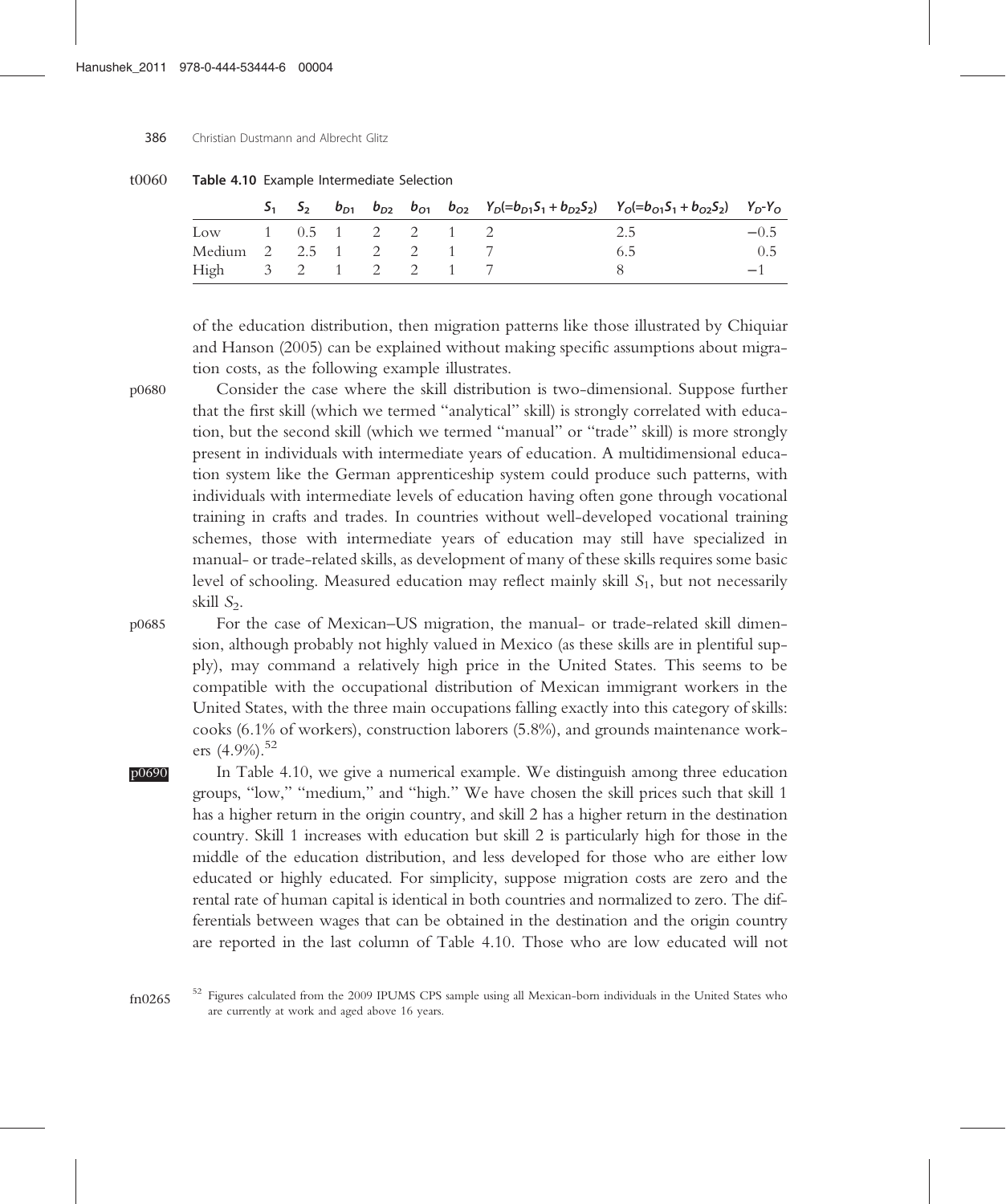Table 4.10 Example Intermediate Selection

| | $S_1$ | $S_2$ | $b_{D1}$ | $b_{D2}$ | $b_{O1}$ | $b_{O2}$ | $Y_D(=b_{D1}S_1 + b_{D2}S_2)$ | $Y_O(=b_{O1}S_1 + b_{O2}S_2)$ | $Y_D$-$Y_O$ |
|---|---|---|---|---|---|---|---|---|---|
| Low | 1 | 0.5 | 1 | 2 | 2 | 1 | 2 | 2.5 | −0.5 |
| Medium | 2 | 2.5 | 1 | 2 | 2 | 1 | 7 | 6.5 | 0.5 |
| High | 3 | 2 | 1 | 2 | 2 | 1 | 7 | 8 | −1 |

of the education distribution, then migration patterns like those illustrated by Chiquiar and Hanson (2005) can be explained without making specific assumptions about migration costs, as the following example illustrates.

Consider the case where the skill distribution is two-dimensional. Suppose further that the first skill (which we termed "analytical" skill) is strongly correlated with education, but the second skill (which we termed "manual" or "trade" skill) is more strongly present in individuals with intermediate years of education. A multidimensional education system like the German apprenticeship system could produce such patterns, with individuals with intermediate levels of education having often gone through vocational training in crafts and trades. In countries without well-developed vocational training schemes, those with intermediate years of education may still have specialized in manual- or trade-related skills, as development of many of these skills requires some basic level of schooling. Measured education may reflect mainly skill $S_1$, but not necessarily skill $S_2$.

For the case of Mexican–US migration, the manual- or trade-related skill dimension, although probably not highly valued in Mexico (as these skills are in plentiful supply), may command a relatively high price in the United States. This seems to be compatible with the occupational distribution of Mexican immigrant workers in the United States, with the three main occupations falling exactly into this category of skills: cooks (6.1% of workers), construction laborers (5.8%), and grounds maintenance workers (4.9%).[52]

In Table 4.10, we give a numerical example. We distinguish among three education groups, "low," "medium," and "high." We have chosen the skill prices such that skill 1 has a higher return in the origin country, and skill 2 has a higher return in the destination country. Skill 1 increases with education but skill 2 is particularly high for those in the middle of the education distribution, and less developed for those who are either low educated or highly educated. For simplicity, suppose migration costs are zero and the rental rate of human capital is identical in both countries and normalized to zero. The differentials between wages that can be obtained in the destination and the origin country are reported in the last column of Table 4.10. Those who are low educated will not

[52] Figures calculated from the 2009 IPUMS CPS sample using all Mexican-born individuals in the United States who are currently at work and aged above 16 years.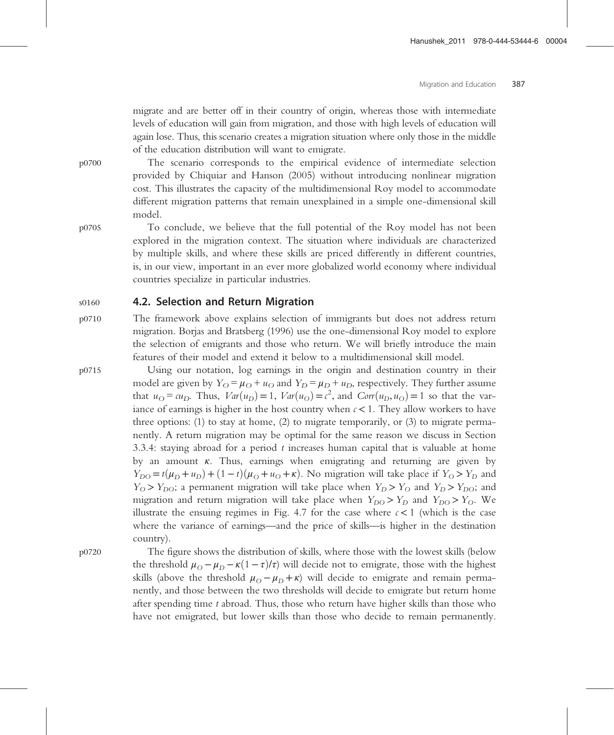migrate and are better off in their country of origin, whereas those with intermediate levels of education will gain from migration, and those with high levels of education will again lose. Thus, this scenario creates a migration situation where only those in the middle of the education distribution will want to emigrate.

The scenario corresponds to the empirical evidence of intermediate selection provided by Chiquiar and Hanson (2005) without introducing nonlinear migration cost. This illustrates the capacity of the multidimensional Roy model to accommodate different migration patterns that remain unexplained in a simple one-dimensional skill model.

To conclude, we believe that the full potential of the Roy model has not been explored in the migration context. The situation where individuals are characterized by multiple skills, and where these skills are priced differently in different countries, is, in our view, important in an ever more globalized world economy where individual countries specialize in particular industries.

## 4.2. Selection and Return Migration

The framework above explains selection of immigrants but does not address return migration. Borjas and Bratsberg (1996) use the one-dimensional Roy model to explore the selection of emigrants and those who return. We will briefly introduce the main features of their model and extend it below to a multidimensional skill model.

Using our notation, log earnings in the origin and destination country in their model are given by $Y_O = \mu_O + u_O$ and $Y_D = \mu_D + u_D$, respectively. They further assume that $u_O = cu_D$. Thus, $Var(u_D) = 1$, $Var(u_O) = c^2$, and $Corr(u_D, u_O) = 1$ so that the variance of earnings is higher in the host country when $c < 1$. They allow workers to have three options: (1) to stay at home, (2) to migrate temporarily, or (3) to migrate permanently. A return migration may be optimal for the same reason we discuss in Section 3.3.4: staying abroad for a period $t$ increases human capital that is valuable at home by an amount $\kappa$. Thus, earnings when emigrating and returning are given by $Y_{DO} = t(\mu_D + u_D) + (1 - t)(\mu_O + u_O + \kappa)$. No migration will take place if $Y_O > Y_D$ and $Y_O > Y_{DO}$; a permanent migration will take place when $Y_D > Y_O$ and $Y_D > Y_{DO}$; and migration and return migration will take place when $Y_{DO} > Y_D$ and $Y_{DO} > Y_O$. We illustrate the ensuing regimes in Fig. 4.7 for the case where $c < 1$ (which is the case where the variance of earnings—and the price of skills—is higher in the destination country).

The figure shows the distribution of skills, where those with the lowest skills (below the threshold $\mu_O - \mu_D - \kappa(1 - \tau)/\tau$) will decide not to emigrate, those with the highest skills (above the threshold $\mu_O - \mu_D + \kappa$) will decide to emigrate and remain permanently, and those between the two thresholds will decide to emigrate but return home after spending time $t$ abroad. Thus, those who return have higher skills than those who have not emigrated, but lower skills than those who decide to remain permanently.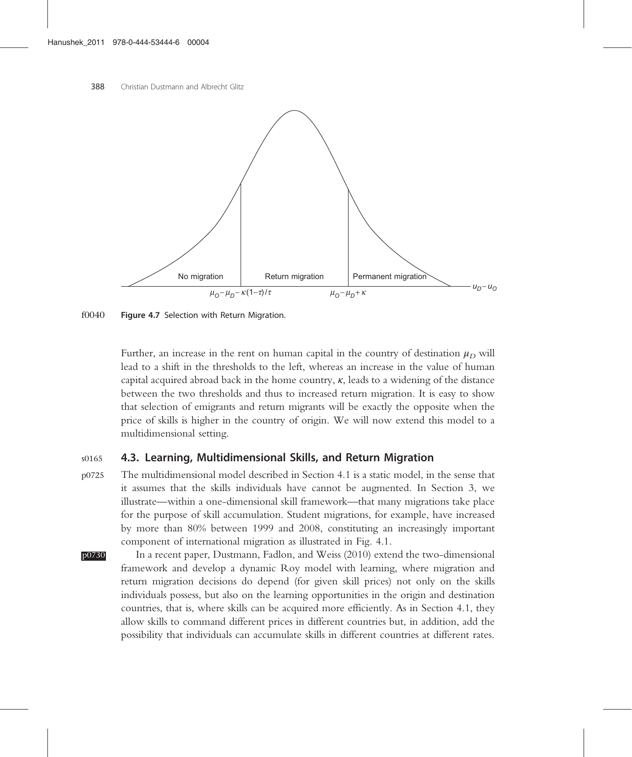No migration | Return migration | Permanent migration

$\mu_O - \mu_D - \kappa(1-\tau)/\tau$ $\quad$ $\mu_O - \mu_D + \kappa$ $\quad$ $u_D - u_O$

**Figure 4.7** Selection with Return Migration.

Further, an increase in the rent on human capital in the country of destination $\mu_D$ will lead to a shift in the thresholds to the left, whereas an increase in the value of human capital acquired abroad back in the home country, $\kappa$, leads to a widening of the distance between the two thresholds and thus to increased return migration. It is easy to show that selection of emigrants and return migrants will be exactly the opposite when the price of skills is higher in the country of origin. We will now extend this model to a multidimensional setting.

## 4.3. Learning, Multidimensional Skills, and Return Migration

The multidimensional model described in Section 4.1 is a static model, in the sense that it assumes that the skills individuals have cannot be augmented. In Section 3, we illustrate—within a one-dimensional skill framework—that many migrations take place for the purpose of skill accumulation. Student migrations, for example, have increased by more than 80% between 1999 and 2008, constituting an increasingly important component of international migration as illustrated in Fig. 4.1.

In a recent paper, Dustmann, Fadlon, and Weiss (2010) extend the two-dimensional framework and develop a dynamic Roy model with learning, where migration and return migration decisions do depend (for given skill prices) not only on the skills individuals possess, but also on the learning opportunities in the origin and destination countries, that is, where skills can be acquired more efficiently. As in Section 4.1, they allow skills to command different prices in different countries but, in addition, add the possibility that individuals can accumulate skills in different countries at different rates.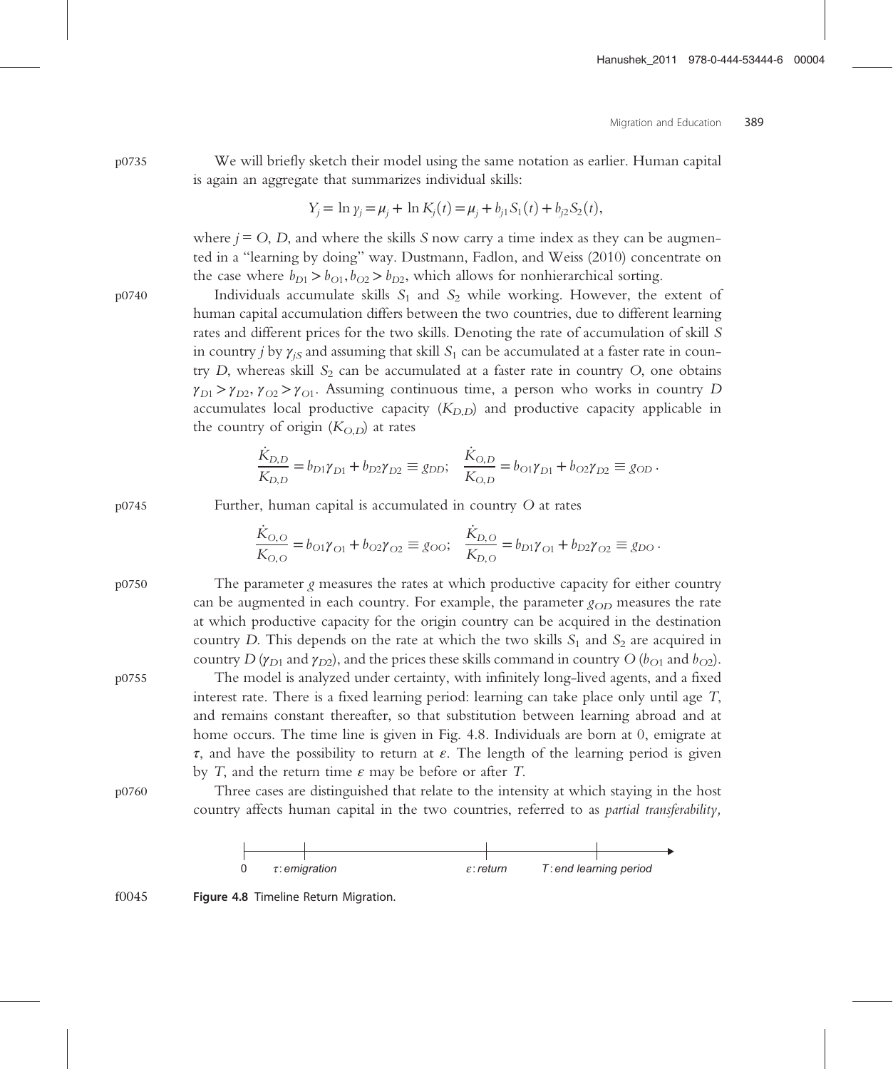We will briefly sketch their model using the same notation as earlier. Human capital is again an aggregate that summarizes individual skills:

$$Y_j = \ln y_j = \mu_j + \ln K_j(t) = \mu_j + b_{j1}S_1(t) + b_{j2}S_2(t),$$

where $j = O, D$, and where the skills $S$ now carry a time index as they can be augmented in a "learning by doing" way. Dustmann, Fadlon, and Weiss (2010) concentrate on the case where $b_{D1} > b_{O1}, b_{O2} > b_{D2}$, which allows for nonhierarchical sorting.

Individuals accumulate skills $S_1$ and $S_2$ while working. However, the extent of human capital accumulation differs between the two countries, due to different learning rates and different prices for the two skills. Denoting the rate of accumulation of skill $S$ in country $j$ by $\gamma_{jS}$ and assuming that skill $S_1$ can be accumulated at a faster rate in country $D$, whereas skill $S_2$ can be accumulated at a faster rate in country $O$, one obtains $\gamma_{D1} > \gamma_{D2}, \gamma_{O2} > \gamma_{O1}$. Assuming continuous time, a person who works in country $D$ accumulates local productive capacity $(K_{D,D})$ and productive capacity applicable in the country of origin $(K_{O,D})$ at rates

$$\frac{\dot{K}_{D,D}}{K_{D,D}} = b_{D1}\gamma_{D1} + b_{D2}\gamma_{D2} \equiv g_{DD}; \quad \frac{\dot{K}_{O,D}}{K_{O,D}} = b_{O1}\gamma_{D1} + b_{O2}\gamma_{D2} \equiv g_{OD}.$$

Further, human capital is accumulated in country $O$ at rates

$$\frac{\dot{K}_{O,O}}{K_{O,O}} = b_{O1}\gamma_{O1} + b_{O2}\gamma_{O2} \equiv g_{OO}; \quad \frac{\dot{K}_{D,O}}{K_{D,O}} = b_{D1}\gamma_{O1} + b_{D2}\gamma_{O2} \equiv g_{DO}.$$

The parameter $g$ measures the rates at which productive capacity for either country can be augmented in each country. For example, the parameter $g_{OD}$ measures the rate at which productive capacity for the origin country can be acquired in the destination country $D$. This depends on the rate at which the two skills $S_1$ and $S_2$ are acquired in country $D$ ($\gamma_{D1}$ and $\gamma_{D2}$), and the prices these skills command in country $O$ ($b_{O1}$ and $b_{O2}$).

The model is analyzed under certainty, with infinitely long-lived agents, and a fixed interest rate. There is a fixed learning period: learning can take place only until age $T$, and remains constant thereafter, so that substitution between learning abroad and at home occurs. The time line is given in Fig. 4.8. Individuals are born at 0, emigrate at $\tau$, and have the possibility to return at $\varepsilon$. The length of the learning period is given by $T$, and the return time $\varepsilon$ may be before or after $T$.

Three cases are distinguished that relate to the intensity at which staying in the host country affects human capital in the two countries, referred to as *partial transferability,*

0 — $\tau$: *emigration* — $\varepsilon$: *return* — $T$: *end learning period*

**Figure 4.8** Timeline Return Migration.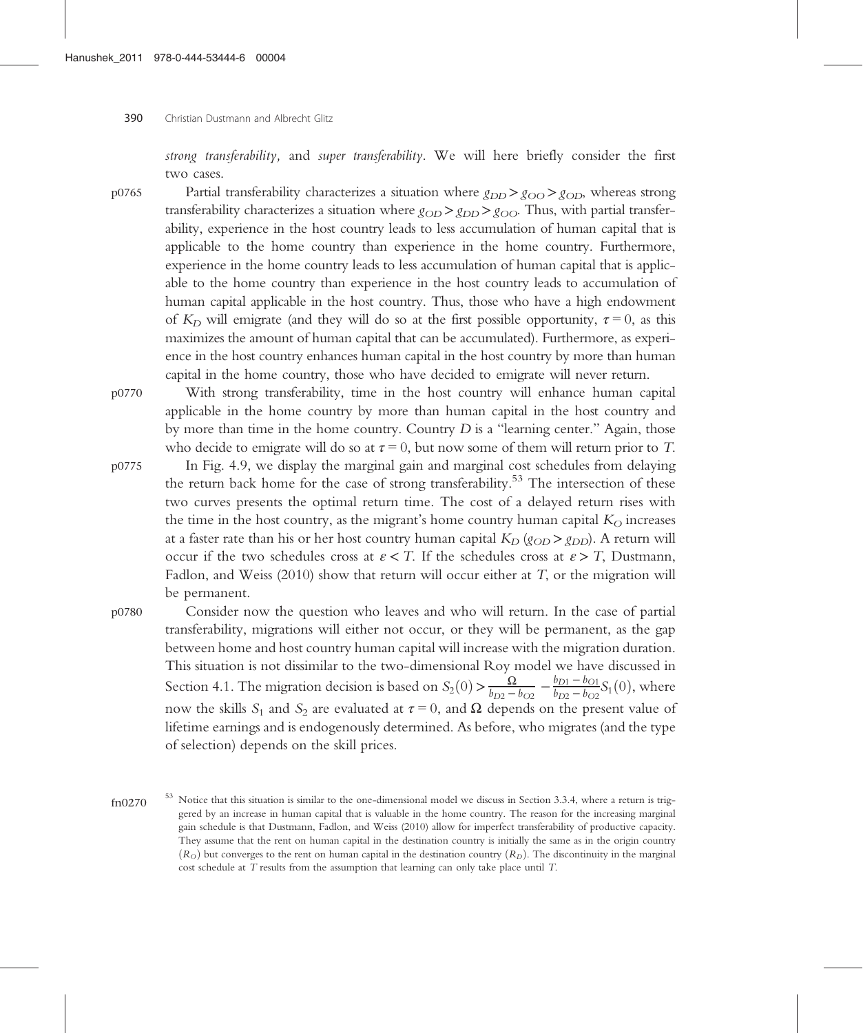*strong transferability*, and *super transferability*. We will here briefly consider the first two cases.

Partial transferability characterizes a situation where $g_{DD} > g_{OO} > g_{OD}$, whereas strong transferability characterizes a situation where $g_{OD} > g_{DD} > g_{OO}$. Thus, with partial transferability, experience in the host country leads to less accumulation of human capital that is applicable to the home country than experience in the home country. Furthermore, experience in the home country leads to less accumulation of human capital that is applicable to the home country than experience in the host country leads to accumulation of human capital applicable in the host country. Thus, those who have a high endowment of $K_D$ will emigrate (and they will do so at the first possible opportunity, $\tau = 0$, as this maximizes the amount of human capital that can be accumulated). Furthermore, as experience in the host country enhances human capital in the host country by more than human capital in the home country, those who have decided to emigrate will never return.

With strong transferability, time in the host country will enhance human capital applicable in the home country by more than human capital in the host country and by more than time in the home country. Country $D$ is a "learning center." Again, those who decide to emigrate will do so at $\tau = 0$, but now some of them will return prior to $T$.

In Fig. 4.9, we display the marginal gain and marginal cost schedules from delaying the return back home for the case of strong transferability.[53] The intersection of these two curves presents the optimal return time. The cost of a delayed return rises with the time in the host country, as the migrant's home country human capital $K_O$ increases at a faster rate than his or her host country human capital $K_D$ ($g_{OD} > g_{DD}$). A return will occur if the two schedules cross at $\varepsilon < T$. If the schedules cross at $\varepsilon > T$, Dustmann, Fadlon, and Weiss (2010) show that return will occur either at $T$, or the migration will be permanent.

Consider now the question who leaves and who will return. In the case of partial transferability, migrations will either not occur, or they will be permanent, as the gap between home and host country human capital will increase with the migration duration. This situation is not dissimilar to the two-dimensional Roy model we have discussed in Section 4.1. The migration decision is based on $S_2(0) > \frac{\Omega}{b_{D2} - b_{O2}} - \frac{b_{D1} - b_{O1}}{b_{D2} - b_{O2}} S_1(0)$, where now the skills $S_1$ and $S_2$ are evaluated at $\tau = 0$, and $\Omega$ depends on the present value of lifetime earnings and is endogenously determined. As before, who migrates (and the type of selection) depends on the skill prices.

[53] Notice that this situation is similar to the one-dimensional model we discuss in Section 3.3.4, where a return is triggered by an increase in human capital that is valuable in the home country. The reason for the increasing marginal gain schedule is that Dustmann, Fadlon, and Weiss (2010) allow for imperfect transferability of productive capacity. They assume that the rent on human capital in the destination country is initially the same as in the origin country ($R_O$) but converges to the rent on human capital in the destination country ($R_D$). The discontinuity in the marginal cost schedule at $T$ results from the assumption that learning can only take place until $T$.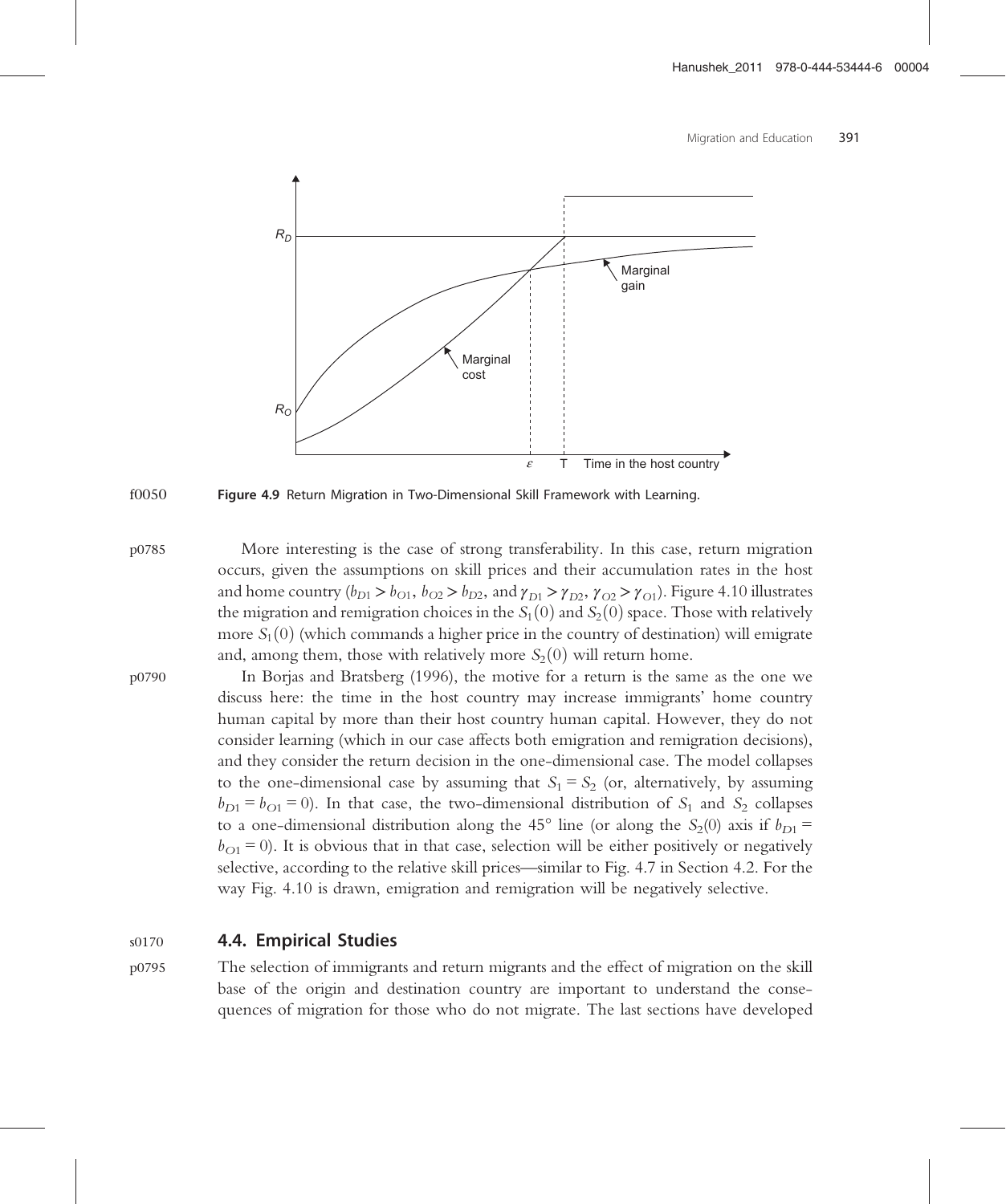Figure 4.9 Return Migration in Two-Dimensional Skill Framework with Learning.

More interesting is the case of strong transferability. In this case, return migration occurs, given the assumptions on skill prices and their accumulation rates in the host and home country ($b_{D1} > b_{O1}$, $b_{O2} > b_{D2}$, and $\gamma_{D1} > \gamma_{D2}$, $\gamma_{O2} > \gamma_{O1}$). Figure 4.10 illustrates the migration and remigration choices in the $S_1(0)$ and $S_2(0)$ space. Those with relatively more $S_1(0)$ (which commands a higher price in the country of destination) will emigrate and, among them, those with relatively more $S_2(0)$ will return home.

In Borjas and Bratsberg (1996), the motive for a return is the same as the one we discuss here: the time in the host country may increase immigrants' home country human capital by more than their host country human capital. However, they do not consider learning (which in our case affects both emigration and remigration decisions), and they consider the return decision in the one-dimensional case. The model collapses to the one-dimensional case by assuming that $S_1 = S_2$ (or, alternatively, by assuming $b_{D1} = b_{O1} = 0$). In that case, the two-dimensional distribution of $S_1$ and $S_2$ collapses to a one-dimensional distribution along the 45° line (or along the $S_2(0)$ axis if $b_{D1} = b_{O1} = 0$). It is obvious that in that case, selection will be either positively or negatively selective, according to the relative skill prices—similar to Fig. 4.7 in Section 4.2. For the way Fig. 4.10 is drawn, emigration and remigration will be negatively selective.

### 4.4. Empirical Studies

The selection of immigrants and return migrants and the effect of migration on the skill base of the origin and destination country are important to understand the consequences of migration for those who do not migrate. The last sections have developed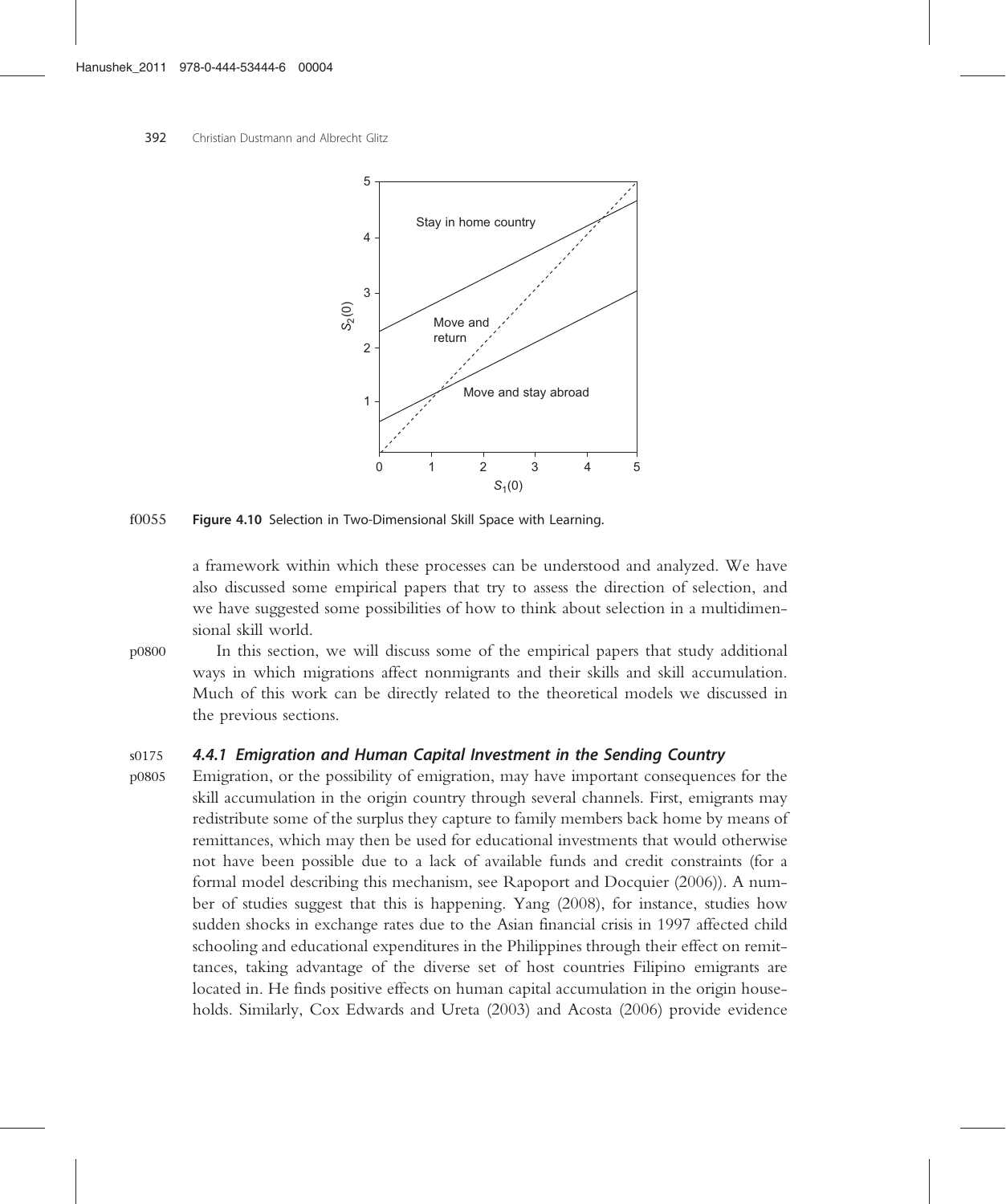Figure 4.10 Selection in Two-Dimensional Skill Space with Learning.

a framework within which these processes can be understood and analyzed. We have also discussed some empirical papers that try to assess the direction of selection, and we have suggested some possibilities of how to think about selection in a multidimensional skill world.

In this section, we will discuss some of the empirical papers that study additional ways in which migrations affect nonmigrants and their skills and skill accumulation. Much of this work can be directly related to the theoretical models we discussed in the previous sections.

### 4.4.1 Emigration and Human Capital Investment in the Sending Country

Emigration, or the possibility of emigration, may have important consequences for the skill accumulation in the origin country through several channels. First, emigrants may redistribute some of the surplus they capture to family members back home by means of remittances, which may then be used for educational investments that would otherwise not have been possible due to a lack of available funds and credit constraints (for a formal model describing this mechanism, see Rapoport and Docquier (2006)). A number of studies suggest that this is happening. Yang (2008), for instance, studies how sudden shocks in exchange rates due to the Asian financial crisis in 1997 affected child schooling and educational expenditures in the Philippines through their effect on remittances, taking advantage of the diverse set of host countries Filipino emigrants are located in. He finds positive effects on human capital accumulation in the origin households. Similarly, Cox Edwards and Ureta (2003) and Acosta (2006) provide evidence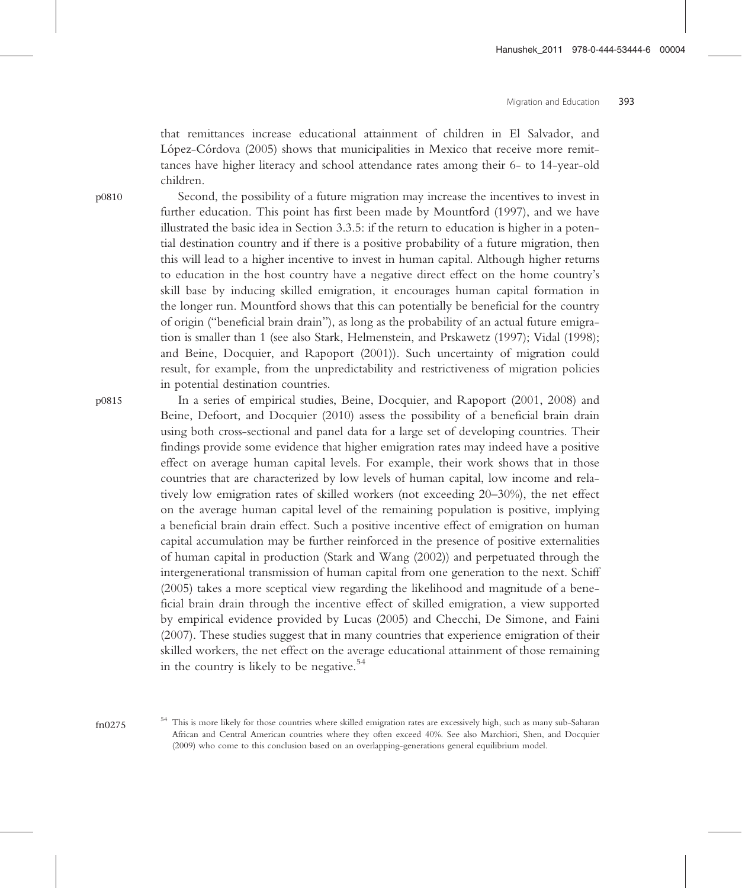that remittances increase educational attainment of children in El Salvador, and López-Córdova (2005) shows that municipalities in Mexico that receive more remittances have higher literacy and school attendance rates among their 6- to 14-year-old children.

Second, the possibility of a future migration may increase the incentives to invest in further education. This point has first been made by Mountford (1997), and we have illustrated the basic idea in Section 3.3.5: if the return to education is higher in a potential destination country and if there is a positive probability of a future migration, then this will lead to a higher incentive to invest in human capital. Although higher returns to education in the host country have a negative direct effect on the home country's skill base by inducing skilled emigration, it encourages human capital formation in the longer run. Mountford shows that this can potentially be beneficial for the country of origin ("beneficial brain drain"), as long as the probability of an actual future emigration is smaller than 1 (see also Stark, Helmenstein, and Prskawetz (1997); Vidal (1998); and Beine, Docquier, and Rapoport (2001)). Such uncertainty of migration could result, for example, from the unpredictability and restrictiveness of migration policies in potential destination countries.

In a series of empirical studies, Beine, Docquier, and Rapoport (2001, 2008) and Beine, Defoort, and Docquier (2010) assess the possibility of a beneficial brain drain using both cross-sectional and panel data for a large set of developing countries. Their findings provide some evidence that higher emigration rates may indeed have a positive effect on average human capital levels. For example, their work shows that in those countries that are characterized by low levels of human capital, low income and relatively low emigration rates of skilled workers (not exceeding 20–30%), the net effect on the average human capital level of the remaining population is positive, implying a beneficial brain drain effect. Such a positive incentive effect of emigration on human capital accumulation may be further reinforced in the presence of positive externalities of human capital in production (Stark and Wang (2002)) and perpetuated through the intergenerational transmission of human capital from one generation to the next. Schiff (2005) takes a more sceptical view regarding the likelihood and magnitude of a beneficial brain drain through the incentive effect of skilled emigration, a view supported by empirical evidence provided by Lucas (2005) and Checchi, De Simone, and Faini (2007). These studies suggest that in many countries that experience emigration of their skilled workers, the net effect on the average educational attainment of those remaining in the country is likely to be negative.[54]

[54] This is more likely for those countries where skilled emigration rates are excessively high, such as many sub-Saharan African and Central American countries where they often exceed 40%. See also Marchiori, Shen, and Docquier (2009) who come to this conclusion based on an overlapping-generations general equilibrium model.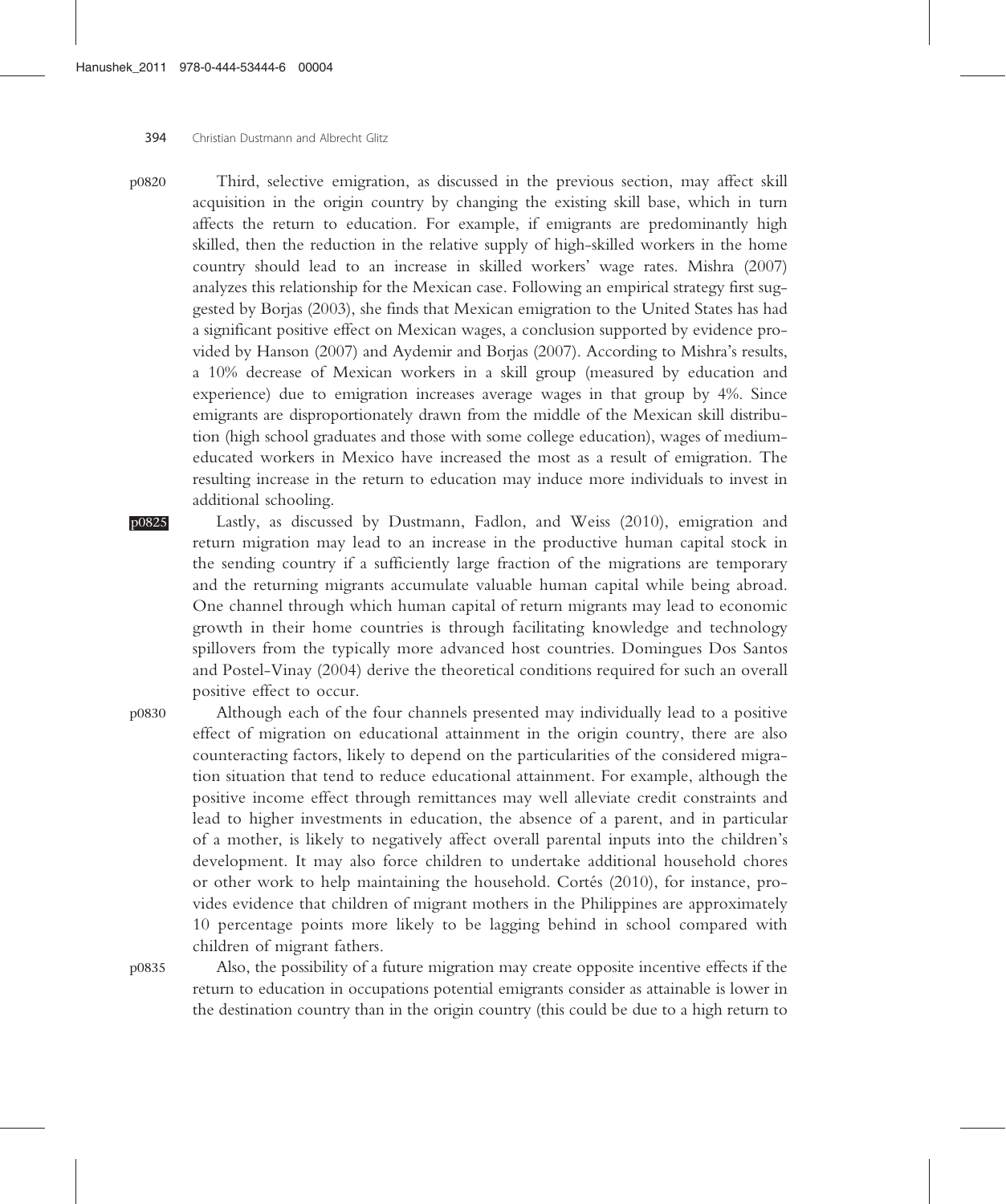Third, selective emigration, as discussed in the previous section, may affect skill acquisition in the origin country by changing the existing skill base, which in turn affects the return to education. For example, if emigrants are predominantly high skilled, then the reduction in the relative supply of high-skilled workers in the home country should lead to an increase in skilled workers' wage rates. Mishra (2007) analyzes this relationship for the Mexican case. Following an empirical strategy first suggested by Borjas (2003), she finds that Mexican emigration to the United States has had a significant positive effect on Mexican wages, a conclusion supported by evidence provided by Hanson (2007) and Aydemir and Borjas (2007). According to Mishra's results, a 10% decrease of Mexican workers in a skill group (measured by education and experience) due to emigration increases average wages in that group by 4%. Since emigrants are disproportionately drawn from the middle of the Mexican skill distribution (high school graduates and those with some college education), wages of medium-educated workers in Mexico have increased the most as a result of emigration. The resulting increase in the return to education may induce more individuals to invest in additional schooling.

Lastly, as discussed by Dustmann, Fadlon, and Weiss (2010), emigration and return migration may lead to an increase in the productive human capital stock in the sending country if a sufficiently large fraction of the migrations are temporary and the returning migrants accumulate valuable human capital while being abroad. One channel through which human capital of return migrants may lead to economic growth in their home countries is through facilitating knowledge and technology spillovers from the typically more advanced host countries. Domingues Dos Santos and Postel-Vinay (2004) derive the theoretical conditions required for such an overall positive effect to occur.

Although each of the four channels presented may individually lead to a positive effect of migration on educational attainment in the origin country, there are also counteracting factors, likely to depend on the particularities of the considered migration situation that tend to reduce educational attainment. For example, although the positive income effect through remittances may well alleviate credit constraints and lead to higher investments in education, the absence of a parent, and in particular of a mother, is likely to negatively affect overall parental inputs into the children's development. It may also force children to undertake additional household chores or other work to help maintaining the household. Cortés (2010), for instance, provides evidence that children of migrant mothers in the Philippines are approximately 10 percentage points more likely to be lagging behind in school compared with children of migrant fathers.

Also, the possibility of a future migration may create opposite incentive effects if the return to education in occupations potential emigrants consider as attainable is lower in the destination country than in the origin country (this could be due to a high return to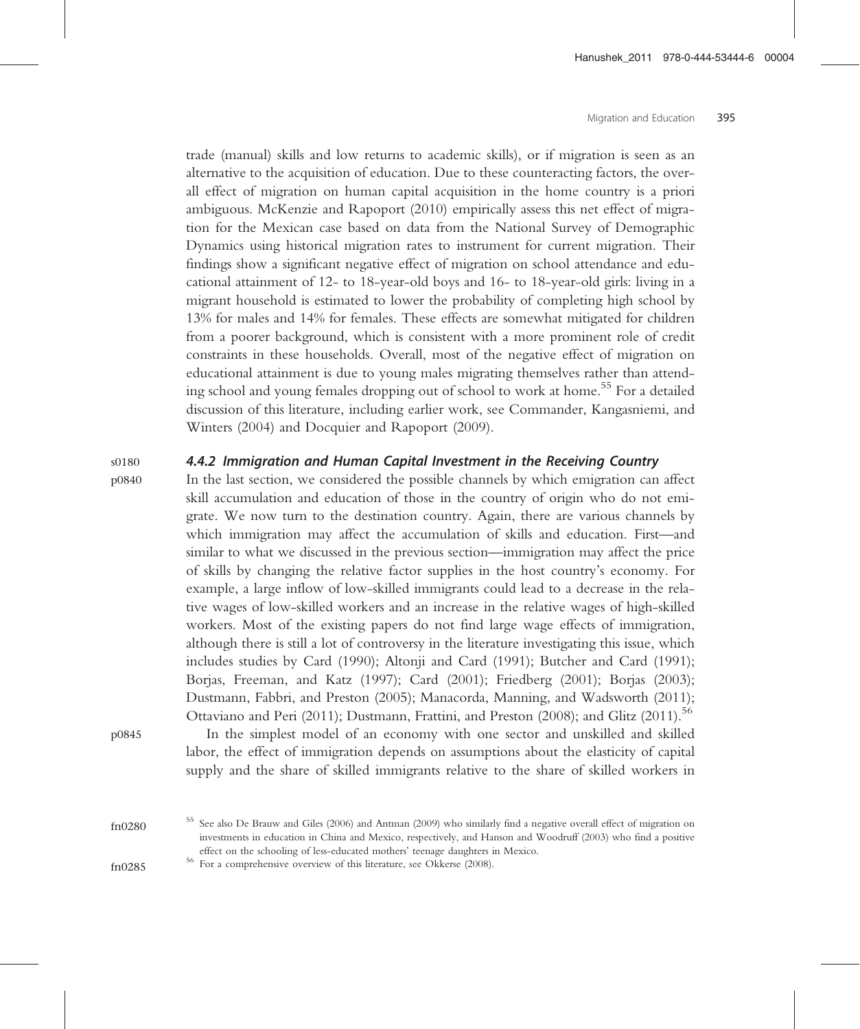trade (manual) skills and low returns to academic skills), or if migration is seen as an alternative to the acquisition of education. Due to these counteracting factors, the overall effect of migration on human capital acquisition in the home country is a priori ambiguous. McKenzie and Rapoport (2010) empirically assess this net effect of migration for the Mexican case based on data from the National Survey of Demographic Dynamics using historical migration rates to instrument for current migration. Their findings show a significant negative effect of migration on school attendance and educational attainment of 12- to 18-year-old boys and 16- to 18-year-old girls: living in a migrant household is estimated to lower the probability of completing high school by 13% for males and 14% for females. These effects are somewhat mitigated for children from a poorer background, which is consistent with a more prominent role of credit constraints in these households. Overall, most of the negative effect of migration on educational attainment is due to young males migrating themselves rather than attending school and young females dropping out of school to work at home.[55] For a detailed discussion of this literature, including earlier work, see Commander, Kangasniemi, and Winters (2004) and Docquier and Rapoport (2009).

### 4.4.2 Immigration and Human Capital Investment in the Receiving Country

In the last section, we considered the possible channels by which emigration can affect skill accumulation and education of those in the country of origin who do not emigrate. We now turn to the destination country. Again, there are various channels by which immigration may affect the accumulation of skills and education. First—and similar to what we discussed in the previous section—immigration may affect the price of skills by changing the relative factor supplies in the host country's economy. For example, a large inflow of low-skilled immigrants could lead to a decrease in the relative wages of low-skilled workers and an increase in the relative wages of high-skilled workers. Most of the existing papers do not find large wage effects of immigration, although there is still a lot of controversy in the literature investigating this issue, which includes studies by Card (1990); Altonji and Card (1991); Butcher and Card (1991); Borjas, Freeman, and Katz (1997); Card (2001); Friedberg (2001); Borjas (2003); Dustmann, Fabbri, and Preston (2005); Manacorda, Manning, and Wadsworth (2011); Ottaviano and Peri (2011); Dustmann, Frattini, and Preston (2008); and Glitz (2011).[56]

In the simplest model of an economy with one sector and unskilled and skilled labor, the effect of immigration depends on assumptions about the elasticity of capital supply and the share of skilled immigrants relative to the share of skilled workers in

[55] See also De Brauw and Giles (2006) and Antman (2009) who similarly find a negative overall effect of migration on investments in education in China and Mexico, respectively, and Hanson and Woodruff (2003) who find a positive effect on the schooling of less-educated mothers' teenage daughters in Mexico.

[56] For a comprehensive overview of this literature, see Okkerse (2008).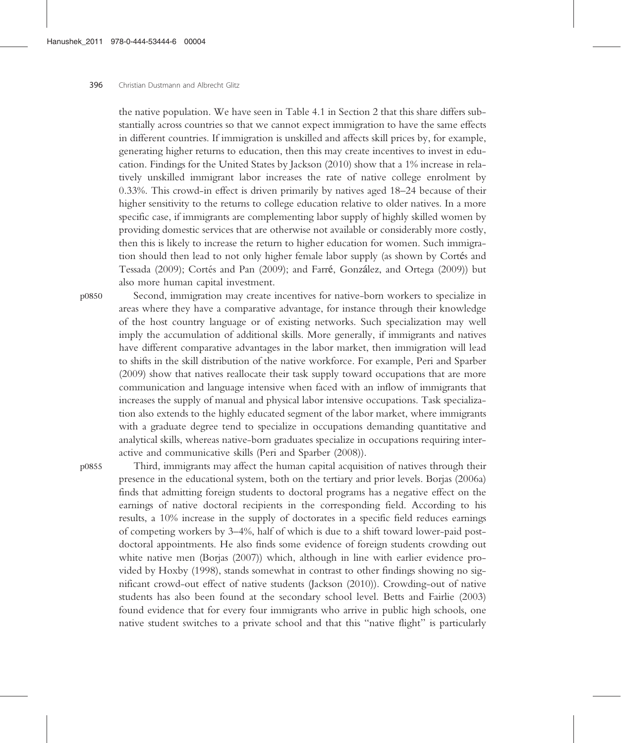the native population. We have seen in Table 4.1 in Section 2 that this share differs substantially across countries so that we cannot expect immigration to have the same effects in different countries. If immigration is unskilled and affects skill prices by, for example, generating higher returns to education, then this may create incentives to invest in education. Findings for the United States by Jackson (2010) show that a 1% increase in relatively unskilled immigrant labor increases the rate of native college enrolment by 0.33%. This crowd-in effect is driven primarily by natives aged 18–24 because of their higher sensitivity to the returns to college education relative to older natives. In a more specific case, if immigrants are complementing labor supply of highly skilled women by providing domestic services that are otherwise not available or considerably more costly, then this is likely to increase the return to higher education for women. Such immigration should then lead to not only higher female labor supply (as shown by Cortés and Tessada (2009); Cortés and Pan (2009); and Farré, González, and Ortega (2009)) but also more human capital investment.

Second, immigration may create incentives for native-born workers to specialize in areas where they have a comparative advantage, for instance through their knowledge of the host country language or of existing networks. Such specialization may well imply the accumulation of additional skills. More generally, if immigrants and natives have different comparative advantages in the labor market, then immigration will lead to shifts in the skill distribution of the native workforce. For example, Peri and Sparber (2009) show that natives reallocate their task supply toward occupations that are more communication and language intensive when faced with an inflow of immigrants that increases the supply of manual and physical labor intensive occupations. Task specialization also extends to the highly educated segment of the labor market, where immigrants with a graduate degree tend to specialize in occupations demanding quantitative and analytical skills, whereas native-born graduates specialize in occupations requiring interactive and communicative skills (Peri and Sparber (2008)).

Third, immigrants may affect the human capital acquisition of natives through their presence in the educational system, both on the tertiary and prior levels. Borjas (2006a) finds that admitting foreign students to doctoral programs has a negative effect on the earnings of native doctoral recipients in the corresponding field. According to his results, a 10% increase in the supply of doctorates in a specific field reduces earnings of competing workers by 3–4%, half of which is due to a shift toward lower-paid postdoctoral appointments. He also finds some evidence of foreign students crowding out white native men (Borjas (2007)) which, although in line with earlier evidence provided by Hoxby (1998), stands somewhat in contrast to other findings showing no significant crowd-out effect of native students (Jackson (2010)). Crowding-out of native students has also been found at the secondary school level. Betts and Fairlie (2003) found evidence that for every four immigrants who arrive in public high schools, one native student switches to a private school and that this "native flight" is particularly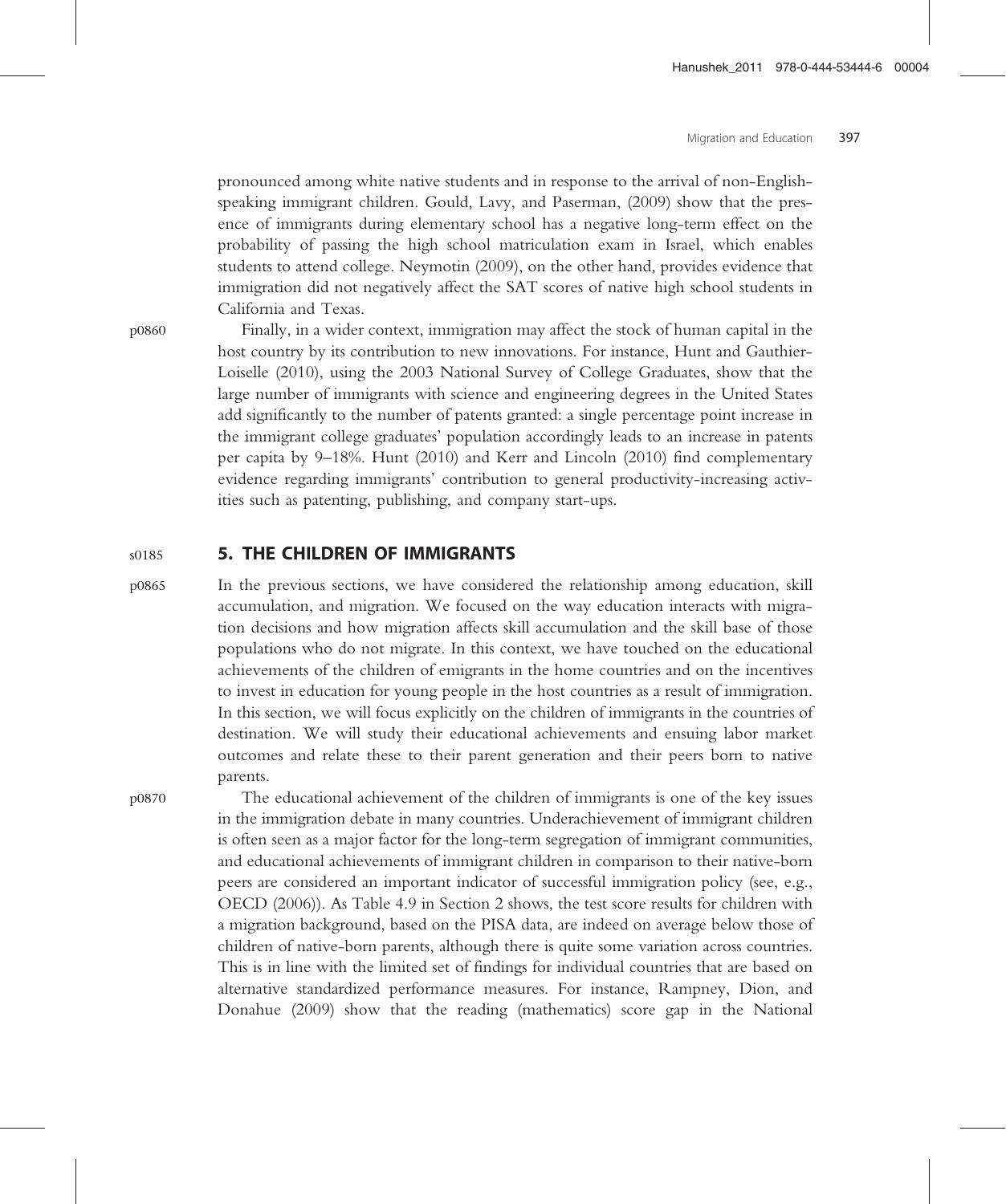pronounced among white native students and in response to the arrival of non-English-speaking immigrant children. Gould, Lavy, and Paserman, (2009) show that the presence of immigrants during elementary school has a negative long-term effect on the probability of passing the high school matriculation exam in Israel, which enables students to attend college. Neymotin (2009), on the other hand, provides evidence that immigration did not negatively affect the SAT scores of native high school students in California and Texas.

Finally, in a wider context, immigration may affect the stock of human capital in the host country by its contribution to new innovations. For instance, Hunt and Gauthier-Loiselle (2010), using the 2003 National Survey of College Graduates, show that the large number of immigrants with science and engineering degrees in the United States add significantly to the number of patents granted: a single percentage point increase in the immigrant college graduates' population accordingly leads to an increase in patents per capita by 9–18%. Hunt (2010) and Kerr and Lincoln (2010) find complementary evidence regarding immigrants' contribution to general productivity-increasing activities such as patenting, publishing, and company start-ups.

## 5. THE CHILDREN OF IMMIGRANTS

In the previous sections, we have considered the relationship among education, skill accumulation, and migration. We focused on the way education interacts with migration decisions and how migration affects skill accumulation and the skill base of those populations who do not migrate. In this context, we have touched on the educational achievements of the children of emigrants in the home countries and on the incentives to invest in education for young people in the host countries as a result of immigration. In this section, we will focus explicitly on the children of immigrants in the countries of destination. We will study their educational achievements and ensuing labor market outcomes and relate these to their parent generation and their peers born to native parents.

The educational achievement of the children of immigrants is one of the key issues in the immigration debate in many countries. Underachievement of immigrant children is often seen as a major factor for the long-term segregation of immigrant communities, and educational achievements of immigrant children in comparison to their native-born peers are considered an important indicator of successful immigration policy (see, e.g., OECD (2006)). As Table 4.9 in Section 2 shows, the test score results for children with a migration background, based on the PISA data, are indeed on average below those of children of native-born parents, although there is quite some variation across countries. This is in line with the limited set of findings for individual countries that are based on alternative standardized performance measures. For instance, Rampney, Dion, and Donahue (2009) show that the reading (mathematics) score gap in the National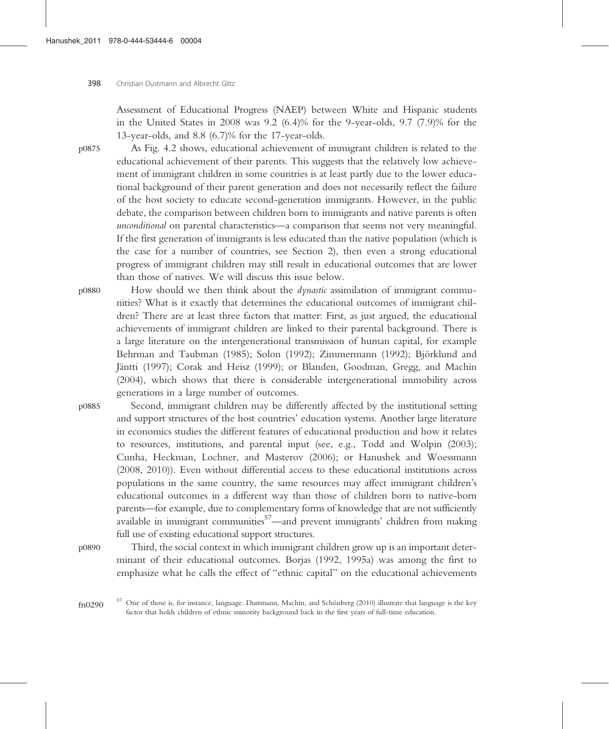Assessment of Educational Progress (NAEP) between White and Hispanic students in the United States in 2008 was 9.2 (6.4)% for the 9-year-olds, 9.7 (7.9)% for the 13-year-olds, and 8.8 (6.7)% for the 17-year-olds.

As Fig. 4.2 shows, educational achievement of immigrant children is related to the educational achievement of their parents. This suggests that the relatively low achievement of immigrant children in some countries is at least partly due to the lower educational background of their parent generation and does not necessarily reflect the failure of the host society to educate second-generation immigrants. However, in the public debate, the comparison between children born to immigrants and native parents is often *unconditional* on parental characteristics—a comparison that seems not very meaningful. If the first generation of immigrants is less educated than the native population (which is the case for a number of countries, see Section 2), then even a strong educational progress of immigrant children may still result in educational outcomes that are lower than those of natives. We will discuss this issue below.

How should we then think about the *dynastic* assimilation of immigrant communities? What is it exactly that determines the educational outcomes of immigrant children? There are at least three factors that matter: First, as just argued, the educational achievements of immigrant children are linked to their parental background. There is a large literature on the intergenerational transmission of human capital, for example Behrman and Taubman (1985); Solon (1992); Zimmermann (1992); Björklund and Jäntti (1997); Corak and Heisz (1999); or Blanden, Goodman, Gregg, and Machin (2004), which shows that there is considerable intergenerational immobility across generations in a large number of outcomes.

Second, immigrant children may be differently affected by the institutional setting and support structures of the host countries' education systems. Another large literature in economics studies the different features of educational production and how it relates to resources, institutions, and parental input (see, e.g., Todd and Wolpin (2003); Cunha, Heckman, Lochner, and Masterov (2006); or Hanushek and Woessmann (2008, 2010)). Even without differential access to these educational institutions across populations in the same country, the same resources may affect immigrant children's educational outcomes in a different way than those of children born to native-born parents—for example, due to complementary forms of knowledge that are not sufficiently available in immigrant communities[57]—and prevent immigrants' children from making full use of existing educational support structures.

Third, the social context in which immigrant children grow up is an important determinant of their educational outcomes. Borjas (1992, 1995a) was among the first to emphasize what he calls the effect of "ethnic capital" on the educational achievements

[57] One of those is, for instance, language. Dustmann, Machin, and Schönberg (2010) illustrate that language is the key factor that holds children of ethnic minority background back in the first years of full-time education.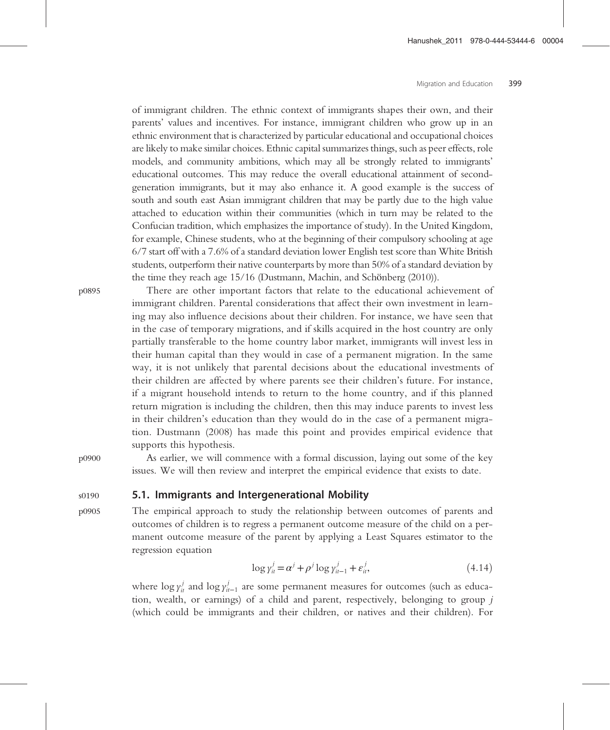of immigrant children. The ethnic context of immigrants shapes their own, and their parents' values and incentives. For instance, immigrant children who grow up in an ethnic environment that is characterized by particular educational and occupational choices are likely to make similar choices. Ethnic capital summarizes things, such as peer effects, role models, and community ambitions, which may all be strongly related to immigrants' educational outcomes. This may reduce the overall educational attainment of second-generation immigrants, but it may also enhance it. A good example is the success of south and south east Asian immigrant children that may be partly due to the high value attached to education within their communities (which in turn may be related to the Confucian tradition, which emphasizes the importance of study). In the United Kingdom, for example, Chinese students, who at the beginning of their compulsory schooling at age 6/7 start off with a 7.6% of a standard deviation lower English test score than White British students, outperform their native counterparts by more than 50% of a standard deviation by the time they reach age 15/16 (Dustmann, Machin, and Schönberg (2010)).

There are other important factors that relate to the educational achievement of immigrant children. Parental considerations that affect their own investment in learning may also influence decisions about their children. For instance, we have seen that in the case of temporary migrations, and if skills acquired in the host country are only partially transferable to the home country labor market, immigrants will invest less in their human capital than they would in case of a permanent migration. In the same way, it is not unlikely that parental decisions about the educational investments of their children are affected by where parents see their children's future. For instance, if a migrant household intends to return to the home country, and if this planned return migration is including the children, then this may induce parents to invest less in their children's education than they would do in the case of a permanent migration. Dustmann (2008) has made this point and provides empirical evidence that supports this hypothesis.

As earlier, we will commence with a formal discussion, laying out some of the key issues. We will then review and interpret the empirical evidence that exists to date.

## 5.1. Immigrants and Intergenerational Mobility

The empirical approach to study the relationship between outcomes of parents and outcomes of children is to regress a permanent outcome measure of the child on a permanent outcome measure of the parent by applying a Least Squares estimator to the regression equation

$$\log y_{it}^{j} = \alpha^{j} + \rho^{j} \log y_{it-1}^{j} + \varepsilon_{it}^{j}, \tag{4.14}$$

where $\log y_{it}^{j}$ and $\log y_{it-1}^{j}$ are some permanent measures for outcomes (such as education, wealth, or earnings) of a child and parent, respectively, belonging to group $j$ (which could be immigrants and their children, or natives and their children). For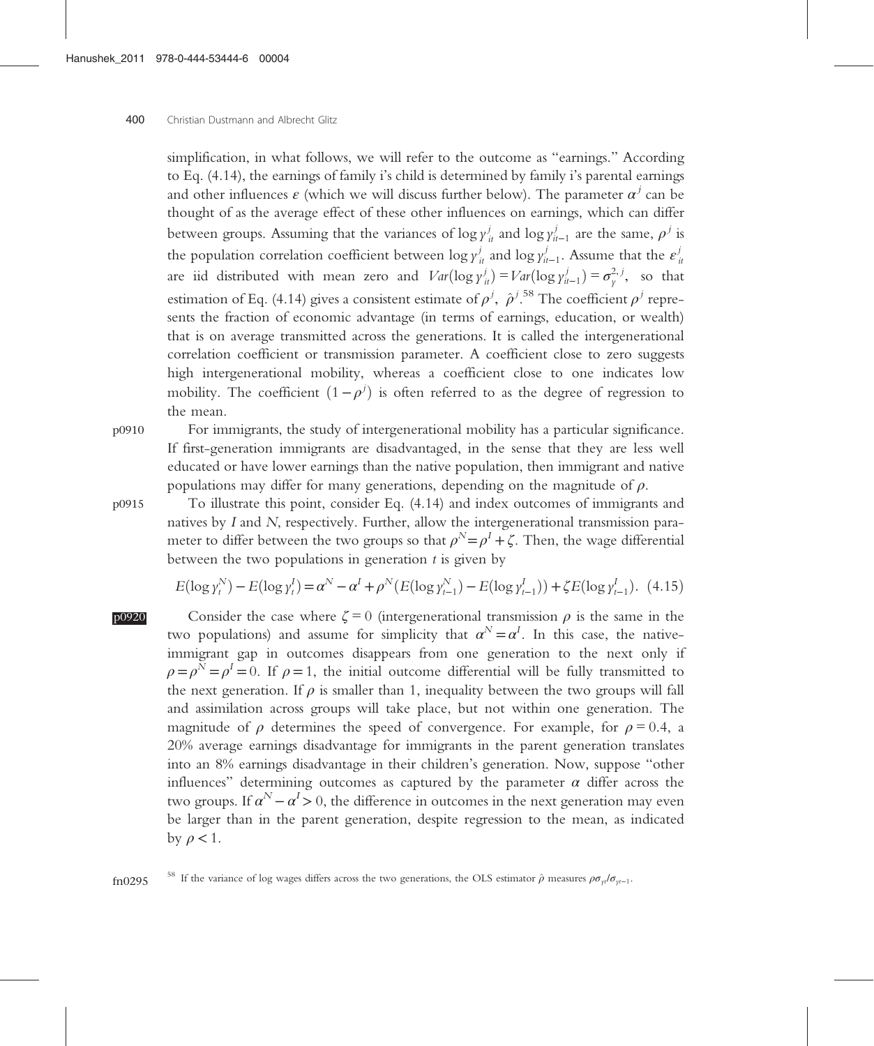simplification, in what follows, we will refer to the outcome as "earnings." According to Eq. (4.14), the earnings of family i's child is determined by family i's parental earnings and other influences $\varepsilon$ (which we will discuss further below). The parameter $\alpha^j$ can be thought of as the average effect of these other influences on earnings, which can differ between groups. Assuming that the variances of $\log y_{it}^j$ and $\log y_{it-1}^j$ are the same, $\rho^j$ is the population correlation coefficient between $\log y_{it}^j$ and $\log y_{it-1}^j$. Assume that the $\varepsilon_{it}^j$ are iid distributed with mean zero and $Var(\log y_{it}^j) = Var(\log y_{it-1}^j) = \sigma_y^{2,j}$, so that estimation of Eq. (4.14) gives a consistent estimate of $\rho^j$, $\hat{\rho}^j$.[58] The coefficient $\rho^j$ represents the fraction of economic advantage (in terms of earnings, education, or wealth) that is on average transmitted across the generations. It is called the intergenerational correlation coefficient or transmission parameter. A coefficient close to zero suggests high intergenerational mobility, whereas a coefficient close to one indicates low mobility. The coefficient $(1-\rho^j)$ is often referred to as the degree of regression to the mean.

For immigrants, the study of intergenerational mobility has a particular significance. If first-generation immigrants are disadvantaged, in the sense that they are less well educated or have lower earnings than the native population, then immigrant and native populations may differ for many generations, depending on the magnitude of $\rho$.

To illustrate this point, consider Eq. (4.14) and index outcomes of immigrants and natives by $I$ and $N$, respectively. Further, allow the intergenerational transmission parameter to differ between the two groups so that $\rho^N = \rho^I + \zeta$. Then, the wage differential between the two populations in generation $t$ is given by

$$E(\log y_t^N) - E(\log y_t^I) = \alpha^N - \alpha^I + \rho^N(E(\log y_{t-1}^N) - E(\log y_{t-1}^I)) + \zeta E(\log y_{t-1}^I). \quad (4.15)$$

Consider the case where $\zeta = 0$ (intergenerational transmission $\rho$ is the same in the two populations) and assume for simplicity that $\alpha^N = \alpha^I$. In this case, the native-immigrant gap in outcomes disappears from one generation to the next only if $\rho = \rho^N = \rho^I = 0$. If $\rho = 1$, the initial outcome differential will be fully transmitted to the next generation. If $\rho$ is smaller than 1, inequality between the two groups will fall and assimilation across groups will take place, but not within one generation. The magnitude of $\rho$ determines the speed of convergence. For example, for $\rho = 0.4$, a 20% average earnings disadvantage for immigrants in the parent generation translates into an 8% earnings disadvantage in their children's generation. Now, suppose "other influences" determining outcomes as captured by the parameter $\alpha$ differ across the two groups. If $\alpha^N - \alpha^I > 0$, the difference in outcomes in the next generation may even be larger than in the parent generation, despite regression to the mean, as indicated by $\rho < 1$.

[58] If the variance of log wages differs across the two generations, the OLS estimator $\hat{\rho}$ measures $\rho\sigma_{yt}/\sigma_{yt-1}$.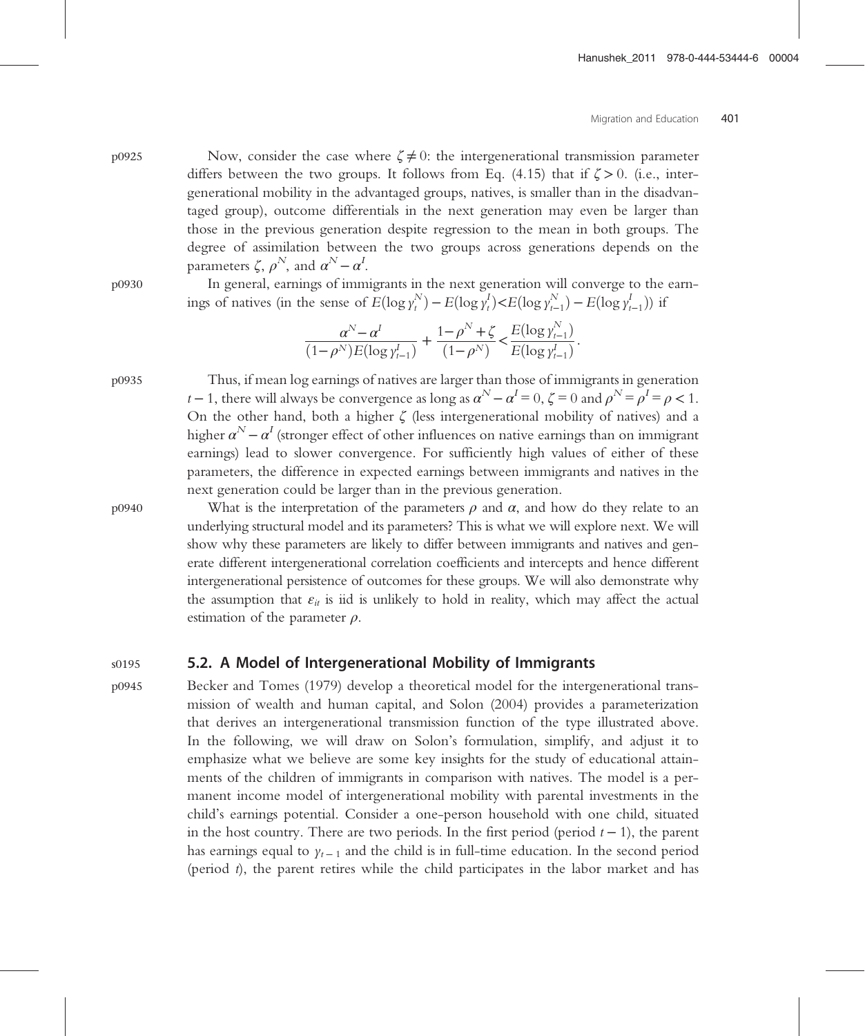Now, consider the case where $\zeta \neq 0$: the intergenerational transmission parameter differs between the two groups. It follows from Eq. (4.15) that if $\zeta > 0$. (i.e., intergenerational mobility in the advantaged groups, natives, is smaller than in the disadvantaged group), outcome differentials in the next generation may even be larger than those in the previous generation despite regression to the mean in both groups. The degree of assimilation between the two groups across generations depends on the parameters $\zeta$, $\rho^N$, and $\alpha^N - \alpha^I$.

In general, earnings of immigrants in the next generation will converge to the earnings of natives (in the sense of $E(\log y_t^N) - E(\log y_t^I) < E(\log y_{t-1}^N) - E(\log y_{t-1}^I)$) if

$$\frac{\alpha^N - \alpha^I}{(1-\rho^N)E(\log y_{t-1}^I)} + \frac{1-\rho^N+\zeta}{(1-\rho^N)} < \frac{E(\log y_{t-1}^N)}{E(\log y_{t-1}^I)}.$$

Thus, if mean log earnings of natives are larger than those of immigrants in generation $t-1$, there will always be convergence as long as $\alpha^N - \alpha^I = 0$, $\zeta = 0$ and $\rho^N = \rho^I = \rho < 1$. On the other hand, both a higher $\zeta$ (less intergenerational mobility of natives) and a higher $\alpha^N - \alpha^I$ (stronger effect of other influences on native earnings than on immigrant earnings) lead to slower convergence. For sufficiently high values of either of these parameters, the difference in expected earnings between immigrants and natives in the next generation could be larger than in the previous generation.

What is the interpretation of the parameters $\rho$ and $\alpha$, and how do they relate to an underlying structural model and its parameters? This is what we will explore next. We will show why these parameters are likely to differ between immigrants and natives and generate different intergenerational correlation coefficients and intercepts and hence different intergenerational persistence of outcomes for these groups. We will also demonstrate why the assumption that $\varepsilon_{it}$ is iid is unlikely to hold in reality, which may affect the actual estimation of the parameter $\rho$.

## 5.2. A Model of Intergenerational Mobility of Immigrants

Becker and Tomes (1979) develop a theoretical model for the intergenerational transmission of wealth and human capital, and Solon (2004) provides a parameterization that derives an intergenerational transmission function of the type illustrated above. In the following, we will draw on Solon's formulation, simplify, and adjust it to emphasize what we believe are some key insights for the study of educational attainments of the children of immigrants in comparison with natives. The model is a permanent income model of intergenerational mobility with parental investments in the child's earnings potential. Consider a one-person household with one child, situated in the host country. There are two periods. In the first period (period $t-1$), the parent has earnings equal to $y_{t-1}$ and the child is in full-time education. In the second period (period $t$), the parent retires while the child participates in the labor market and has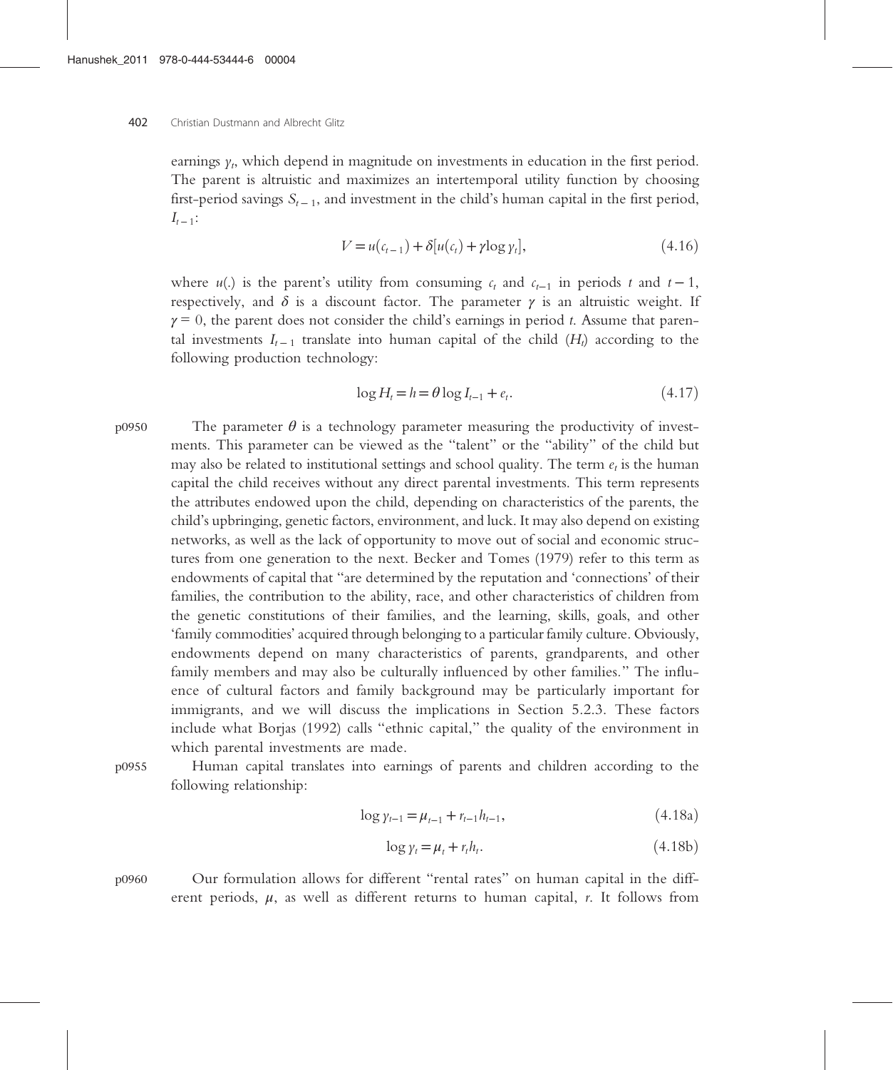earnings $y_t$, which depend in magnitude on investments in education in the first period. The parent is altruistic and maximizes an intertemporal utility function by choosing first-period savings $S_{t-1}$, and investment in the child's human capital in the first period, $I_{t-1}$:

$$V = u(c_{t-1}) + \delta[u(c_t) + \gamma \log y_t], \tag{4.16}$$

where $u(.)$ is the parent's utility from consuming $c_t$ and $c_{t-1}$ in periods $t$ and $t-1$, respectively, and $\delta$ is a discount factor. The parameter $\gamma$ is an altruistic weight. If $\gamma = 0$, the parent does not consider the child's earnings in period $t$. Assume that parental investments $I_{t-1}$ translate into human capital of the child ($H_t$) according to the following production technology:

$$\log H_t = h = \theta \log I_{t-1} + e_t. \tag{4.17}$$

The parameter $\theta$ is a technology parameter measuring the productivity of investments. This parameter can be viewed as the "talent" or the "ability" of the child but may also be related to institutional settings and school quality. The term $e_t$ is the human capital the child receives without any direct parental investments. This term represents the attributes endowed upon the child, depending on characteristics of the parents, the child's upbringing, genetic factors, environment, and luck. It may also depend on existing networks, as well as the lack of opportunity to move out of social and economic structures from one generation to the next. Becker and Tomes (1979) refer to this term as endowments of capital that "are determined by the reputation and 'connections' of their families, the contribution to the ability, race, and other characteristics of children from the genetic constitutions of their families, and the learning, skills, goals, and other 'family commodities' acquired through belonging to a particular family culture. Obviously, endowments depend on many characteristics of parents, grandparents, and other family members and may also be culturally influenced by other families." The influence of cultural factors and family background may be particularly important for immigrants, and we will discuss the implications in Section 5.2.3. These factors include what Borjas (1992) calls "ethnic capital," the quality of the environment in which parental investments are made.

Human capital translates into earnings of parents and children according to the following relationship:

$$\log y_{t-1} = \mu_{t-1} + r_{t-1} h_{t-1}, \tag{4.18a}$$

$$\log y_t = \mu_t + r_t h_t. \tag{4.18b}$$

Our formulation allows for different "rental rates" on human capital in the different periods, $\mu$, as well as different returns to human capital, $r$. It follows from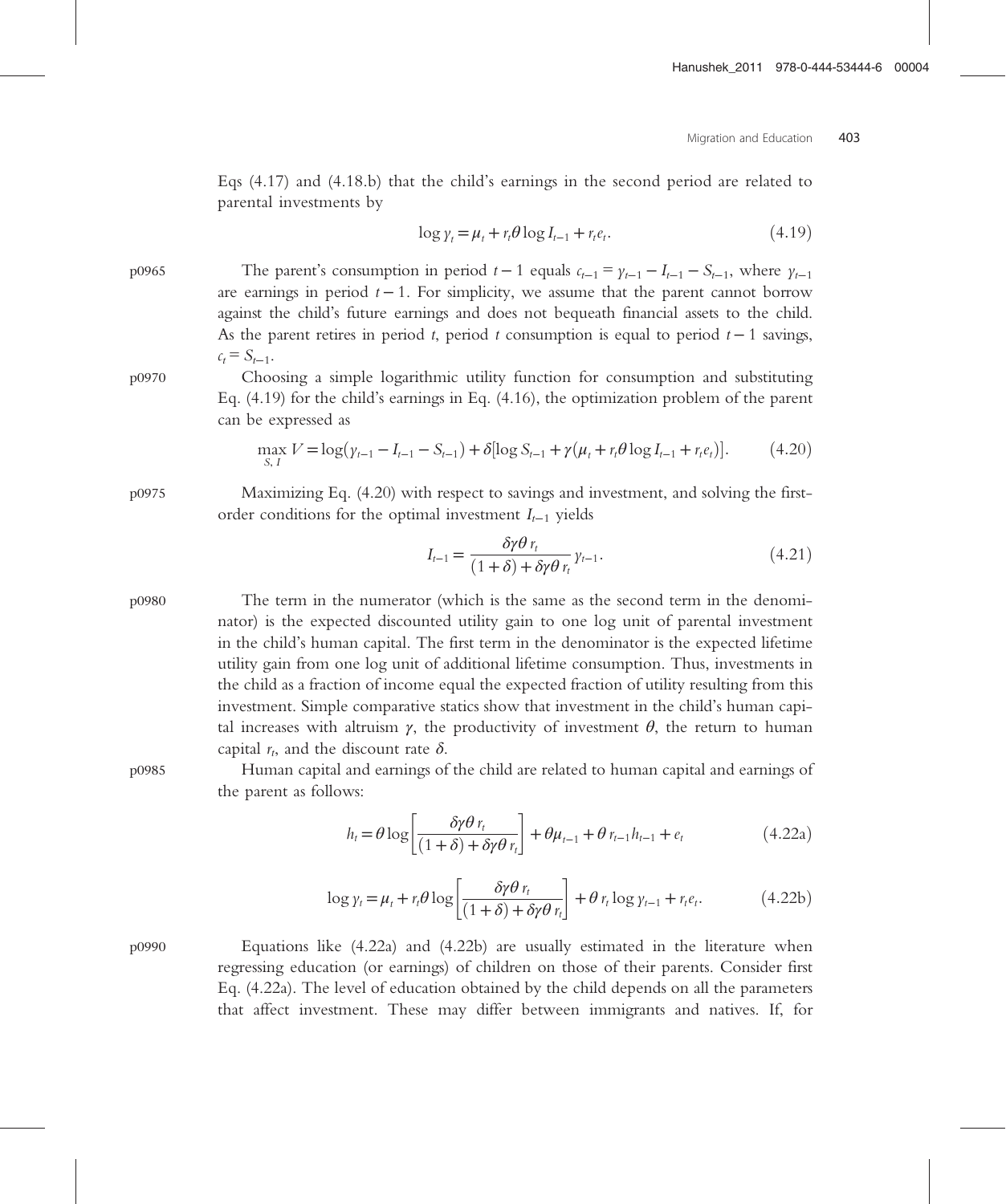Eqs (4.17) and (4.18.b) that the child's earnings in the second period are related to parental investments by

$$\log y_t = \mu_t + r_t \theta \log I_{t-1} + r_t e_t. \tag{4.19}$$

The parent's consumption in period $t-1$ equals $c_{t-1} = y_{t-1} - I_{t-1} - S_{t-1}$, where $y_{t-1}$ are earnings in period $t-1$. For simplicity, we assume that the parent cannot borrow against the child's future earnings and does not bequeath financial assets to the child. As the parent retires in period $t$, period $t$ consumption is equal to period $t-1$ savings, $c_t = S_{t-1}$.

Choosing a simple logarithmic utility function for consumption and substituting Eq. (4.19) for the child's earnings in Eq. (4.16), the optimization problem of the parent can be expressed as

$$\max_{S,\, I} V = \log(y_{t-1} - I_{t-1} - S_{t-1}) + \delta[\log S_{t-1} + \gamma(\mu_t + r_t \theta \log I_{t-1} + r_t e_t)]. \tag{4.20}$$

Maximizing Eq. (4.20) with respect to savings and investment, and solving the first-order conditions for the optimal investment $I_{t-1}$ yields

$$I_{t-1} = \frac{\delta \gamma \theta\, r_t}{(1+\delta) + \delta \gamma \theta\, r_t}\, y_{t-1}. \tag{4.21}$$

The term in the numerator (which is the same as the second term in the denominator) is the expected discounted utility gain to one log unit of parental investment in the child's human capital. The first term in the denominator is the expected lifetime utility gain from one log unit of additional lifetime consumption. Thus, investments in the child as a fraction of income equal the expected fraction of utility resulting from this investment. Simple comparative statics show that investment in the child's human capital increases with altruism $\gamma$, the productivity of investment $\theta$, the return to human capital $r_t$, and the discount rate $\delta$.

Human capital and earnings of the child are related to human capital and earnings of the parent as follows:

$$h_t = \theta \log\left[\frac{\delta \gamma \theta\, r_t}{(1+\delta) + \delta \gamma \theta\, r_t}\right] + \theta \mu_{t-1} + \theta\, r_{t-1} h_{t-1} + e_t \tag{4.22a}$$

$$\log y_t = \mu_t + r_t \theta \log\left[\frac{\delta \gamma \theta\, r_t}{(1+\delta) + \delta \gamma \theta\, r_t}\right] + \theta\, r_t \log y_{t-1} + r_t e_t. \tag{4.22b}$$

Equations like (4.22a) and (4.22b) are usually estimated in the literature when regressing education (or earnings) of children on those of their parents. Consider first Eq. (4.22a). The level of education obtained by the child depends on all the parameters that affect investment. These may differ between immigrants and natives. If, for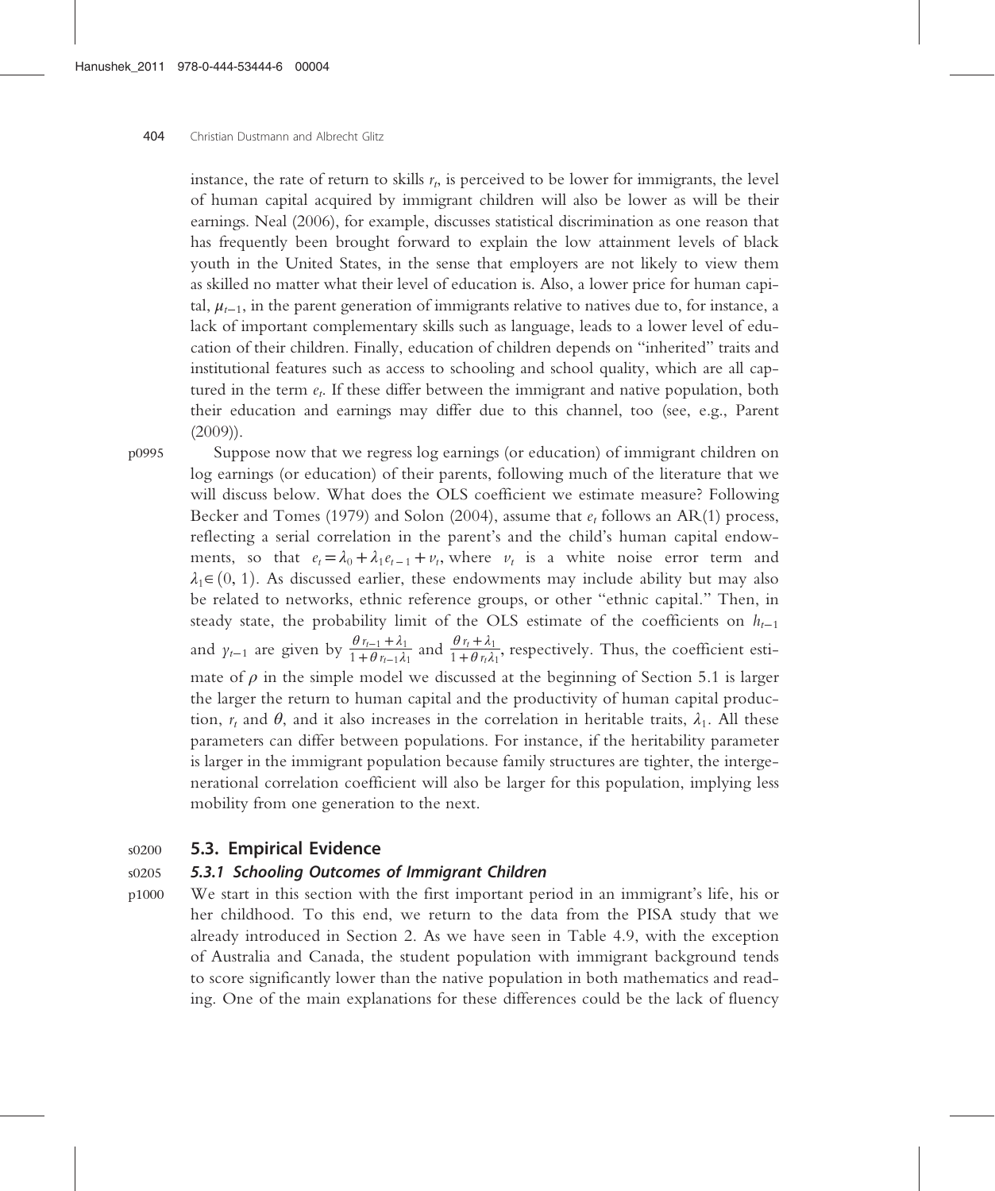instance, the rate of return to skills $r_t$, is perceived to be lower for immigrants, the level of human capital acquired by immigrant children will also be lower as will be their earnings. Neal (2006), for example, discusses statistical discrimination as one reason that has frequently been brought forward to explain the low attainment levels of black youth in the United States, in the sense that employers are not likely to view them as skilled no matter what their level of education is. Also, a lower price for human capital, $\mu_{t-1}$, in the parent generation of immigrants relative to natives due to, for instance, a lack of important complementary skills such as language, leads to a lower level of education of their children. Finally, education of children depends on "inherited" traits and institutional features such as access to schooling and school quality, which are all captured in the term $e_t$. If these differ between the immigrant and native population, both their education and earnings may differ due to this channel, too (see, e.g., Parent (2009)).

Suppose now that we regress log earnings (or education) of immigrant children on log earnings (or education) of their parents, following much of the literature that we will discuss below. What does the OLS coefficient we estimate measure? Following Becker and Tomes (1979) and Solon (2004), assume that $e_t$ follows an AR(1) process, reflecting a serial correlation in the parent's and the child's human capital endowments, so that $e_t = \lambda_0 + \lambda_1 e_{t-1} + v_t$, where $v_t$ is a white noise error term and $\lambda_1 \in (0, 1)$. As discussed earlier, these endowments may include ability but may also be related to networks, ethnic reference groups, or other "ethnic capital." Then, in steady state, the probability limit of the OLS estimate of the coefficients on $h_{t-1}$ and $y_{t-1}$ are given by $\frac{\theta r_{t-1} + \lambda_1}{1 + \theta r_{t-1} \lambda_1}$ and $\frac{\theta r_t + \lambda_1}{1 + \theta r_t \lambda_1}$, respectively. Thus, the coefficient estimate of $\rho$ in the simple model we discussed at the beginning of Section 5.1 is larger the larger the return to human capital and the productivity of human capital production, $r_t$ and $\theta$, and it also increases in the correlation in heritable traits, $\lambda_1$. All these parameters can differ between populations. For instance, if the heritability parameter is larger in the immigrant population because family structures are tighter, the intergenerational correlation coefficient will also be larger for this population, implying less mobility from one generation to the next.

## 5.3. Empirical Evidence

### 5.3.1 Schooling Outcomes of Immigrant Children

We start in this section with the first important period in an immigrant's life, his or her childhood. To this end, we return to the data from the PISA study that we already introduced in Section 2. As we have seen in Table 4.9, with the exception of Australia and Canada, the student population with immigrant background tends to score significantly lower than the native population in both mathematics and reading. One of the main explanations for these differences could be the lack of fluency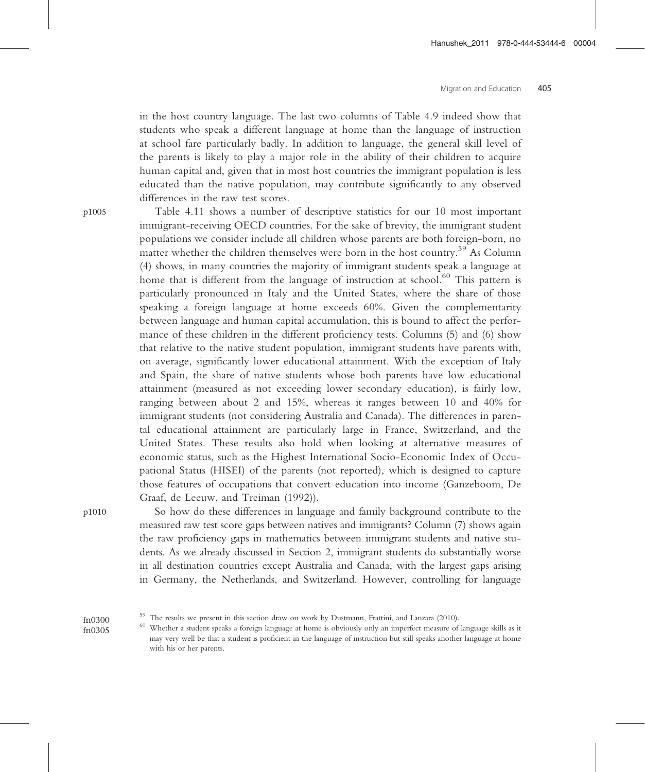in the host country language. The last two columns of Table 4.9 indeed show that students who speak a different language at home than the language of instruction at school fare particularly badly. In addition to language, the general skill level of the parents is likely to play a major role in the ability of their children to acquire human capital and, given that in most host countries the immigrant population is less educated than the native population, may contribute significantly to any observed differences in the raw test scores.

Table 4.11 shows a number of descriptive statistics for our 10 most important immigrant-receiving OECD countries. For the sake of brevity, the immigrant student populations we consider include all children whose parents are both foreign-born, no matter whether the children themselves were born in the host country.[59] As Column (4) shows, in many countries the majority of immigrant students speak a language at home that is different from the language of instruction at school.[60] This pattern is particularly pronounced in Italy and the United States, where the share of those speaking a foreign language at home exceeds 60%. Given the complementarity between language and human capital accumulation, this is bound to affect the performance of these children in the different proficiency tests. Columns (5) and (6) show that relative to the native student population, immigrant students have parents with, on average, significantly lower educational attainment. With the exception of Italy and Spain, the share of native students whose both parents have low educational attainment (measured as not exceeding lower secondary education), is fairly low, ranging between about 2 and 15%, whereas it ranges between 10 and 40% for immigrant students (not considering Australia and Canada). The differences in parental educational attainment are particularly large in France, Switzerland, and the United States. These results also hold when looking at alternative measures of economic status, such as the Highest International Socio-Economic Index of Occupational Status (HISEI) of the parents (not reported), which is designed to capture those features of occupations that convert education into income (Ganzeboom, De Graaf, de Leeuw, and Treiman (1992)).

So how do these differences in language and family background contribute to the measured raw test score gaps between natives and immigrants? Column (7) shows again the raw proficiency gaps in mathematics between immigrant students and native students. As we already discussed in Section 2, immigrant students do substantially worse in all destination countries except Australia and Canada, with the largest gaps arising in Germany, the Netherlands, and Switzerland. However, controlling for language

[59] The results we present in this section draw on work by Dustmann, Frattini, and Lanzara (2010).

[60] Whether a student speaks a foreign language at home is obviously only an imperfect measure of language skills as it may very well be that a student is proficient in the language of instruction but still speaks another language at home with his or her parents.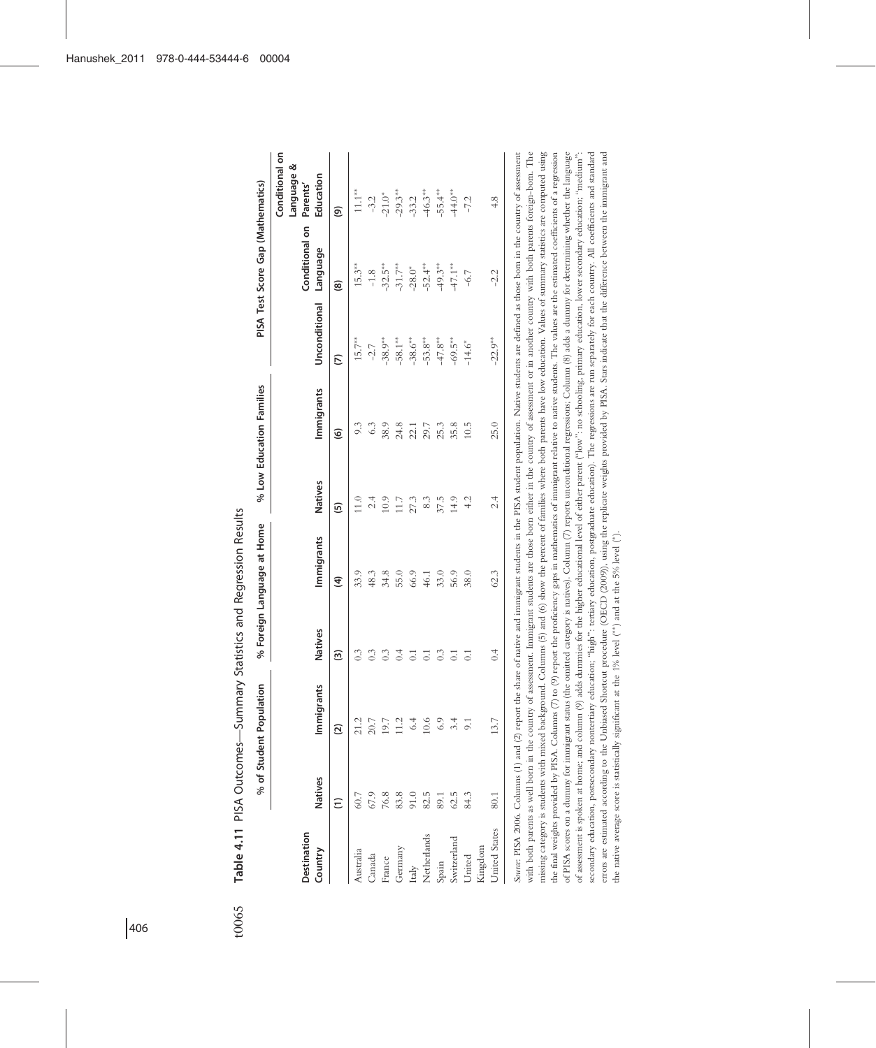**Table 4.11** PISA Outcomes—Summary Statistics and Regression Results

| Destination Country | % of Student Population | | % Foreign Language at Home | | % Low Education Families | | PISA Test Score Gap (Mathematics) | | |
|---|---|---|---|---|---|---|---|---|---|
| | Natives | Immigrants | Natives | Immigrants | Natives | Immigrants | Unconditional | Conditional on Language | Conditional on Language & Parents' Education |
| | (1) | (2) | (3) | (4) | (5) | (6) | (7) | (8) | (9) |
| Australia | 60.7 | 21.2 | 0.3 | 33.9 | 11.0 | 9.3 | 15.7** | 15.3** | 11.1** |
| Canada | 67.9 | 20.7 | 0.3 | 48.3 | 2.4 | 6.3 | -2.7 | -1.8 | -3.2 |
| France | 76.8 | 19.7 | 0.3 | 34.8 | 10.9 | 38.9 | -38.9** | -32.5** | -21.0* |
| Germany | 83.8 | 11.2 | 0.4 | 55.0 | 11.7 | 24.8 | -58.1** | -31.7** | -29.3** |
| Italy | 91.0 | 6.4 | 0.1 | 66.9 | 27.3 | 22.1 | -38.6** | -28.0* | -33.2 |
| Netherlands | 82.5 | 10.6 | 0.1 | 46.1 | 8.3 | 29.7 | -53.8** | -52.4** | -46.3** |
| Spain | 89.1 | 6.9 | 0.3 | 33.0 | 37.5 | 25.3 | -47.8** | -49.3** | -55.4** |
| Switzerland | 62.5 | 3.4 | 0.1 | 56.9 | 14.9 | 35.8 | -69.5** | -47.1** | -44.0** |
| United Kingdom | 84.3 | 9.1 | 0.1 | 38.0 | 4.2 | 10.5 | -14.6* | -6.7 | -7.2 |
| United States | 80.1 | 13.7 | 0.4 | 62.3 | 2.4 | 25.0 | -22.9** | -2.2 | 4.8 |

*Source*: PISA 2006. Columns (1) and (2) report the share of native and immigrant students in the PISA student population. Native students are defined as those born in the country of assessment with both parents as well born in the country of assessment. Immigrant students are those born either in the country of assessment or in another country with both parents foreign-born. The missing category is students with mixed background. Columns (5) and (6) show the percent of families where both parents have low education. Values of summary statistics are computed using the final weights provided by PISA. Columns (7) to (9) report the proficiency gaps in mathematics of immigrant relative to native students. The values are the estimated coefficients of a regression of PISA scores on a dummy for immigrant status (the omitted category is natives). Column (7) reports unconditional regressions; Column (8) adds a dummy for determining whether the language of assessment is spoken at home; and column (9) adds dummies for the higher educational level of either parent ("low": no schooling, primary education, lower secondary education; "medium": secondary education, postsecondary nontertiary education; "high": tertiary education, postgraduate education). The regressions are run separately for each country. All coefficients and standard errors are estimated according to the Unbiased Shortcut procedure (OECD (2009)), using the replicate weights provided by PISA. Stars indicate that the difference between the immigrant and the native average score is statistically significant at the 1% level (**) and at the 5% level (*).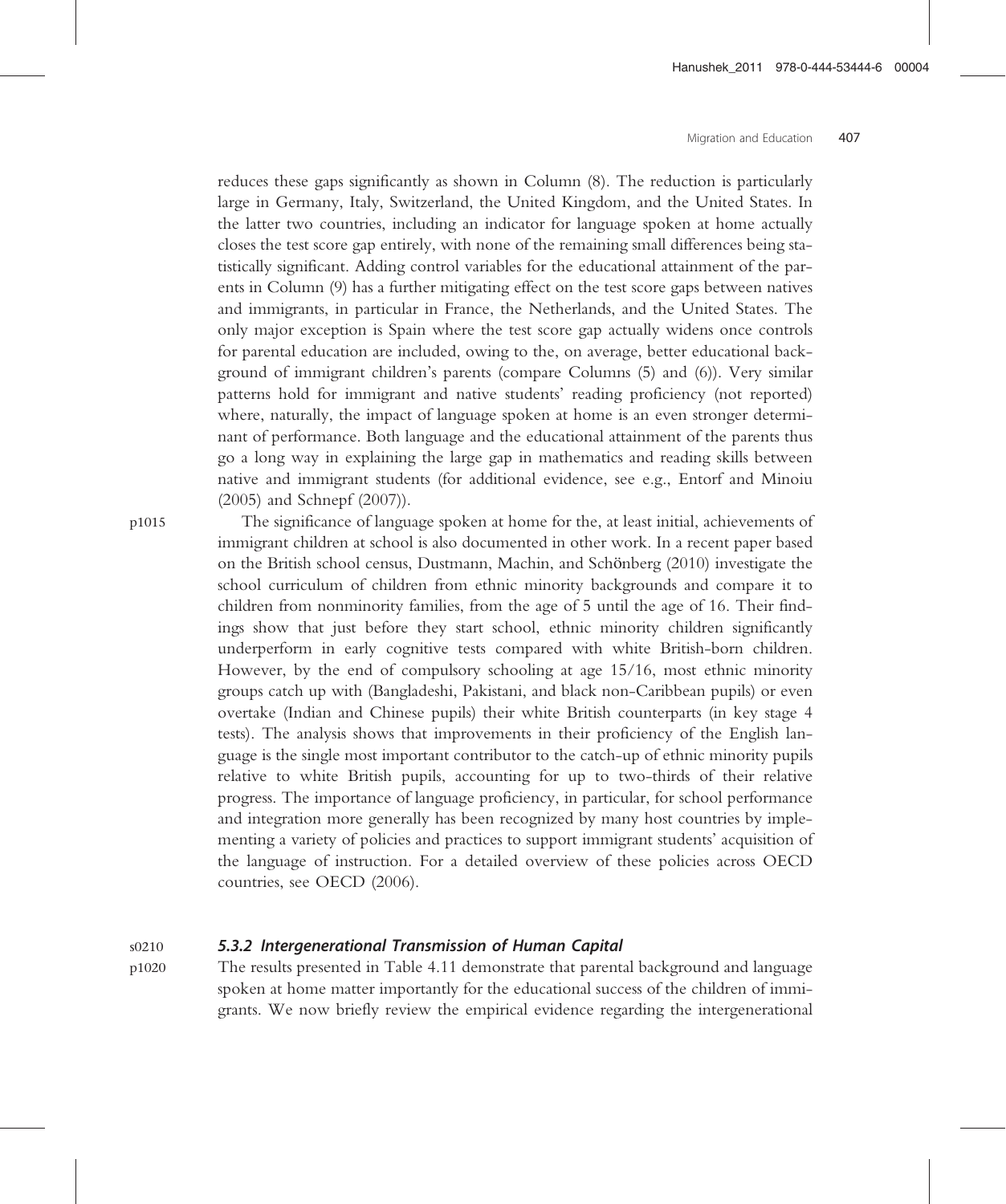reduces these gaps significantly as shown in Column (8). The reduction is particularly large in Germany, Italy, Switzerland, the United Kingdom, and the United States. In the latter two countries, including an indicator for language spoken at home actually closes the test score gap entirely, with none of the remaining small differences being statistically significant. Adding control variables for the educational attainment of the parents in Column (9) has a further mitigating effect on the test score gaps between natives and immigrants, in particular in France, the Netherlands, and the United States. The only major exception is Spain where the test score gap actually widens once controls for parental education are included, owing to the, on average, better educational background of immigrant children's parents (compare Columns (5) and (6)). Very similar patterns hold for immigrant and native students' reading proficiency (not reported) where, naturally, the impact of language spoken at home is an even stronger determinant of performance. Both language and the educational attainment of the parents thus go a long way in explaining the large gap in mathematics and reading skills between native and immigrant students (for additional evidence, see e.g., Entorf and Minoiu (2005) and Schnepf (2007)).

The significance of language spoken at home for the, at least initial, achievements of immigrant children at school is also documented in other work. In a recent paper based on the British school census, Dustmann, Machin, and Schönberg (2010) investigate the school curriculum of children from ethnic minority backgrounds and compare it to children from nonminority families, from the age of 5 until the age of 16. Their findings show that just before they start school, ethnic minority children significantly underperform in early cognitive tests compared with white British-born children. However, by the end of compulsory schooling at age 15/16, most ethnic minority groups catch up with (Bangladeshi, Pakistani, and black non-Caribbean pupils) or even overtake (Indian and Chinese pupils) their white British counterparts (in key stage 4 tests). The analysis shows that improvements in their proficiency of the English language is the single most important contributor to the catch-up of ethnic minority pupils relative to white British pupils, accounting for up to two-thirds of their relative progress. The importance of language proficiency, in particular, for school performance and integration more generally has been recognized by many host countries by implementing a variety of policies and practices to support immigrant students' acquisition of the language of instruction. For a detailed overview of these policies across OECD countries, see OECD (2006).

### 5.3.2 Intergenerational Transmission of Human Capital

The results presented in Table 4.11 demonstrate that parental background and language spoken at home matter importantly for the educational success of the children of immigrants. We now briefly review the empirical evidence regarding the intergenerational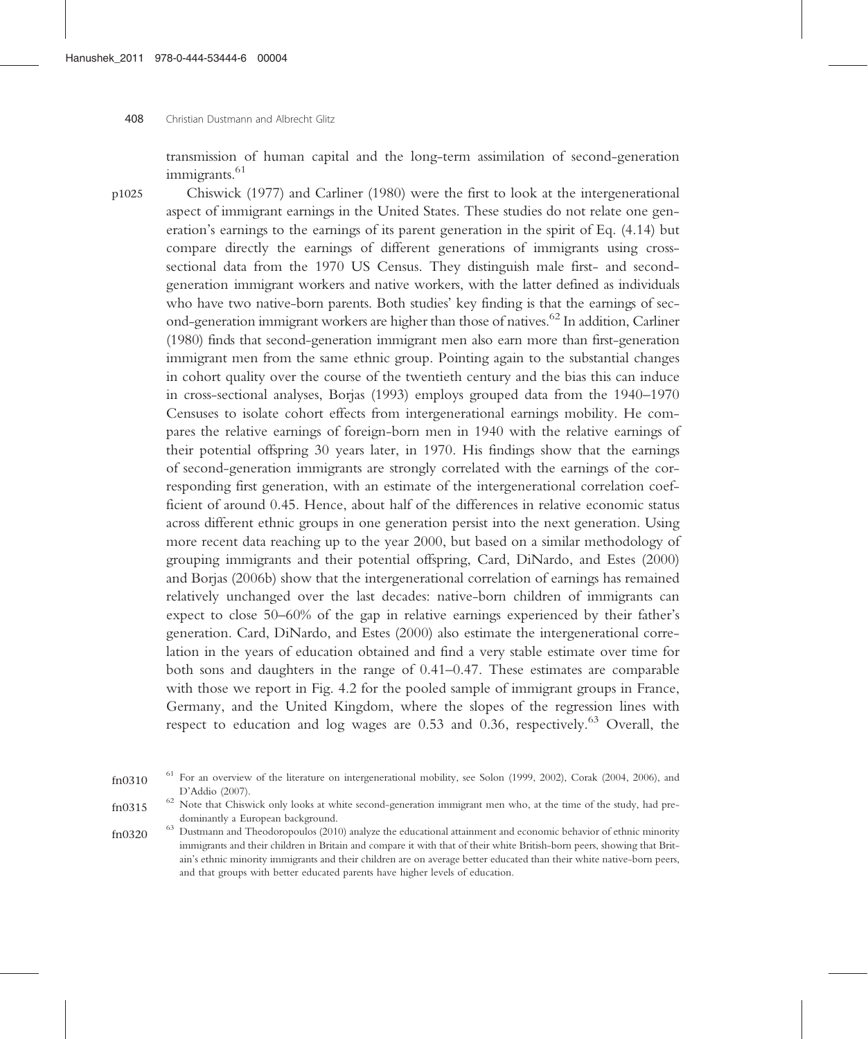transmission of human capital and the long-term assimilation of second-generation immigrants.[61]

Chiswick (1977) and Carliner (1980) were the first to look at the intergenerational aspect of immigrant earnings in the United States. These studies do not relate one generation's earnings to the earnings of its parent generation in the spirit of Eq. (4.14) but compare directly the earnings of different generations of immigrants using cross-sectional data from the 1970 US Census. They distinguish male first- and second-generation immigrant workers and native workers, with the latter defined as individuals who have two native-born parents. Both studies' key finding is that the earnings of second-generation immigrant workers are higher than those of natives.[62] In addition, Carliner (1980) finds that second-generation immigrant men also earn more than first-generation immigrant men from the same ethnic group. Pointing again to the substantial changes in cohort quality over the course of the twentieth century and the bias this can induce in cross-sectional analyses, Borjas (1993) employs grouped data from the 1940–1970 Censuses to isolate cohort effects from intergenerational earnings mobility. He compares the relative earnings of foreign-born men in 1940 with the relative earnings of their potential offspring 30 years later, in 1970. His findings show that the earnings of second-generation immigrants are strongly correlated with the earnings of the corresponding first generation, with an estimate of the intergenerational correlation coefficient of around 0.45. Hence, about half of the differences in relative economic status across different ethnic groups in one generation persist into the next generation. Using more recent data reaching up to the year 2000, but based on a similar methodology of grouping immigrants and their potential offspring, Card, DiNardo, and Estes (2000) and Borjas (2006b) show that the intergenerational correlation of earnings has remained relatively unchanged over the last decades: native-born children of immigrants can expect to close 50–60% of the gap in relative earnings experienced by their father's generation. Card, DiNardo, and Estes (2000) also estimate the intergenerational correlation in the years of education obtained and find a very stable estimate over time for both sons and daughters in the range of 0.41–0.47. These estimates are comparable with those we report in Fig. 4.2 for the pooled sample of immigrant groups in France, Germany, and the United Kingdom, where the slopes of the regression lines with respect to education and log wages are 0.53 and 0.36, respectively.[63] Overall, the

[61] For an overview of the literature on intergenerational mobility, see Solon (1999, 2002), Corak (2004, 2006), and D'Addio (2007).

[62] Note that Chiswick only looks at white second-generation immigrant men who, at the time of the study, had predominantly a European background.

[63] Dustmann and Theodoropoulos (2010) analyze the educational attainment and economic behavior of ethnic minority immigrants and their children in Britain and compare it with that of their white British-born peers, showing that Britain's ethnic minority immigrants and their children are on average better educated than their white native-born peers, and that groups with better educated parents have higher levels of education.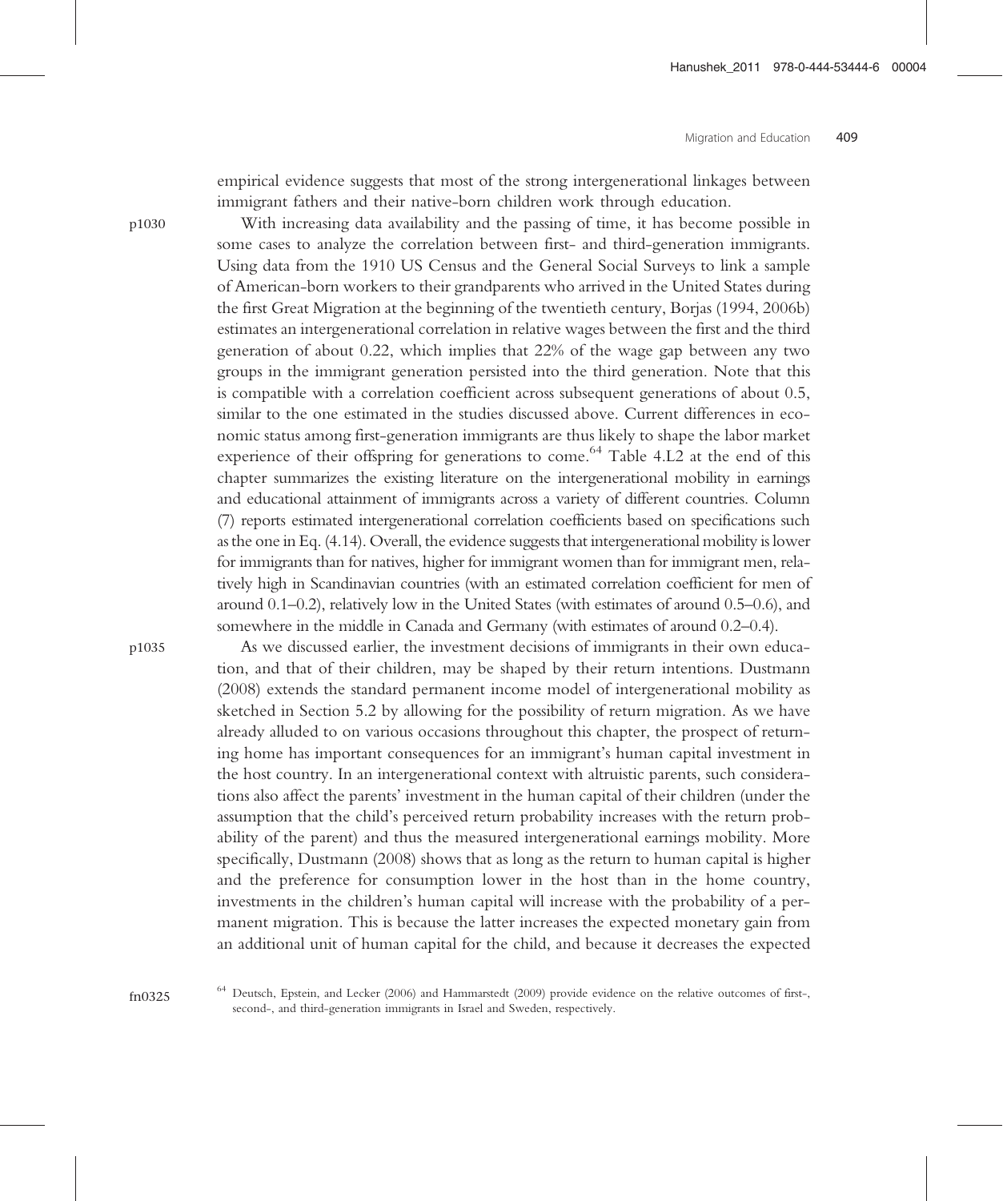empirical evidence suggests that most of the strong intergenerational linkages between immigrant fathers and their native-born children work through education.

With increasing data availability and the passing of time, it has become possible in some cases to analyze the correlation between first- and third-generation immigrants. Using data from the 1910 US Census and the General Social Surveys to link a sample of American-born workers to their grandparents who arrived in the United States during the first Great Migration at the beginning of the twentieth century, Borjas (1994, 2006b) estimates an intergenerational correlation in relative wages between the first and the third generation of about 0.22, which implies that 22% of the wage gap between any two groups in the immigrant generation persisted into the third generation. Note that this is compatible with a correlation coefficient across subsequent generations of about 0.5, similar to the one estimated in the studies discussed above. Current differences in economic status among first-generation immigrants are thus likely to shape the labor market experience of their offspring for generations to come.[64] Table 4.L2 at the end of this chapter summarizes the existing literature on the intergenerational mobility in earnings and educational attainment of immigrants across a variety of different countries. Column (7) reports estimated intergenerational correlation coefficients based on specifications such as the one in Eq. (4.14). Overall, the evidence suggests that intergenerational mobility is lower for immigrants than for natives, higher for immigrant women than for immigrant men, relatively high in Scandinavian countries (with an estimated correlation coefficient for men of around 0.1–0.2), relatively low in the United States (with estimates of around 0.5–0.6), and somewhere in the middle in Canada and Germany (with estimates of around 0.2–0.4).

As we discussed earlier, the investment decisions of immigrants in their own education, and that of their children, may be shaped by their return intentions. Dustmann (2008) extends the standard permanent income model of intergenerational mobility as sketched in Section 5.2 by allowing for the possibility of return migration. As we have already alluded to on various occasions throughout this chapter, the prospect of returning home has important consequences for an immigrant's human capital investment in the host country. In an intergenerational context with altruistic parents, such considerations also affect the parents' investment in the human capital of their children (under the assumption that the child's perceived return probability increases with the return probability of the parent) and thus the measured intergenerational earnings mobility. More specifically, Dustmann (2008) shows that as long as the return to human capital is higher and the preference for consumption lower in the host than in the home country, investments in the children's human capital will increase with the probability of a permanent migration. This is because the latter increases the expected monetary gain from an additional unit of human capital for the child, and because it decreases the expected

[64] Deutsch, Epstein, and Lecker (2006) and Hammarstedt (2009) provide evidence on the relative outcomes of first-, second-, and third-generation immigrants in Israel and Sweden, respectively.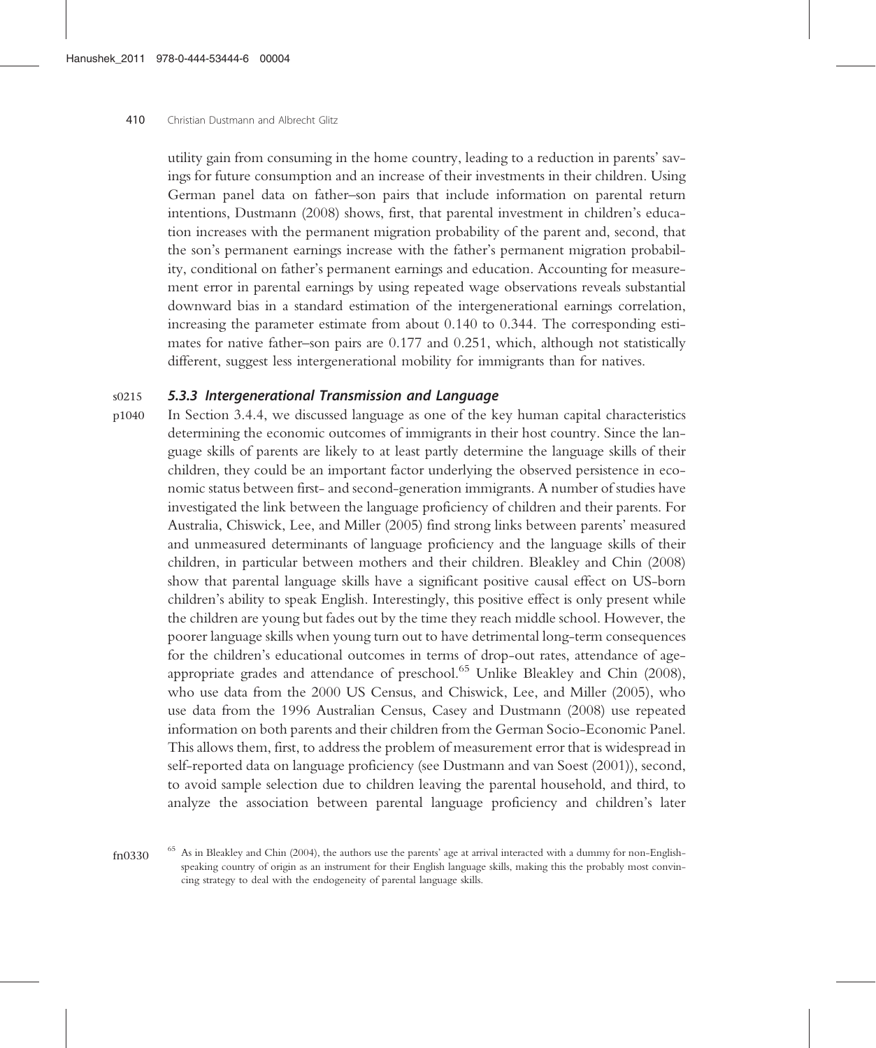utility gain from consuming in the home country, leading to a reduction in parents' savings for future consumption and an increase of their investments in their children. Using German panel data on father–son pairs that include information on parental return intentions, Dustmann (2008) shows, first, that parental investment in children's education increases with the permanent migration probability of the parent and, second, that the son's permanent earnings increase with the father's permanent migration probability, conditional on father's permanent earnings and education. Accounting for measurement error in parental earnings by using repeated wage observations reveals substantial downward bias in a standard estimation of the intergenerational earnings correlation, increasing the parameter estimate from about 0.140 to 0.344. The corresponding estimates for native father–son pairs are 0.177 and 0.251, which, although not statistically different, suggest less intergenerational mobility for immigrants than for natives.

### 5.3.3 Intergenerational Transmission and Language

In Section 3.4.4, we discussed language as one of the key human capital characteristics determining the economic outcomes of immigrants in their host country. Since the language skills of parents are likely to at least partly determine the language skills of their children, they could be an important factor underlying the observed persistence in economic status between first- and second-generation immigrants. A number of studies have investigated the link between the language proficiency of children and their parents. For Australia, Chiswick, Lee, and Miller (2005) find strong links between parents' measured and unmeasured determinants of language proficiency and the language skills of their children, in particular between mothers and their children. Bleakley and Chin (2008) show that parental language skills have a significant positive causal effect on US-born children's ability to speak English. Interestingly, this positive effect is only present while the children are young but fades out by the time they reach middle school. However, the poorer language skills when young turn out to have detrimental long-term consequences for the children's educational outcomes in terms of drop-out rates, attendance of age-appropriate grades and attendance of preschool.[65] Unlike Bleakley and Chin (2008), who use data from the 2000 US Census, and Chiswick, Lee, and Miller (2005), who use data from the 1996 Australian Census, Casey and Dustmann (2008) use repeated information on both parents and their children from the German Socio-Economic Panel. This allows them, first, to address the problem of measurement error that is widespread in self-reported data on language proficiency (see Dustmann and van Soest (2001)), second, to avoid sample selection due to children leaving the parental household, and third, to analyze the association between parental language proficiency and children's later

[65] As in Bleakley and Chin (2004), the authors use the parents' age at arrival interacted with a dummy for non-English-speaking country of origin as an instrument for their English language skills, making this the probably most convincing strategy to deal with the endogeneity of parental language skills.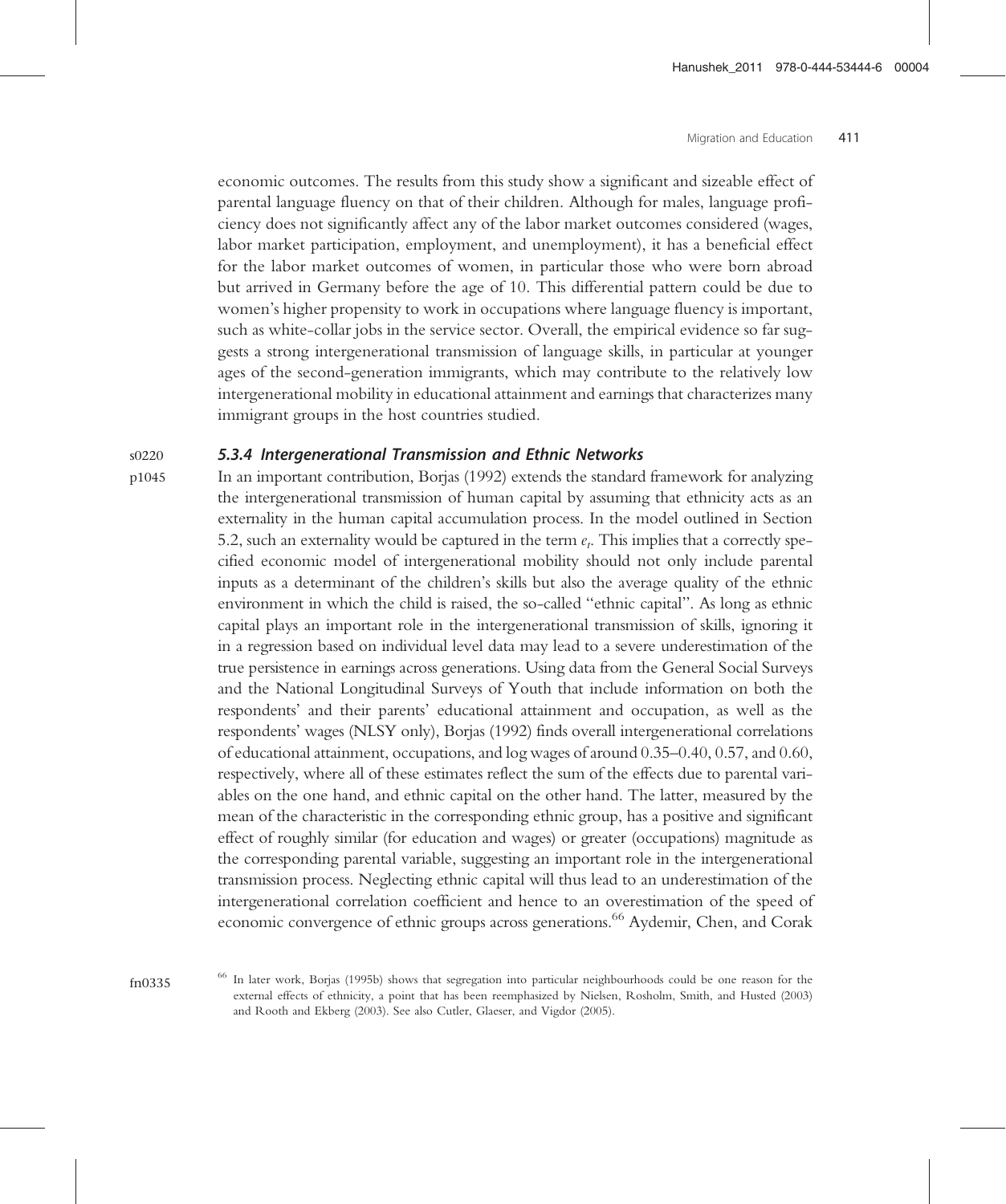economic outcomes. The results from this study show a significant and sizeable effect of parental language fluency on that of their children. Although for males, language proficiency does not significantly affect any of the labor market outcomes considered (wages, labor market participation, employment, and unemployment), it has a beneficial effect for the labor market outcomes of women, in particular those who were born abroad but arrived in Germany before the age of 10. This differential pattern could be due to women's higher propensity to work in occupations where language fluency is important, such as white-collar jobs in the service sector. Overall, the empirical evidence so far suggests a strong intergenerational transmission of language skills, in particular at younger ages of the second-generation immigrants, which may contribute to the relatively low intergenerational mobility in educational attainment and earnings that characterizes many immigrant groups in the host countries studied.

### 5.3.4 Intergenerational Transmission and Ethnic Networks

In an important contribution, Borjas (1992) extends the standard framework for analyzing the intergenerational transmission of human capital by assuming that ethnicity acts as an externality in the human capital accumulation process. In the model outlined in Section 5.2, such an externality would be captured in the term $e_t$. This implies that a correctly specified economic model of intergenerational mobility should not only include parental inputs as a determinant of the children's skills but also the average quality of the ethnic environment in which the child is raised, the so-called "ethnic capital". As long as ethnic capital plays an important role in the intergenerational transmission of skills, ignoring it in a regression based on individual level data may lead to a severe underestimation of the true persistence in earnings across generations. Using data from the General Social Surveys and the National Longitudinal Surveys of Youth that include information on both the respondents' and their parents' educational attainment and occupation, as well as the respondents' wages (NLSY only), Borjas (1992) finds overall intergenerational correlations of educational attainment, occupations, and log wages of around 0.35–0.40, 0.57, and 0.60, respectively, where all of these estimates reflect the sum of the effects due to parental variables on the one hand, and ethnic capital on the other hand. The latter, measured by the mean of the characteristic in the corresponding ethnic group, has a positive and significant effect of roughly similar (for education and wages) or greater (occupations) magnitude as the corresponding parental variable, suggesting an important role in the intergenerational transmission process. Neglecting ethnic capital will thus lead to an underestimation of the intergenerational correlation coefficient and hence to an overestimation of the speed of economic convergence of ethnic groups across generations.[66] Aydemir, Chen, and Corak

[66] In later work, Borjas (1995b) shows that segregation into particular neighbourhoods could be one reason for the external effects of ethnicity, a point that has been reemphasized by Nielsen, Rosholm, Smith, and Husted (2003) and Rooth and Ekberg (2003). See also Cutler, Glaeser, and Vigdor (2005).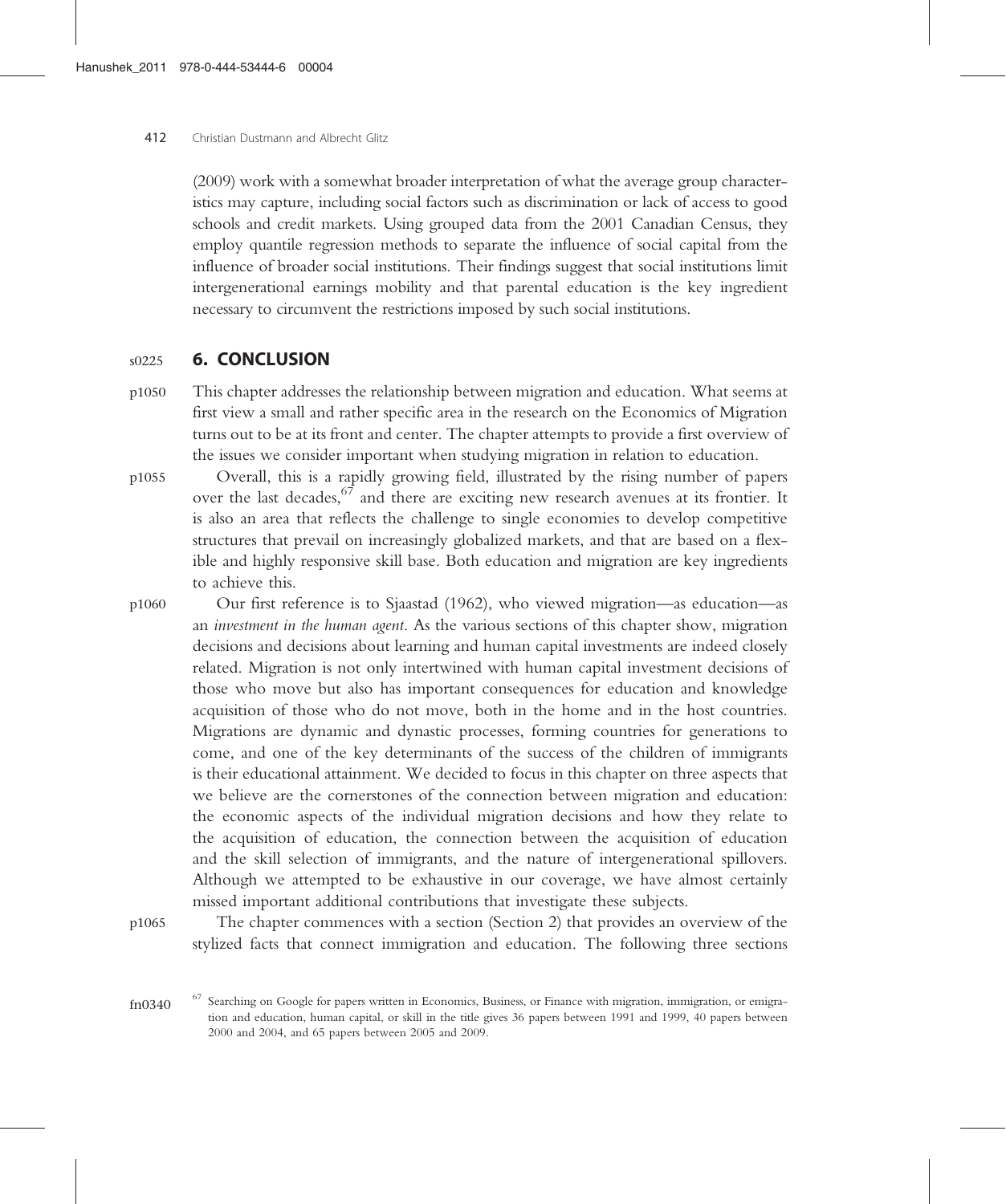(2009) work with a somewhat broader interpretation of what the average group characteristics may capture, including social factors such as discrimination or lack of access to good schools and credit markets. Using grouped data from the 2001 Canadian Census, they employ quantile regression methods to separate the influence of social capital from the influence of broader social institutions. Their findings suggest that social institutions limit intergenerational earnings mobility and that parental education is the key ingredient necessary to circumvent the restrictions imposed by such social institutions.

## 6. CONCLUSION

This chapter addresses the relationship between migration and education. What seems at first view a small and rather specific area in the research on the Economics of Migration turns out to be at its front and center. The chapter attempts to provide a first overview of the issues we consider important when studying migration in relation to education.

Overall, this is a rapidly growing field, illustrated by the rising number of papers over the last decades,[67] and there are exciting new research avenues at its frontier. It is also an area that reflects the challenge to single economies to develop competitive structures that prevail on increasingly globalized markets, and that are based on a flexible and highly responsive skill base. Both education and migration are key ingredients to achieve this.

Our first reference is to Sjaastad (1962), who viewed migration—as education—as an *investment in the human agent*. As the various sections of this chapter show, migration decisions and decisions about learning and human capital investments are indeed closely related. Migration is not only intertwined with human capital investment decisions of those who move but also has important consequences for education and knowledge acquisition of those who do not move, both in the home and in the host countries. Migrations are dynamic and dynastic processes, forming countries for generations to come, and one of the key determinants of the success of the children of immigrants is their educational attainment. We decided to focus in this chapter on three aspects that we believe are the cornerstones of the connection between migration and education: the economic aspects of the individual migration decisions and how they relate to the acquisition of education, the connection between the acquisition of education and the skill selection of immigrants, and the nature of intergenerational spillovers. Although we attempted to be exhaustive in our coverage, we have almost certainly missed important additional contributions that investigate these subjects.

The chapter commences with a section (Section 2) that provides an overview of the stylized facts that connect immigration and education. The following three sections

[67] Searching on Google for papers written in Economics, Business, or Finance with migration, immigration, or emigration and education, human capital, or skill in the title gives 36 papers between 1991 and 1999, 40 papers between 2000 and 2004, and 65 papers between 2005 and 2009.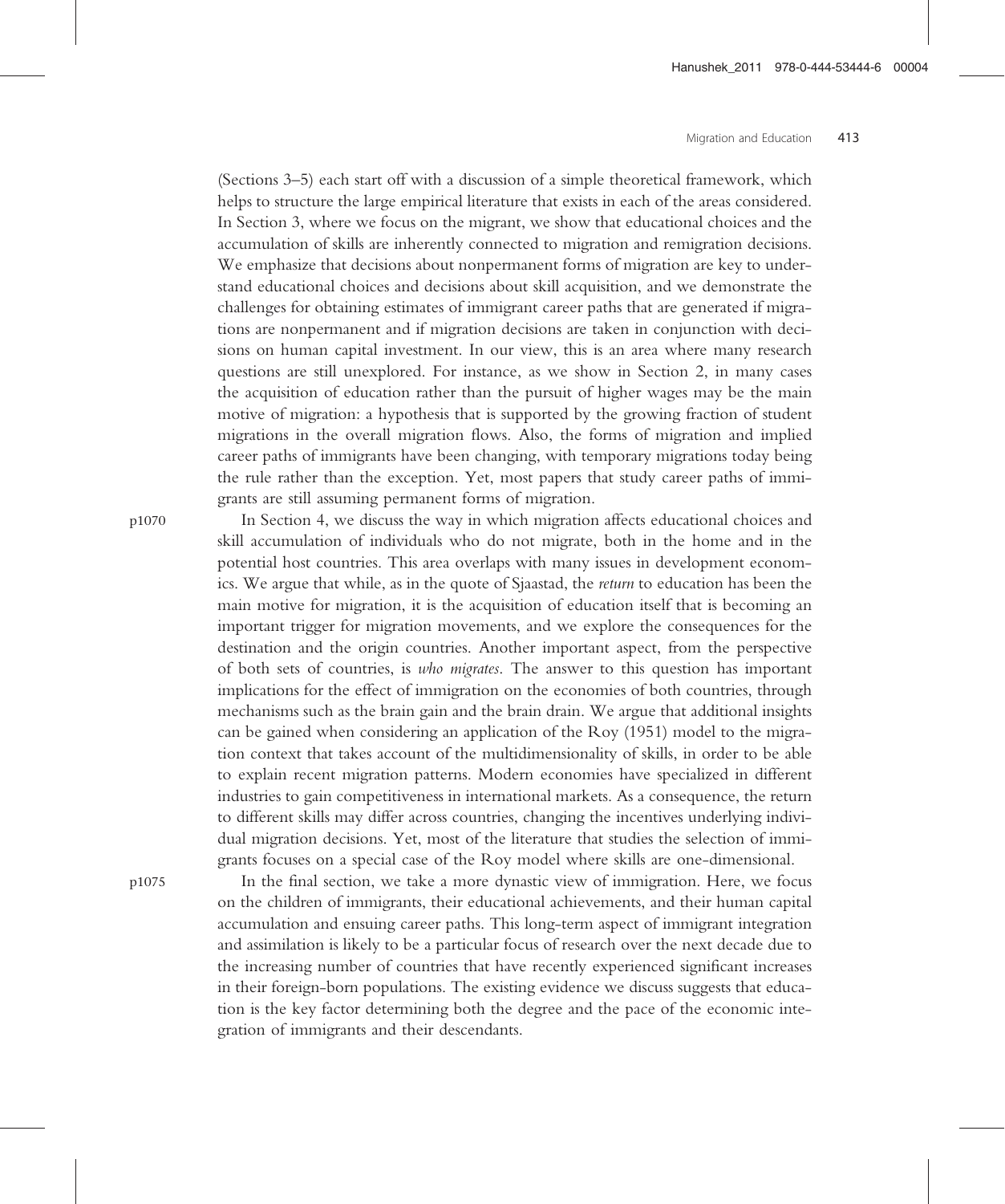(Sections 3–5) each start off with a discussion of a simple theoretical framework, which helps to structure the large empirical literature that exists in each of the areas considered. In Section 3, where we focus on the migrant, we show that educational choices and the accumulation of skills are inherently connected to migration and remigration decisions. We emphasize that decisions about nonpermanent forms of migration are key to understand educational choices and decisions about skill acquisition, and we demonstrate the challenges for obtaining estimates of immigrant career paths that are generated if migrations are nonpermanent and if migration decisions are taken in conjunction with decisions on human capital investment. In our view, this is an area where many research questions are still unexplored. For instance, as we show in Section 2, in many cases the acquisition of education rather than the pursuit of higher wages may be the main motive of migration: a hypothesis that is supported by the growing fraction of student migrations in the overall migration flows. Also, the forms of migration and implied career paths of immigrants have been changing, with temporary migrations today being the rule rather than the exception. Yet, most papers that study career paths of immigrants are still assuming permanent forms of migration.

In Section 4, we discuss the way in which migration affects educational choices and skill accumulation of individuals who do not migrate, both in the home and in the potential host countries. This area overlaps with many issues in development economics. We argue that while, as in the quote of Sjaastad, the *return* to education has been the main motive for migration, it is the acquisition of education itself that is becoming an important trigger for migration movements, and we explore the consequences for the destination and the origin countries. Another important aspect, from the perspective of both sets of countries, is *who migrates*. The answer to this question has important implications for the effect of immigration on the economies of both countries, through mechanisms such as the brain gain and the brain drain. We argue that additional insights can be gained when considering an application of the Roy (1951) model to the migration context that takes account of the multidimensionality of skills, in order to be able to explain recent migration patterns. Modern economies have specialized in different industries to gain competitiveness in international markets. As a consequence, the return to different skills may differ across countries, changing the incentives underlying individual migration decisions. Yet, most of the literature that studies the selection of immigrants focuses on a special case of the Roy model where skills are one-dimensional.

In the final section, we take a more dynastic view of immigration. Here, we focus on the children of immigrants, their educational achievements, and their human capital accumulation and ensuing career paths. This long-term aspect of immigrant integration and assimilation is likely to be a particular focus of research over the next decade due to the increasing number of countries that have recently experienced significant increases in their foreign-born populations. The existing evidence we discuss suggests that education is the key factor determining both the degree and the pace of the economic integration of immigrants and their descendants.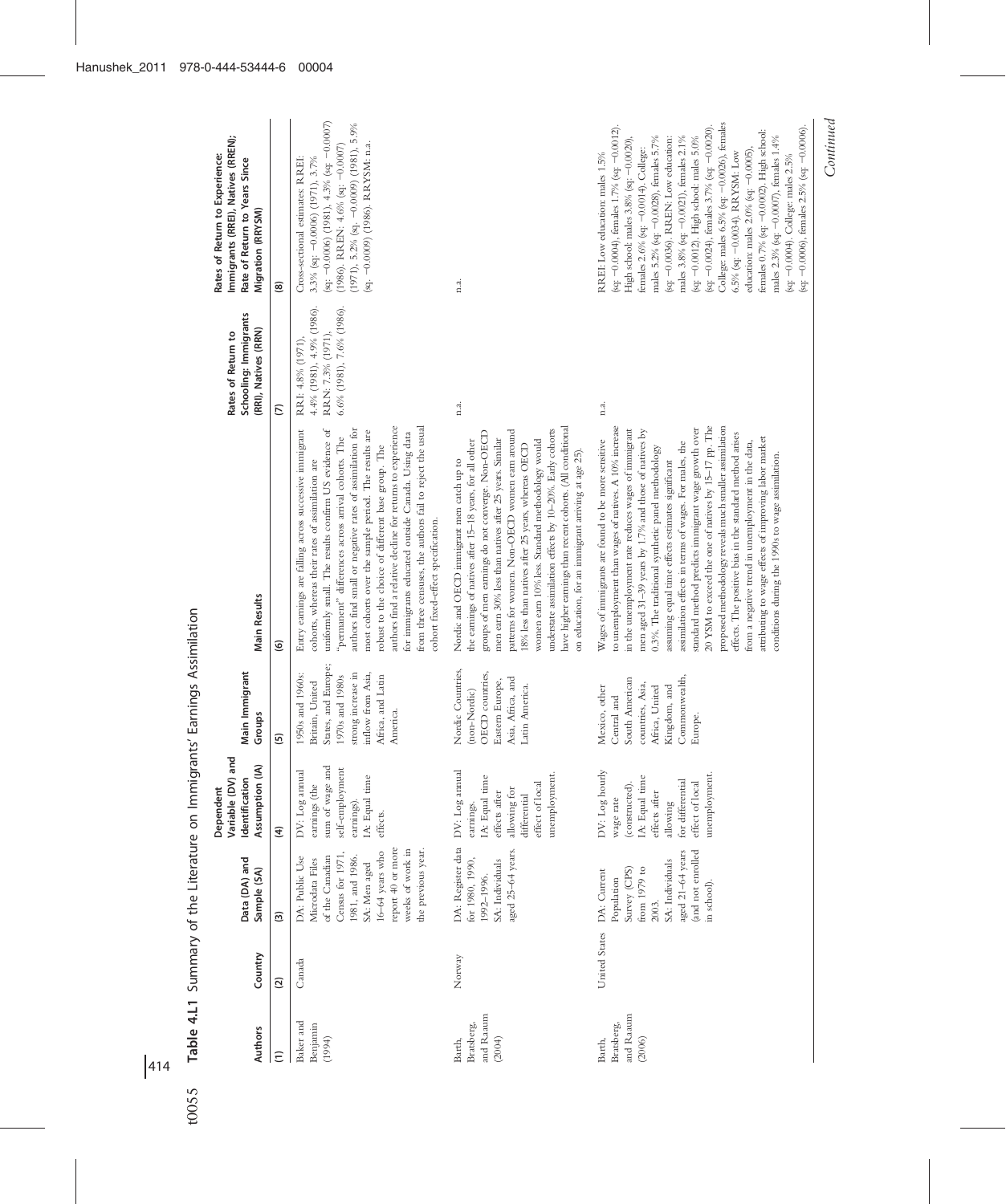Table 4.L1 Summary of the Literature on Immigrants' Earnings Assimilation

| Authors | Country | Data (DA) and Sample (SA) | Dependent Variable (DV) and Identification Assumption (IA) | Main Immigrant Groups | Main Results | Rates of Return to Schooling: Immigrants (RRI), Natives (RRN) | Rates of Return to Experience: Immigrants (RREI), Natives (RREN); Rate of Return to Years Since Migration (RRYSM) |
|---|---|---|---|---|---|---|---|
| (1) | (2) | (3) | (4) | (5) | (6) | (7) | (8) |
| Baker and Benjamin (1994) | Canada | DA: Public Use Microdata Files of the Canadian Census for 1971, 1981, and 1986. SA: Men aged 16–64 years who report 40 or more weeks of work in the previous year. | DV: Log annual earnings (the sum of wage and self-employment earnings). IA: Equal time effects. | 1950s and 1960s: Britain, United States, and Europe; 1970s and 1980s strong increase in inflow from Asia, Africa, and Latin America. | Entry earnings are falling across successive immigrant cohorts, whereas their rates of assimilation are uniformly small. The results confirm US evidence of "permanent" differences across arrival cohorts. The authors find small or negative rates of assimilation for most cohorts over the sample period. The results are robust to the choice of different base group. The authors find a relative decline for returns to experience for immigrants educated outside Canada. Using data from three censuses, the authors fail to reject the usual cohort fixed-effect specification. | RRI: 4.8% (1971), 4.4% (1981), 4.9% (1986). RRN: 7.3% (1971), 6.6% (1981), 7.6% (1986). | Cross-sectional estimates: RREI: 3.3% (sq: −0.0006) (1971), 3.7% (sq: −0.0006) (1981), 4.3% (sq: −0.0007) (1986). RREN: 4.6% (sq: −0.0007) (1971), 5.2% (sq: −0.0009) (1981), 5.9% (sq: −0.0009) (1986). RRYSM: n.a. |
| Barth, Bratsberg, and Raaum (2004) | Norway | DA: Register data for 1980, 1990, 1992–1996. SA: Individuals aged 25–64 years. | DV: Log annual earnings. IA: Equal time effects after allowing for differential effect of local unemployment. | Nordic Countries, (non-Nordic) OECD countries, Eastern Europe, Asia, Africa, and Latin America. | Nordic and OECD immigrant men catch up to the earnings of natives after 15–18 years, for all other groups of men earnings do not converge. Non-OECD men earn 30% less than natives after 25 years. Similar patterns for women. Non-OECD women earn around 18% less than natives after 25 years, whereas OECD women earn 10% less. Standard methodology would understate assimilation effects by 10–20%. Early cohorts have higher earnings than recent cohorts. (All conditional on education, for an immigrant arriving at age 25). | n.a. | n.a. |
| Barth, Bratsberg, and Raaum (2006) | United States | DA: Current Population Survey (CPS) from 1979 to 2003. SA: Individuals aged 21–64 years (and not enrolled in school). | DV: Log hourly wage rate (constructed). IA: Equal time effects after allowing for differential effect of local unemployment. | Mexico, other Central and South American countries, Asia, Africa, United Kingdom, and Commonwealth, Europe. | Wages of immigrants are found to be more sensitive to unemployment than wages of natives. A 10% increase in the unemployment rate reduces wages of immigrant men aged 31–39 years by 1.7% and those of natives by 0.3%. The traditional synthetic panel methodology assuming equal time effects estimates significant assimilation effects in terms of wages. For males, the standard method predicts immigrant wage growth over 20 YSM to exceed the one of natives by 15–17 pp. The proposed methodology reveals much smaller assimilation effects. The positive bias in the standard method arises from a negative trend in unemployment in the data, attributing to wage effects of improving labor market conditions during the 1990s to wage assimilation. | n.a. | RREI: Low education: males 1.5% (sq: −0.0004), females 1.7% (sq: −0.0012). High school: males 3.8% (sq: −0.0020), females 2.6% (sq: −0.0014). College: males 5.2% (sq: −0.0028), females 5.7% (sq: −0.0036). RREN: Low education: males 3.8% (sq: −0.0021), females 2.1% (sq: −0.0012). High school: males 5.0% (sq: −0.0024), females 3.7% (sq: −0.0020). College: males 6.5% (sq: −0.0026), females 6.5% (sq: −0.0034). RRYSM: Low education: males 2.0% (sq: −0.0005), females 0.7% (sq: −0.0002). High school: males 2.3% (sq: −0.0007), females 1.4% (sq: −0.0004). College: males 2.5% (sq: −0.0006), females 2.5% (sq: −0.0006). |

*Continued*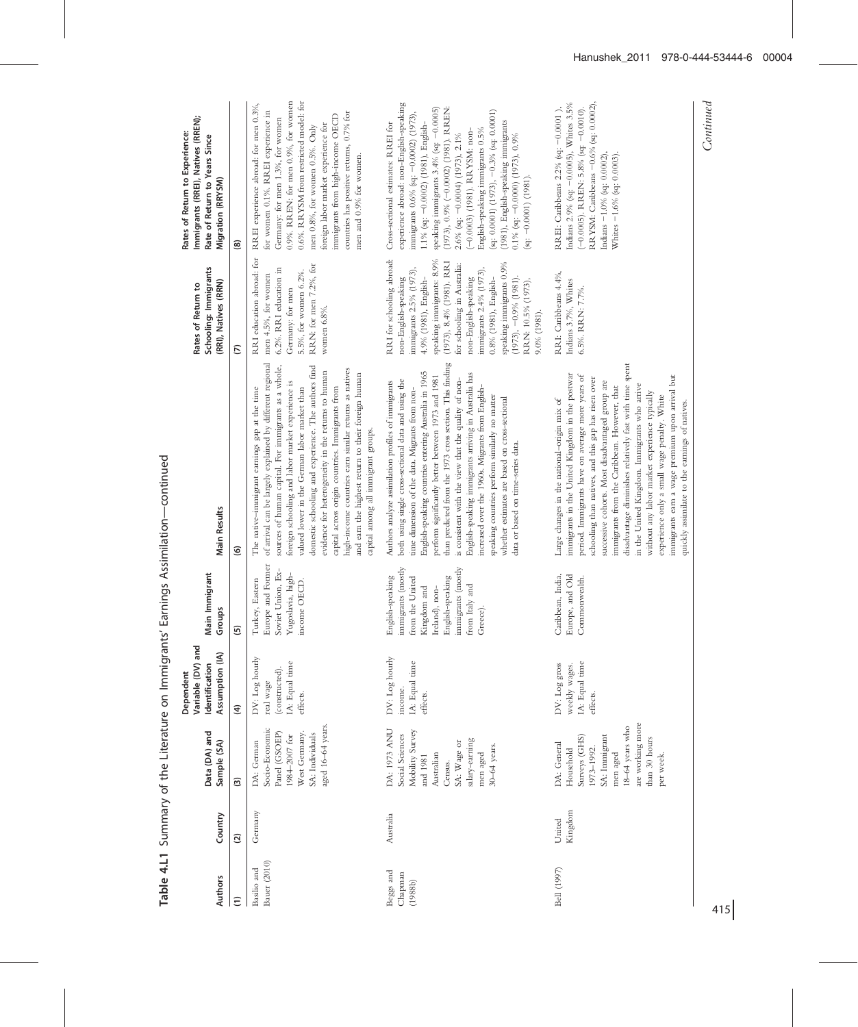**Table 4.L1** Summary of the Literature on Immigrants' Earnings Assimilation—continued

| Authors | Country | Data (DA) and Sample (SA) | Dependent Variable (DV) and Identification Assumption (IA) | Main Immigrant Groups | Main Results | Rates of Return to Schooling: Immigrants (RRI), Natives (RRN) | Rates of Return to Experience: Immigrants (RREI), Natives (RREN); Rate of Return to Years Since Migration (RRYSM) |
|---|---|---|---|---|---|---|---|
| (1) | (2) | (3) | (4) | (5) | (6) | (7) | (8) |
| Basilio and Bauer (2010) | Germany | DA: German Socio-Economic Panel (GSOEP) 1984–2007 for West Germany. SA: Individuals aged 16–64 years. | DV: Log hourly real wage (constructed). IA: Equal time effects. | Turkey, Eastern Europe and Former Soviet Union, Ex-Yugoslavia, high-income OECD. | The native–immigrant earnings gap at the time of arrival can be largely explained by different regional sources of human capital. For immigrants as a whole, foreign schooling and labor market experience is valued lower in the German labor market than domestic schooling and experience. The authors find evidence for heterogeneity in the returns to human capital across origin countries. Immigrants from high-income countries earn similar returns as natives and earn the highest return to their foreign human capital among all immigrant groups. | RRI education abroad: for men 4.5%, for women 6.2%. RRI education in Germany: for men 5.5%, for women 6.2%. RRN: for men 7.2%, for women 6.8%. | RREI experience abroad: for men 0.3%, for women 0.1%. RREI experience in Germany: for men 1.3%, for women 0.9%. RREN: for men 0.9%, for women 0.6%. RRYSM from restricted model: for men 0.8%, for women 0.5%. Only foreign labor market experience for immigrants from high-income OECD countries has positive returns, 0.7% for men and 0.9% for women. |
| Beggs and Chapman (1988b) | Australia | DA: 1973 ANU Social Sciences Mobility Survey and 1981 Australian Census. SA: Wage or salary-earning men aged 30–64 years. | DV: Log hourly income. IA: Equal time effects. | English-speaking immigrants (mostly from the United Kingdom and Ireland), non-English-speaking immigrants (mostly from Italy and Greece). | Authors analyze assimilation profiles of immigrants both using single cross-sectional data and using the time dimension of the data. Migrants from non-English-speaking countries entering Australia in 1965 perform significantly better between 1973 and 1981 than predicted from the 1973 cross section. This finding is consistent with the view that the quality of non-English-speaking immigrants arriving in Australia has increased over the 1960s. Migrants from English-speaking countries perform similarly no matter whether estimates are based on cross-sectional data or based on time-series data. | RRI for schooling abroad: non-English-speaking immigrants 2.5% (1973), 4.9% (1981), English-speaking immigrants: 8.9% (1973), 8.4% (1981). RRI for schooling in Australia: non-English-speaking immigrants 2.4% (1973), 0.8% (1981), English-speaking immigrants 0.9% (1973), −0.9% (1981). RRN: 10.5% (1973), 9.0% (1981). | Cross-sectional estimates: RREI for experience abroad: non-English-speaking immigrants 0.6% (sq: −0.0002) (1973), 1.1% (sq: −0.0002) (1981), English-speaking immigrants 3.4% (sq: −0.0005) (1973), 0.9% (−0.0002) (1981). RREN: 2.6% (sq: −0.0004) (1973), 2.1% (−0.0003) (1981). RRYSM: non-English-speaking immigrants 0.5% (sq: 0.0001) (1973), −0.3% (sq: 0.0001) (1981), English-speaking immigrants 0.1% (sq: −0.0000) (1973), 0.9% (sq: −0.0001) (1981). |
| Bell (1997) | United Kingdom | DA: General Household Surveys (GHS) 1973–1992. SA: Immigrant men aged 18–64 years who are working more than 30 hours per week. | DV: Log gross weekly wages. IA: Equal time effects. | Caribbean, India, Europe, and Old Commonwealth. | Large changes in the national-origin mix of immigrants in the United Kingdom in the postwar period. Immigrants have on average more years of schooling than natives, and this gap has risen over successive cohorts. Most disadvantaged group are immigrants from the Caribbean. However, that disadvantage diminishes relatively fast with time spent in the United Kingdom. Immigrants who arrive without any labor market experience typically experience only a small wage penalty. White immigrants earn a wage premium upon arrival but quickly assimilate to the earnings of natives. | RRI: Caribbeans 4.4%, Indians 3.7%, Whites 6.5%. RRN: 7.7%. | RREI: Caribbeans 2.2% (sq: −0.0001), Indians 2.9% (sq: −0.0005), Whites 3.5% (−0.0005). RREN: 5.8% (sq: −0.0010). RRYSM: Caribbeans −0.6% (sq: 0.0002), Indians −1.0% (sq: 0.0002), Whites −1.6% (sq: 0.0003). |

*Continued*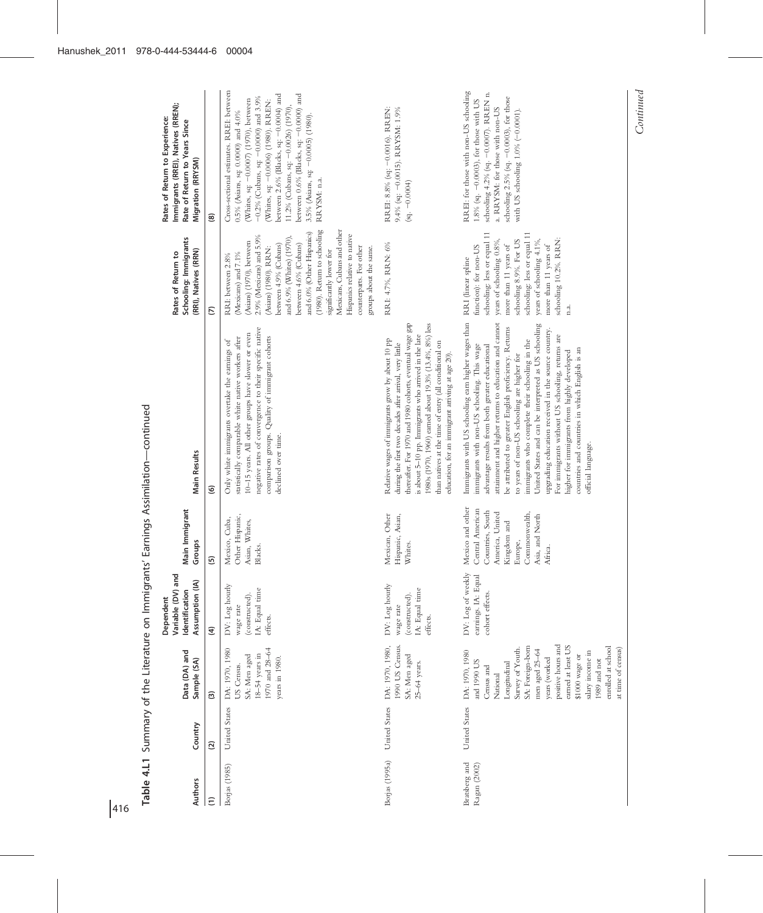Table 4.L1 Summary of the Literature on Immigrants' Earnings Assimilation—continued

| Authors | Country | Data (DA) and Sample (SA) | Dependent Variable (DV) and Identification Assumption (IA) | Main Immigrant Groups | Main Results | Rates of Return to Schooling: Immigrants (RRI), Natives (RRN) | Rates of Return to Experience: Immigrants (RREI), Natives (RREN); Rate of Return to Years Since Migration (RRYSM) |
|---|---|---|---|---|---|---|---|
| (1) | (2) | (3) | (4) | (5) | (6) | (7) | (8) |
| Borjas (1985) | United States | DA: 1970, 1980 US Census. SA: Men aged 18–54 years in 1970 and 28–64 years in 1980. | DV: Log hourly wage rate (constructed). IA: Equal time effects. | Mexico, Cuba, Other Hispanic, Asian, Whites, Blacks. | Only white immigrants overtake the earnings of statistically comparable white native workers after 10–15 years. All other groups have slower or even negative rates of convergence to their specific native comparison groups. Quality of immigrant cohorts declined over time. | RRI: between 2.8% (Mexicans) and 7.1% (Asians) (1970), between 2.9% (Mexicans) and 5.9% (Asians) (1980). RRN: between 4.9% (Cubans) and 6.9% (Whites) (1970), between 4.6% (Cubans) and 6.0% (Other Hispanics) (1980). Return to schooling significantly lower for Mexicans, Cubans and other Hispanics relative to native counterparts. For other groups about the same. | Cross-sectional estimates. RREI: between 0.5% (Asians, sq: 0.0000) and 4.0% (Whites, sq: −0.0007) (1970), between −0.2% (Cubans, sq: −0.0000) and 3.9% (Whites, sq: −0.0006) (1980). RREN: between 2.6% (Blacks, sq: −0.0004) and 11.2% (Cubans, sq: −0.0026) (1970), between 0.6% (Blacks, sq: −0.0000) and 3.5% (Asians, sq: −0.0005) (1980). RRYSM: n.a. |
| Borjas (1995a) | United States | DA: 1970, 1980, 1990 US Census. SA: Men aged 25–64 years. | DV: Log hourly wage rate (constructed). IA: Equal time effects. | Mexican, Other Hispanic, Asian, Whites. | Relative wages of immigrants grow by about 10 pp during the first two decades after arrival, very little thereafter. For 1970 and 1980 cohorts, eventual wage gap is about 5–10 pp. Immigrants who arrived in the late 1980s (1970, 1960) earned about 19.3% (13.4%, 8%) less than natives at the time of entry (all conditional on education, for an immigrant arriving at age 20). | RRI: 4.7%, RRN: 6% | RREI: 8.8% (sq: −0.0016). RREN: 9.4% (sq: −0.0015). RRYSM: 1.9% (sq. −0.0004) |
| Bratsberg and Ragan (2002) | United States | DA: 1970, 1980 and 1990 US Census and National Longitudinal Survey of Youth. SA: Foreign-born men aged 25–64 years (worked positive hours and earned at least US $1000 wage or salary income in 1989 and not enrolled at school at time of census) | DV: Log of weekly earnings. IA: Equal cohort effects. | Mexico and other Central American Countries, South America, United Kingdom and Europe, Commonwealth, Asia, and North Africa. | Immigrants with US schooling earn higher wages than immigrants with non-US schooling. This wage advantage results from both greater educational attainment and higher returns to education and cannot be attributed to greater English proficiency. Returns to years of non-US schooling are higher for immigrants who complete their schooling in the United States and can be interpreted as US schooling upgrading education received in the source country. For immigrants without US schooling, returns are higher for immigrants from highly developed countries and countries in which English is an official language. | RRI (linear spline function): for non-US schooling: less or equal 11 years of schooling 0.8%, more than 11 years of schooling 8.9%. For US schooling: less or equal 11 years of schooling 4.1%, more than 11 years of schooling 10.2%. RRN: n.a. | RREI: for those with non-US schooling 1.8% (sq. −0.0003), for those with US schooling 4.2% (sq. −0.0007). RREN n. a. RRYSM: for those with non-US schooling 2.5% (sq. −0.0003), for those with US schooling 1.0% (−0.0001). |

*Continued*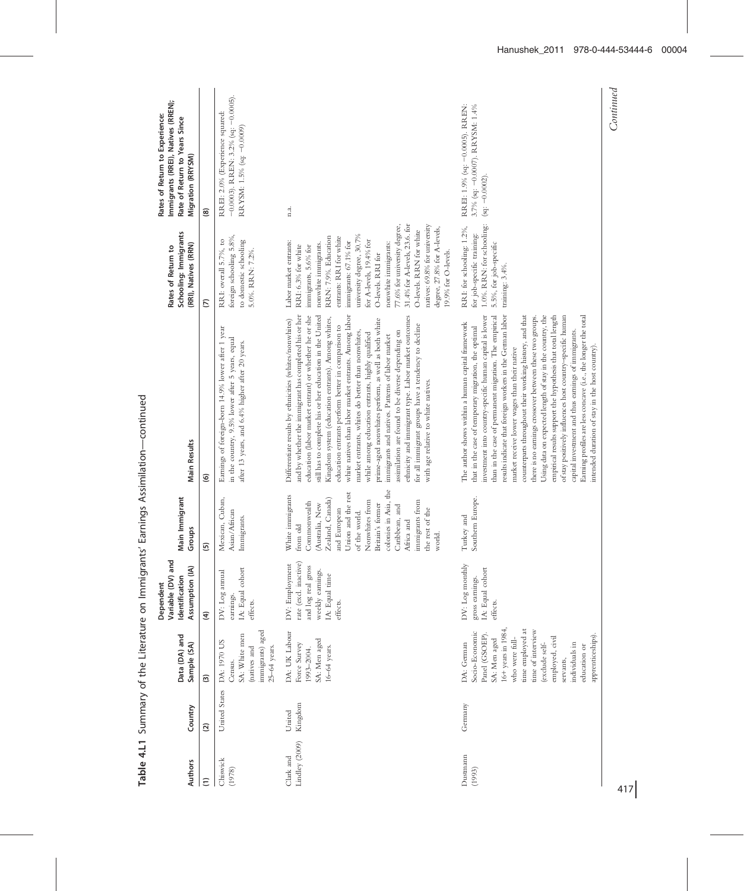Table 4.L1 Summary of the Literature on Immigrants' Earnings Assimilation—continued

| Authors | Country | Data (DA) and Sample (SA) | Dependent Variable (DV) and Identification Assumption (IA) | Main Immigrant Groups | Main Results | Rates of Return to Schooling: Immigrants (RRI), Natives (RRN) | Rates of Return to Experience: Immigrants (RREI), Natives (RREN); Rate of Return to Years Since Migration (RRYSM) |
|---|---|---|---|---|---|---|---|
| (1) | (2) | (3) | (4) | (5) | (6) | (7) | (8) |
| Chiswick (1978) | United States | DA: 1970 US Census. SA: White men (natives and immigrants) aged 25–64 years. | DV: Log annual earnings. IA: Equal cohort effects. | Mexican, Cuban, Asian/African Immigrants. | Earnings of foreign-born 14.9% lower after 1 year in the country, 9.5% lower after 5 years, equal after 13 years, and 6.4% higher after 20 years. | RRI: overall 5.7%, to foreign schooling 5.8%, to domestic schooling 5.0%. RRN: 7.2%. | RREI: 2.0% (Experience squared: −0.0003). RREN: 3.2% (sq: −0.0005). RRYSM: 1.5% (sq: −0.0009) |
| Clark and Lindley (2009) | United Kingdom | DA: UK Labour Force Survey 1993–2004. SA: Men aged 16–64 years. | DV: Employment rate (excl. inactive) and log real gross weekly earnings. IA: Equal time effects. | White immigrants from old Commonwealth (Australia, New Zealand, Canada) and European Union and the rest of the world. Nonwhites from Britain's former colonies in Asia, the Caribbean, and Africa and immigrants from the rest of the world. | Differentiate results by ethnicities (whites/nonwhites) and by whether the immigrant has completed his or her education (labor market entrant) or whether he or she still has to complete his or her education in the United Kingdom system (education entrants). Among whites, education entrants perform better in comparison to white natives than labor market entrants. Among labor market entrants, whites do better than nonwhites, while among education entrants, highly qualified prime-aged nonwhites perform, as well as both white immigrants and natives. Patterns of labor market assimilation are found to be diverse depending on ethnicity and immigrant type. Labor market outcomes for all immigrant groups have a tendency to decline with age relative to white natives. | Labor market entrants: RRI: 6.3% for white immigrants, 5.6% for nonwhite immigrants. RRN: 7.9%. Education entrants: RRI for white immigrants: 67.1% for university degree, 30.7% for A-levels, 19.4% for O-levels. RRI for nonwhite immigrants: 77.6% for university degree, 31.4% for A-levels, 23.6. for O-levels. RRN for white natives: 69.8% for university degree, 27.8% for A-levels, 19.9% for O-levels. | n.a. |
| Dustmann (1993) | Germany | DA: German Socio-Economic Panel (GSOEP). SA: Men aged 16+ years in 1984, who were full-time employed at time of interview (exclude self-employed, civil servants, individuals in education or apprenticeships). | DV: Log monthly gross earnings. IA: Equal cohort effects. | Turkey and Southern Europe. | The author shows within a human capital framework that in the case of temporary migration, the optimal investment into country-specific human capital is lower than in the case of permanent migration. The empirical results indicate that foreign workers in the German labor market receive lower wages than their native counterparts throughout their working history, and that there is no earnings crossover between these two groups. Using data on expected length of stay in the country, the empirical results support the hypothesis that total length of stay positively influences host country-specific human capital investment and thus earnings of immigrants. Earning profiles are less concave (i.e., the longer the total intended duration of stay in the host country). | RRI: for schooling: 1.2%, for job-specific training: 1.0%. RRN: for schooling: 5.5%, for job-specific training: 3.4%. | RREI: 1.9% (sq: −0.0005). RREN: 3.7% (sq: −0.0007). RRYSM: 1.4% (sq: −0.0002). |

Continued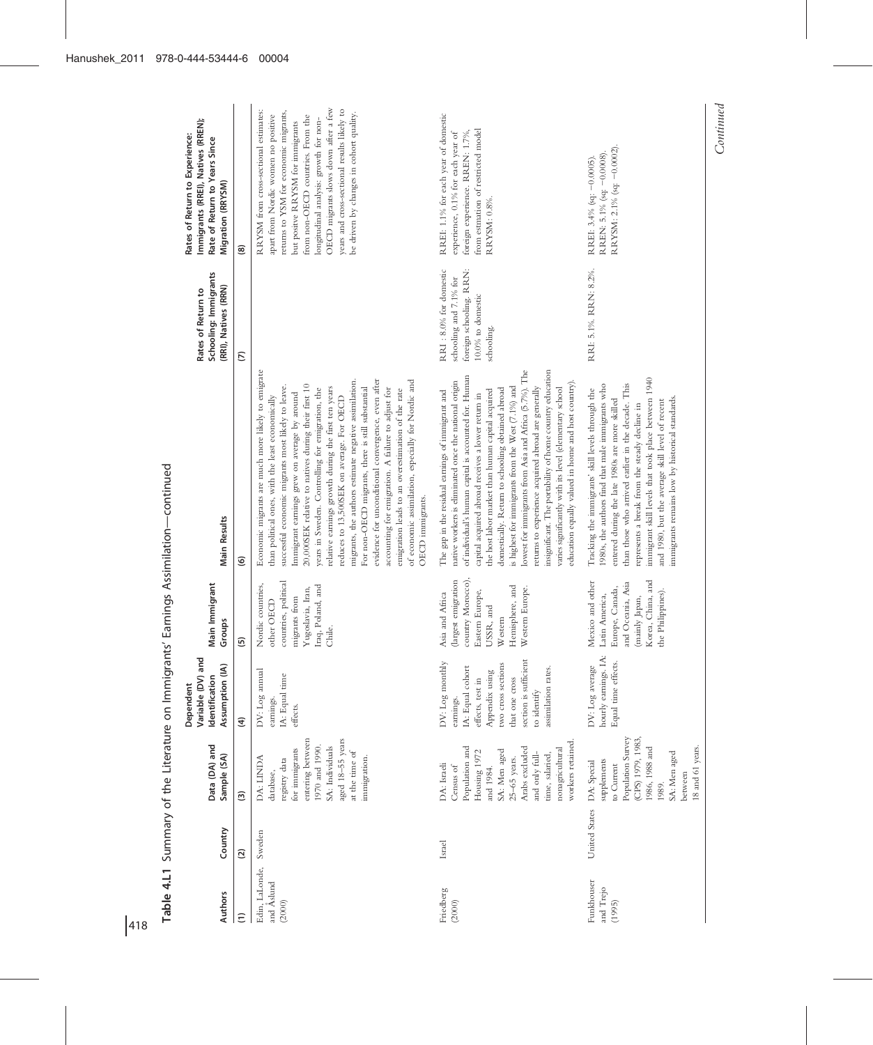Table 4.L1 Summary of the Literature on Immigrants' Earnings Assimilation—continued

| Authors | Country | Data (DA) and Sample (SA) | Dependent Variable (DV) and Identification Assumption (IA) | Main Immigrant Groups | Main Results | Rates of Return to Schooling: Immigrants (RRI), Natives (RRN) | Rates of Return to Experience: Immigrants (RREI), Natives (RREN); Rate of Return to Years Since Migration (RRYSM) |
|---|---|---|---|---|---|---|---|
| (1) | (2) | (3) | (4) | (5) | (6) | (7) | (8) |
| Edin, LaLonde, and Åslund (2000) | Sweden | DA: LINDA database, registry data for immigrants entering between 1970 and 1990. SA: Individuals aged 18–55 years at the time of immigration. | DV: Log annual earnings. IA: Equal time effects. | Nordic countries, other OECD countries, political migrants from Yugoslavia, Iran, Iraq, Poland, and Chile. | Economic migrants are much more likely to emigrate than political ones, with the least economically successful economic migrants most likely to leave. Immigrant earnings grew on average by around 20,000SEK relative to natives during their first 10 years in Sweden. Controlling for emigration, the relative earnings growth during the first ten years reduces to 13,500SEK on average. For OECD migrants, the authors estimate negative assimilation. For non-OECD migrants, there is still substantial evidence for unconditional convergence, even after accounting for emigration. A failure to adjust for emigration leads to an overestimation of the rate of economic assimilation, especially for Nordic and OECD immigrants. | | RRYSM from cross-sectional estimates: apart from Nordic women no positive returns to YSM for economic migrants, but positive RRYSM for immigrants from non-OECD countries. From the longitudinal analysis: growth for non-OECD migrants slows down after a few years and cross-sectional results likely to be driven by changes in cohort quality. |
| Friedberg (2000) | Israel | DA: Israeli Census of Population and Housing 1972 and 1984. SA: Men aged 25–65 years. Arabs excluded and only full-time, salaried, nonagricultural workers retained. | DV: Log monthly earnings. IA: Equal cohort effects, test in Appendix using two cross sections that one cross section is sufficient to identify assimilation rates. | Asia and Africa (largest emigration country Morocco), Eastern Europe, USSR, and Western Hemisphere, and Western Europe. | The gap in the residual earnings of immigrant and native workers is eliminated once the national origin of individual's human capital is accounted for. Human capital acquired abroad receives a lower return in the host labor market than human capital acquired domestically. Return to schooling obtained abroad is highest for immigrants from the West (7.1%) and lowest for immigrants from Asia and Africa (5.7%). The returns to experience acquired abroad are generally insignificant. The portability of home country education varies significantly with its level (elementary school education equally valued in home and host country). | RRI: 8.0% for domestic schooling and 7.1% for foreign schooling. RRN: 10.0% to domestic schooling. | RREI: 1.1% for each year of domestic experience, 0.1% for each year of foreign experience. RREN: 1.7%, from estimation of restricted model RRYSM: 0.8%. |
| Funkhouser and Trejo (1995) | United States | DA: Special supplements to Current Population Survey (CPS) 1979, 1983, 1986, 1988 and 1989. SA: Men aged between 18 and 61 years. | DV: Log average hourly earnings. IA: Equal time effects. | Mexico and other Latin America, Europe, Canada, and Oceania, Asia (mainly Japan, Korea, China, and the Philippines). | Tracking the immigrants' skill levels through the 1980s, the authors find that male immigrants who entered during the late 1980s are more skilled than those who arrived earlier in the decade. This represents a break from the steady decline in immigrant skill levels that took place between 1940 and 1980, but the average skill level of recent immigrants remains low by historical standards. | RRI: 5.1%. RRN: 8.2%. | RREI: 3.4% (sq: −0.0005). RREN: 5.1% (sq: −0.0008). RRYSM: 2.1% (sq: −0.0002). |

*Continued*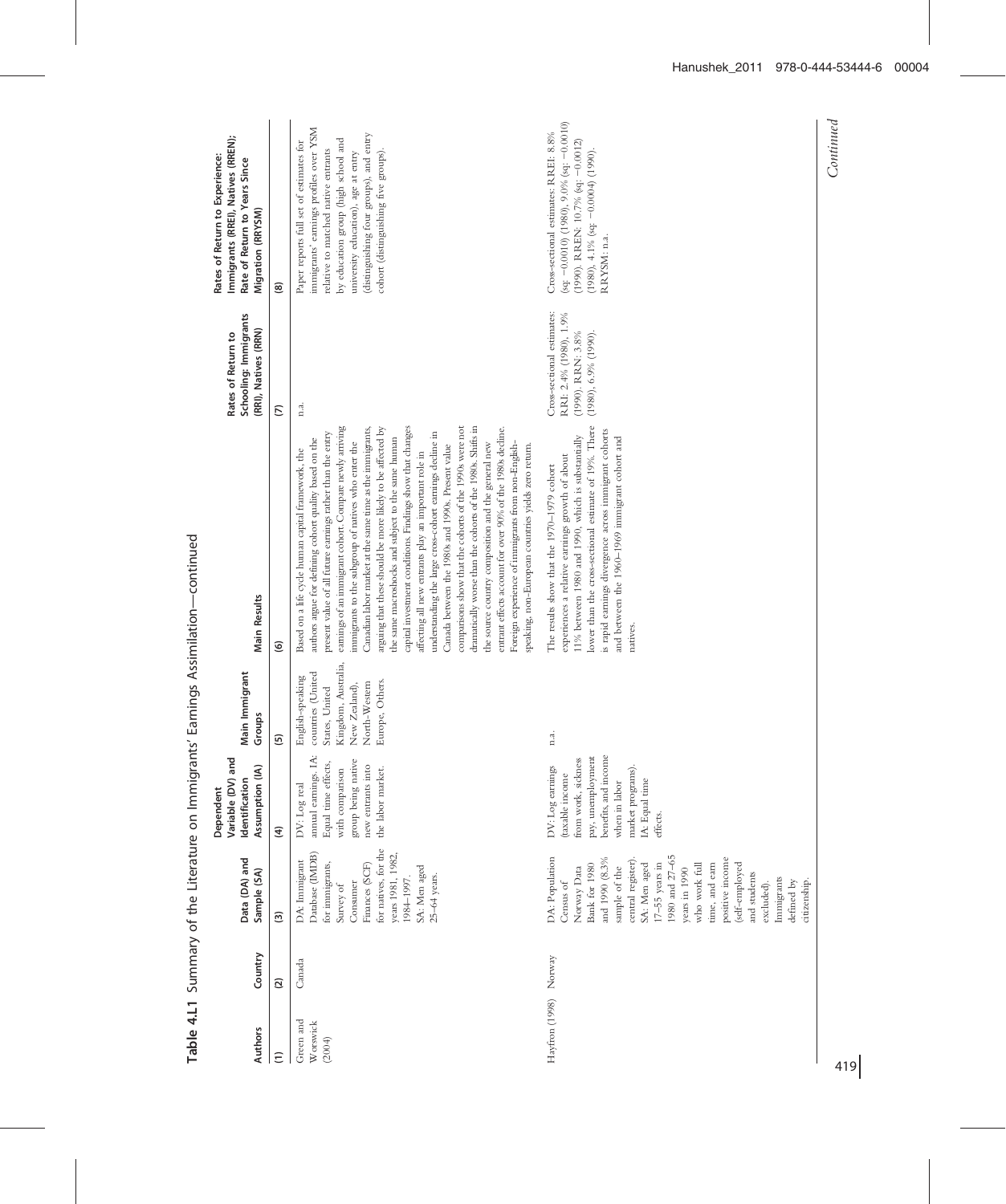**Table 4.L1** Summary of the Literature on Immigrants' Earnings Assimilation—continued

| Authors | Country | Data (DA) and Sample (SA) | Dependent Variable (DV) and Identification Assumption (IA) | Main Immigrant Groups | Main Results | Rates of Return to Schooling: Immigrants (RRI), Natives (RRN) | Rates of Return to Experience: Immigrants (RREI), Natives (RREN); Rate of Return to Years Since Migration (RRYSM) |
|---|---|---|---|---|---|---|---|
| (1) | (2) | (3) | (4) | (5) | (6) | (7) | (8) |
| Green and Worswick (2004) | Canada | DA: Immigrant Database (IMDB) for immigrants, Survey of Consumer Finances (SCF) for natives, for the years 1981, 1982, 1984–1997. SA: Men aged 25–64 years. | DV: Log real annual earnings. IA: Equal time effects, with comparison group being native new entrants into the labor market. | English-speaking countries (United States, United Kingdom, Australia, New Zealand), North-Western Europe, Others. | Based on a life cycle human capital framework, the authors argue for defining cohort quality based on the present value of all future earnings rather than the entry earnings of an immigrant cohort. Compare newly arriving immigrants to the subgroup of natives who enter the Canadian labor market at the same time as the immigrants, arguing that these should be more likely to be affected by the same macroshocks and subject to the same human capital investment conditions. Findings show that changes affecting all new entrants play an important role in understanding the large cross-cohort earnings decline in Canada between the 1980s and 1990s. Present value comparisons show that the cohorts of the 1990s were not dramatically worse than the cohorts of the 1980s. Shifts in the source country composition and the general new entrant effects account for over 90% of the 1980s decline. Foreign experience of immigrants from non-English-speaking, non-European countries yields zero return. | n.a. | Paper reports full set of estimates for immigrants' earnings profiles over YSM relative to matched native entrants by education group (high school and university education), age at entry (distinguishing four groups), and entry cohort (distinguishing five groups). |
| Hayfron (1998) | Norway | DA: Population Census of Norway Data Bank for 1980 and 1990 (8.3% sample of the central register). SA: Men aged 17–55 years in 1980 and 27–65 years in 1990 who work full time, and earn positive income (self-employed and students excluded). Immigrants defined by citizenship. | DV: Log earnings (taxable income from work, sickness pay, unemployment benefits, and income when in labor market programs). IA: Equal time effects. | n.a. | The results show that the 1970–1979 cohort experiences a relative earnings growth of about 11% between 1980 and 1990, which is substantially lower than the cross-sectional estimate of 19%. There is rapid earnings divergence across immigrant cohorts and between the 1960–1969 immigrant cohort and natives. | Cross-sectional estimates: RRI: 2.4% (1980), 1.9% (1990). RRN: 3.8% (1980), 6.9% (1990). | Cross-sectional estimates: RREI: 8.8% (sq: −0.0010) (1980), 9.0% (sq: −0.0010) (1990). RREN: 10.7% (sq: −0.0012) (1980), 4.1% (sq: −0.0004) (1990). RRYSM: n.a. |

*Continued*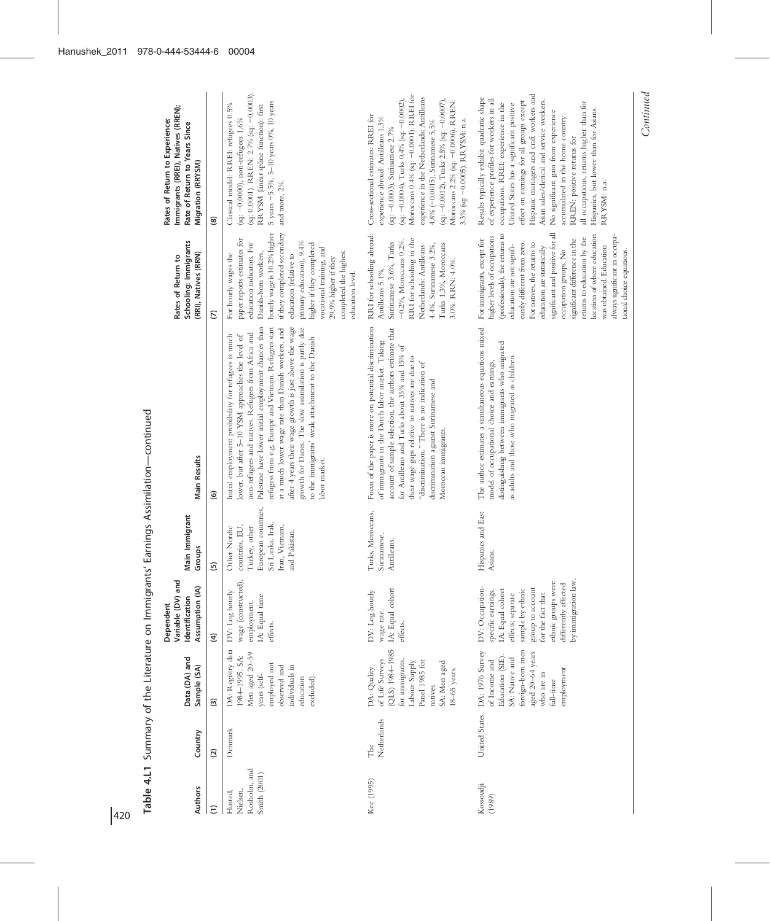**Table 4.L1** Summary of the Literature on Immigrants' Earnings Assimilation—continued

| Authors | Country | Data (DA) and Sample (SA) | Dependent Variable (DV) and Identification Assumption (IA) | Main Immigrant Groups | Main Results | Rates of Return to Schooling: Immigrants (RRI), Natives (RRN) | Rates of Return to Experience: Immigrants (RREI), Natives (RREN); Rate of Return to Years Since Migration (RRYSM) |
|---|---|---|---|---|---|---|---|
| (1) | (2) | (3) | (4) | (5) | (6) | (7) | (8) |
| Husted, Nielsen, Rosholm, and Smith (2001) | Denmark | DA: Registry data 1984–1995. SA: Men aged 20–59 years (self-employed not observed and individuals in education excluded). | DV: Log hourly wage (constructed), employment. IA: Equal time effects. | Other Nordic countries, EU, Turkey, other European countries, Sri Lanka, Irak, Iran, Vietnam, and Pakistan. | Initial employment probability for refugees is much lower, but after 5–10 YSM approaches the level of non-refugees and natives. Refugees from Africa and Palestine have lower initial employment chances than refugees from e.g. Europe and Vietnam. Refugees start at a much lower wage rate than Danish workers, and after 4 years their wage growth is just above the wage growth for Danes. The slow assimilation is partly due to the immigrants' weak attachment to the Danish labor market. | For hourly wages the paper reports estimates for education indicators. For Danish-born workers, hourly wage is 10.2% higher if they completed secondary education (relative to primary education), 9.4% higher if they completed vocational training, and 29.9% higher if they completed the highest education level. | Classical model: RREI: refugees 0.5% (sq: −0.0000), non-refugees 1.6% (sq: 0.0001). RREN: 2.7% (sq: −0.0003). RRYSM (linear spline function): first 5 years −5.5%, 5–10 years 0%, 10 years and more, 2%. |
| Kee (1995) | The Netherlands | DA: Quality of Life Surveys (QLS) 1984–1985 for immigrants, Labour Supply Panel 1985 for natives. SA: Men aged 18–65 years. | DV: Log hourly wage rate. IA: Equal cohort effects. | Turks, Moroccans, Surinamese, Antilleans. | Focus of the paper is more on potential discrimination of immigrants in the Dutch labor market. Taking account of sample selection, the authors estimate that for Antilleans and Turks about 35% and 15% of their wage gaps relative to natives are due to "discrimination." There is no indication of discrimination against Surinamese and Moroccan immigrants. | RRI for schooling abroad: Antilleans 5.1%, Surinamese 3.6%, Turks −0.2%, Moroccans 0.2%. RRI for schooling in the Netherlands: Antilleans 4.4%, Surinamese 3.2%, Turks 1.3%, Moroccans 3.0%. RRN: 4.0%. | Cross-sectional estimates: RREI for experience abroad: Antilleans 1.3% (sq: −0.0003), Surinamese 2.7% (sq: −0.0004), Turks 0.4% (sq: −0.0002), Moroccans 0.4% (sq: −0.0001). RREI for experience in the Netherlands: Antilleans 4.8% (−0.0015), Surinamese 5.5% (sq: −0.0012), Turks 2.5% (sq: −0.0007), Moroccans 2.2% (sq: −0.0006). RREN: 3.3% (sq: −0.0005). RRYSM: n.a. |
| Kossoudji (1989) | United States | DA: 1976 Survey of Income and Education (SIE). SA: Native and foreign-born men aged 20–64 years who are in full-time employment. | DV: Occupation-specific earnings. IA: Equal cohort effects; separate sample by ethnic group to account for the fact that ethnic groups were differently affected by immigration law. | Hispanics and East Asians. | The author estimates a simultaneous equations mixed model of occupational choice and earnings, distinguishing between immigrants who migrated as adults and those who migrated as children. | For immigrants, except for higher levels of occupations (professionals), the returns to education are not significantly different from zero. For natives, the returns to education are statistically significant and positive for all occupation groups. No significant difference in the returns to education by the location of where education was obtained. Education always significant in occupational choice equations. | Results typically exhibit quadratic shape of experience profiles for workers in all occupations. RREI: experience in the United States has a significant positive effect on earnings for all groups except Hispanic managers and craft workers and Asian sales/clerical and service workers. No significant gain from experience accumulated in the home country. RREN: positive returns for all occupations, returns higher than for Hispanics, but lower than for Asians. RRYSM: n.a. |

*Continued*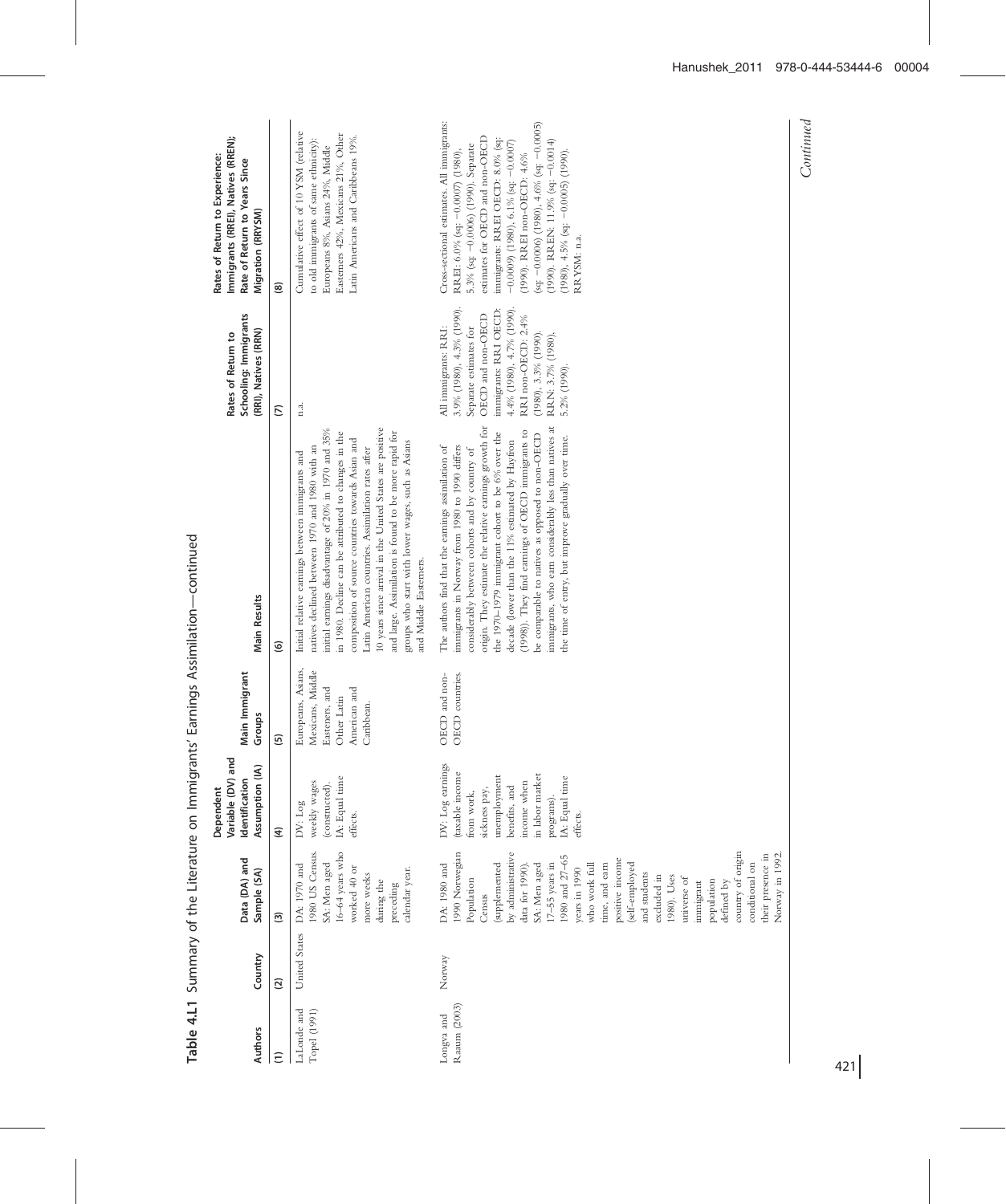**Table 4.L1** Summary of the Literature on Immigrants' Earnings Assimilation—continued

| Authors | Country | Data (DA) and Sample (SA) | Dependent Variable (DV) and Identification Assumption (IA) | Main Immigrant Groups | Main Results | Rates of Return to Schooling: Immigrants (RRI), Natives (RRN) | Rates of Return to Experience: Immigrants (RREI), Natives (RREN); Rate of Return to Years Since Migration (RRYSM) |
|---|---|---|---|---|---|---|---|
| (1) | (2) | (3) | (4) | (5) | (6) | (7) | (8) |
| LaLonde and Topel (1991) | United States | DA: 1970 and 1980 US Census. SA: Men aged 16–64 years who worked 40 or more weeks during the preceding calendar year. | DV: Log weekly wages (constructed). IA: Equal time effects. | Europeans, Asians, Mexicans, Middle Easterners, and Other Latin American and Caribbean. | Initial relative earnings between immigrants and natives declined between 1970 and 1980 with an initial earnings disadvantage of 20% in 1970 and 35% in 1980. Decline can be attributed to changes in the composition of source countries towards Asian and Latin American countries. Assimilation rates after 10 years since arrival in the United States are positive and large. Assimilation is found to be more rapid for groups who start with lower wages, such as Asians and Middle Easterners. | n.a. | Cumulative effect of 10 YSM (relative to old immigrants of same ethnicity): Europeans 8%, Asians 24%, Middle Easterners 42%, Mexicans 21%, Other Latin Americans and Caribbeans 19%. |
| Longva and Raaum (2003) | Norway | DA: 1980 and 1990 Norwegian Population Census (supplemented by administrative data for 1990). SA: Men aged 17–55 years in 1980 and 27–65 years in 1990 who work full time, and earn positive income (self-employed and students excluded in 1980). Uses universe of immigrant population defined by country of origin conditional on their presence in Norway in 1992. | DV: Log earnings (taxable income from work, sickness pay, unemployment benefits, and income when in labor market programs). IA: Equal time effects. | OECD and non-OECD countries. | The authors find that the earnings assimilation of immigrants in Norway from 1980 to 1990 differs considerably between cohorts and by country of origin. They estimate the relative earnings growth for the 1970–1979 immigrant cohort to be 6% over the decade (lower than the 11% estimated by Hayfron (1998)). They find earnings of OECD immigrants to be comparable to natives as opposed to non-OECD immigrants, who earn considerably less than natives at the time of entry, but improve gradually over time. | All immigrants: RRI: 3.9% (1980), 4.3% (1990). Separate estimates for OECD and non-OECD immigrants: RRI OECD: 4.4% (1980), 4.7% (1990). RRI non-OECD: 2.4% (1980), 3.3% (1990). RRN: 3.7% (1980), 5.2% (1990). | Cross-sectional estimates. All immigrants: RREI: 6.0% (sq: −0.0007) (1980), 5.3% (sq: −0.0006) (1990). Separate estimates for OECD and non-OECD immigrants: RREI OECD: 8.0% (sq: −0.0009) (1980), 6.1% (sq: −0.0007) (1990). RREI non-OECD: 4.6% (sq: −0.0006) (1980), 4.6% (sq: −0.0005) (1990). RREN: 11.9% (sq: −0.0014) (1980), 4.5% (sq: −0.0005) (1990). RRYSM: n.a. |

*Continued*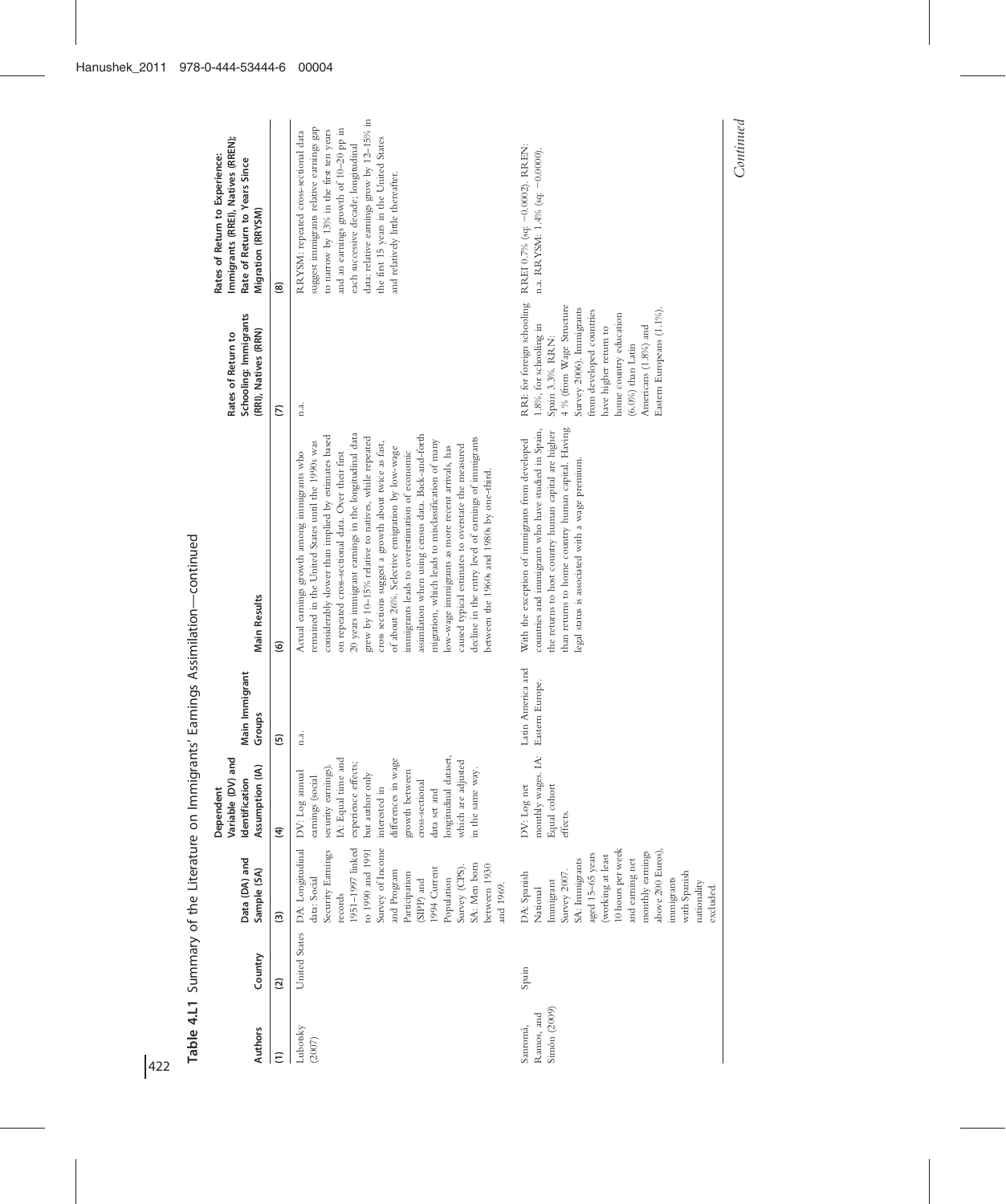**Table 4.L1** Summary of the Literature on Immigrants' Earnings Assimilation—continued

| Authors | Country | Data (DA) and Sample (SA) | Dependent Variable (DV) and Identification Assumption (IA) | Main Immigrant Groups | Main Results | Rates of Return to Schooling: Immigrants (RRI), Natives (RRN) | Rates of Return to Experience: Immigrants (RREI), Natives (RREN); Rate of Return to Years Since Migration (RRYSM) |
|---|---|---|---|---|---|---|---|
| (1) | (2) | (3) | (4) | (5) | (6) | (7) | (8) |
| Lubotsky (2007) | United States | DA: Longitudinal data: Social Security Earnings records 1951–1997 linked to 1990 and 1991 Survey of Income and Program Participation (SIPP) and 1994 Current Population Survey (CPS). SA: Men born between 1930 and 1969. | DV: Log annual earnings (social security earnings). IA: Equal time and experience effects; but author only interested in differences in wage growth between cross-sectional data set and longitudinal dataset, which are adjusted in the same way. | n.a. | Actual earnings growth among immigrants who remained in the United States until the 1990s was considerably slower than implied by estimates based on repeated cross-sectional data. Over their first 20 years immigrant earnings in the longitudinal data grew by 10–15% relative to natives, while repeated cross sections suggest a growth about twice as fast, of about 26%. Selective emigration by low-wage immigrants leads to overestimation of economic assimilation when using census data. Back-and-forth migration, which leads to misclassification of many low-wage immigrants as more recent arrivals, has caused typical estimates to overstate the measured decline in the entry level of earnings of immigrants between the 1960s and 1980s by one-third. | n.a. | RRYSM: repeated cross-sectional data suggest immigrants relative earnings gap to narrow by 13% in the first ten years and an earnings growth of 10–20 pp in each successive decade; longitudinal data: relative earnings grow by 12–15% in the first 15 years in the United States and relatively little thereafter. |
| Sanromá, Ramos, and Simón (2009) | Spain | DA: Spanish National Immigrant Survey 2007. SA: Immigrants aged 15–65 years (working at least 10 hours per week and earning net monthly earnings above 200 Euros), immigrants with Spanish nationality excluded. | DV: Log net monthly wages. IA: Equal cohort effects. | Latin America and Eastern Europe. | With the exception of immigrants from developed countries and immigrants who have studied in Spain, the returns to host country human capital are higher than returns to home country human capital. Having legal status is associated with a wage premium. | RRI: for foreign schooling 1.8%, for schooling in Spain 3.3%. RRN: 4 % (from Wage Structure Survey 2006). Immigrants from developed countries have higher return to home country education (6.0%) than Latin Americans (1.8%) and Eastern Europeans (1.1%). | RREI 0.7% (sq: −0.0002). RREN: n.a. RRYSM: 1.4% (sq: −0.0000). |

*Continued*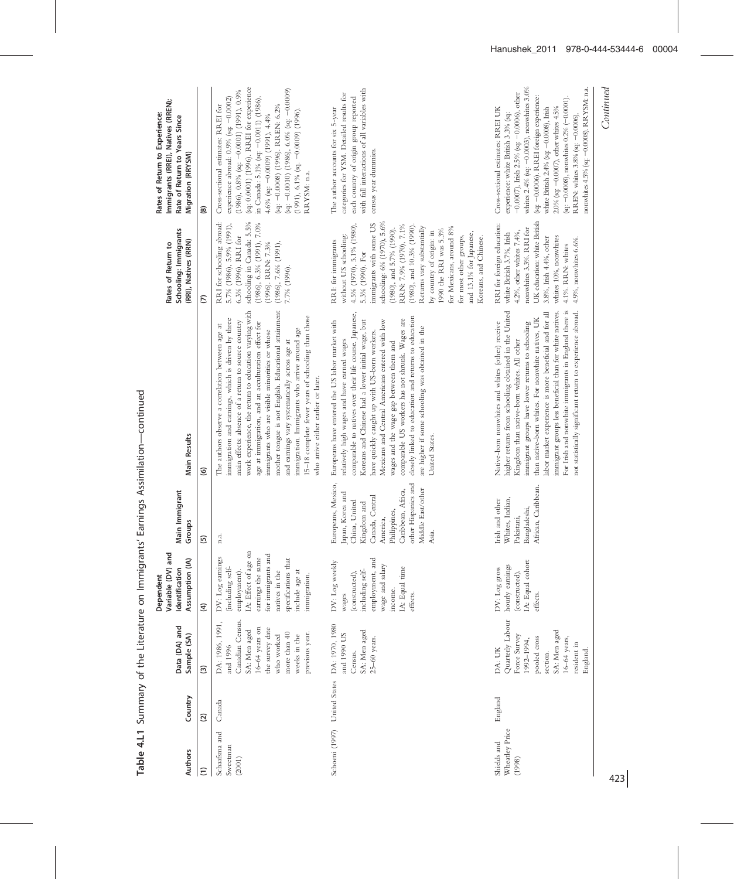**Table 4.L1** Summary of the Literature on Immigrants' Earnings Assimilation—continued

| Authors | Country | Data (DA) and Sample (SA) | Dependent Variable (DV) and Identification Assumption (IA) | Main Immigrant Groups | Main Results | Rates of Return to Schooling: Immigrants (RRI), Natives (RRN) | Rates of Return to Experience: Immigrants (RREI), Natives (RREN); Rate of Return to Years Since Migration (RRYSM) |
|---|---|---|---|---|---|---|---|
| (1) | (2) | (3) | (4) | (5) | (6) | (7) | (8) |
| Schaafsma and Sweetman (2001) | Canada | DA: 1986, 1991, and 1996 Canadian Census. SA: Men aged 16–64 years on the survey date who worked more than 40 weeks in the previous year. | DV: Log earnings (including self-employment). IA: Effect of age on earnings the same for immigrants and natives in the specifications that include age at immigration. | n.a. | The authors observe a correlation between age at immigration and earnings, which is driven by three main effects: absence of a return to source country work experience, the return to education varying with age at immigration, and an acculturation effect for immigrants who are visible minorities or whose mother tongue is not English. Educational attainment and earnings vary systematically across age at immigration. Immigrants who arrive around age 15–18 complete fewer years of schooling than those who arrive either earlier or later. | RRI for schooling abroad: 5.7% (1986), 5.9% (1991), 6.3% (1996). RRI for schooling in Canada: 5.5% (1986), 6.3% (1991), 7.0% (1996). RRN: 7.3% (1986), 7.6% (1991), 7.7% (1996). | Cross-sectional estimates: RREI for experience abroad: 0.9% (sq: −0.0002) (1986), 0.8% (sq: −0.0001) (1991), 0.9% (sq: 0.0001) (1996). RREI for experience in Canada: 5.1% (sq: −0.0011) (1986), 4.6% (sq: −0.0009) (1991), 4.4% (sq: −0.0008) (1996). RREN: 6.2% (sq: −0.0010) (1986), 6.0% (sq: −0.0009) (1991), 6.1% (sq: −0.0009) (1996). RRYSM: n.a. |
| Schoeni (1997) | United States | DA: 1970, 1980 and 1990 US Census. SA: Men aged 25–60 years. | DV: Log weekly wages (constructed), including self-employment, and wage and salary income. IA: Equal time effects. | Europeans, Mexico, Japan, Korea and China, United Kingdom and Canada, Central America, Philippines, Caribbean, Africa, other Hispanics and Middle East/other Asia. | Europeans have entered the US labor market with relatively high wages and have earned wages comparable to natives over their life course. Japanese, Koreans and Chinese had a lower initial wage, but have quickly caught up with US-born workers. Mexicans and Central Americans entered with low wages and the wage gap between them and comparable US workers has not shrunk. Wages are closely linked to education and returns to education are higher if some schooling was obtained in the United States. | RRI: for immigrants without US schooling: 4.5% (1970), 5.1% (1980), 5.3% (1990). For immigrants with some US schooling: 6% (1970), 5.6% (1980), and 5.7% (1990). RRN: 7.9% (1970), 7.1% (1980), and 10.3% (1990). Returns vary substantially by country of origin: in 1990 the RRI was 5.3% for Mexicans, around 8% for most other groups, and 13.1% for Japanese, Koreans, and Chinese. | The author accounts for six 5-year categories for YSM. Detailed results for each country of origin group reported with full interactions of all variables with census year dummies. |
| Shields and Wheatley Price (1998) | England | DA: UK Quarterly Labour Force Survey 1992–1994, pooled cross section. SA: Men aged 16–64 years, resident in England. | DV: Log gross hourly earnings (constructed). IA: Equal cohort effects. | Irish and other Whites, Indian, Pakistani, Bangladeshi, African, Caribbean. | Native-born nonwhites and whites (other) receive higher returns from schooling obtained in the United Kingdom than native-born whites. All other immigrant groups have lower returns to schooling than native-born whites. For nonwhite natives, UK labor market experience is more beneficial and for all immigrant groups less beneficial than for white natives. For Irish and nonwhite immigrants in England there is not statistically significant return to experience abroad. | RRI for foreign education: white British 3.7%, Irish 4.2%, other whites 7.4%, nonwhites 3.3%. RRI for UK education: white British 3.8%, Irish 4.4%, other whites 10%, nonwhites 4.1%. RRN: whites 4.9%, nonwhites 6.6%. | Cross-sectional estimates: RREI UK experience: white British 3.3% (sq: −0.0007), Irish 2.5% (sq: −0.0006), other whites 2.4% (sq: −0.0003), nonwhites 3.0% (sq: −0.0006). RREI foreign experience: white British 2.4% (sq: −0.0008), Irish 2.0% (sq: −0.0007), other whites 4.5% (sq: −0.0008), nonwhites 0.2% (−0.0001). RREN: whites 3.8% (sq: −0.0006), nonwhites 4.5% (sq: −0.0008). RRYSM: n.a. |

*Continued*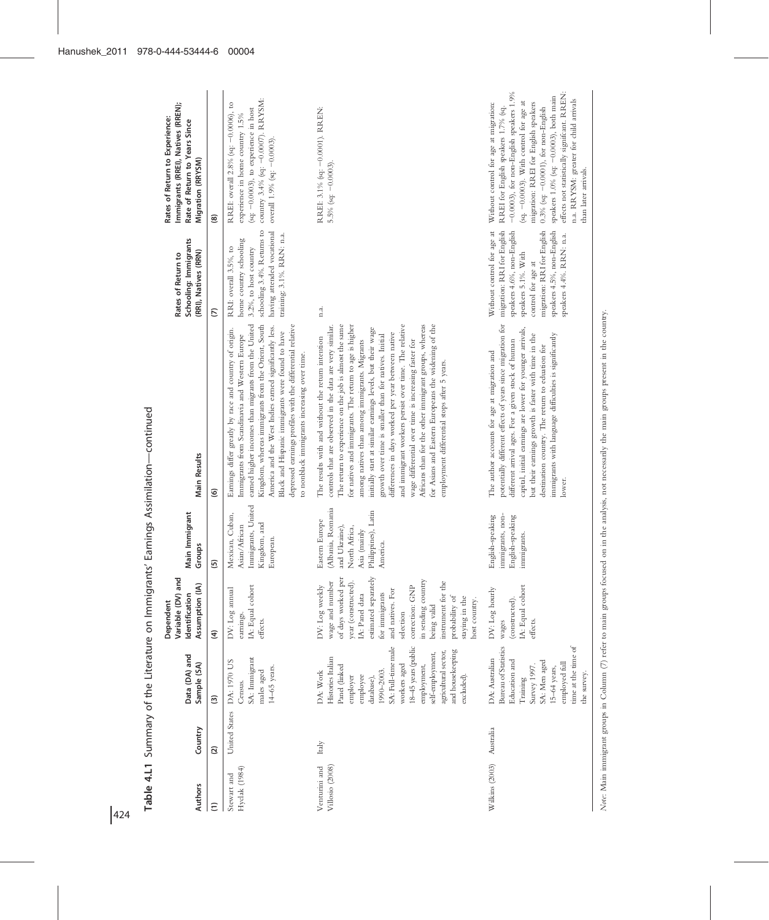Table 4.L1 Summary of the Literature on Immigrants' Earnings Assimilation—continued

| Authors | Country | Data (DA) and Sample (SA) | Dependent Variable (DV) and Identification Assumption (IA) | Main Immigrant Groups | Main Results | Rates of Return to Schooling: Immigrants (RRI), Natives (RRN) | Rates of Return to Experience: Immigrants (RREI), Natives (RREN); Rate of Return to Years Since Migration (RRYSM) |
|---|---|---|---|---|---|---|---|
| (1) | (2) | (3) | (4) | (5) | (6) | (7) | (8) |
| Stewart and Hyclak (1984) | United States | DA: 1970 US Census. SA: Immigrant males aged 14–65 years. | DV: Log annual earnings. IA: Equal cohort effects. | Mexican, Cuban, Asian/African Immigrants, United Kingdom, and European. | Earnings differ greatly by race and country of origin. Immigrants from Scandinavia and Western Europe earned higher incomes than migrants from the United Kingdom, whereas immigrants from the Orient, South America and the West Indies earned significantly less. Black and Hispanic immigrants were found to have depressed earnings profiles with the differential relative to nonblack immigrants increasing over time. | RRI: overall 3.5%, to home country schooling 3.2%, to host country schooling 3.4%. Returns to having attended vocational training: 3.1%. RRN: n.a. | RREI: overall 2.8% (sq: −0.0006), to experience in home country 1.5% (sq: −0.0003), to experience in host country 3.4% (sq: −0.0007). RRYSM: overall 1.9% (sq: −0.0003). |
| Venturini and Villosio (2008) | Italy | DA: Work Histories Italian Panel (linked employer employee database), 1990–2003. SA: Full-time male workers aged 18–45 years (public employment, self-employment, agricultural sector, and housekeeping excluded). | DV: Log weekly wage and number of days worked per year (constructed). IA: Panel data estimated separately for immigrants and natives. For selection correction: GNP in sending country being valid instrument for the probability of staying in the host country. | Eastern Europe (Albania, Romania and Ukraine), North Africa, Asia (mainly Philippines), Latin America. | The results with and without the return intention controls that are observed in the data are very similar. The return to experience on the job is almost the same for natives and immigrants. The return to age is higher among natives than among immigrants. Migrants initially start at similar earnings levels, but their wage growth over time is smaller than for natives. Initial differences in days worked per year between native and immigrant workers persist over time. The relative wage differential over time is increasing faster for Africans than for the other immigrant groups, whereas for Asians and Eastern Europeans the widening of the employment differential stops after 5 years. | n.a. | RREI: 3.1% (sq: −0.0001). RREN: 5.5% (sq: −0.0003). |
| Wilkins (2003) | Australia | DA: Australian Bureau of Statistics Education and Training Survey 1997. SA: Men aged 15–64 years, employed full time at the time of the survey. | DV: Log hourly wages (constructed). IA: Equal cohort effects. | English-speaking immigrants, non-English-speaking immigrants. | The author accounts for age at migration and potentially different effects of years since migration for different arrival ages. For a given stock of human capital, initial earnings are lower for younger arrivals, but their earnings growth is faster with time in the destination country. The return to eduation for immigrants with language difficulties is significantly lower. | Without control for age at migration: RRI for English speakers 4.6%, non-English speakers 5.1%. With control for age at migration: RRI for English speakers 4.5%, non-English speakers 4.4%. RRN: n.a. | Without control for age at migration: RREI for English speakers 1.7% (sq: −0.0003), for non-English speakers 1.9% (sq: −0.0003). With control for age at migration: RREI for English speakers 0.3% (sq: −0.0001), for non-English speakers 1.0% (sq: −0.0003), both main effects not statistically significant. RREN: n.a. RRYSM: greater for child arrivals than later arrivals. |

*Note*: Main immigrant groups in Column (7) refer to main groups focused on in the analysis, not necessarily the main groups present in the country.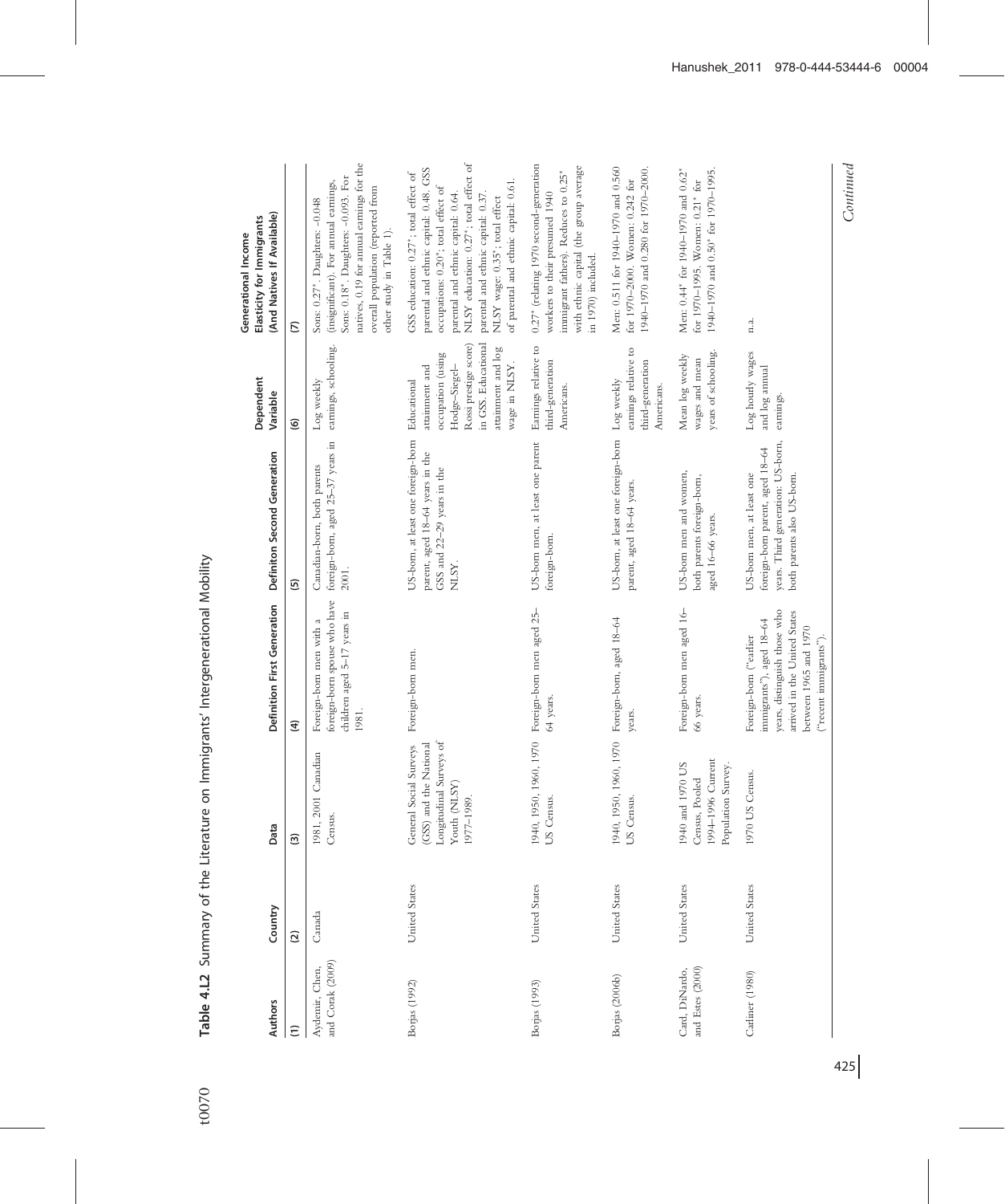**Table 4.L2** Summary of the Literature on Immigrants' Intergenerational Mobility

| Authors | Country | Data | Definition First Generation | Definiton Second Generation | Dependent Variable | Generational Income Elasticity for Immigrants (And Natives If Available) |
|---|---|---|---|---|---|---|
| (1) | (2) | (3) | (4) | (5) | (6) | (7) |
| Aydemir, Chen, and Corak (2009) | Canada | 1981, 2001 Canadian Census. | Foreign-born men with a foreign-born spouse who have children aged 5–17 years in 1981. | Canadian-born, both parents foreign-born, aged 25–37 years in 2001. | Log weekly earnings, schooling. | Sons: 0.27*. Daughters: –0.048 (insignificant). For annual earnings, Sons: 0.18*. Daughters: –0.093. For natives, 0.19 for annual earnings for the overall population (reported from other study in Table 1). |
| Borjas (1992) | United States | General Social Surveys (GSS) and the National Longitudinal Surveys of Youth (NLSY) 1977–1989. | Foreign-born men. | US-born, at least one foreign-born parent, aged 18–64 years in the GSS and 22–29 years in the NLSY. | Educational attainment and occupation (using Hodge–Siegel–Rossi prestige score) in GSS. Educational attainment and log wage in NLSY. | GSS education: 0.27*; total effect of parental and ethnic capital: 0.48. GSS occupations: 0.20*; total effect of parental and ethnic capital: 0.64. NLSY education: 0.27*; total effect of parental and ethnic capital: 0.37. NLSY wage: 0.35*; total effect of parental and ethnic capital: 0.61. |
| Borjas (1993) | United States | 1940, 1950, 1960, 1970 US Census. | Foreign-born men aged 25–64 years. | US-born men, at least one parent foreign-born. | Earnings relative to third-generation Americans. | 0.27* (relating 1970 second-generation workers to their presumed 1940 immigrant fathers). Reduces to 0.25* with ethnic capital (the group average in 1970) included. |
| Borjas (2006b) | United States | 1940, 1950, 1960, 1970 US Census. | Foreign-born, aged 18–64 years. | US-born, at least one foreign-born parent, aged 18–64 years. | Log weekly earnings relative to third-generation Americans. | Men: 0.511 for 1940–1970 and 0.560 for 1970–2000. Women: 0.242 for 1940–1970 and 0.280 for 1970–2000. |
| Card, DiNardo, and Estes (2000) | United States | 1940 and 1970 US Census, Pooled 1994–1996 Current Population Survey. | Foreign-born men aged 16–66 years. | US-born men and women, both parents foreign-born, aged 16–66 years. | Mean log weekly wages and mean years of schooling. | Men: 0.44* for 1940–1970 and 0.62* for 1970–1995. Women: 0.21* for 1940–1970 and 0.50* for 1970–1995. |
| Carliner (1980) | United States | 1970 US Census. | Foreign-born ("earlier immigrants"), aged 18–64 years, distinguish those who arrived in the United States between 1965 and 1970 ("recent immigrants"). | US-born men, at least one foreign-born parent, aged 18–64 years. Third generation: US-born, both parents also US-born. | Log hourly wages and log annual earnings. | n.a. |

*Continued*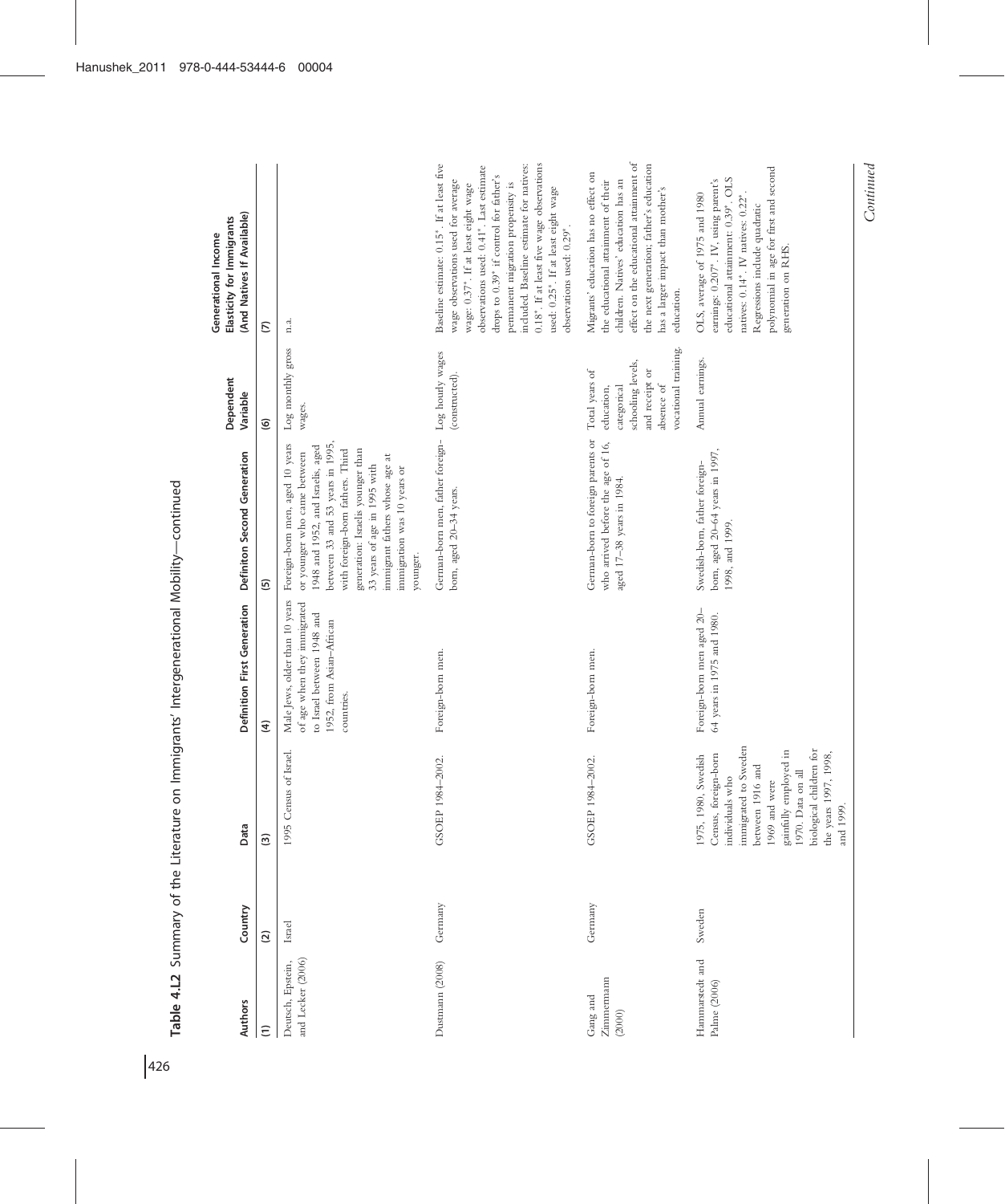**Table 4.L2** Summary of the Literature on Immigrants' Intergenerational Mobility—continued

| Authors | Country | Data | Definition First Generation | Definiton Second Generation | Dependent Variable | Generational Income Elasticity for Immigrants (And Natives If Available) |
|---|---|---|---|---|---|---|
| (1) | (2) | (3) | (4) | (5) | (6) | (7) |
| Deutsch, Epstein, and Lecker (2006) | Israel | 1995 Census of Israel. | Male Jews, older than 10 years of age when they immigrated to Israel between 1948 and 1952, from Asian-African countries. | Foreign-born men, aged 10 years or younger who came between 1948 and 1952, and Israelis, aged between 33 and 53 years in 1995, with foreign-born fathers. Third generation: Israelis younger than 33 years of age in 1995 with immigrant fathers whose age at immigration was 10 years or younger. | Log monthly gross wages. | n.a. |
| Dustmann (2008) | Germany | GSOEP 1984–2002. | Foreign-born men. | German-born men, father foreign-born, aged 20–34 years. | Log hourly wages (constructed). | Baseline estimate: 0.15*. If at least five wage observations used for average wage: 0.37*. If at least eight wage observations used: 0.41*. Last estimate drops to 0.39* if control for father's permanent migration propensity is included. Baseline estimate for natives: 0.18*. If at least five wage observations used: 0.25*. If at least eight wage observations used: 0.29*. |
| Gang and Zimmermann (2000) | Germany | GSOEP 1984–2002. | Foreign-born men. | German-born to foreign parents or who arrived before the age of 16, aged 17–38 years in 1984. | Total years of education, categorical schooling levels, and receipt or absence of vocational training. | Migrants' education has no effect on the educational attainment of their children. Natives' education has an effect on the educational attainment of the next generation; father's education has a larger impact than mother's education. |
| Hammarstedt and Palme (2006) | Sweden | 1975, 1980, Swedish Census, foreign-born individuals who immigrated to Sweden between 1916 and 1969 and were gainfully employed in 1970. Data on all biological children for the years 1997, 1998, and 1999. | Foreign-born men aged 20–64 years in 1975 and 1980. | Swedish-born, father foreign-born, aged 20–64 years in 1997, 1998, and 1999. | Annual earnings. | OLS, average of 1975 and 1980 earnings: 0.207*. IV, using parent's educational attainment: 0.39*. OLS natives: 0.14*. IV natives: 0.22*. Regressions include quadratic polynomial in age for first and second generation on RHS. |

*Continued*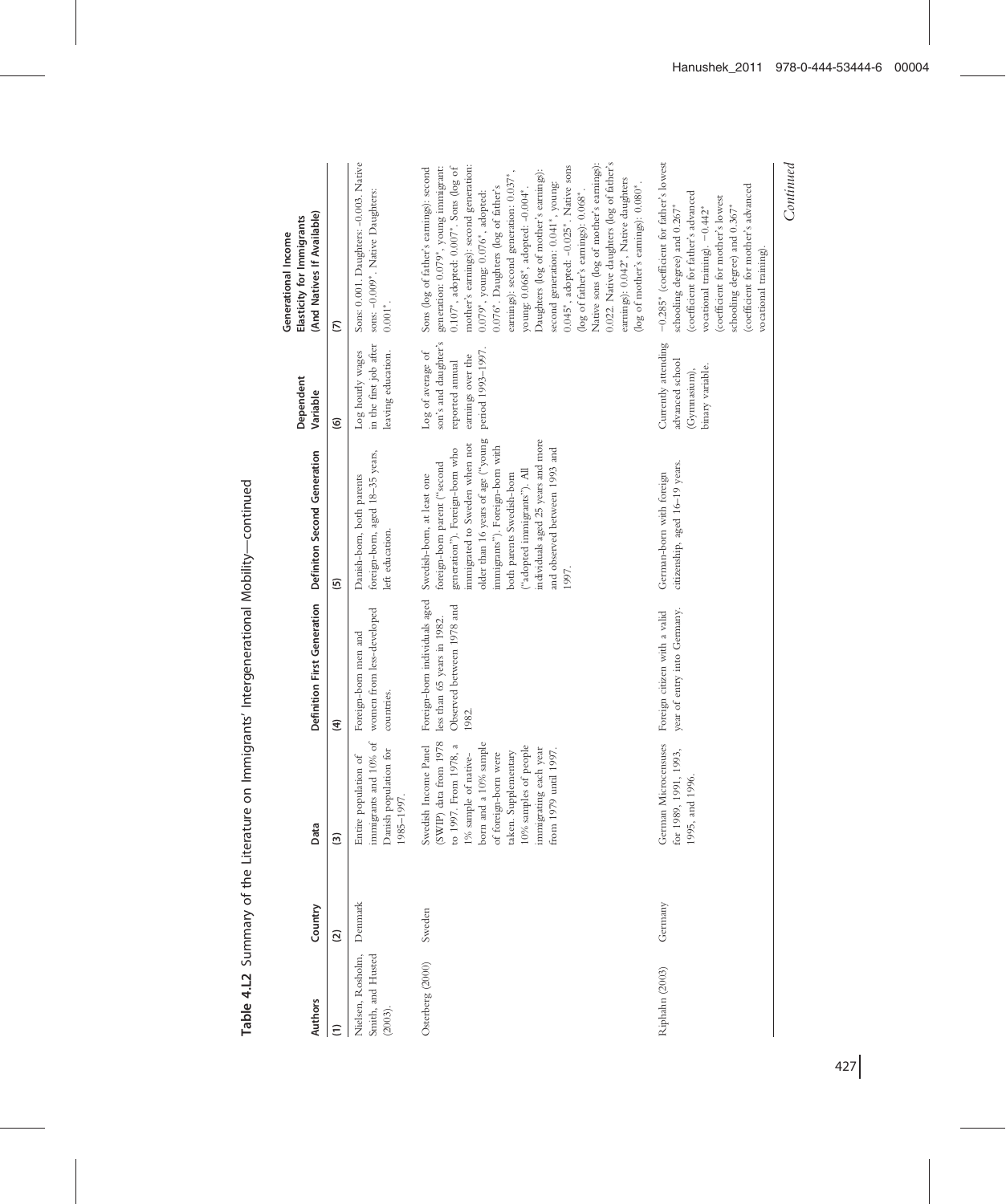**Table 4.L2** Summary of the Literature on Immigrants' Intergenerational Mobility—continued

| Authors | Country | Data | Definition First Generation | Definiton Second Generation | Dependent Variable | Generational Income Elasticity for Immigrants (And Natives If Available) |
|---|---|---|---|---|---|---|
| (1) | (2) | (3) | (4) | (5) | (6) | (7) |
| Nielsen, Rosholm, Smith, and Husted (2003). | Denmark | Entire population of immigrants and 10% of Danish population for 1985–1997. | Foreign-born men and women from less-developed countries. | Danish-born, both parents foreign-born, aged 18–35 years, left education. | Log hourly wages in the first job after leaving education. | Sons: 0.001. Daughters: -0.003. Native sons: -0.009*. Native Daughters: 0.001*. |
| Osterberg (2000) | Sweden | Swedish Income Panel (SWIP) data from 1978 to 1997. From 1978, a 1% sample of native-born and a 10% sample of foreign-born were taken. Supplementary 10% samples of people immigrating each year from 1979 until 1997. | Foreign-born individuals aged less than 65 years in 1982. Observed between 1978 and 1982. | Swedish-born, at least one foreign-born parent ("second generation"). Foreign-born who immigrated to Sweden when not older than 16 years of age ("young immigrants"). Foreign-born with both parents Swedish-born ("adopted immigrants"). All individuals aged 25 years and more and observed between 1993 and 1997. | Log of average of son's and daughter's reported annual earnings over the period 1993–1997. | Sons (log of father's earnings): second generation: 0.079*, young immigrant: 0.107*, adopted: 0.007*. Sons (log of mother's earnings): second generation: 0.079*, young: 0.076*, adopted: 0.076*. Daughters (log of father's earnings): second generation: 0.037*, young: 0.068*, adopted: -0.004*. Daughters (log of mother's earnings): second generation: 0.041*, young: 0.045*, adopted: -0.025*. Native sons (log of father's earnings): 0.068*. Native sons (log of mother's earnings): 0.022. Native daughters (log of father's earnings): 0.042*, Native daughters (log of mother's earnings): 0.080*. |
| Riphahn (2003) | Germany | German Microcensuses for 1989, 1991, 1993, 1995, and 1996. | Foreign citizen with a valid year of entry into Germany. | German-born with foreign citizenship, aged 16–19 years. | Currently attending advanced school (Gymnasium), binary variable. | −0.285* (coefficient for father's lowest schooling degree) and 0.267* (coefficient for father's advanced vocational training), −0.442* (coefficient for mother's lowest schooling degree) and 0.367* (coefficient for mother's advanced vocational training). |

*Continued*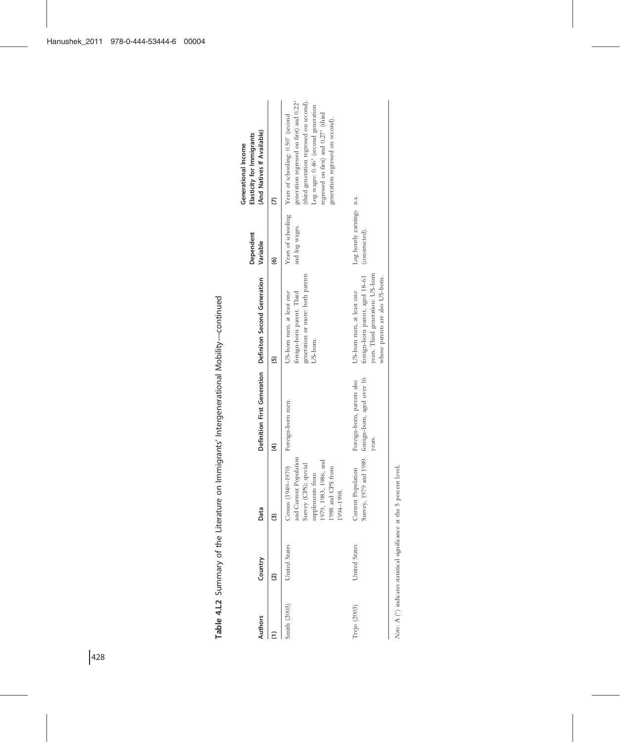**Table 4.L2** Summary of the Literature on Immigrants' Intergenerational Mobility—continued

| Authors | Country | Data | Definition First Generation | Definiton Second Generation | Dependent Variable | Generational Income Elasticity for Immigrants (And Natives If Available) |
|---|---|---|---|---|---|---|
| (1) | (2) | (3) | (4) | (5) | (6) | (7) |
| Smith (2003) | United States | Census (1940–1970) and Current Population Survey (CPS); special supplements from 1979, 1983, 1986, and 1988 and CPS from 1994–1998. | Foreign-born men. | US-born men, at least one foreign-born parent. Third generation or more: both parents US-born. | Years of schooling and log wages. | Years of schooling: 0.50* (second generation regressed on first) and 0.22* (third generation regressed on second). Log wages: 0.46* (second generation regressed on first) and 0.27* (third generation regressed on second). |
| Trejo (2003) | United States | Current Population Survey, 1979 and 1989. | Foreign-born, parents also foreign-born, aged over 16 years. | US-born men, at least one foreign-born parent, aged 18–61 years. Third generation: US-born whose parents are also US-born. | Log hourly earnings (constructed). | n.a. |

*Note*: A (*) indicates statistical significance at the 5 percent level.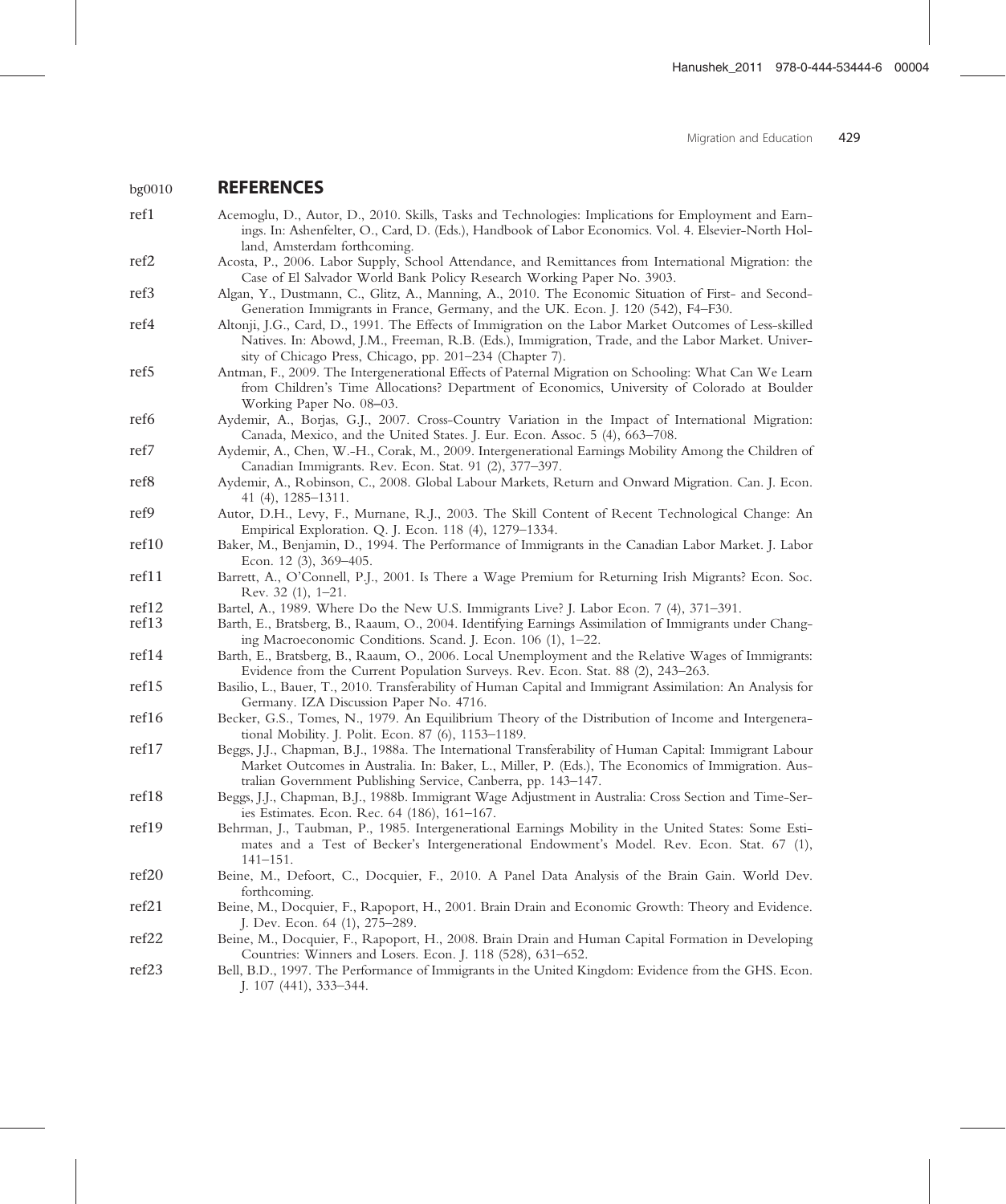## REFERENCES

Acemoglu, D., Autor, D., 2010. Skills, Tasks and Technologies: Implications for Employment and Earnings. In: Ashenfelter, O., Card, D. (Eds.), Handbook of Labor Economics. Vol. 4. Elsevier-North Holland, Amsterdam forthcoming.

Acosta, P., 2006. Labor Supply, School Attendance, and Remittances from International Migration: the Case of El Salvador World Bank Policy Research Working Paper No. 3903.

Algan, Y., Dustmann, C., Glitz, A., Manning, A., 2010. The Economic Situation of First- and Second-Generation Immigrants in France, Germany, and the UK. Econ. J. 120 (542), F4–F30.

Altonji, J.G., Card, D., 1991. The Effects of Immigration on the Labor Market Outcomes of Less-skilled Natives. In: Abowd, J.M., Freeman, R.B. (Eds.), Immigration, Trade, and the Labor Market. University of Chicago Press, Chicago, pp. 201–234 (Chapter 7).

Antman, F., 2009. The Intergenerational Effects of Paternal Migration on Schooling: What Can We Learn from Children's Time Allocations? Department of Economics, University of Colorado at Boulder Working Paper No. 08–03.

Aydemir, A., Borjas, G.J., 2007. Cross-Country Variation in the Impact of International Migration: Canada, Mexico, and the United States. J. Eur. Econ. Assoc. 5 (4), 663–708.

Aydemir, A., Chen, W.-H., Corak, M., 2009. Intergenerational Earnings Mobility Among the Children of Canadian Immigrants. Rev. Econ. Stat. 91 (2), 377–397.

Aydemir, A., Robinson, C., 2008. Global Labour Markets, Return and Onward Migration. Can. J. Econ. 41 (4), 1285–1311.

Autor, D.H., Levy, F., Murnane, R.J., 2003. The Skill Content of Recent Technological Change: An Empirical Exploration. Q. J. Econ. 118 (4), 1279–1334.

Baker, M., Benjamin, D., 1994. The Performance of Immigrants in the Canadian Labor Market. J. Labor Econ. 12 (3), 369–405.

Barrett, A., O'Connell, P.J., 2001. Is There a Wage Premium for Returning Irish Migrants? Econ. Soc. Rev. 32 (1), 1–21.

Bartel, A., 1989. Where Do the New U.S. Immigrants Live? J. Labor Econ. 7 (4), 371–391.

Barth, E., Bratsberg, B., Raaum, O., 2004. Identifying Earnings Assimilation of Immigrants under Changing Macroeconomic Conditions. Scand. J. Econ. 106 (1), 1–22.

Barth, E., Bratsberg, B., Raaum, O., 2006. Local Unemployment and the Relative Wages of Immigrants: Evidence from the Current Population Surveys. Rev. Econ. Stat. 88 (2), 243–263.

Basilio, L., Bauer, T., 2010. Transferability of Human Capital and Immigrant Assimilation: An Analysis for Germany. IZA Discussion Paper No. 4716.

Becker, G.S., Tomes, N., 1979. An Equilibrium Theory of the Distribution of Income and Intergenerational Mobility. J. Polit. Econ. 87 (6), 1153–1189.

Beggs, J.J., Chapman, B.J., 1988a. The International Transferability of Human Capital: Immigrant Labour Market Outcomes in Australia. In: Baker, L., Miller, P. (Eds.), The Economics of Immigration. Australian Government Publishing Service, Canberra, pp. 143–147.

Beggs, J.J., Chapman, B.J., 1988b. Immigrant Wage Adjustment in Australia: Cross Section and Time-Series Estimates. Econ. Rec. 64 (186), 161–167.

Behrman, J., Taubman, P., 1985. Intergenerational Earnings Mobility in the United States: Some Estimates and a Test of Becker's Intergenerational Endowment's Model. Rev. Econ. Stat. 67 (1), 141–151.

Beine, M., Defoort, C., Docquier, F., 2010. A Panel Data Analysis of the Brain Gain. World Dev. forthcoming.

Beine, M., Docquier, F., Rapoport, H., 2001. Brain Drain and Economic Growth: Theory and Evidence. J. Dev. Econ. 64 (1), 275–289.

Beine, M., Docquier, F., Rapoport, H., 2008. Brain Drain and Human Capital Formation in Developing Countries: Winners and Losers. Econ. J. 118 (528), 631–652.

Bell, B.D., 1997. The Performance of Immigrants in the United Kingdom: Evidence from the GHS. Econ. J. 107 (441), 333–344.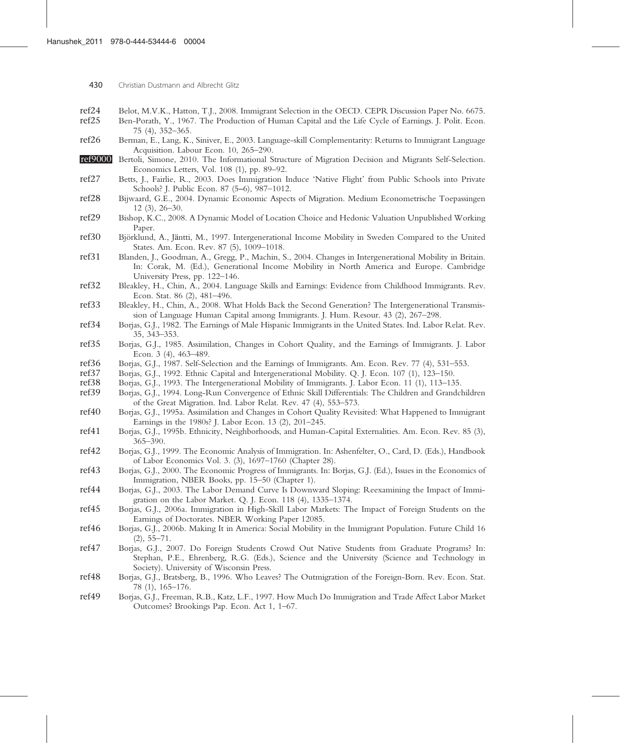ref24 Belot, M.V.K., Hatton, T.J., 2008. Immigrant Selection in the OECD. CEPR Discussion Paper No. 6675.

ref25 Ben-Porath, Y., 1967. The Production of Human Capital and the Life Cycle of Earnings. J. Polit. Econ. 75 (4), 352–365.

ref26 Berman, E., Lang, K., Siniver, E., 2003. Language-skill Complementarity: Returns to Immigrant Language Acquisition. Labour Econ. 10, 265–290.

ref9000 Bertoli, Simone, 2010. The Informational Structure of Migration Decision and Migrants Self-Selection. Economics Letters, Vol. 108 (1), pp. 89–92.

ref27 Betts, J., Fairlie, R., 2003. Does Immigration Induce 'Native Flight' from Public Schools into Private Schools? J. Public Econ. 87 (5–6), 987–1012.

ref28 Bijwaard, G.E., 2004. Dynamic Economic Aspects of Migration. Medium Econometrische Toepassingen 12 (3), 26–30.

ref29 Bishop, K.C., 2008. A Dynamic Model of Location Choice and Hedonic Valuation Unpublished Working Paper.

ref30 Björklund, A., Jäntti, M., 1997. Intergenerational Income Mobility in Sweden Compared to the United States. Am. Econ. Rev. 87 (5), 1009–1018.

ref31 Blanden, J., Goodman, A., Gregg, P., Machin, S., 2004. Changes in Intergenerational Mobility in Britain. In: Corak, M. (Ed.), Generational Income Mobility in North America and Europe. Cambridge University Press, pp. 122–146.

ref32 Bleakley, H., Chin, A., 2004. Language Skills and Earnings: Evidence from Childhood Immigrants. Rev. Econ. Stat. 86 (2), 481–496.

ref33 Bleakley, H., Chin, A., 2008. What Holds Back the Second Generation? The Intergenerational Transmission of Language Human Capital among Immigrants. J. Hum. Resour. 43 (2), 267–298.

ref34 Borjas, G.J., 1982. The Earnings of Male Hispanic Immigrants in the United States. Ind. Labor Relat. Rev. 35, 343–353.

ref35 Borjas, G.J., 1985. Assimilation, Changes in Cohort Quality, and the Earnings of Immigrants. J. Labor Econ. 3 (4), 463–489.

ref36 Borjas, G.J., 1987. Self-Selection and the Earnings of Immigrants. Am. Econ. Rev. 77 (4), 531–553.

ref37 Borjas, G.J., 1992. Ethnic Capital and Intergenerational Mobility. Q. J. Econ. 107 (1), 123–150.

ref38 Borjas, G.J., 1993. The Intergenerational Mobility of Immigrants. J. Labor Econ. 11 (1), 113–135.

ref39 Borjas, G.J., 1994. Long-Run Convergence of Ethnic Skill Differentials: The Children and Grandchildren of the Great Migration. Ind. Labor Relat. Rev. 47 (4), 553–573.

ref40 Borjas, G.J., 1995a. Assimilation and Changes in Cohort Quality Revisited: What Happened to Immigrant Earnings in the 1980s? J. Labor Econ. 13 (2), 201–245.

ref41 Borjas, G.J., 1995b. Ethnicity, Neighborhoods, and Human-Capital Externalities. Am. Econ. Rev. 85 (3), 365–390.

ref42 Borjas, G.J., 1999. The Economic Analysis of Immigration. In: Ashenfelter, O., Card, D. (Eds.), Handbook of Labor Economics Vol. 3. (3), 1697–1760 (Chapter 28).

ref43 Borjas, G.J., 2000. The Economic Progress of Immigrants. In: Borjas, G.J. (Ed.), Issues in the Economics of Immigration, NBER Books, pp. 15–50 (Chapter 1).

ref44 Borjas, G.J., 2003. The Labor Demand Curve Is Downward Sloping: Reexamining the Impact of Immigration on the Labor Market. Q. J. Econ. 118 (4), 1335–1374.

ref45 Borjas, G.J., 2006a. Immigration in High-Skill Labor Markets: The Impact of Foreign Students on the Earnings of Doctorates. NBER Working Paper 12085.

ref46 Borjas, G.J., 2006b. Making It in America: Social Mobility in the Immigrant Population. Future Child 16 (2), 55–71.

ref47 Borjas, G.J., 2007. Do Foreign Students Crowd Out Native Students from Graduate Programs? In: Stephan, P.E., Ehrenberg, R.G. (Eds.), Science and the University (Science and Technology in Society). University of Wisconsin Press.

ref48 Borjas, G.J., Bratsberg, B., 1996. Who Leaves? The Outmigration of the Foreign-Born. Rev. Econ. Stat. 78 (1), 165–176.

ref49 Borjas, G.J., Freeman, R.B., Katz, L.F., 1997. How Much Do Immigration and Trade Affect Labor Market Outcomes? Brookings Pap. Econ. Act 1, 1–67.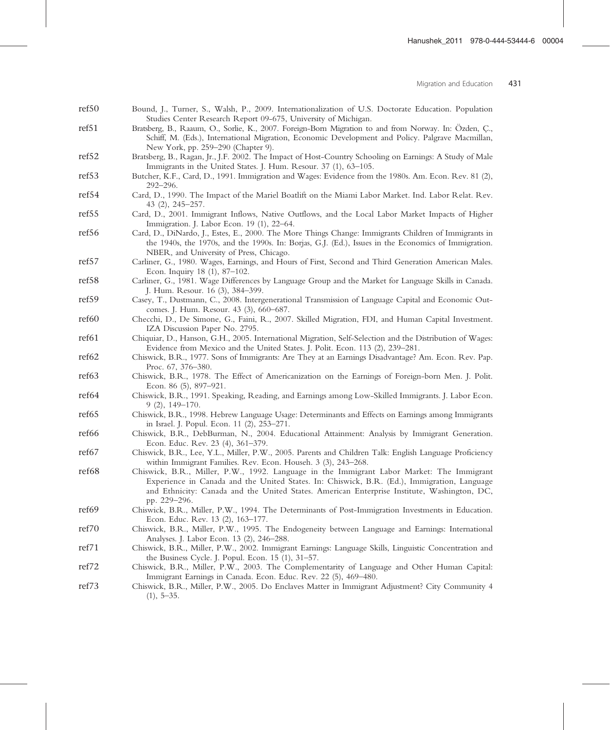ref50 Bound, J., Turner, S., Walsh, P., 2009. Internationalization of U.S. Doctorate Education. Population Studies Center Research Report 09-675, University of Michigan.

ref51 Bratsberg, B., Raaum, O., Sorlie, K., 2007. Foreign-Born Migration to and from Norway. In: Özden, Ç., Schiff, M. (Eds.), International Migration, Economic Development and Policy. Palgrave Macmillan, New York, pp. 259–290 (Chapter 9).

ref52 Bratsberg, B., Ragan, Jr., J.F. 2002. The Impact of Host-Country Schooling on Earnings: A Study of Male Immigrants in the United States. J. Hum. Resour. 37 (1), 63–105.

ref53 Butcher, K.F., Card, D., 1991. Immigration and Wages: Evidence from the 1980s. Am. Econ. Rev. 81 (2), 292–296.

ref54 Card, D., 1990. The Impact of the Mariel Boatlift on the Miami Labor Market. Ind. Labor Relat. Rev. 43 (2), 245–257.

ref55 Card, D., 2001. Immigrant Inflows, Native Outflows, and the Local Labor Market Impacts of Higher Immigration. J. Labor Econ. 19 (1), 22–64.

ref56 Card, D., DiNardo, J., Estes, E., 2000. The More Things Change: Immigrants Children of Immigrants in the 1940s, the 1970s, and the 1990s. In: Borjas, G.J. (Ed.), Issues in the Economics of Immigration. NBER, and University of Press, Chicago.

ref57 Carliner, G., 1980. Wages, Earnings, and Hours of First, Second and Third Generation American Males. Econ. Inquiry 18 (1), 87–102.

ref58 Carliner, G., 1981. Wage Differences by Language Group and the Market for Language Skills in Canada. J. Hum. Resour. 16 (3), 384–399.

ref59 Casey, T., Dustmann, C., 2008. Intergenerational Transmission of Language Capital and Economic Outcomes. J. Hum. Resour. 43 (3), 660–687.

ref60 Checchi, D., De Simone, G., Faini, R., 2007. Skilled Migration, FDI, and Human Capital Investment. IZA Discussion Paper No. 2795.

ref61 Chiquiar, D., Hanson, G.H., 2005. International Migration, Self-Selection and the Distribution of Wages: Evidence from Mexico and the United States. J. Polit. Econ. 113 (2), 239–281.

ref62 Chiswick, B.R., 1977. Sons of Immigrants: Are They at an Earnings Disadvantage? Am. Econ. Rev. Pap. Proc. 67, 376–380.

ref63 Chiswick, B.R., 1978. The Effect of Americanization on the Earnings of Foreign-born Men. J. Polit. Econ. 86 (5), 897–921.

ref64 Chiswick, B.R., 1991. Speaking, Reading, and Earnings among Low-Skilled Immigrants. J. Labor Econ. 9 (2), 149–170.

ref65 Chiswick, B.R., 1998. Hebrew Language Usage: Determinants and Effects on Earnings among Immigrants in Israel. J. Popul. Econ. 11 (2), 253–271.

ref66 Chiswick, B.R., DebBurman, N., 2004. Educational Attainment: Analysis by Immigrant Generation. Econ. Educ. Rev. 23 (4), 361–379.

ref67 Chiswick, B.R., Lee, Y.L., Miller, P.W., 2005. Parents and Children Talk: English Language Proficiency within Immigrant Families. Rev. Econ. Househ. 3 (3), 243–268.

ref68 Chiswick, B.R., Miller, P.W., 1992. Language in the Immigrant Labor Market: The Immigrant Experience in Canada and the United States. In: Chiswick, B.R. (Ed.), Immigration, Language and Ethnicity: Canada and the United States. American Enterprise Institute, Washington, DC, pp. 229–296.

ref69 Chiswick, B.R., Miller, P.W., 1994. The Determinants of Post-Immigration Investments in Education. Econ. Educ. Rev. 13 (2), 163–177.

ref70 Chiswick, B.R., Miller, P.W., 1995. The Endogeneity between Language and Earnings: International Analyses. J. Labor Econ. 13 (2), 246–288.

ref71 Chiswick, B.R., Miller, P.W., 2002. Immigrant Earnings: Language Skills, Linguistic Concentration and the Business Cycle. J. Popul. Econ. 15 (1), 31–57.

ref72 Chiswick, B.R., Miller, P.W., 2003. The Complementarity of Language and Other Human Capital: Immigrant Earnings in Canada. Econ. Educ. Rev. 22 (5), 469–480.

ref73 Chiswick, B.R., Miller, P.W., 2005. Do Enclaves Matter in Immigrant Adjustment? City Community 4 (1), 5–35.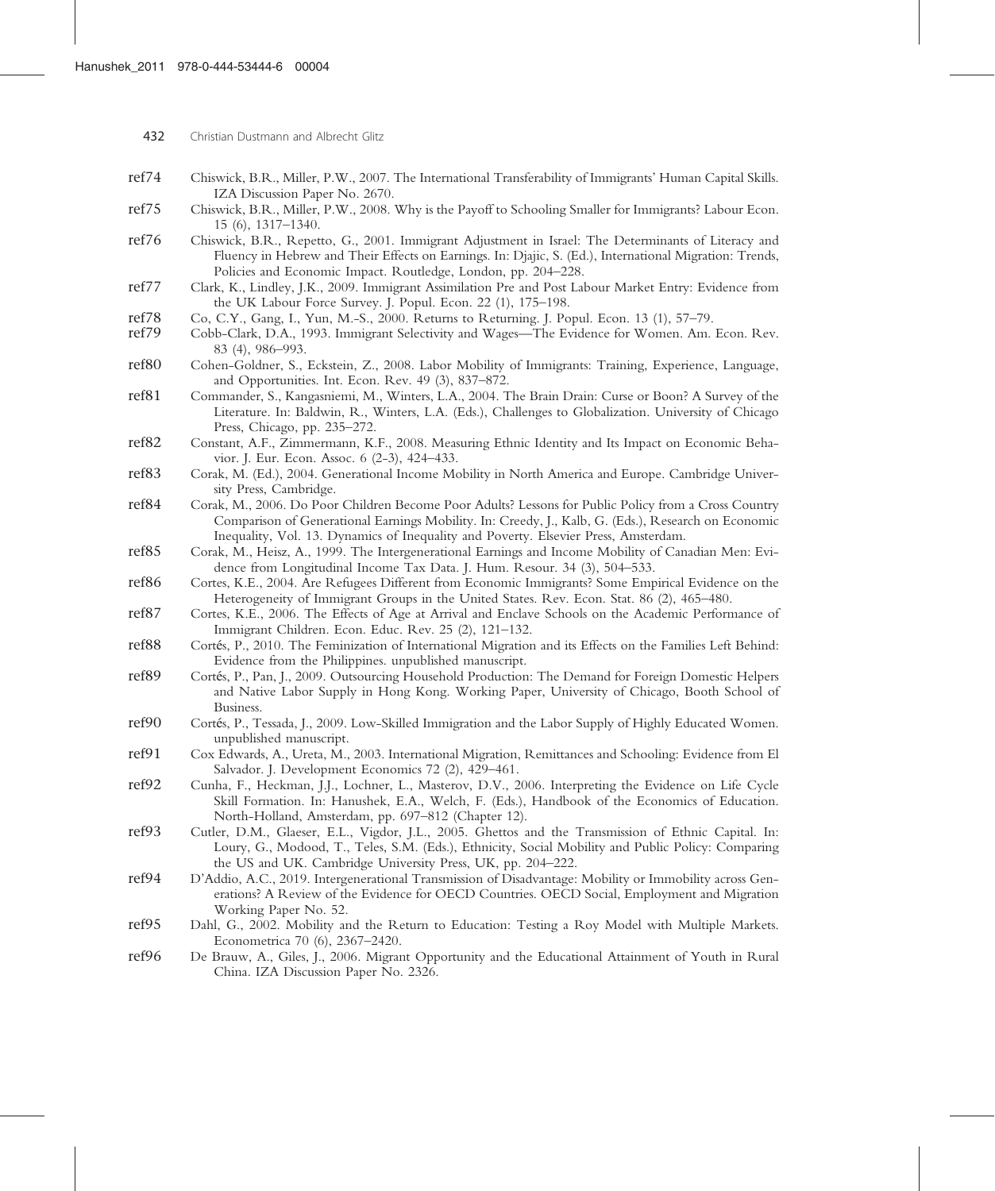ref74 Chiswick, B.R., Miller, P.W., 2007. The International Transferability of Immigrants' Human Capital Skills. IZA Discussion Paper No. 2670.

ref75 Chiswick, B.R., Miller, P.W., 2008. Why is the Payoff to Schooling Smaller for Immigrants? Labour Econ. 15 (6), 1317–1340.

ref76 Chiswick, B.R., Repetto, G., 2001. Immigrant Adjustment in Israel: The Determinants of Literacy and Fluency in Hebrew and Their Effects on Earnings. In: Djajic, S. (Ed.), International Migration: Trends, Policies and Economic Impact. Routledge, London, pp. 204–228.

ref77 Clark, K., Lindley, J.K., 2009. Immigrant Assimilation Pre and Post Labour Market Entry: Evidence from the UK Labour Force Survey. J. Popul. Econ. 22 (1), 175–198.

ref78 Co, C.Y., Gang, I., Yun, M.-S., 2000. Returns to Returning. J. Popul. Econ. 13 (1), 57–79.

ref79 Cobb-Clark, D.A., 1993. Immigrant Selectivity and Wages—The Evidence for Women. Am. Econ. Rev. 83 (4), 986–993.

ref80 Cohen-Goldner, S., Eckstein, Z., 2008. Labor Mobility of Immigrants: Training, Experience, Language, and Opportunities. Int. Econ. Rev. 49 (3), 837–872.

ref81 Commander, S., Kangasniemi, M., Winters, L.A., 2004. The Brain Drain: Curse or Boon? A Survey of the Literature. In: Baldwin, R., Winters, L.A. (Eds.), Challenges to Globalization. University of Chicago Press, Chicago, pp. 235–272.

ref82 Constant, A.F., Zimmermann, K.F., 2008. Measuring Ethnic Identity and Its Impact on Economic Behavior. J. Eur. Econ. Assoc. 6 (2-3), 424–433.

ref83 Corak, M. (Ed.), 2004. Generational Income Mobility in North America and Europe. Cambridge University Press, Cambridge.

ref84 Corak, M., 2006. Do Poor Children Become Poor Adults? Lessons for Public Policy from a Cross Country Comparison of Generational Earnings Mobility. In: Creedy, J., Kalb, G. (Eds.), Research on Economic Inequality, Vol. 13. Dynamics of Inequality and Poverty. Elsevier Press, Amsterdam.

ref85 Corak, M., Heisz, A., 1999. The Intergenerational Earnings and Income Mobility of Canadian Men: Evidence from Longitudinal Income Tax Data. J. Hum. Resour. 34 (3), 504–533.

ref86 Cortes, K.E., 2004. Are Refugees Different from Economic Immigrants? Some Empirical Evidence on the Heterogeneity of Immigrant Groups in the United States. Rev. Econ. Stat. 86 (2), 465–480.

ref87 Cortes, K.E., 2006. The Effects of Age at Arrival and Enclave Schools on the Academic Performance of Immigrant Children. Econ. Educ. Rev. 25 (2), 121–132.

ref88 Cortés, P., 2010. The Feminization of International Migration and its Effects on the Families Left Behind: Evidence from the Philippines. unpublished manuscript.

ref89 Cortés, P., Pan, J., 2009. Outsourcing Household Production: The Demand for Foreign Domestic Helpers and Native Labor Supply in Hong Kong. Working Paper, University of Chicago, Booth School of Business.

ref90 Cortés, P., Tessada, J., 2009. Low-Skilled Immigration and the Labor Supply of Highly Educated Women. unpublished manuscript.

ref91 Cox Edwards, A., Ureta, M., 2003. International Migration, Remittances and Schooling: Evidence from El Salvador. J. Development Economics 72 (2), 429–461.

ref92 Cunha, F., Heckman, J.J., Lochner, L., Masterov, D.V., 2006. Interpreting the Evidence on Life Cycle Skill Formation. In: Hanushek, E.A., Welch, F. (Eds.), Handbook of the Economics of Education. North-Holland, Amsterdam, pp. 697–812 (Chapter 12).

ref93 Cutler, D.M., Glaeser, E.L., Vigdor, J.L., 2005. Ghettos and the Transmission of Ethnic Capital. In: Loury, G., Modood, T., Teles, S.M. (Eds.), Ethnicity, Social Mobility and Public Policy: Comparing the US and UK. Cambridge University Press, UK, pp. 204–222.

ref94 D'Addio, A.C., 2019. Intergenerational Transmission of Disadvantage: Mobility or Immobility across Generations? A Review of the Evidence for OECD Countries. OECD Social, Employment and Migration Working Paper No. 52.

ref95 Dahl, G., 2002. Mobility and the Return to Education: Testing a Roy Model with Multiple Markets. Econometrica 70 (6), 2367–2420.

ref96 De Brauw, A., Giles, J., 2006. Migrant Opportunity and the Educational Attainment of Youth in Rural China. IZA Discussion Paper No. 2326.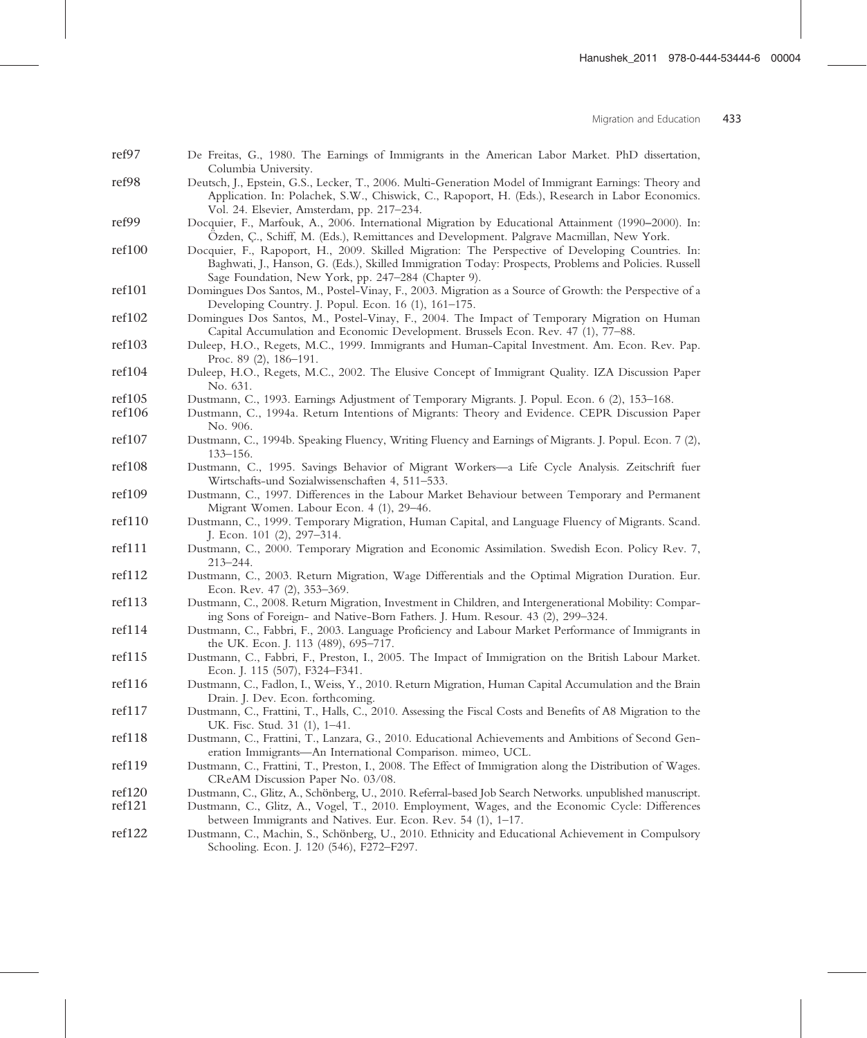ref97 De Freitas, G., 1980. The Earnings of Immigrants in the American Labor Market. PhD dissertation, Columbia University.

ref98 Deutsch, J., Epstein, G.S., Lecker, T., 2006. Multi-Generation Model of Immigrant Earnings: Theory and Application. In: Polachek, S.W., Chiswick, C., Rapoport, H. (Eds.), Research in Labor Economics. Vol. 24. Elsevier, Amsterdam, pp. 217–234.

ref99 Docquier, F., Marfouk, A., 2006. International Migration by Educational Attainment (1990–2000). In: Özden, Ç., Schiff, M. (Eds.), Remittances and Development. Palgrave Macmillan, New York.

ref100 Docquier, F., Rapoport, H., 2009. Skilled Migration: The Perspective of Developing Countries. In: Baghwati, J., Hanson, G. (Eds.), Skilled Immigration Today: Prospects, Problems and Policies. Russell Sage Foundation, New York, pp. 247–284 (Chapter 9).

ref101 Domingues Dos Santos, M., Postel-Vinay, F., 2003. Migration as a Source of Growth: the Perspective of a Developing Country. J. Popul. Econ. 16 (1), 161–175.

ref102 Domingues Dos Santos, M., Postel-Vinay, F., 2004. The Impact of Temporary Migration on Human Capital Accumulation and Economic Development. Brussels Econ. Rev. 47 (1), 77–88.

ref103 Duleep, H.O., Regets, M.C., 1999. Immigrants and Human-Capital Investment. Am. Econ. Rev. Pap. Proc. 89 (2), 186–191.

ref104 Duleep, H.O., Regets, M.C., 2002. The Elusive Concept of Immigrant Quality. IZA Discussion Paper No. 631.

ref105 Dustmann, C., 1993. Earnings Adjustment of Temporary Migrants. J. Popul. Econ. 6 (2), 153–168.

ref106 Dustmann, C., 1994a. Return Intentions of Migrants: Theory and Evidence. CEPR Discussion Paper No. 906.

ref107 Dustmann, C., 1994b. Speaking Fluency, Writing Fluency and Earnings of Migrants. J. Popul. Econ. 7 (2), 133–156.

ref108 Dustmann, C., 1995. Savings Behavior of Migrant Workers—a Life Cycle Analysis. Zeitschrift fuer Wirtschafts-und Sozialwissenschaften 4, 511–533.

ref109 Dustmann, C., 1997. Differences in the Labour Market Behaviour between Temporary and Permanent Migrant Women. Labour Econ. 4 (1), 29–46.

ref110 Dustmann, C., 1999. Temporary Migration, Human Capital, and Language Fluency of Migrants. Scand. J. Econ. 101 (2), 297–314.

ref111 Dustmann, C., 2000. Temporary Migration and Economic Assimilation. Swedish Econ. Policy Rev. 7, 213–244.

ref112 Dustmann, C., 2003. Return Migration, Wage Differentials and the Optimal Migration Duration. Eur. Econ. Rev. 47 (2), 353–369.

ref113 Dustmann, C., 2008. Return Migration, Investment in Children, and Intergenerational Mobility: Comparing Sons of Foreign- and Native-Born Fathers. J. Hum. Resour. 43 (2), 299–324.

ref114 Dustmann, C., Fabbri, F., 2003. Language Proficiency and Labour Market Performance of Immigrants in the UK. Econ. J. 113 (489), 695–717.

ref115 Dustmann, C., Fabbri, F., Preston, I., 2005. The Impact of Immigration on the British Labour Market. Econ. J. 115 (507), F324–F341.

ref116 Dustmann, C., Fadlon, I., Weiss, Y., 2010. Return Migration, Human Capital Accumulation and the Brain Drain. J. Dev. Econ. forthcoming.

ref117 Dustmann, C., Frattini, T., Halls, C., 2010. Assessing the Fiscal Costs and Benefits of A8 Migration to the UK. Fisc. Stud. 31 (1), 1–41.

ref118 Dustmann, C., Frattini, T., Lanzara, G., 2010. Educational Achievements and Ambitions of Second Generation Immigrants—An International Comparison. mimeo, UCL.

ref119 Dustmann, C., Frattini, T., Preston, I., 2008. The Effect of Immigration along the Distribution of Wages. CReAM Discussion Paper No. 03/08.

ref120 Dustmann, C., Glitz, A., Schönberg, U., 2010. Referral-based Job Search Networks. unpublished manuscript.

ref121 Dustmann, C., Glitz, A., Vogel, T., 2010. Employment, Wages, and the Economic Cycle: Differences between Immigrants and Natives. Eur. Econ. Rev. 54 (1), 1–17.

ref122 Dustmann, C., Machin, S., Schönberg, U., 2010. Ethnicity and Educational Achievement in Compulsory Schooling. Econ. J. 120 (546), F272–F297.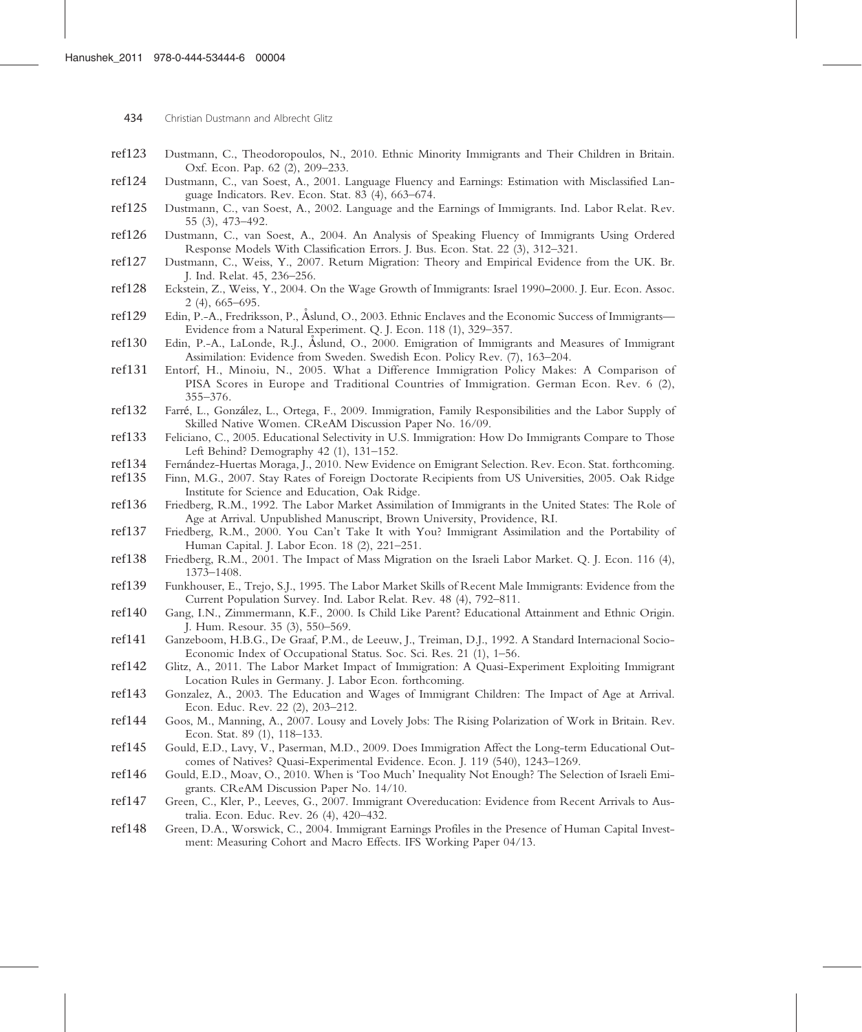ref123 Dustmann, C., Theodoropoulos, N., 2010. Ethnic Minority Immigrants and Their Children in Britain. Oxf. Econ. Pap. 62 (2), 209–233.

ref124 Dustmann, C., van Soest, A., 2001. Language Fluency and Earnings: Estimation with Misclassified Language Indicators. Rev. Econ. Stat. 83 (4), 663–674.

ref125 Dustmann, C., van Soest, A., 2002. Language and the Earnings of Immigrants. Ind. Labor Relat. Rev. 55 (3), 473–492.

ref126 Dustmann, C., van Soest, A., 2004. An Analysis of Speaking Fluency of Immigrants Using Ordered Response Models With Classification Errors. J. Bus. Econ. Stat. 22 (3), 312–321.

ref127 Dustmann, C., Weiss, Y., 2007. Return Migration: Theory and Empirical Evidence from the UK. Br. J. Ind. Relat. 45, 236–256.

ref128 Eckstein, Z., Weiss, Y., 2004. On the Wage Growth of Immigrants: Israel 1990–2000. J. Eur. Econ. Assoc. 2 (4), 665–695.

ref129 Edin, P.-A., Fredriksson, P., Åslund, O., 2003. Ethnic Enclaves and the Economic Success of Immigrants—Evidence from a Natural Experiment. Q. J. Econ. 118 (1), 329–357.

ref130 Edin, P.-A., LaLonde, R.J., Åslund, O., 2000. Emigration of Immigrants and Measures of Immigrant Assimilation: Evidence from Sweden. Swedish Econ. Policy Rev. (7), 163–204.

ref131 Entorf, H., Minoiu, N., 2005. What a Difference Immigration Policy Makes: A Comparison of PISA Scores in Europe and Traditional Countries of Immigration. German Econ. Rev. 6 (2), 355–376.

ref132 Farré, L., González, L., Ortega, F., 2009. Immigration, Family Responsibilities and the Labor Supply of Skilled Native Women. CReAM Discussion Paper No. 16/09.

ref133 Feliciano, C., 2005. Educational Selectivity in U.S. Immigration: How Do Immigrants Compare to Those Left Behind? Demography 42 (1), 131–152.

ref134 Fernández-Huertas Moraga, J., 2010. New Evidence on Emigrant Selection. Rev. Econ. Stat. forthcoming.

ref135 Finn, M.G., 2007. Stay Rates of Foreign Doctorate Recipients from US Universities, 2005. Oak Ridge Institute for Science and Education, Oak Ridge.

ref136 Friedberg, R.M., 1992. The Labor Market Assimilation of Immigrants in the United States: The Role of Age at Arrival. Unpublished Manuscript, Brown University, Providence, RI.

ref137 Friedberg, R.M., 2000. You Can't Take It with You? Immigrant Assimilation and the Portability of Human Capital. J. Labor Econ. 18 (2), 221–251.

ref138 Friedberg, R.M., 2001. The Impact of Mass Migration on the Israeli Labor Market. Q. J. Econ. 116 (4), 1373–1408.

ref139 Funkhouser, E., Trejo, S.J., 1995. The Labor Market Skills of Recent Male Immigrants: Evidence from the Current Population Survey. Ind. Labor Relat. Rev. 48 (4), 792–811.

ref140 Gang, I.N., Zimmermann, K.F., 2000. Is Child Like Parent? Educational Attainment and Ethnic Origin. J. Hum. Resour. 35 (3), 550–569.

ref141 Ganzeboom, H.B.G., De Graaf, P.M., de Leeuw, J., Treiman, D.J., 1992. A Standard Internacional Socio-Economic Index of Occupational Status. Soc. Sci. Res. 21 (1), 1–56.

ref142 Glitz, A., 2011. The Labor Market Impact of Immigration: A Quasi-Experiment Exploiting Immigrant Location Rules in Germany. J. Labor Econ. forthcoming.

ref143 Gonzalez, A., 2003. The Education and Wages of Immigrant Children: The Impact of Age at Arrival. Econ. Educ. Rev. 22 (2), 203–212.

ref144 Goos, M., Manning, A., 2007. Lousy and Lovely Jobs: The Rising Polarization of Work in Britain. Rev. Econ. Stat. 89 (1), 118–133.

ref145 Gould, E.D., Lavy, V., Paserman, M.D., 2009. Does Immigration Affect the Long-term Educational Outcomes of Natives? Quasi-Experimental Evidence. Econ. J. 119 (540), 1243–1269.

ref146 Gould, E.D., Moav, O., 2010. When is 'Too Much' Inequality Not Enough? The Selection of Israeli Emigrants. CReAM Discussion Paper No. 14/10.

ref147 Green, C., Kler, P., Leeves, G., 2007. Immigrant Overeducation: Evidence from Recent Arrivals to Australia. Econ. Educ. Rev. 26 (4), 420–432.

ref148 Green, D.A., Worswick, C., 2004. Immigrant Earnings Profiles in the Presence of Human Capital Investment: Measuring Cohort and Macro Effects. IFS Working Paper 04/13.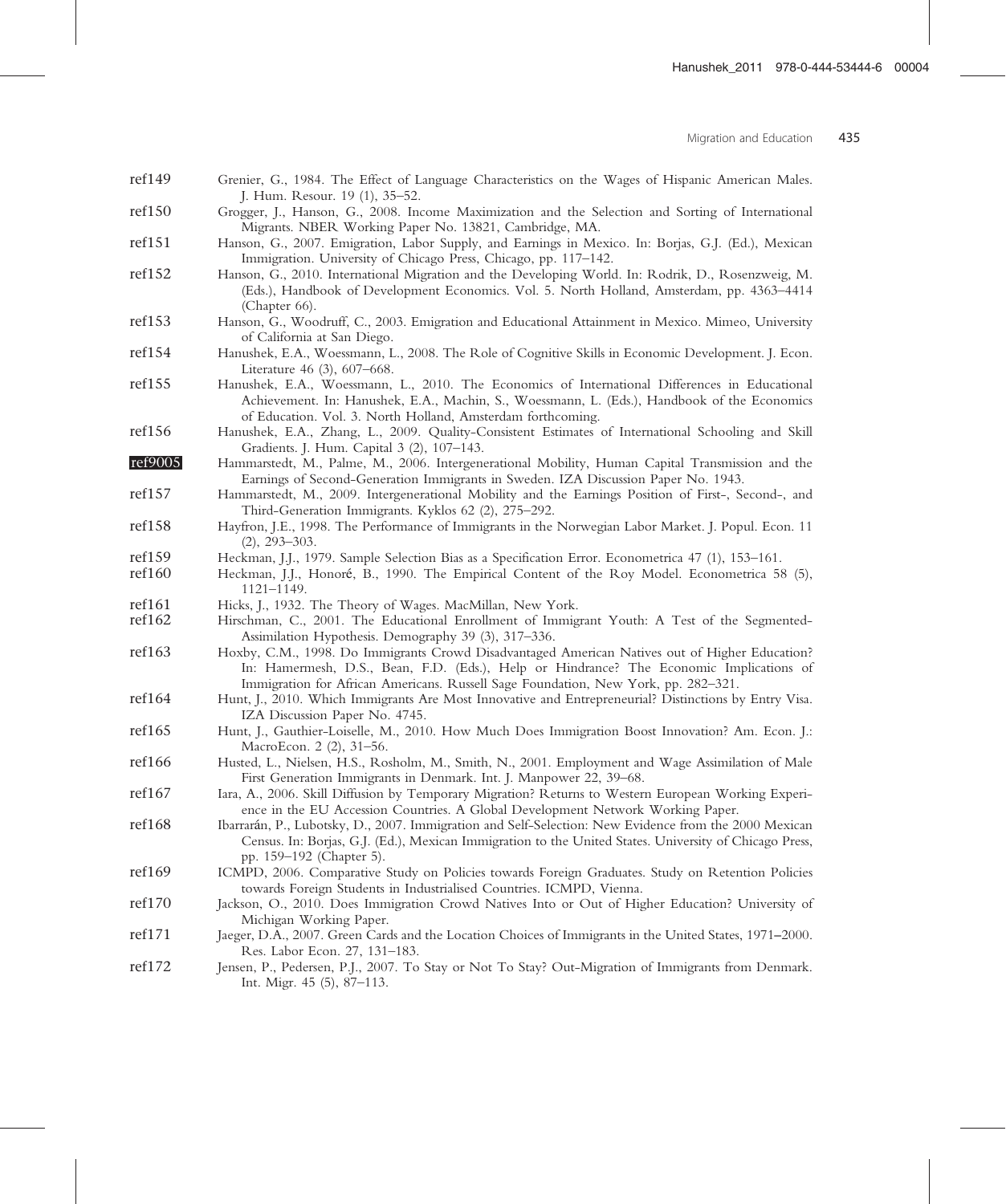ref149 Grenier, G., 1984. The Effect of Language Characteristics on the Wages of Hispanic American Males. J. Hum. Resour. 19 (1), 35–52.

ref150 Grogger, J., Hanson, G., 2008. Income Maximization and the Selection and Sorting of International Migrants. NBER Working Paper No. 13821, Cambridge, MA.

ref151 Hanson, G., 2007. Emigration, Labor Supply, and Earnings in Mexico. In: Borjas, G.J. (Ed.), Mexican Immigration. University of Chicago Press, Chicago, pp. 117–142.

ref152 Hanson, G., 2010. International Migration and the Developing World. In: Rodrik, D., Rosenzweig, M. (Eds.), Handbook of Development Economics. Vol. 5. North Holland, Amsterdam, pp. 4363–4414 (Chapter 66).

ref153 Hanson, G., Woodruff, C., 2003. Emigration and Educational Attainment in Mexico. Mimeo, University of California at San Diego.

ref154 Hanushek, E.A., Woessmann, L., 2008. The Role of Cognitive Skills in Economic Development. J. Econ. Literature 46 (3), 607–668.

ref155 Hanushek, E.A., Woessmann, L., 2010. The Economics of International Differences in Educational Achievement. In: Hanushek, E.A., Machin, S., Woessmann, L. (Eds.), Handbook of the Economics of Education. Vol. 3. North Holland, Amsterdam forthcoming.

ref156 Hanushek, E.A., Zhang, L., 2009. Quality-Consistent Estimates of International Schooling and Skill Gradients. J. Hum. Capital 3 (2), 107–143.

ref9005 Hammarstedt, M., Palme, M., 2006. Intergenerational Mobility, Human Capital Transmission and the Earnings of Second-Generation Immigrants in Sweden. IZA Discussion Paper No. 1943.

ref157 Hammarstedt, M., 2009. Intergenerational Mobility and the Earnings Position of First-, Second-, and Third-Generation Immigrants. Kyklos 62 (2), 275–292.

ref158 Hayfron, J.E., 1998. The Performance of Immigrants in the Norwegian Labor Market. J. Popul. Econ. 11 (2), 293–303.

ref159 Heckman, J.J., 1979. Sample Selection Bias as a Specification Error. Econometrica 47 (1), 153–161.

ref160 Heckman, J.J., Honoré, B., 1990. The Empirical Content of the Roy Model. Econometrica 58 (5), 1121–1149.

ref161 Hicks, J., 1932. The Theory of Wages. MacMillan, New York.

ref162 Hirschman, C., 2001. The Educational Enrollment of Immigrant Youth: A Test of the Segmented-Assimilation Hypothesis. Demography 39 (3), 317–336.

ref163 Hoxby, C.M., 1998. Do Immigrants Crowd Disadvantaged American Natives out of Higher Education? In: Hamermesh, D.S., Bean, F.D. (Eds.), Help or Hindrance? The Economic Implications of Immigration for African Americans. Russell Sage Foundation, New York, pp. 282–321.

ref164 Hunt, J., 2010. Which Immigrants Are Most Innovative and Entrepreneurial? Distinctions by Entry Visa. IZA Discussion Paper No. 4745.

ref165 Hunt, J., Gauthier-Loiselle, M., 2010. How Much Does Immigration Boost Innovation? Am. Econ. J.: MacroEcon. 2 (2), 31–56.

ref166 Husted, L., Nielsen, H.S., Rosholm, M., Smith, N., 2001. Employment and Wage Assimilation of Male First Generation Immigrants in Denmark. Int. J. Manpower 22, 39–68.

ref167 Iara, A., 2006. Skill Diffusion by Temporary Migration? Returns to Western European Working Experience in the EU Accession Countries. A Global Development Network Working Paper.

ref168 Ibarrarán, P., Lubotsky, D., 2007. Immigration and Self-Selection: New Evidence from the 2000 Mexican Census. In: Borjas, G.J. (Ed.), Mexican Immigration to the United States. University of Chicago Press, pp. 159–192 (Chapter 5).

ref169 ICMPD, 2006. Comparative Study on Policies towards Foreign Graduates. Study on Retention Policies towards Foreign Students in Industrialised Countries. ICMPD, Vienna.

ref170 Jackson, O., 2010. Does Immigration Crowd Natives Into or Out of Higher Education? University of Michigan Working Paper.

ref171 Jaeger, D.A., 2007. Green Cards and the Location Choices of Immigrants in the United States, 1971–2000. Res. Labor Econ. 27, 131–183.

ref172 Jensen, P., Pedersen, P.J., 2007. To Stay or Not To Stay? Out-Migration of Immigrants from Denmark. Int. Migr. 45 (5), 87–113.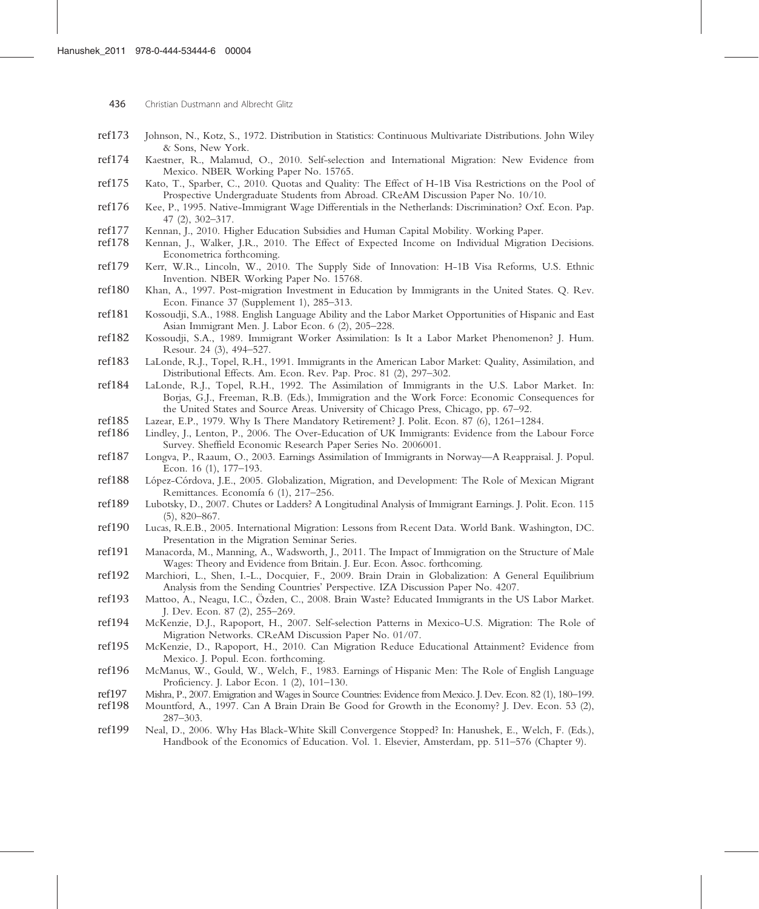ref173 Johnson, N., Kotz, S., 1972. Distribution in Statistics: Continuous Multivariate Distributions. John Wiley & Sons, New York.

ref174 Kaestner, R., Malamud, O., 2010. Self-selection and International Migration: New Evidence from Mexico. NBER Working Paper No. 15765.

ref175 Kato, T., Sparber, C., 2010. Quotas and Quality: The Effect of H-1B Visa Restrictions on the Pool of Prospective Undergraduate Students from Abroad. CReAM Discussion Paper No. 10/10.

ref176 Kee, P., 1995. Native-Immigrant Wage Differentials in the Netherlands: Discrimination? Oxf. Econ. Pap. 47 (2), 302–317.

ref177 Kennan, J., 2010. Higher Education Subsidies and Human Capital Mobility. Working Paper.

ref178 Kennan, J., Walker, J.R., 2010. The Effect of Expected Income on Individual Migration Decisions. Econometrica forthcoming.

ref179 Kerr, W.R., Lincoln, W., 2010. The Supply Side of Innovation: H-1B Visa Reforms, U.S. Ethnic Invention. NBER Working Paper No. 15768.

ref180 Khan, A., 1997. Post-migration Investment in Education by Immigrants in the United States. Q. Rev. Econ. Finance 37 (Supplement 1), 285–313.

ref181 Kossoudji, S.A., 1988. English Language Ability and the Labor Market Opportunities of Hispanic and East Asian Immigrant Men. J. Labor Econ. 6 (2), 205–228.

ref182 Kossoudji, S.A., 1989. Immigrant Worker Assimilation: Is It a Labor Market Phenomenon? J. Hum. Resour. 24 (3), 494–527.

ref183 LaLonde, R.J., Topel, R.H., 1991. Immigrants in the American Labor Market: Quality, Assimilation, and Distributional Effects. Am. Econ. Rev. Pap. Proc. 81 (2), 297–302.

ref184 LaLonde, R.J., Topel, R.H., 1992. The Assimilation of Immigrants in the U.S. Labor Market. In: Borjas, G.J., Freeman, R.B. (Eds.), Immigration and the Work Force: Economic Consequences for the United States and Source Areas. University of Chicago Press, Chicago, pp. 67–92.

ref185 Lazear, E.P., 1979. Why Is There Mandatory Retirement? J. Polit. Econ. 87 (6), 1261–1284.

ref186 Lindley, J., Lenton, P., 2006. The Over-Education of UK Immigrants: Evidence from the Labour Force Survey. Sheffield Economic Research Paper Series No. 2006001.

ref187 Longva, P., Raaum, O., 2003. Earnings Assimilation of Immigrants in Norway—A Reappraisal. J. Popul. Econ. 16 (1), 177–193.

ref188 López-Córdova, J.E., 2005. Globalization, Migration, and Development: The Role of Mexican Migrant Remittances. Economía 6 (1), 217–256.

ref189 Lubotsky, D., 2007. Chutes or Ladders? A Longitudinal Analysis of Immigrant Earnings. J. Polit. Econ. 115 (5), 820–867.

ref190 Lucas, R.E.B., 2005. International Migration: Lessons from Recent Data. World Bank. Washington, DC. Presentation in the Migration Seminar Series.

ref191 Manacorda, M., Manning, A., Wadsworth, J., 2011. The Impact of Immigration on the Structure of Male Wages: Theory and Evidence from Britain. J. Eur. Econ. Assoc. forthcoming.

ref192 Marchiori, L., Shen, I.-L., Docquier, F., 2009. Brain Drain in Globalization: A General Equilibrium Analysis from the Sending Countries' Perspective. IZA Discussion Paper No. 4207.

ref193 Mattoo, A., Neagu, I.C., Özden, C., 2008. Brain Waste? Educated Immigrants in the US Labor Market. J. Dev. Econ. 87 (2), 255–269.

ref194 McKenzie, D.J., Rapoport, H., 2007. Self-selection Patterns in Mexico-U.S. Migration: The Role of Migration Networks. CReAM Discussion Paper No. 01/07.

ref195 McKenzie, D., Rapoport, H., 2010. Can Migration Reduce Educational Attainment? Evidence from Mexico. J. Popul. Econ. forthcoming.

ref196 McManus, W., Gould, W., Welch, F., 1983. Earnings of Hispanic Men: The Role of English Language Proficiency. J. Labor Econ. 1 (2), 101–130.

ref197 Mishra, P., 2007. Emigration and Wages in Source Countries: Evidence from Mexico. J. Dev. Econ. 82 (1), 180–199.

ref198 Mountford, A., 1997. Can A Brain Drain Be Good for Growth in the Economy? J. Dev. Econ. 53 (2), 287–303.

ref199 Neal, D., 2006. Why Has Black-White Skill Convergence Stopped? In: Hanushek, E., Welch, F. (Eds.), Handbook of the Economics of Education. Vol. 1. Elsevier, Amsterdam, pp. 511–576 (Chapter 9).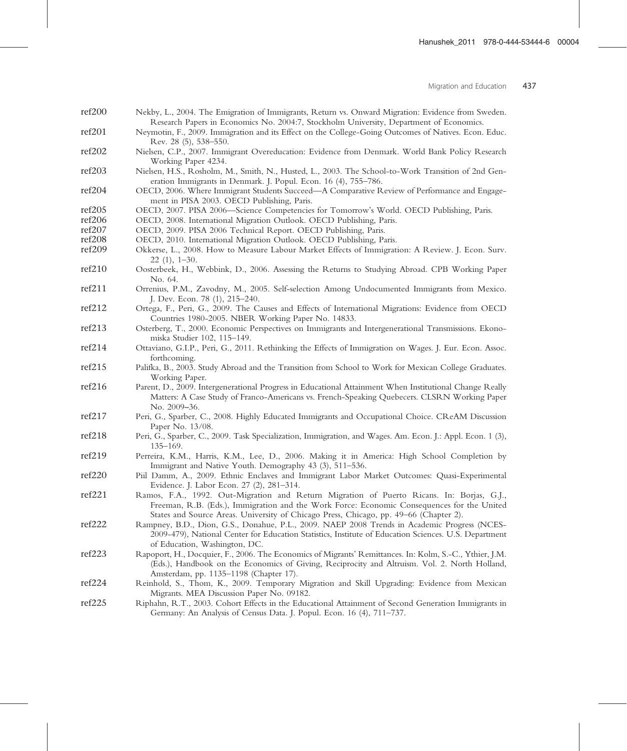ref200 Nekby, L., 2004. The Emigration of Immigrants, Return vs. Onward Migration: Evidence from Sweden. Research Papers in Economics No. 2004:7, Stockholm University, Department of Economics.

ref201 Neymotin, F., 2009. Immigration and its Effect on the College-Going Outcomes of Natives. Econ. Educ. Rev. 28 (5), 538–550.

ref202 Nielsen, C.P., 2007. Immigrant Overeducation: Evidence from Denmark. World Bank Policy Research Working Paper 4234.

ref203 Nielsen, H.S., Rosholm, M., Smith, N., Husted, L., 2003. The School-to-Work Transition of 2nd Generation Immigrants in Denmark. J. Popul. Econ. 16 (4), 755–786.

ref204 OECD, 2006. Where Immigrant Students Succeed—A Comparative Review of Performance and Engagement in PISA 2003. OECD Publishing, Paris.

ref205 OECD, 2007. PISA 2006—Science Competencies for Tomorrow's World. OECD Publishing, Paris.

ref206 OECD, 2008. International Migration Outlook. OECD Publishing, Paris.

ref207 OECD, 2009. PISA 2006 Technical Report. OECD Publishing, Paris.

ref208 OECD, 2010. International Migration Outlook. OECD Publishing, Paris.

ref209 Okkerse, L., 2008. How to Measure Labour Market Effects of Immigration: A Review. J. Econ. Surv. 22 (1), 1–30.

ref210 Oosterbeek, H., Webbink, D., 2006. Assessing the Returns to Studying Abroad. CPB Working Paper No. 64.

ref211 Orrenius, P.M., Zavodny, M., 2005. Self-selection Among Undocumented Immigrants from Mexico. J. Dev. Econ. 78 (1), 215–240.

ref212 Ortega, F., Peri, G., 2009. The Causes and Effects of International Migrations: Evidence from OECD Countries 1980-2005. NBER Working Paper No. 14833.

ref213 Osterberg, T., 2000. Economic Perspectives on Immigrants and Intergenerational Transmissions. Ekonomiska Studier 102, 115–149.

ref214 Ottaviano, G.I.P., Peri, G., 2011. Rethinking the Effects of Immigration on Wages. J. Eur. Econ. Assoc. forthcoming.

ref215 Palifka, B., 2003. Study Abroad and the Transition from School to Work for Mexican College Graduates. Working Paper.

ref216 Parent, D., 2009. Intergenerational Progress in Educational Attainment When Institutional Change Really Matters: A Case Study of Franco-Americans vs. French-Speaking Quebecers. CLSRN Working Paper No. 2009–36.

ref217 Peri, G., Sparber, C., 2008. Highly Educated Immigrants and Occupational Choice. CReAM Discussion Paper No. 13/08.

ref218 Peri, G., Sparber, C., 2009. Task Specialization, Immigration, and Wages. Am. Econ. J.: Appl. Econ. 1 (3), 135–169.

ref219 Perreira, K.M., Harris, K.M., Lee, D., 2006. Making it in America: High School Completion by Immigrant and Native Youth. Demography 43 (3), 511–536.

ref220 Piil Damm, A., 2009. Ethnic Enclaves and Immigrant Labor Market Outcomes: Quasi-Experimental Evidence. J. Labor Econ. 27 (2), 281–314.

ref221 Ramos, F.A., 1992. Out-Migration and Return Migration of Puerto Ricans. In: Borjas, G.J., Freeman, R.B. (Eds.), Immigration and the Work Force: Economic Consequences for the United States and Source Areas. University of Chicago Press, Chicago, pp. 49–66 (Chapter 2).

ref222 Rampney, B.D., Dion, G.S., Donahue, P.L., 2009. NAEP 2008 Trends in Academic Progress (NCES-2009-479), National Center for Education Statistics, Institute of Education Sciences. U.S. Department of Education, Washington, DC.

ref223 Rapoport, H., Docquier, F., 2006. The Economics of Migrants' Remittances. In: Kolm, S.-C., Ythier, J.M. (Eds.), Handbook on the Economics of Giving, Reciprocity and Altruism. Vol. 2. North Holland, Amsterdam, pp. 1135–1198 (Chapter 17).

ref224 Reinhold, S., Thom, K., 2009. Temporary Migration and Skill Upgrading: Evidence from Mexican Migrants. MEA Discussion Paper No. 09182.

ref225 Riphahn, R.T., 2003. Cohort Effects in the Educational Attainment of Second Generation Immigrants in Germany: An Analysis of Census Data. J. Popul. Econ. 16 (4), 711–737.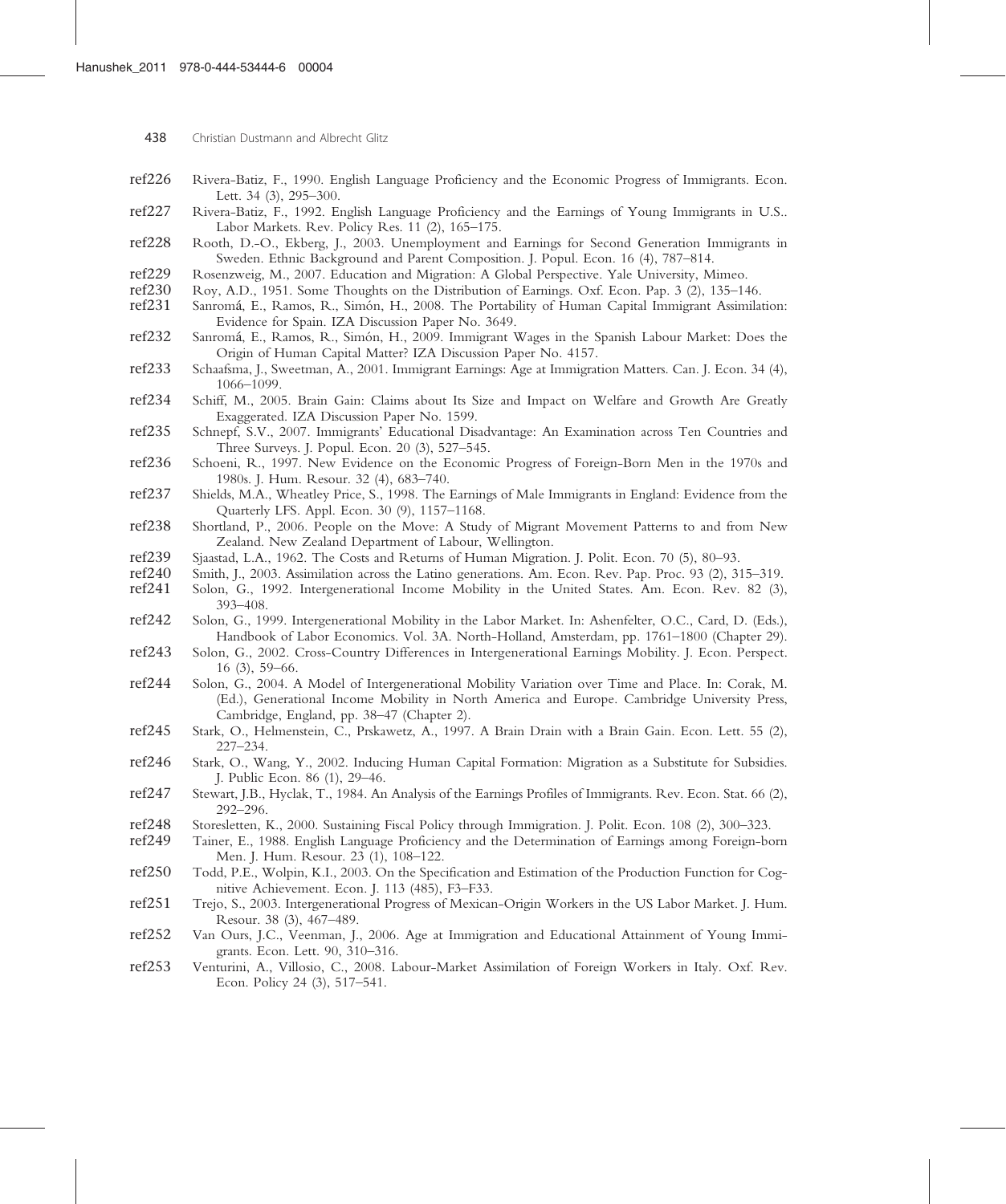ref226 Rivera-Batiz, F., 1990. English Language Proficiency and the Economic Progress of Immigrants. Econ. Lett. 34 (3), 295–300.

ref227 Rivera-Batiz, F., 1992. English Language Proficiency and the Earnings of Young Immigrants in U.S.. Labor Markets. Rev. Policy Res. 11 (2), 165–175.

ref228 Rooth, D.-O., Ekberg, J., 2003. Unemployment and Earnings for Second Generation Immigrants in Sweden. Ethnic Background and Parent Composition. J. Popul. Econ. 16 (4), 787–814.

ref229 Rosenzweig, M., 2007. Education and Migration: A Global Perspective. Yale University, Mimeo.

ref230 Roy, A.D., 1951. Some Thoughts on the Distribution of Earnings. Oxf. Econ. Pap. 3 (2), 135–146.

ref231 Sanromá, E., Ramos, R., Simón, H., 2008. The Portability of Human Capital Immigrant Assimilation: Evidence for Spain. IZA Discussion Paper No. 3649.

ref232 Sanromá, E., Ramos, R., Simón, H., 2009. Immigrant Wages in the Spanish Labour Market: Does the Origin of Human Capital Matter? IZA Discussion Paper No. 4157.

ref233 Schaafsma, J., Sweetman, A., 2001. Immigrant Earnings: Age at Immigration Matters. Can. J. Econ. 34 (4), 1066–1099.

ref234 Schiff, M., 2005. Brain Gain: Claims about Its Size and Impact on Welfare and Growth Are Greatly Exaggerated. IZA Discussion Paper No. 1599.

ref235 Schnepf, S.V., 2007. Immigrants' Educational Disadvantage: An Examination across Ten Countries and Three Surveys. J. Popul. Econ. 20 (3), 527–545.

ref236 Schoeni, R., 1997. New Evidence on the Economic Progress of Foreign-Born Men in the 1970s and 1980s. J. Hum. Resour. 32 (4), 683–740.

ref237 Shields, M.A., Wheatley Price, S., 1998. The Earnings of Male Immigrants in England: Evidence from the Quarterly LFS. Appl. Econ. 30 (9), 1157–1168.

ref238 Shortland, P., 2006. People on the Move: A Study of Migrant Movement Patterns to and from New Zealand. New Zealand Department of Labour, Wellington.

ref239 Sjaastad, L.A., 1962. The Costs and Returns of Human Migration. J. Polit. Econ. 70 (5), 80–93.

ref240 Smith, J., 2003. Assimilation across the Latino generations. Am. Econ. Rev. Pap. Proc. 93 (2), 315–319.

ref241 Solon, G., 1992. Intergenerational Income Mobility in the United States. Am. Econ. Rev. 82 (3), 393–408.

ref242 Solon, G., 1999. Intergenerational Mobility in the Labor Market. In: Ashenfelter, O.C., Card, D. (Eds.), Handbook of Labor Economics. Vol. 3A. North-Holland, Amsterdam, pp. 1761–1800 (Chapter 29).

ref243 Solon, G., 2002. Cross-Country Differences in Intergenerational Earnings Mobility. J. Econ. Perspect. 16 (3), 59–66.

ref244 Solon, G., 2004. A Model of Intergenerational Mobility Variation over Time and Place. In: Corak, M. (Ed.), Generational Income Mobility in North America and Europe. Cambridge University Press, Cambridge, England, pp. 38–47 (Chapter 2).

ref245 Stark, O., Helmenstein, C., Prskawetz, A., 1997. A Brain Drain with a Brain Gain. Econ. Lett. 55 (2), 227–234.

ref246 Stark, O., Wang, Y., 2002. Inducing Human Capital Formation: Migration as a Substitute for Subsidies. J. Public Econ. 86 (1), 29–46.

ref247 Stewart, J.B., Hyclak, T., 1984. An Analysis of the Earnings Profiles of Immigrants. Rev. Econ. Stat. 66 (2), 292–296.

ref248 Storesletten, K., 2000. Sustaining Fiscal Policy through Immigration. J. Polit. Econ. 108 (2), 300–323.

ref249 Tainer, E., 1988. English Language Proficiency and the Determination of Earnings among Foreign-born Men. J. Hum. Resour. 23 (1), 108–122.

ref250 Todd, P.E., Wolpin, K.I., 2003. On the Specification and Estimation of the Production Function for Cognitive Achievement. Econ. J. 113 (485), F3–F33.

ref251 Trejo, S., 2003. Intergenerational Progress of Mexican-Origin Workers in the US Labor Market. J. Hum. Resour. 38 (3), 467–489.

ref252 Van Ours, J.C., Veenman, J., 2006. Age at Immigration and Educational Attainment of Young Immigrants. Econ. Lett. 90, 310–316.

ref253 Venturini, A., Villosio, C., 2008. Labour-Market Assimilation of Foreign Workers in Italy. Oxf. Rev. Econ. Policy 24 (3), 517–541.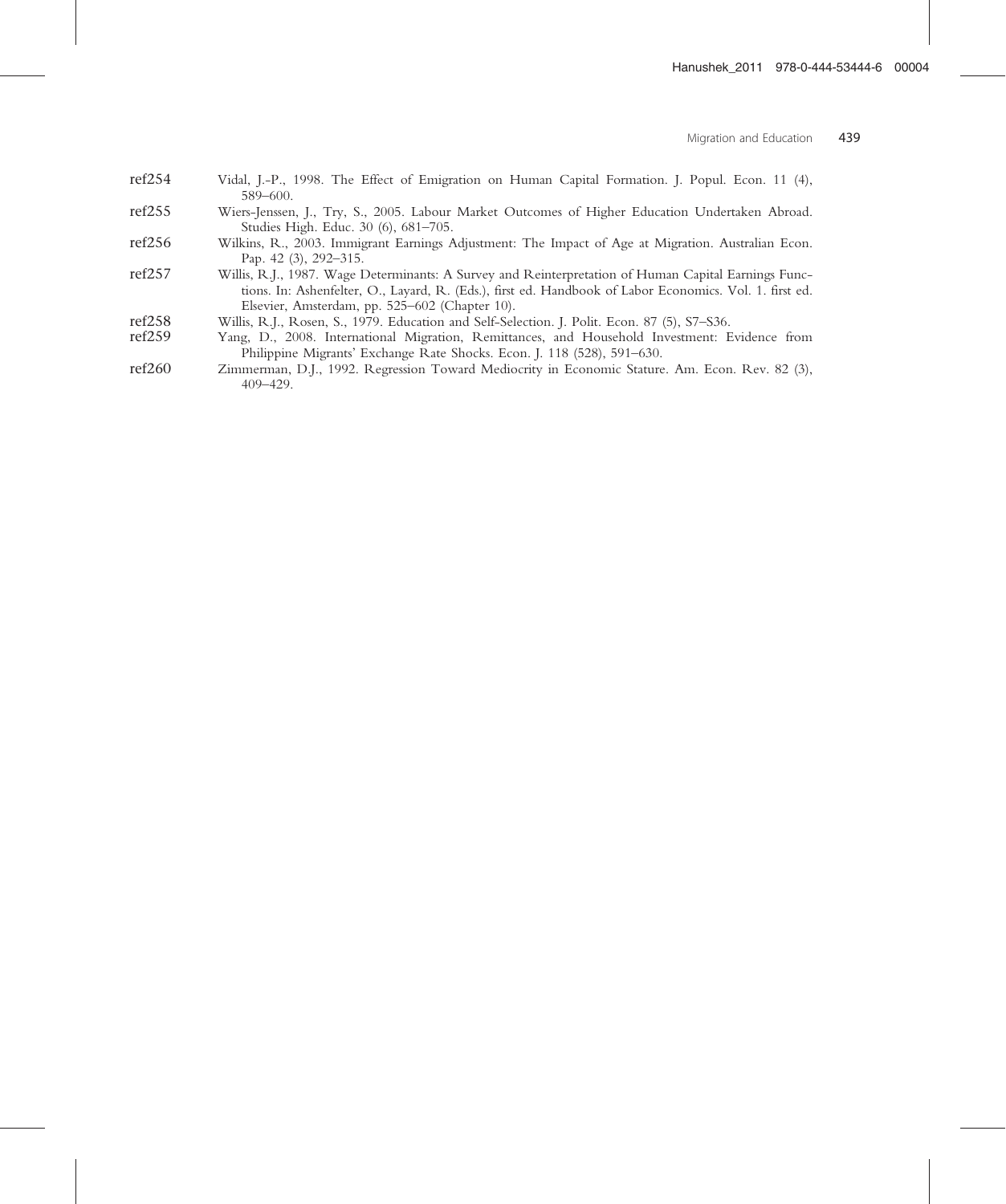ref254 Vidal, J.-P., 1998. The Effect of Emigration on Human Capital Formation. J. Popul. Econ. 11 (4), 589–600.

ref255 Wiers-Jenssen, J., Try, S., 2005. Labour Market Outcomes of Higher Education Undertaken Abroad. Studies High. Educ. 30 (6), 681–705.

ref256 Wilkins, R., 2003. Immigrant Earnings Adjustment: The Impact of Age at Migration. Australian Econ. Pap. 42 (3), 292–315.

ref257 Willis, R.J., 1987. Wage Determinants: A Survey and Reinterpretation of Human Capital Earnings Functions. In: Ashenfelter, O., Layard, R. (Eds.), first ed. Handbook of Labor Economics. Vol. 1. first ed. Elsevier, Amsterdam, pp. 525–602 (Chapter 10).

ref258 Willis, R.J., Rosen, S., 1979. Education and Self-Selection. J. Polit. Econ. 87 (5), S7–S36.

ref259 Yang, D., 2008. International Migration, Remittances, and Household Investment: Evidence from Philippine Migrants' Exchange Rate Shocks. Econ. J. 118 (528), 591–630.

ref260 Zimmerman, D.J., 1992. Regression Toward Mediocrity in Economic Stature. Am. Econ. Rev. 82 (3), 409–429.